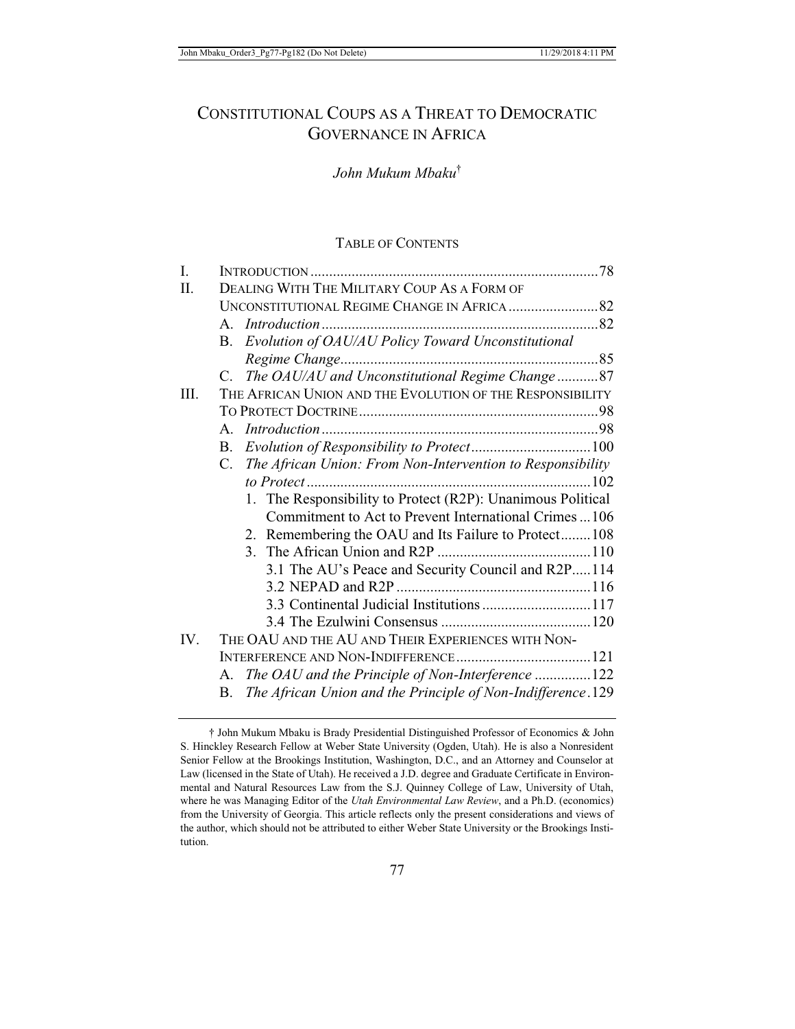# CONSTITUTIONAL COUPS AS A THREAT TO DEMOCRATIC GOVERNANCE IN AFRICA

*John Mukum Mbaku*†

## TABLE OF CONTENTS

I. INTRODUCTION ............................................................................ 78

II. DEALING WITH THE MILITARY COUP AS A FORM OF UNCONSTITUTIONAL REGIME CHANGE IN AFRICA ........................ 82

  A. *Introduction* ........................................................................ 82

  B. *Evolution of OAU/AU Policy Toward Unconstitutional Regime Change* ..................................................................... 85

  C. *The OAU/AU and Unconstitutional Regime Change* ........... 87

III. THE AFRICAN UNION AND THE EVOLUTION OF THE RESPONSIBILITY TO PROTECT DOCTRINE ............................................................... 98

  A. *Introduction* ........................................................................ 98

  B. *Evolution of Responsibility to Protect* ................................ 100

  C. *The African Union: From Non-Intervention to Responsibility to Protect* ........................................................................... 102

    1. The Responsibility to Protect (R2P): Unanimous Political Commitment to Act to Prevent International Crimes ... 106

    2. Remembering the OAU and Its Failure to Protect ........ 108

    3. The African Union and R2P ......................................... 110

      3.1 The AU's Peace and Security Council and R2P ..... 114

      3.2 NEPAD and R2P .................................................... 116

      3.3 Continental Judicial Institutions ............................. 117

      3.4 The Ezulwini Consensus ........................................ 120

IV. THE OAU AND THE AU AND THEIR EXPERIENCES WITH NON-INTERFERENCE AND NON-INDIFFERENCE .................................... 121

  A. *The OAU and the Principle of Non-Interference* ............... 122

  B. *The African Union and the Principle of Non-Indifference* . 129

---

† John Mukum Mbaku is Brady Presidential Distinguished Professor of Economics & John S. Hinckley Research Fellow at Weber State University (Ogden, Utah). He is also a Nonresident Senior Fellow at the Brookings Institution, Washington, D.C., and an Attorney and Counselor at Law (licensed in the State of Utah). He received a J.D. degree and Graduate Certificate in Environmental and Natural Resources Law from the S.J. Quinney College of Law, University of Utah, where he was Managing Editor of the *Utah Environmental Law Review*, and a Ph.D. (economics) from the University of Georgia. This article reflects only the present considerations and views of the author, which should not be attributed to either Weber State University or the Brookings Institution.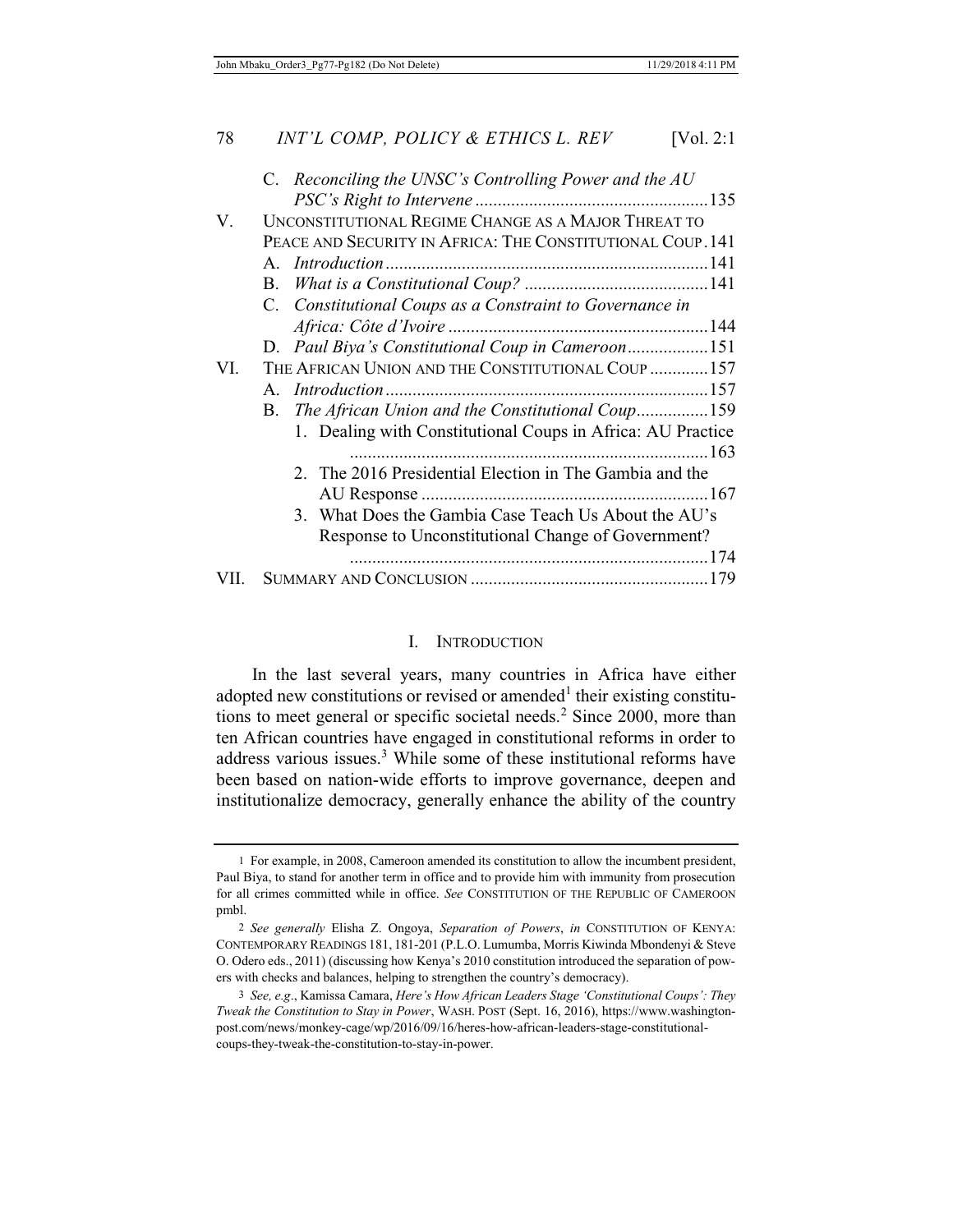C. *Reconciling the UNSC's Controlling Power and the AU PSC's Right to Intervene* .................................................... 135

V. UNCONSTITUTIONAL REGIME CHANGE AS A MAJOR THREAT TO PEACE AND SECURITY IN AFRICA: THE CONSTITUTIONAL COUP . 141

A. *Introduction* ........................................................................ 141

B. *What is a Constitutional Coup?* ......................................... 141

C. *Constitutional Coups as a Constraint to Governance in Africa: Côte d'Ivoire* .......................................................... 144

D. *Paul Biya's Constitutional Coup in Cameroon* .................. 151

VI. THE AFRICAN UNION AND THE CONSTITUTIONAL COUP ............. 157

A. *Introduction* ........................................................................ 157

B. *The African Union and the Constitutional Coup* ................ 159

1. Dealing with Constitutional Coups in Africa: AU Practice ................................................................................ 163

2. The 2016 Presidential Election in The Gambia and the AU Response ................................................................ 167

3. What Does the Gambia Case Teach Us About the AU's Response to Unconstitutional Change of Government? ................................................................................ 174

VII. SUMMARY AND CONCLUSION ..................................................... 179

# I. INTRODUCTION

In the last several years, many countries in Africa have either adopted new constitutions or revised or amended[1] their existing constitutions to meet general or specific societal needs.[2] Since 2000, more than ten African countries have engaged in constitutional reforms in order to address various issues.[3] While some of these institutional reforms have been based on nation-wide efforts to improve governance, deepen and institutionalize democracy, generally enhance the ability of the country

---

1 For example, in 2008, Cameroon amended its constitution to allow the incumbent president, Paul Biya, to stand for another term in office and to provide him with immunity from prosecution for all crimes committed while in office. *See* CONSTITUTION OF THE REPUBLIC OF CAMEROON pmbl.

2 *See generally* Elisha Z. Ongoya, *Separation of Powers*, *in* CONSTITUTION OF KENYA: CONTEMPORARY READINGS 181, 181-201 (P.L.O. Lumumba, Morris Kiwinda Mbondenyi & Steve O. Odero eds., 2011) (discussing how Kenya's 2010 constitution introduced the separation of powers with checks and balances, helping to strengthen the country's democracy).

3 *See, e.g.*, Kamissa Camara, *Here's How African Leaders Stage 'Constitutional Coups': They Tweak the Constitution to Stay in Power*, WASH. POST (Sept. 16, 2016), https://www.washingtonpost.com/news/monkey-cage/wp/2016/09/16/heres-how-african-leaders-stage-constitutional-coups-they-tweak-the-constitution-to-stay-in-power.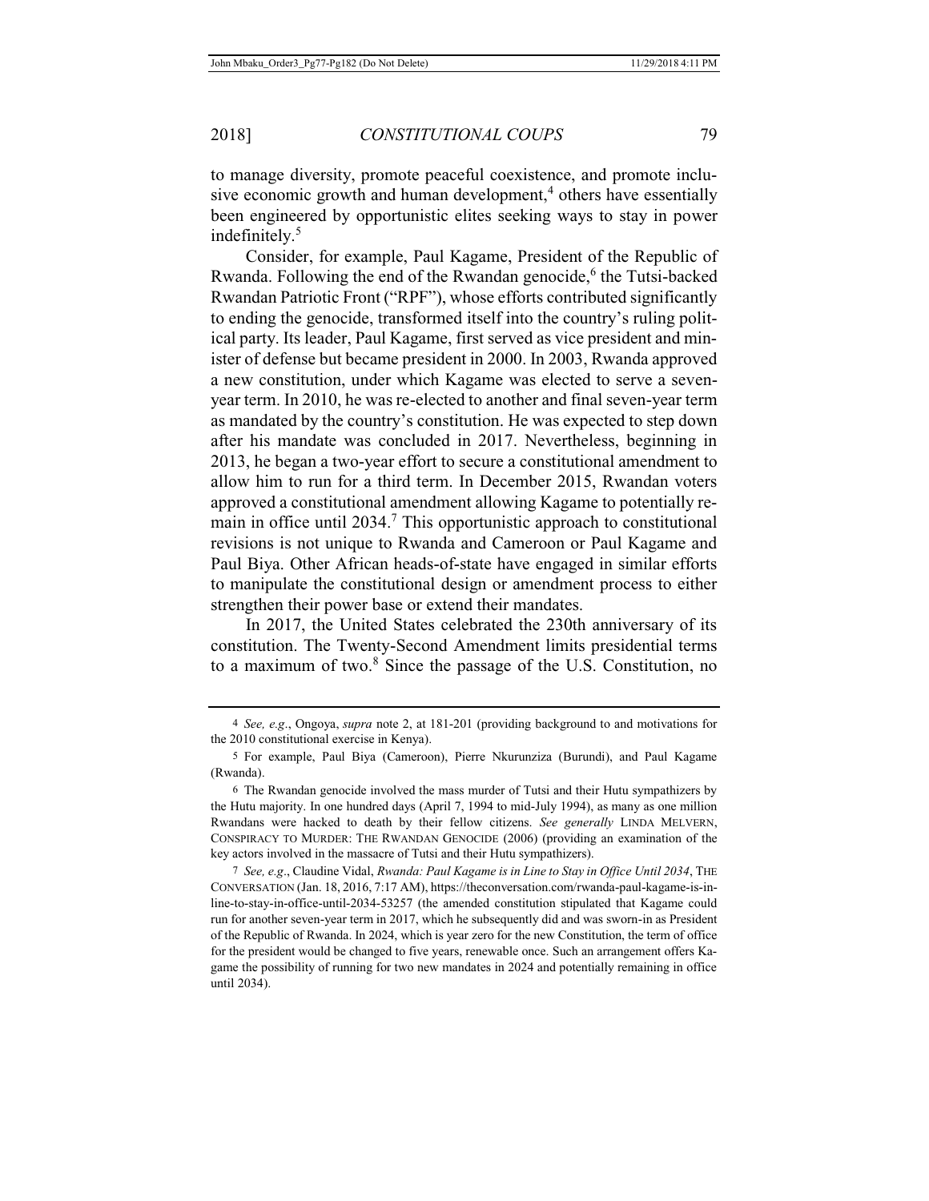to manage diversity, promote peaceful coexistence, and promote inclusive economic growth and human development,[4] others have essentially been engineered by opportunistic elites seeking ways to stay in power indefinitely.[5]

Consider, for example, Paul Kagame, President of the Republic of Rwanda. Following the end of the Rwandan genocide,[6] the Tutsi-backed Rwandan Patriotic Front ("RPF"), whose efforts contributed significantly to ending the genocide, transformed itself into the country's ruling political party. Its leader, Paul Kagame, first served as vice president and minister of defense but became president in 2000. In 2003, Rwanda approved a new constitution, under which Kagame was elected to serve a seven-year term. In 2010, he was re-elected to another and final seven-year term as mandated by the country's constitution. He was expected to step down after his mandate was concluded in 2017. Nevertheless, beginning in 2013, he began a two-year effort to secure a constitutional amendment to allow him to run for a third term. In December 2015, Rwandan voters approved a constitutional amendment allowing Kagame to potentially remain in office until 2034.[7] This opportunistic approach to constitutional revisions is not unique to Rwanda and Cameroon or Paul Kagame and Paul Biya. Other African heads-of-state have engaged in similar efforts to manipulate the constitutional design or amendment process to either strengthen their power base or extend their mandates.

In 2017, the United States celebrated the 230th anniversary of its constitution. The Twenty-Second Amendment limits presidential terms to a maximum of two.[8] Since the passage of the U.S. Constitution, no

---

4 *See, e.g.*, Ongoya, *supra* note 2, at 181-201 (providing background to and motivations for the 2010 constitutional exercise in Kenya).

5 For example, Paul Biya (Cameroon), Pierre Nkurunziza (Burundi), and Paul Kagame (Rwanda).

6 The Rwandan genocide involved the mass murder of Tutsi and their Hutu sympathizers by the Hutu majority. In one hundred days (April 7, 1994 to mid-July 1994), as many as one million Rwandans were hacked to death by their fellow citizens. *See generally* LINDA MELVERN, CONSPIRACY TO MURDER: THE RWANDAN GENOCIDE (2006) (providing an examination of the key actors involved in the massacre of Tutsi and their Hutu sympathizers).

7 *See, e.g.*, Claudine Vidal, *Rwanda: Paul Kagame is in Line to Stay in Office Until 2034*, THE CONVERSATION (Jan. 18, 2016, 7:17 AM), https://theconversation.com/rwanda-paul-kagame-is-in-line-to-stay-in-office-until-2034-53257 (the amended constitution stipulated that Kagame could run for another seven-year term in 2017, which he subsequently did and was sworn-in as President of the Republic of Rwanda. In 2024, which is year zero for the new Constitution, the term of office for the president would be changed to five years, renewable once. Such an arrangement offers Kagame the possibility of running for two new mandates in 2024 and potentially remaining in office until 2034).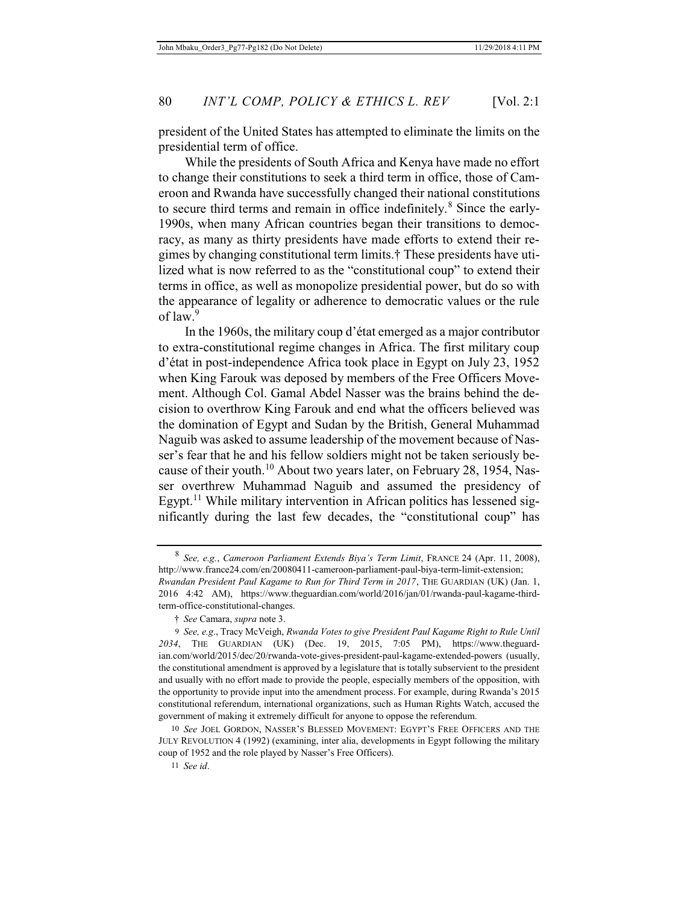president of the United States has attempted to eliminate the limits on the presidential term of office.

While the presidents of South Africa and Kenya have made no effort to change their constitutions to seek a third term in office, those of Cameroon and Rwanda have successfully changed their national constitutions to secure third terms and remain in office indefinitely.[8] Since the early-1990s, when many African countries began their transitions to democracy, as many as thirty presidents have made efforts to extend their regimes by changing constitutional term limits.† These presidents have utilized what is now referred to as the "constitutional coup" to extend their terms in office, as well as monopolize presidential power, but do so with the appearance of legality or adherence to democratic values or the rule of law.[9]

In the 1960s, the military coup d'état emerged as a major contributor to extra-constitutional regime changes in Africa. The first military coup d'état in post-independence Africa took place in Egypt on July 23, 1952 when King Farouk was deposed by members of the Free Officers Movement. Although Col. Gamal Abdel Nasser was the brains behind the decision to overthrow King Farouk and end what the officers believed was the domination of Egypt and Sudan by the British, General Muhammad Naguib was asked to assume leadership of the movement because of Nasser's fear that he and his fellow soldiers might not be taken seriously because of their youth.[10] About two years later, on February 28, 1954, Nasser overthrew Muhammad Naguib and assumed the presidency of Egypt.[11] While military intervention in African politics has lessened significantly during the last few decades, the "constitutional coup" has

---

[8] *See, e.g.*, *Cameroon Parliament Extends Biya's Term Limit*, FRANCE 24 (Apr. 11, 2008), http://www.france24.com/en/20080411-cameroon-parliament-paul-biya-term-limit-extension; *Rwandan President Paul Kagame to Run for Third Term in 2017*, THE GUARDIAN (UK) (Jan. 1, 2016 4:42 AM), https://www.theguardian.com/world/2016/jan/01/rwanda-paul-kagame-third-term-office-constitutional-changes.

† *See* Camara, *supra* note 3.

[9] *See, e.g.*, Tracy McVeigh, *Rwanda Votes to give President Paul Kagame Right to Rule Until 2034*, THE GUARDIAN (UK) (Dec. 19, 2015, 7:05 PM), https://www.theguardian.com/world/2015/dec/20/rwanda-vote-gives-president-paul-kagame-extended-powers (usually, the constitutional amendment is approved by a legislature that is totally subservient to the president and usually with no effort made to provide the people, especially members of the opposition, with the opportunity to provide input into the amendment process. For example, during Rwanda's 2015 constitutional referendum, international organizations, such as Human Rights Watch, accused the government of making it extremely difficult for anyone to oppose the referendum.

[10] *See* JOEL GORDON, NASSER'S BLESSED MOVEMENT: EGYPT'S FREE OFFICERS AND THE JULY REVOLUTION 4 (1992) (examining, inter alia, developments in Egypt following the military coup of 1952 and the role played by Nasser's Free Officers).

[11] *See id*.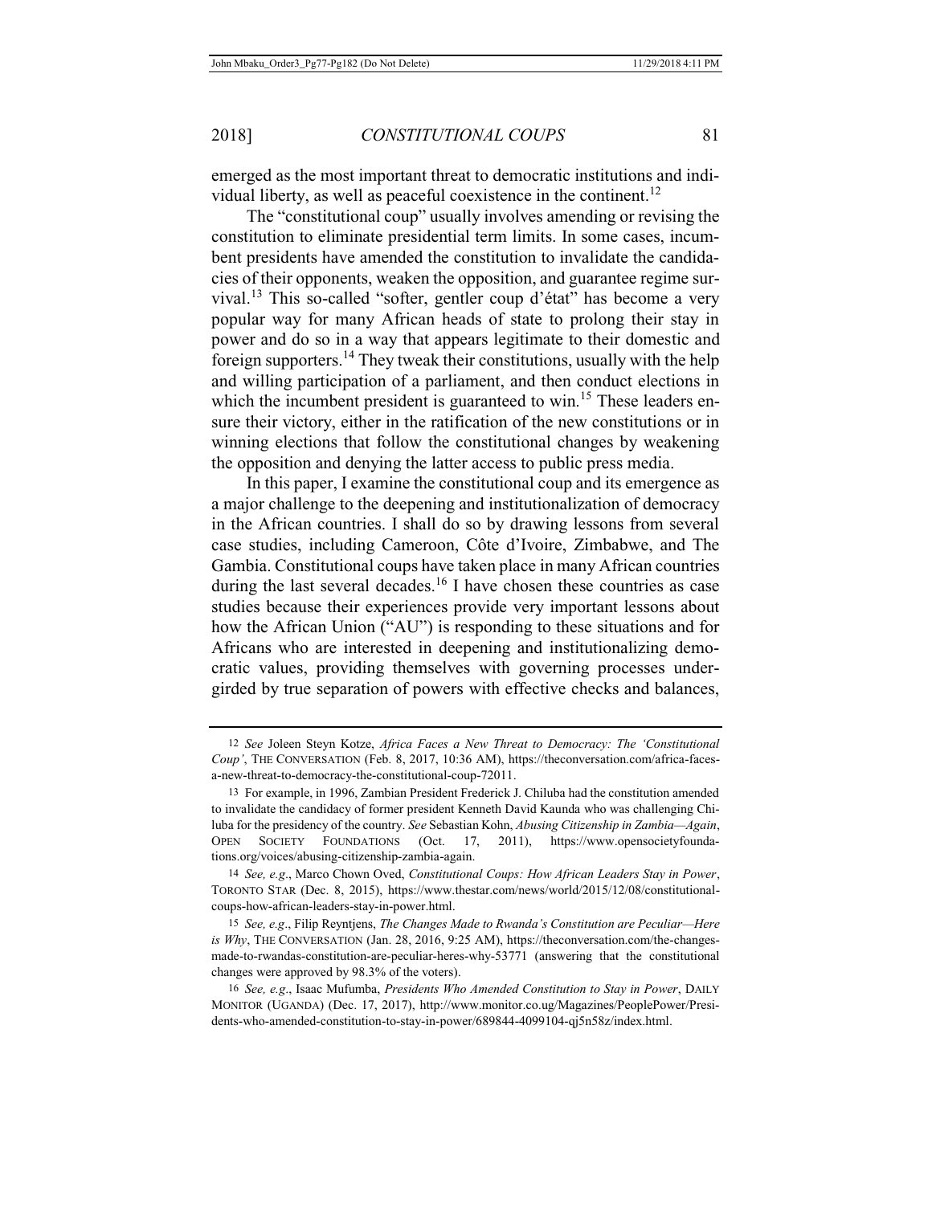emerged as the most important threat to democratic institutions and individual liberty, as well as peaceful coexistence in the continent.[12]

The "constitutional coup" usually involves amending or revising the constitution to eliminate presidential term limits. In some cases, incumbent presidents have amended the constitution to invalidate the candidacies of their opponents, weaken the opposition, and guarantee regime survival.[13] This so-called "softer, gentler coup d'état" has become a very popular way for many African heads of state to prolong their stay in power and do so in a way that appears legitimate to their domestic and foreign supporters.[14] They tweak their constitutions, usually with the help and willing participation of a parliament, and then conduct elections in which the incumbent president is guaranteed to win.[15] These leaders ensure their victory, either in the ratification of the new constitutions or in winning elections that follow the constitutional changes by weakening the opposition and denying the latter access to public press media.

In this paper, I examine the constitutional coup and its emergence as a major challenge to the deepening and institutionalization of democracy in the African countries. I shall do so by drawing lessons from several case studies, including Cameroon, Côte d'Ivoire, Zimbabwe, and The Gambia. Constitutional coups have taken place in many African countries during the last several decades.[16] I have chosen these countries as case studies because their experiences provide very important lessons about how the African Union ("AU") is responding to these situations and for Africans who are interested in deepening and institutionalizing democratic values, providing themselves with governing processes undergirded by true separation of powers with effective checks and balances,

---

12 *See* Joleen Steyn Kotze, *Africa Faces a New Threat to Democracy: The 'Constitutional Coup'*, THE CONVERSATION (Feb. 8, 2017, 10:36 AM), https://theconversation.com/africa-faces-a-new-threat-to-democracy-the-constitutional-coup-72011.

13 For example, in 1996, Zambian President Frederick J. Chiluba had the constitution amended to invalidate the candidacy of former president Kenneth David Kaunda who was challenging Chiluba for the presidency of the country. *See* Sebastian Kohn, *Abusing Citizenship in Zambia—Again*, OPEN SOCIETY FOUNDATIONS (Oct. 17, 2011), https://www.opensocietyfoundations.org/voices/abusing-citizenship-zambia-again.

14 *See, e.g.*, Marco Chown Oved, *Constitutional Coups: How African Leaders Stay in Power*, TORONTO STAR (Dec. 8, 2015), https://www.thestar.com/news/world/2015/12/08/constitutional-coups-how-african-leaders-stay-in-power.html.

15 *See, e.g.*, Filip Reyntjens, *The Changes Made to Rwanda's Constitution are Peculiar—Here is Why*, THE CONVERSATION (Jan. 28, 2016, 9:25 AM), https://theconversation.com/the-changes-made-to-rwandas-constitution-are-peculiar-heres-why-53771 (answering that the constitutional changes were approved by 98.3% of the voters).

16 *See, e.g.*, Isaac Mufumba, *Presidents Who Amended Constitution to Stay in Power*, DAILY MONITOR (UGANDA) (Dec. 17, 2017), http://www.monitor.co.ug/Magazines/PeoplePower/Presidents-who-amended-constitution-to-stay-in-power/689844-4099104-qj5n58z/index.html.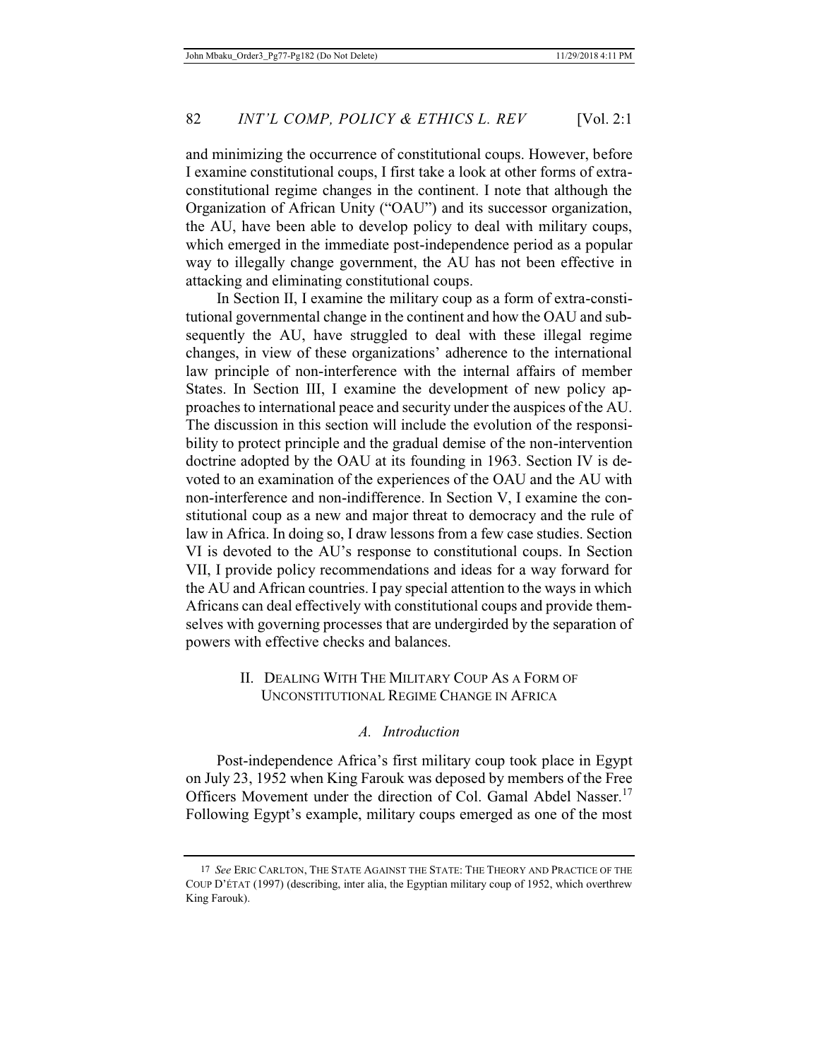and minimizing the occurrence of constitutional coups. However, before I examine constitutional coups, I first take a look at other forms of extra-constitutional regime changes in the continent. I note that although the Organization of African Unity ("OAU") and its successor organization, the AU, have been able to develop policy to deal with military coups, which emerged in the immediate post-independence period as a popular way to illegally change government, the AU has not been effective in attacking and eliminating constitutional coups.

In Section II, I examine the military coup as a form of extra-constitutional governmental change in the continent and how the OAU and subsequently the AU, have struggled to deal with these illegal regime changes, in view of these organizations' adherence to the international law principle of non-interference with the internal affairs of member States. In Section III, I examine the development of new policy approaches to international peace and security under the auspices of the AU. The discussion in this section will include the evolution of the responsibility to protect principle and the gradual demise of the non-intervention doctrine adopted by the OAU at its founding in 1963. Section IV is devoted to an examination of the experiences of the OAU and the AU with non-interference and non-indifference. In Section V, I examine the constitutional coup as a new and major threat to democracy and the rule of law in Africa. In doing so, I draw lessons from a few case studies. Section VI is devoted to the AU's response to constitutional coups. In Section VII, I provide policy recommendations and ideas for a way forward for the AU and African countries. I pay special attention to the ways in which Africans can deal effectively with constitutional coups and provide themselves with governing processes that are undergirded by the separation of powers with effective checks and balances.

## II. Dealing With The Military Coup As a Form of Unconstitutional Regime Change in Africa

### *A. Introduction*

Post-independence Africa's first military coup took place in Egypt on July 23, 1952 when King Farouk was deposed by members of the Free Officers Movement under the direction of Col. Gamal Abdel Nasser.[17] Following Egypt's example, military coups emerged as one of the most

---

[17] *See* ERIC CARLTON, THE STATE AGAINST THE STATE: THE THEORY AND PRACTICE OF THE COUP D'ÉTAT (1997) (describing, inter alia, the Egyptian military coup of 1952, which overthrew King Farouk).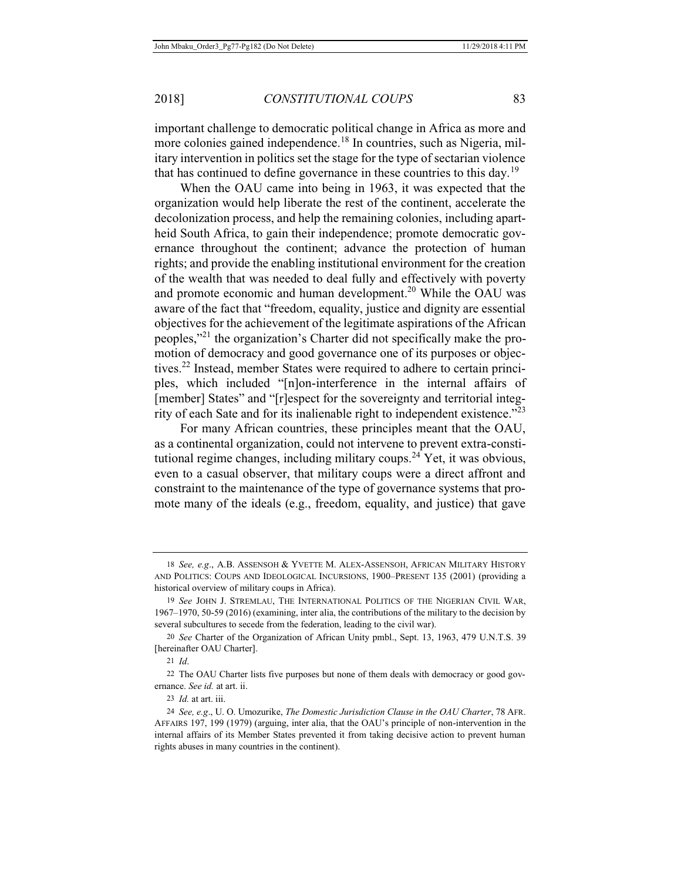important challenge to democratic political change in Africa as more and more colonies gained independence.[18] In countries, such as Nigeria, military intervention in politics set the stage for the type of sectarian violence that has continued to define governance in these countries to this day.[19]

When the OAU came into being in 1963, it was expected that the organization would help liberate the rest of the continent, accelerate the decolonization process, and help the remaining colonies, including apartheid South Africa, to gain their independence; promote democratic governance throughout the continent; advance the protection of human rights; and provide the enabling institutional environment for the creation of the wealth that was needed to deal fully and effectively with poverty and promote economic and human development.[20] While the OAU was aware of the fact that "freedom, equality, justice and dignity are essential objectives for the achievement of the legitimate aspirations of the African peoples,"[21] the organization's Charter did not specifically make the promotion of democracy and good governance one of its purposes or objectives.[22] Instead, member States were required to adhere to certain principles, which included "[n]on-interference in the internal affairs of [member] States" and "[r]espect for the sovereignty and territorial integrity of each Sate and for its inalienable right to independent existence."[23]

For many African countries, these principles meant that the OAU, as a continental organization, could not intervene to prevent extra-constitutional regime changes, including military coups.[24] Yet, it was obvious, even to a casual observer, that military coups were a direct affront and constraint to the maintenance of the type of governance systems that promote many of the ideals (e.g., freedom, equality, and justice) that gave

---

18 *See, e.g.*, A.B. ASSENSOH & YVETTE M. ALEX-ASSENSOH, AFRICAN MILITARY HISTORY AND POLITICS: COUPS AND IDEOLOGICAL INCURSIONS, 1900–PRESENT 135 (2001) (providing a historical overview of military coups in Africa).

19 *See* JOHN J. STREMLAU, THE INTERNATIONAL POLITICS OF THE NIGERIAN CIVIL WAR, 1967–1970, 50-59 (2016) (examining, inter alia, the contributions of the military to the decision by several subcultures to secede from the federation, leading to the civil war).

20 *See* Charter of the Organization of African Unity pmbl., Sept. 13, 1963, 479 U.N.T.S. 39 [hereinafter OAU Charter].

21 *Id*.

22 The OAU Charter lists five purposes but none of them deals with democracy or good governance. *See id.* at art. ii.

23 *Id.* at art. iii.

24 *See, e.g.*, U. O. Umozurike, *The Domestic Jurisdiction Clause in the OAU Charter*, 78 AFR. AFFAIRS 197, 199 (1979) (arguing, inter alia, that the OAU's principle of non-intervention in the internal affairs of its Member States prevented it from taking decisive action to prevent human rights abuses in many countries in the continent).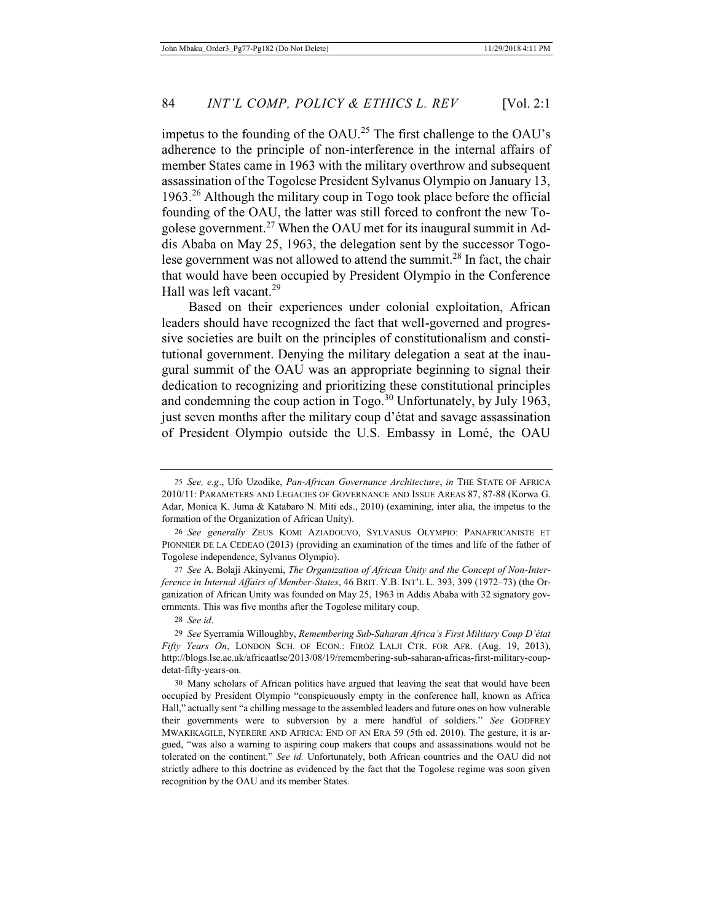impetus to the founding of the OAU.[25] The first challenge to the OAU's adherence to the principle of non-interference in the internal affairs of member States came in 1963 with the military overthrow and subsequent assassination of the Togolese President Sylvanus Olympio on January 13, 1963.[26] Although the military coup in Togo took place before the official founding of the OAU, the latter was still forced to confront the new Togolese government.[27] When the OAU met for its inaugural summit in Addis Ababa on May 25, 1963, the delegation sent by the successor Togolese government was not allowed to attend the summit.[28] In fact, the chair that would have been occupied by President Olympio in the Conference Hall was left vacant.[29]

Based on their experiences under colonial exploitation, African leaders should have recognized the fact that well-governed and progressive societies are built on the principles of constitutionalism and constitutional government. Denying the military delegation a seat at the inaugural summit of the OAU was an appropriate beginning to signal their dedication to recognizing and prioritizing these constitutional principles and condemning the coup action in Togo.[30] Unfortunately, by July 1963, just seven months after the military coup d'état and savage assassination of President Olympio outside the U.S. Embassy in Lomé, the OAU

---

25 *See, e.g.*, Ufo Uzodike, *Pan-African Governance Architecture*, *in* THE STATE OF AFRICA 2010/11: PARAMETERS AND LEGACIES OF GOVERNANCE AND ISSUE AREAS 87, 87-88 (Korwa G. Adar, Monica K. Juma & Katabaro N. Miti eds., 2010) (examining, inter alia, the impetus to the formation of the Organization of African Unity).

26 *See generally* ZEUS KOMI AZIADOUVO, SYLVANUS OLYMPIO: PANAFRICANISTE ET PIONNIER DE LA CEDEAO (2013) (providing an examination of the times and life of the father of Togolese independence, Sylvanus Olympio).

27 *See* A. Bolaji Akinyemi, *The Organization of African Unity and the Concept of Non-Interference in Internal Affairs of Member-States*, 46 BRIT. Y.B. INT'L L. 393, 399 (1972–73) (the Organization of African Unity was founded on May 25, 1963 in Addis Ababa with 32 signatory governments. This was five months after the Togolese military coup.

28 *See id*.

29 *See* Syerramia Willoughby, *Remembering Sub-Saharan Africa's First Military Coup D'état Fifty Years On*, LONDON SCH. OF ECON.: FIROZ LALJI CTR. FOR AFR. (Aug. 19, 2013), http://blogs.lse.ac.uk/africaatlse/2013/08/19/remembering-sub-saharan-africas-first-military-coup-detat-fifty-years-on.

30 Many scholars of African politics have argued that leaving the seat that would have been occupied by President Olympio "conspicuously empty in the conference hall, known as Africa Hall," actually sent "a chilling message to the assembled leaders and future ones on how vulnerable their governments were to subversion by a mere handful of soldiers." *See* GODFREY MWAKIKAGILE, NYERERE AND AFRICA: END OF AN ERA 59 (5th ed. 2010). The gesture, it is argued, "was also a warning to aspiring coup makers that coups and assassinations would not be tolerated on the continent." *See id.* Unfortunately, both African countries and the OAU did not strictly adhere to this doctrine as evidenced by the fact that the Togolese regime was soon given recognition by the OAU and its member States.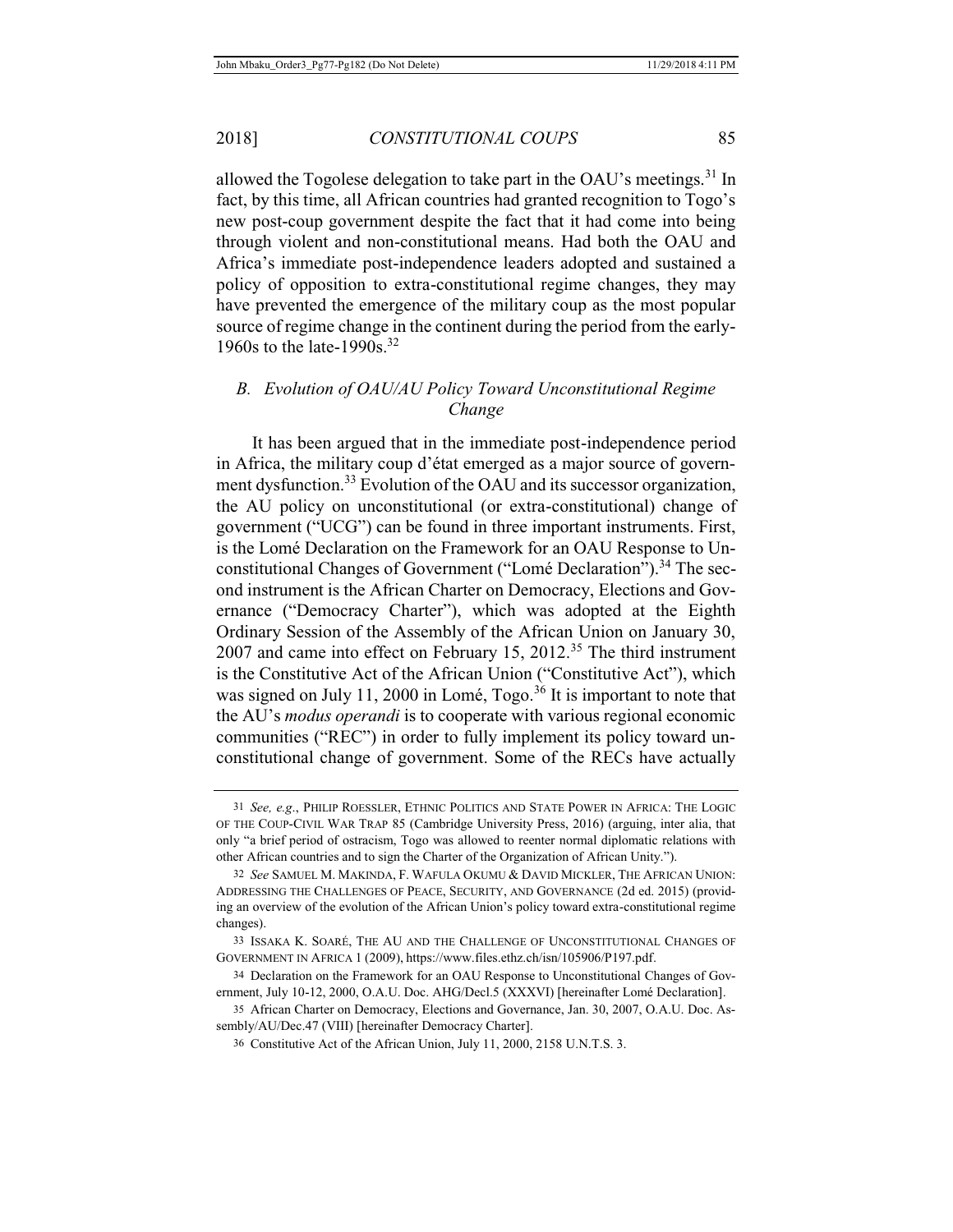allowed the Togolese delegation to take part in the OAU's meetings.[31] In fact, by this time, all African countries had granted recognition to Togo's new post-coup government despite the fact that it had come into being through violent and non-constitutional means. Had both the OAU and Africa's immediate post-independence leaders adopted and sustained a policy of opposition to extra-constitutional regime changes, they may have prevented the emergence of the military coup as the most popular source of regime change in the continent during the period from the early-1960s to the late-1990s.[32]

### *B. Evolution of OAU/AU Policy Toward Unconstitutional Regime Change*

It has been argued that in the immediate post-independence period in Africa, the military coup d'état emerged as a major source of government dysfunction.[33] Evolution of the OAU and its successor organization, the AU policy on unconstitutional (or extra-constitutional) change of government ("UCG") can be found in three important instruments. First, is the Lomé Declaration on the Framework for an OAU Response to Unconstitutional Changes of Government ("Lomé Declaration").[34] The second instrument is the African Charter on Democracy, Elections and Governance ("Democracy Charter"), which was adopted at the Eighth Ordinary Session of the Assembly of the African Union on January 30, 2007 and came into effect on February 15, 2012.[35] The third instrument is the Constitutive Act of the African Union ("Constitutive Act"), which was signed on July 11, 2000 in Lomé, Togo.[36] It is important to note that the AU's *modus operandi* is to cooperate with various regional economic communities ("REC") in order to fully implement its policy toward unconstitutional change of government. Some of the RECs have actually

---

31 *See, e.g.*, PHILIP ROESSLER, ETHNIC POLITICS AND STATE POWER IN AFRICA: THE LOGIC OF THE COUP-CIVIL WAR TRAP 85 (Cambridge University Press, 2016) (arguing, inter alia, that only "a brief period of ostracism, Togo was allowed to reenter normal diplomatic relations with other African countries and to sign the Charter of the Organization of African Unity.").

32 *See* SAMUEL M. MAKINDA, F. WAFULA OKUMU & DAVID MICKLER, THE AFRICAN UNION: ADDRESSING THE CHALLENGES OF PEACE, SECURITY, AND GOVERNANCE (2d ed. 2015) (providing an overview of the evolution of the African Union's policy toward extra-constitutional regime changes).

33 ISSAKA K. SOARÉ, THE AU AND THE CHALLENGE OF UNCONSTITUTIONAL CHANGES OF GOVERNMENT IN AFRICA 1 (2009), https://www.files.ethz.ch/isn/105906/P197.pdf.

34 Declaration on the Framework for an OAU Response to Unconstitutional Changes of Government, July 10-12, 2000, O.A.U. Doc. AHG/Decl.5 (XXXVI) [hereinafter Lomé Declaration].

35 African Charter on Democracy, Elections and Governance, Jan. 30, 2007, O.A.U. Doc. Assembly/AU/Dec.47 (VIII) [hereinafter Democracy Charter].

36 Constitutive Act of the African Union, July 11, 2000, 2158 U.N.T.S. 3.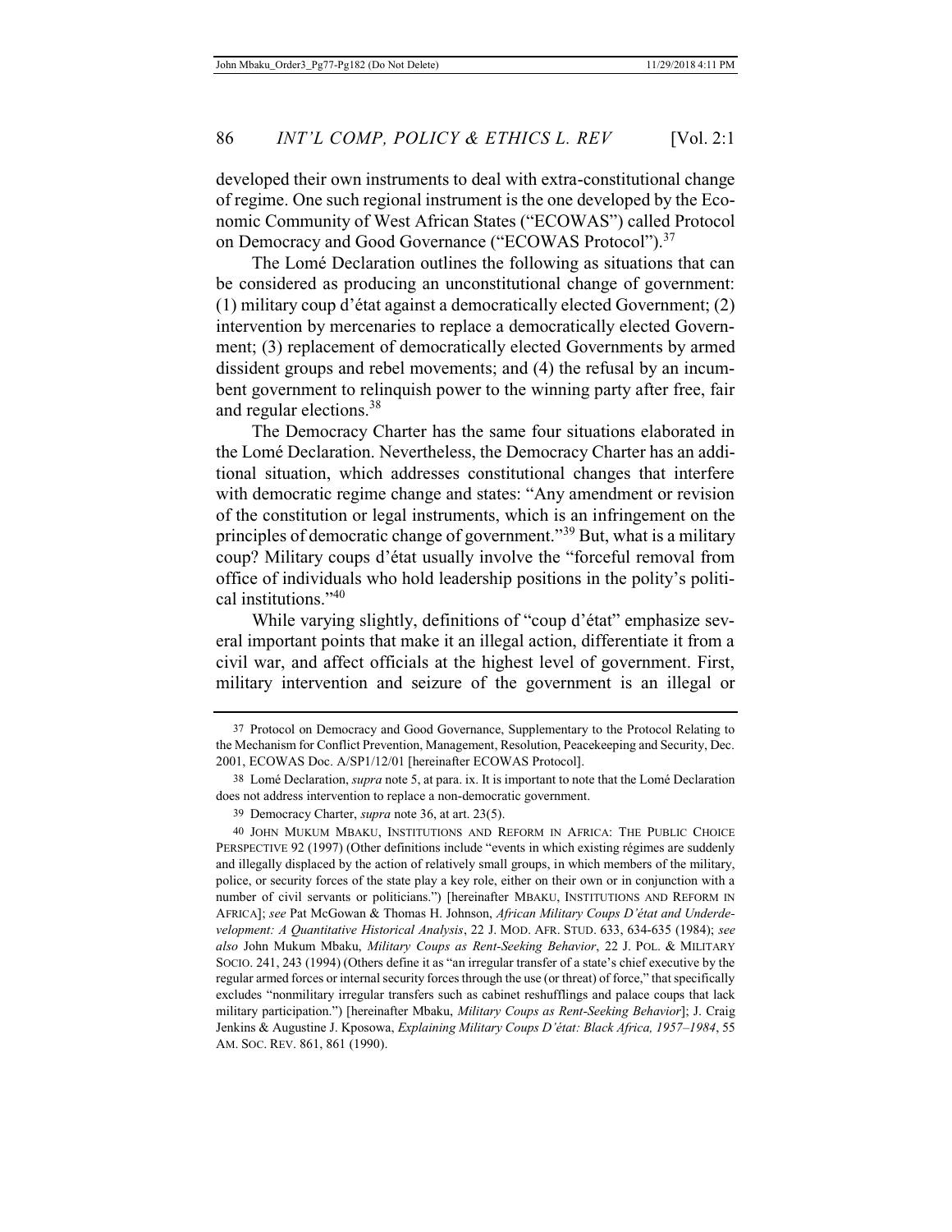developed their own instruments to deal with extra-constitutional change of regime. One such regional instrument is the one developed by the Economic Community of West African States ("ECOWAS") called Protocol on Democracy and Good Governance ("ECOWAS Protocol").[37]

The Lomé Declaration outlines the following as situations that can be considered as producing an unconstitutional change of government: (1) military coup d'état against a democratically elected Government; (2) intervention by mercenaries to replace a democratically elected Government; (3) replacement of democratically elected Governments by armed dissident groups and rebel movements; and (4) the refusal by an incumbent government to relinquish power to the winning party after free, fair and regular elections.[38]

The Democracy Charter has the same four situations elaborated in the Lomé Declaration. Nevertheless, the Democracy Charter has an additional situation, which addresses constitutional changes that interfere with democratic regime change and states: "Any amendment or revision of the constitution or legal instruments, which is an infringement on the principles of democratic change of government."[39] But, what is a military coup? Military coups d'état usually involve the "forceful removal from office of individuals who hold leadership positions in the polity's political institutions."[40]

While varying slightly, definitions of "coup d'état" emphasize several important points that make it an illegal action, differentiate it from a civil war, and affect officials at the highest level of government. First, military intervention and seizure of the government is an illegal or

---

37 Protocol on Democracy and Good Governance, Supplementary to the Protocol Relating to the Mechanism for Conflict Prevention, Management, Resolution, Peacekeeping and Security, Dec. 2001, ECOWAS Doc. A/SP1/12/01 [hereinafter ECOWAS Protocol].

38 Lomé Declaration, *supra* note 5, at para. ix. It is important to note that the Lomé Declaration does not address intervention to replace a non-democratic government.

39 Democracy Charter, *supra* note 36, at art. 23(5).

40 JOHN MUKUM MBAKU, INSTITUTIONS AND REFORM IN AFRICA: THE PUBLIC CHOICE PERSPECTIVE 92 (1997) (Other definitions include "events in which existing régimes are suddenly and illegally displaced by the action of relatively small groups, in which members of the military, police, or security forces of the state play a key role, either on their own or in conjunction with a number of civil servants or politicians.") [hereinafter MBAKU, INSTITUTIONS AND REFORM IN AFRICA]; *see* Pat McGowan & Thomas H. Johnson, *African Military Coups D'état and Underdevelopment: A Quantitative Historical Analysis*, 22 J. MOD. AFR. STUD. 633, 634-635 (1984); *see also* John Mukum Mbaku, *Military Coups as Rent-Seeking Behavior*, 22 J. POL. & MILITARY SOCIO. 241, 243 (1994) (Others define it as "an irregular transfer of a state's chief executive by the regular armed forces or internal security forces through the use (or threat) of force," that specifically excludes "nonmilitary irregular transfers such as cabinet reshufflings and palace coups that lack military participation.") [hereinafter Mbaku, *Military Coups as Rent-Seeking Behavior*]; J. Craig Jenkins & Augustine J. Kposowa, *Explaining Military Coups D'état: Black Africa, 1957–1984*, 55 AM. SOC. REV. 861, 861 (1990).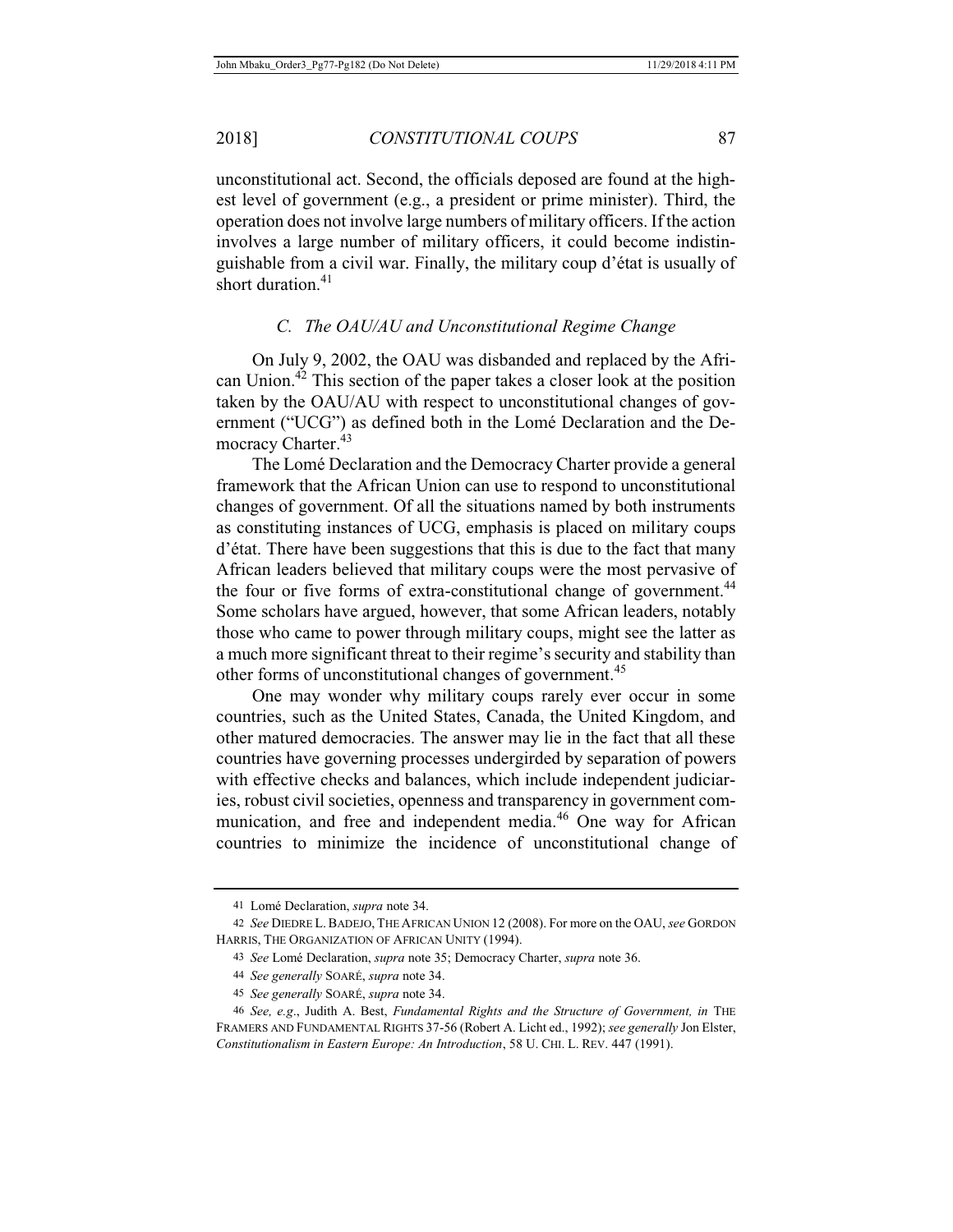unconstitutional act. Second, the officials deposed are found at the highest level of government (e.g., a president or prime minister). Third, the operation does not involve large numbers of military officers. If the action involves a large number of military officers, it could become indistinguishable from a civil war. Finally, the military coup d'état is usually of short duration.[41]

### *C. The OAU/AU and Unconstitutional Regime Change*

On July 9, 2002, the OAU was disbanded and replaced by the African Union.[42] This section of the paper takes a closer look at the position taken by the OAU/AU with respect to unconstitutional changes of government ("UCG") as defined both in the Lomé Declaration and the Democracy Charter.[43]

The Lomé Declaration and the Democracy Charter provide a general framework that the African Union can use to respond to unconstitutional changes of government. Of all the situations named by both instruments as constituting instances of UCG, emphasis is placed on military coups d'état. There have been suggestions that this is due to the fact that many African leaders believed that military coups were the most pervasive of the four or five forms of extra-constitutional change of government.[44] Some scholars have argued, however, that some African leaders, notably those who came to power through military coups, might see the latter as a much more significant threat to their regime's security and stability than other forms of unconstitutional changes of government.[45]

One may wonder why military coups rarely ever occur in some countries, such as the United States, Canada, the United Kingdom, and other matured democracies. The answer may lie in the fact that all these countries have governing processes undergirded by separation of powers with effective checks and balances, which include independent judiciaries, robust civil societies, openness and transparency in government communication, and free and independent media.[46] One way for African countries to minimize the incidence of unconstitutional change of

---

41 Lomé Declaration, *supra* note 34.

42 *See* DIEDRE L. BADEJO, THE AFRICAN UNION 12 (2008). For more on the OAU, *see* GORDON HARRIS, THE ORGANIZATION OF AFRICAN UNITY (1994).

43 *See* Lomé Declaration, *supra* note 35; Democracy Charter, *supra* note 36.

44 *See generally* SOARÉ, *supra* note 34.

45 *See generally* SOARÉ, *supra* note 34.

46 *See, e.g.*, Judith A. Best, *Fundamental Rights and the Structure of Government, in* THE FRAMERS AND FUNDAMENTAL RIGHTS 37-56 (Robert A. Licht ed., 1992); *see generally* Jon Elster, *Constitutionalism in Eastern Europe: An Introduction*, 58 U. CHI. L. REV. 447 (1991).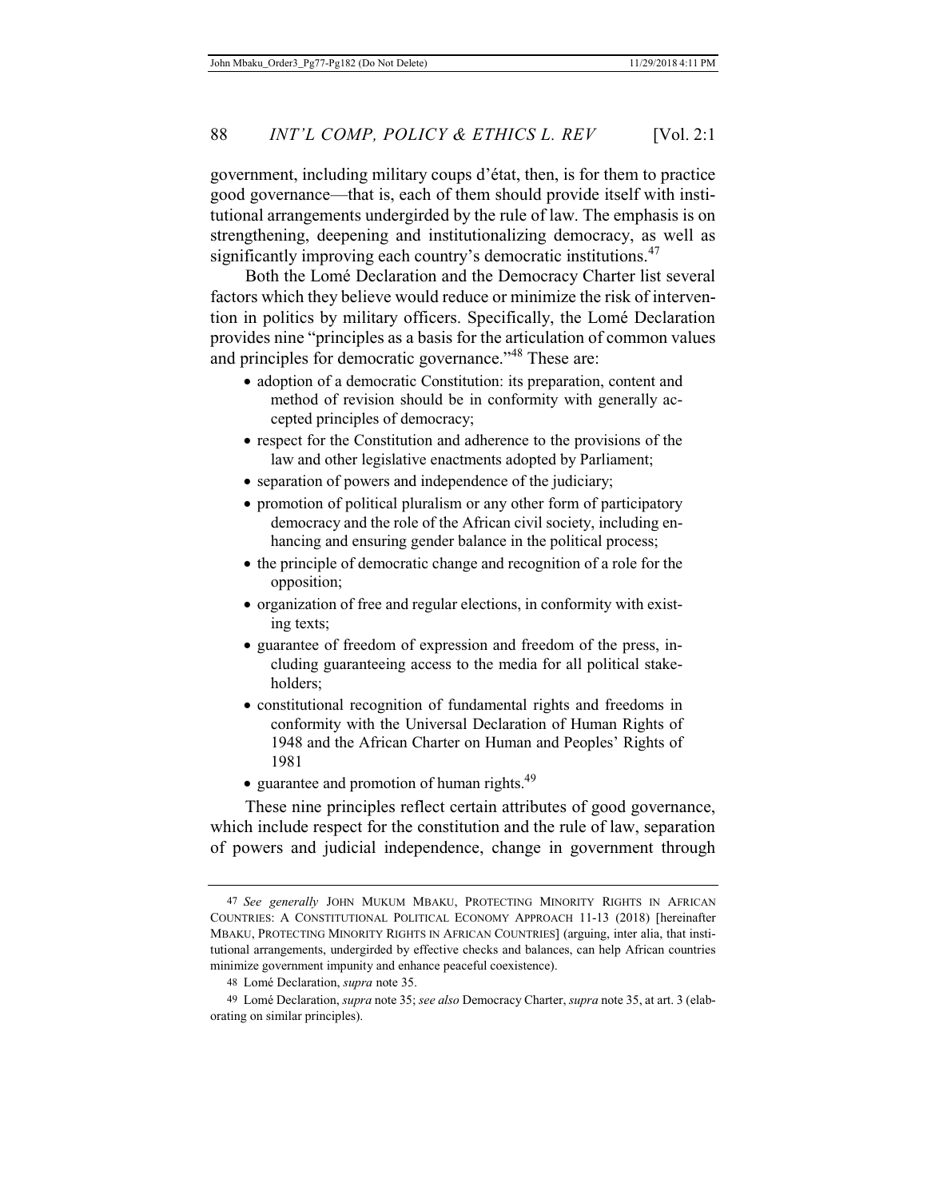government, including military coups d'état, then, is for them to practice good governance—that is, each of them should provide itself with institutional arrangements undergirded by the rule of law. The emphasis is on strengthening, deepening and institutionalizing democracy, as well as significantly improving each country's democratic institutions.[47]

Both the Lomé Declaration and the Democracy Charter list several factors which they believe would reduce or minimize the risk of intervention in politics by military officers. Specifically, the Lomé Declaration provides nine "principles as a basis for the articulation of common values and principles for democratic governance."[48] These are:

- adoption of a democratic Constitution: its preparation, content and method of revision should be in conformity with generally accepted principles of democracy;
- respect for the Constitution and adherence to the provisions of the law and other legislative enactments adopted by Parliament;
- separation of powers and independence of the judiciary;
- promotion of political pluralism or any other form of participatory democracy and the role of the African civil society, including enhancing and ensuring gender balance in the political process;
- the principle of democratic change and recognition of a role for the opposition;
- organization of free and regular elections, in conformity with existing texts;
- guarantee of freedom of expression and freedom of the press, including guaranteeing access to the media for all political stakeholders;
- constitutional recognition of fundamental rights and freedoms in conformity with the Universal Declaration of Human Rights of 1948 and the African Charter on Human and Peoples' Rights of 1981
- guarantee and promotion of human rights.[49]

These nine principles reflect certain attributes of good governance, which include respect for the constitution and the rule of law, separation of powers and judicial independence, change in government through

---

47 *See generally* JOHN MUKUM MBAKU, PROTECTING MINORITY RIGHTS IN AFRICAN COUNTRIES: A CONSTITUTIONAL POLITICAL ECONOMY APPROACH 11-13 (2018) [hereinafter MBAKU, PROTECTING MINORITY RIGHTS IN AFRICAN COUNTRIES] (arguing, inter alia, that institutional arrangements, undergirded by effective checks and balances, can help African countries minimize government impunity and enhance peaceful coexistence).

48 Lomé Declaration, *supra* note 35.

49 Lomé Declaration, *supra* note 35; *see also* Democracy Charter, *supra* note 35, at art. 3 (elaborating on similar principles).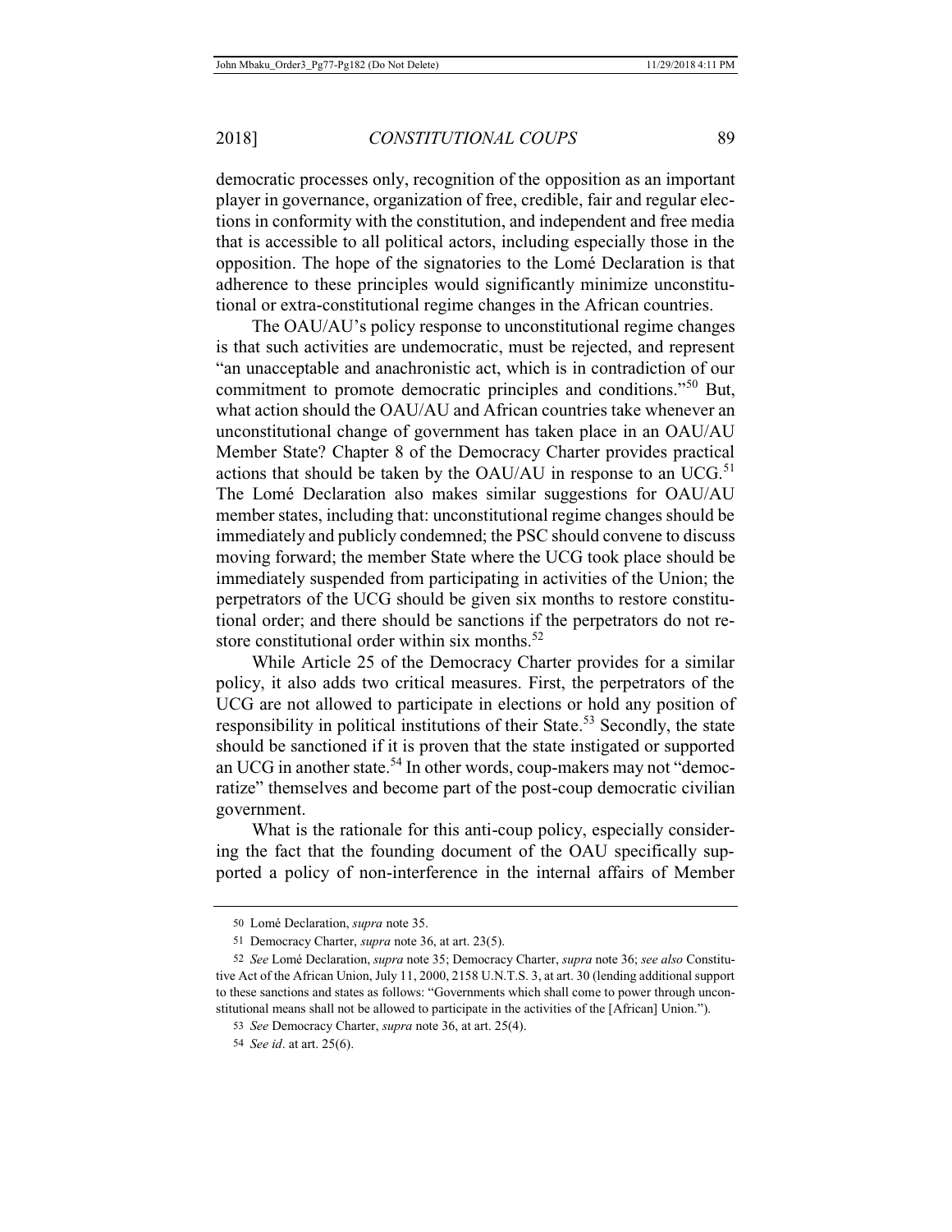democratic processes only, recognition of the opposition as an important player in governance, organization of free, credible, fair and regular elections in conformity with the constitution, and independent and free media that is accessible to all political actors, including especially those in the opposition. The hope of the signatories to the Lomé Declaration is that adherence to these principles would significantly minimize unconstitutional or extra-constitutional regime changes in the African countries.

The OAU/AU's policy response to unconstitutional regime changes is that such activities are undemocratic, must be rejected, and represent "an unacceptable and anachronistic act, which is in contradiction of our commitment to promote democratic principles and conditions."[50] But, what action should the OAU/AU and African countries take whenever an unconstitutional change of government has taken place in an OAU/AU Member State? Chapter 8 of the Democracy Charter provides practical actions that should be taken by the OAU/AU in response to an UCG.[51] The Lomé Declaration also makes similar suggestions for OAU/AU member states, including that: unconstitutional regime changes should be immediately and publicly condemned; the PSC should convene to discuss moving forward; the member State where the UCG took place should be immediately suspended from participating in activities of the Union; the perpetrators of the UCG should be given six months to restore constitutional order; and there should be sanctions if the perpetrators do not restore constitutional order within six months.[52]

While Article 25 of the Democracy Charter provides for a similar policy, it also adds two critical measures. First, the perpetrators of the UCG are not allowed to participate in elections or hold any position of responsibility in political institutions of their State.[53] Secondly, the state should be sanctioned if it is proven that the state instigated or supported an UCG in another state.[54] In other words, coup-makers may not "democratize" themselves and become part of the post-coup democratic civilian government.

What is the rationale for this anti-coup policy, especially considering the fact that the founding document of the OAU specifically supported a policy of non-interference in the internal affairs of Member

---

50 Lomé Declaration, *supra* note 35.

51 Democracy Charter, *supra* note 36, at art. 23(5).

52 *See* Lomé Declaration, *supra* note 35; Democracy Charter, *supra* note 36; *see also* Constitutive Act of the African Union, July 11, 2000, 2158 U.N.T.S. 3, at art. 30 (lending additional support to these sanctions and states as follows: "Governments which shall come to power through unconstitutional means shall not be allowed to participate in the activities of the [African] Union.").

53 *See* Democracy Charter, *supra* note 36, at art. 25(4).

54 *See id*. at art. 25(6).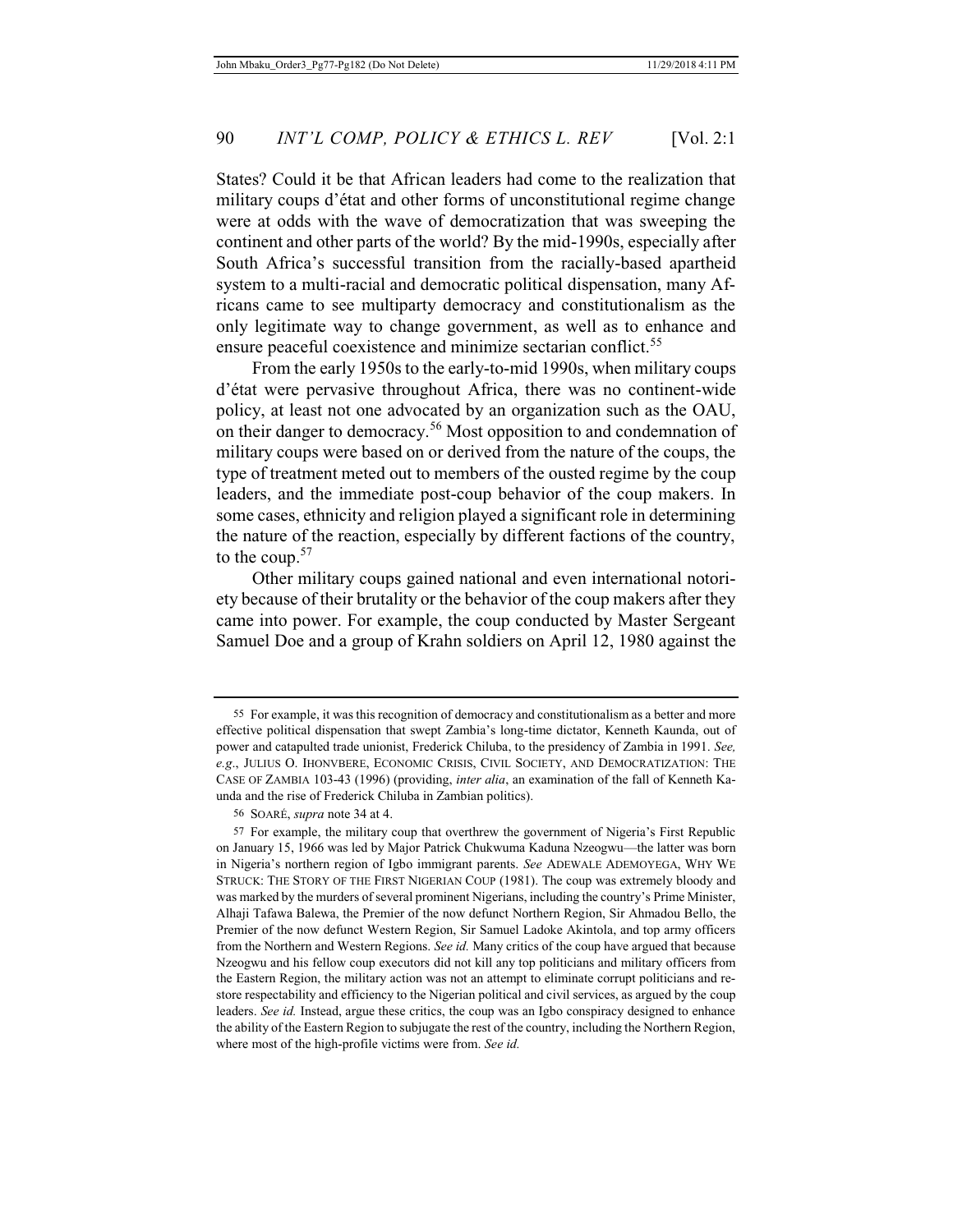States? Could it be that African leaders had come to the realization that military coups d'état and other forms of unconstitutional regime change were at odds with the wave of democratization that was sweeping the continent and other parts of the world? By the mid-1990s, especially after South Africa's successful transition from the racially-based apartheid system to a multi-racial and democratic political dispensation, many Africans came to see multiparty democracy and constitutionalism as the only legitimate way to change government, as well as to enhance and ensure peaceful coexistence and minimize sectarian conflict.[55]

From the early 1950s to the early-to-mid 1990s, when military coups d'état were pervasive throughout Africa, there was no continent-wide policy, at least not one advocated by an organization such as the OAU, on their danger to democracy.[56] Most opposition to and condemnation of military coups were based on or derived from the nature of the coups, the type of treatment meted out to members of the ousted regime by the coup leaders, and the immediate post-coup behavior of the coup makers. In some cases, ethnicity and religion played a significant role in determining the nature of the reaction, especially by different factions of the country, to the coup.[57]

Other military coups gained national and even international notoriety because of their brutality or the behavior of the coup makers after they came into power. For example, the coup conducted by Master Sergeant Samuel Doe and a group of Krahn soldiers on April 12, 1980 against the

---

55 For example, it was this recognition of democracy and constitutionalism as a better and more effective political dispensation that swept Zambia's long-time dictator, Kenneth Kaunda, out of power and catapulted trade unionist, Frederick Chiluba, to the presidency of Zambia in 1991. *See, e.g.*, JULIUS O. IHONVBERE, ECONOMIC CRISIS, CIVIL SOCIETY, AND DEMOCRATIZATION: THE CASE OF ZAMBIA 103-43 (1996) (providing, *inter alia*, an examination of the fall of Kenneth Kaunda and the rise of Frederick Chiluba in Zambian politics).

56 SOARÉ, *supra* note 34 at 4.

57 For example, the military coup that overthrew the government of Nigeria's First Republic on January 15, 1966 was led by Major Patrick Chukwuma Kaduna Nzeogwu—the latter was born in Nigeria's northern region of Igbo immigrant parents. *See* ADEWALE ADEMOYEGA, WHY WE STRUCK: THE STORY OF THE FIRST NIGERIAN COUP (1981). The coup was extremely bloody and was marked by the murders of several prominent Nigerians, including the country's Prime Minister, Alhaji Tafawa Balewa, the Premier of the now defunct Northern Region, Sir Ahmadou Bello, the Premier of the now defunct Western Region, Sir Samuel Ladoke Akintola, and top army officers from the Northern and Western Regions. *See id.* Many critics of the coup have argued that because Nzeogwu and his fellow coup executors did not kill any top politicians and military officers from the Eastern Region, the military action was not an attempt to eliminate corrupt politicians and restore respectability and efficiency to the Nigerian political and civil services, as argued by the coup leaders. *See id.* Instead, argue these critics, the coup was an Igbo conspiracy designed to enhance the ability of the Eastern Region to subjugate the rest of the country, including the Northern Region, where most of the high-profile victims were from. *See id.*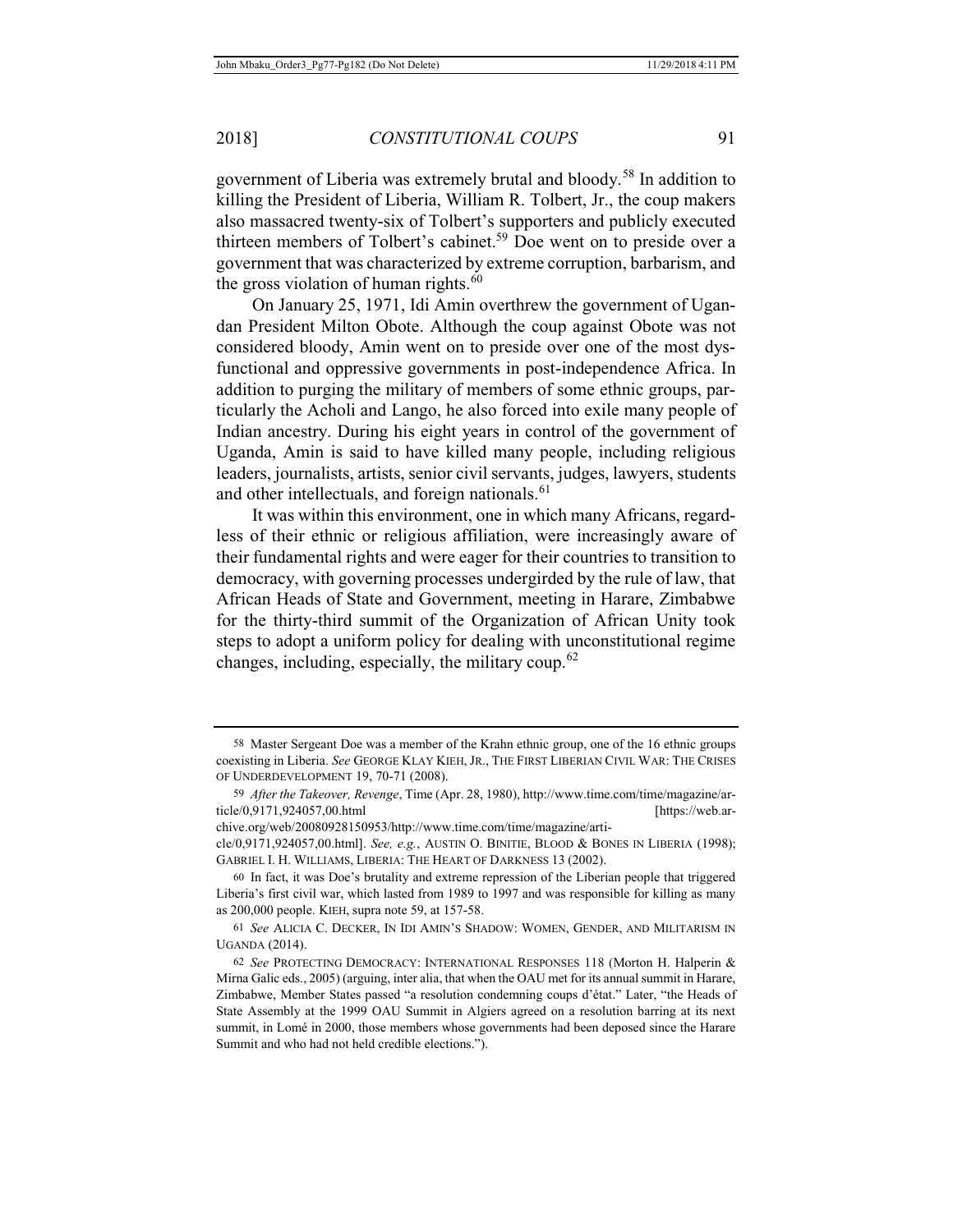government of Liberia was extremely brutal and bloody.[58] In addition to killing the President of Liberia, William R. Tolbert, Jr., the coup makers also massacred twenty-six of Tolbert's supporters and publicly executed thirteen members of Tolbert's cabinet.[59] Doe went on to preside over a government that was characterized by extreme corruption, barbarism, and the gross violation of human rights.[60]

On January 25, 1971, Idi Amin overthrew the government of Ugandan President Milton Obote. Although the coup against Obote was not considered bloody, Amin went on to preside over one of the most dysfunctional and oppressive governments in post-independence Africa. In addition to purging the military of members of some ethnic groups, particularly the Acholi and Lango, he also forced into exile many people of Indian ancestry. During his eight years in control of the government of Uganda, Amin is said to have killed many people, including religious leaders, journalists, artists, senior civil servants, judges, lawyers, students and other intellectuals, and foreign nationals.[61]

It was within this environment, one in which many Africans, regardless of their ethnic or religious affiliation, were increasingly aware of their fundamental rights and were eager for their countries to transition to democracy, with governing processes undergirded by the rule of law, that African Heads of State and Government, meeting in Harare, Zimbabwe for the thirty-third summit of the Organization of African Unity took steps to adopt a uniform policy for dealing with unconstitutional regime changes, including, especially, the military coup.[62]

---

58 Master Sergeant Doe was a member of the Krahn ethnic group, one of the 16 ethnic groups coexisting in Liberia. *See* GEORGE KLAY KIEH, JR., THE FIRST LIBERIAN CIVIL WAR: THE CRISES OF UNDERDEVELOPMENT 19, 70-71 (2008).

59 *After the Takeover, Revenge*, Time (Apr. 28, 1980), http://www.time.com/time/magazine/article/0,9171,924057,00.html [https://web.archive.org/web/20080928150953/http://www.time.com/time/magazine/article/0,9171,924057,00.html]. *See, e.g.*, AUSTIN O. BINITIE, BLOOD & BONES IN LIBERIA (1998); GABRIEL I. H. WILLIAMS, LIBERIA: THE HEART OF DARKNESS 13 (2002).

60 In fact, it was Doe's brutality and extreme repression of the Liberian people that triggered Liberia's first civil war, which lasted from 1989 to 1997 and was responsible for killing as many as 200,000 people. KIEH, supra note 59, at 157-58.

61 *See* ALICIA C. DECKER, IN IDI AMIN'S SHADOW: WOMEN, GENDER, AND MILITARISM IN UGANDA (2014).

62 *See* PROTECTING DEMOCRACY: INTERNATIONAL RESPONSES 118 (Morton H. Halperin & Mirna Galic eds., 2005) (arguing, inter alia, that when the OAU met for its annual summit in Harare, Zimbabwe, Member States passed "a resolution condemning coups d'état." Later, "the Heads of State Assembly at the 1999 OAU Summit in Algiers agreed on a resolution barring at its next summit, in Lomé in 2000, those members whose governments had been deposed since the Harare Summit and who had not held credible elections.").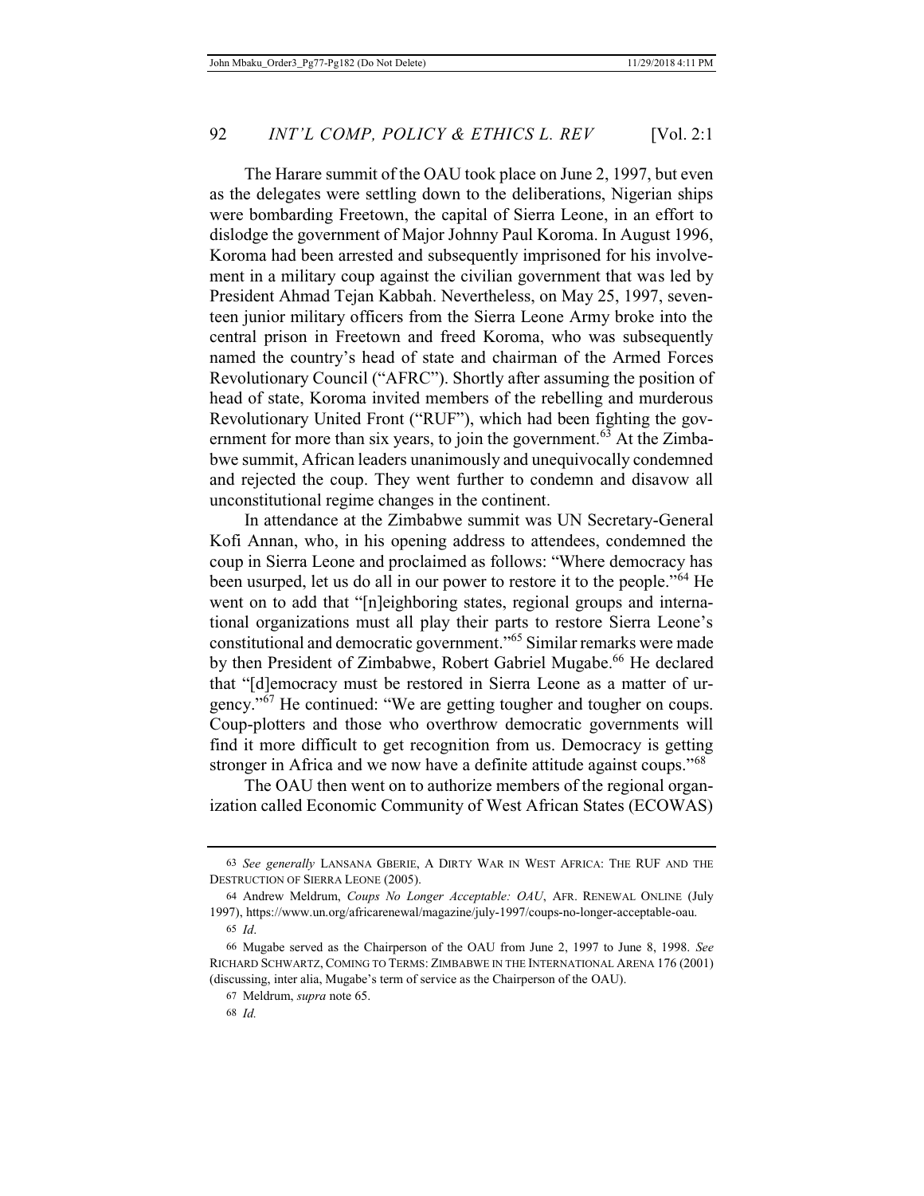The Harare summit of the OAU took place on June 2, 1997, but even as the delegates were settling down to the deliberations, Nigerian ships were bombarding Freetown, the capital of Sierra Leone, in an effort to dislodge the government of Major Johnny Paul Koroma. In August 1996, Koroma had been arrested and subsequently imprisoned for his involvement in a military coup against the civilian government that was led by President Ahmad Tejan Kabbah. Nevertheless, on May 25, 1997, seventeen junior military officers from the Sierra Leone Army broke into the central prison in Freetown and freed Koroma, who was subsequently named the country's head of state and chairman of the Armed Forces Revolutionary Council ("AFRC"). Shortly after assuming the position of head of state, Koroma invited members of the rebelling and murderous Revolutionary United Front ("RUF"), which had been fighting the government for more than six years, to join the government.[63] At the Zimbabwe summit, African leaders unanimously and unequivocally condemned and rejected the coup. They went further to condemn and disavow all unconstitutional regime changes in the continent.

In attendance at the Zimbabwe summit was UN Secretary-General Kofi Annan, who, in his opening address to attendees, condemned the coup in Sierra Leone and proclaimed as follows: "Where democracy has been usurped, let us do all in our power to restore it to the people."[64] He went on to add that "[n]eighboring states, regional groups and international organizations must all play their parts to restore Sierra Leone's constitutional and democratic government."[65] Similar remarks were made by then President of Zimbabwe, Robert Gabriel Mugabe.[66] He declared that "[d]emocracy must be restored in Sierra Leone as a matter of urgency."[67] He continued: "We are getting tougher and tougher on coups. Coup-plotters and those who overthrow democratic governments will find it more difficult to get recognition from us. Democracy is getting stronger in Africa and we now have a definite attitude against coups."[68]

The OAU then went on to authorize members of the regional organization called Economic Community of West African States (ECOWAS)

---

63 *See generally* LANSANA GBERIE, A DIRTY WAR IN WEST AFRICA: THE RUF AND THE DESTRUCTION OF SIERRA LEONE (2005).

64 Andrew Meldrum, *Coups No Longer Acceptable: OAU*, AFR. RENEWAL ONLINE (July 1997), https://www.un.org/africarenewal/magazine/july-1997/coups-no-longer-acceptable-oau.

65 *Id*.

66 Mugabe served as the Chairperson of the OAU from June 2, 1997 to June 8, 1998. *See* RICHARD SCHWARTZ, COMING TO TERMS: ZIMBABWE IN THE INTERNATIONAL ARENA 176 (2001) (discussing, inter alia, Mugabe's term of service as the Chairperson of the OAU).

67 Meldrum, *supra* note 65.

68 *Id.*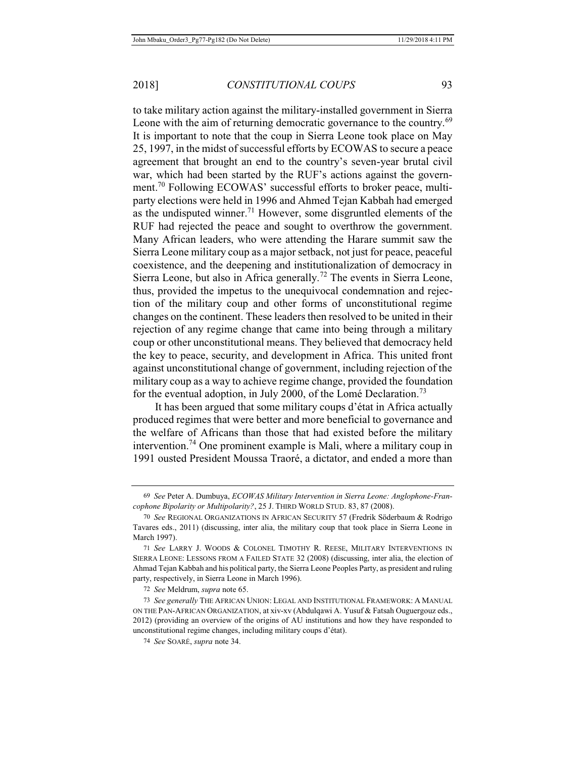to take military action against the military-installed government in Sierra Leone with the aim of returning democratic governance to the country.[69] It is important to note that the coup in Sierra Leone took place on May 25, 1997, in the midst of successful efforts by ECOWAS to secure a peace agreement that brought an end to the country's seven-year brutal civil war, which had been started by the RUF's actions against the government.[70] Following ECOWAS' successful efforts to broker peace, multiparty elections were held in 1996 and Ahmed Tejan Kabbah had emerged as the undisputed winner.[71] However, some disgruntled elements of the RUF had rejected the peace and sought to overthrow the government. Many African leaders, who were attending the Harare summit saw the Sierra Leone military coup as a major setback, not just for peace, peaceful coexistence, and the deepening and institutionalization of democracy in Sierra Leone, but also in Africa generally.[72] The events in Sierra Leone, thus, provided the impetus to the unequivocal condemnation and rejection of the military coup and other forms of unconstitutional regime changes on the continent. These leaders then resolved to be united in their rejection of any regime change that came into being through a military coup or other unconstitutional means. They believed that democracy held the key to peace, security, and development in Africa. This united front against unconstitutional change of government, including rejection of the military coup as a way to achieve regime change, provided the foundation for the eventual adoption, in July 2000, of the Lomé Declaration.[73]

It has been argued that some military coups d'état in Africa actually produced regimes that were better and more beneficial to governance and the welfare of Africans than those that had existed before the military intervention.[74] One prominent example is Mali, where a military coup in 1991 ousted President Moussa Traoré, a dictator, and ended a more than

---

69 *See* Peter A. Dumbuya, *ECOWAS Military Intervention in Sierra Leone: Anglophone-Francophone Bipolarity or Multipolarity?*, 25 J. THIRD WORLD STUD. 83, 87 (2008).

70 *See* REGIONAL ORGANIZATIONS IN AFRICAN SECURITY 57 (Fredrik Söderbaum & Rodrigo Tavares eds., 2011) (discussing, inter alia, the military coup that took place in Sierra Leone in March 1997).

71 *See* LARRY J. WOODS & COLONEL TIMOTHY R. REESE, MILITARY INTERVENTIONS IN SIERRA LEONE: LESSONS FROM A FAILED STATE 32 (2008) (discussing, inter alia, the election of Ahmad Tejan Kabbah and his political party, the Sierra Leone Peoples Party, as president and ruling party, respectively, in Sierra Leone in March 1996).

72 *See* Meldrum, *supra* note 65.

73 *See generally* THE AFRICAN UNION: LEGAL AND INSTITUTIONAL FRAMEWORK: A MANUAL ON THE PAN-AFRICAN ORGANIZATION, at xiv-xv (Abdulqawi A. Yusuf & Fatsah Ouguergouz eds., 2012) (providing an overview of the origins of AU institutions and how they have responded to unconstitutional regime changes, including military coups d'état).

74 *See* SOARÉ, *supra* note 34.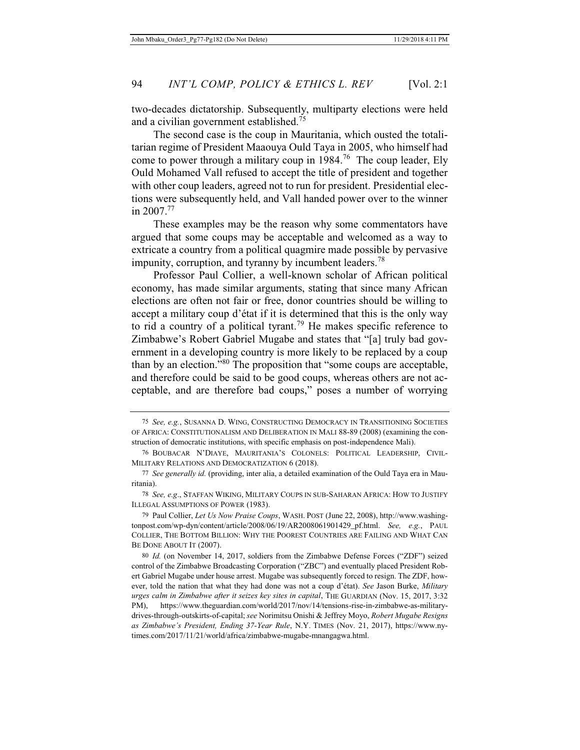two-decades dictatorship. Subsequently, multiparty elections were held and a civilian government established.[75]

The second case is the coup in Mauritania, which ousted the totalitarian regime of President Maaouya Ould Taya in 2005, who himself had come to power through a military coup in 1984.[76] The coup leader, Ely Ould Mohamed Vall refused to accept the title of president and together with other coup leaders, agreed not to run for president. Presidential elections were subsequently held, and Vall handed power over to the winner in 2007.[77]

These examples may be the reason why some commentators have argued that some coups may be acceptable and welcomed as a way to extricate a country from a political quagmire made possible by pervasive impunity, corruption, and tyranny by incumbent leaders.[78]

Professor Paul Collier, a well-known scholar of African political economy, has made similar arguments, stating that since many African elections are often not fair or free, donor countries should be willing to accept a military coup d'état if it is determined that this is the only way to rid a country of a political tyrant.[79] He makes specific reference to Zimbabwe's Robert Gabriel Mugabe and states that "[a] truly bad government in a developing country is more likely to be replaced by a coup than by an election."[80] The proposition that "some coups are acceptable, and therefore could be said to be good coups, whereas others are not acceptable, and are therefore bad coups," poses a number of worrying

---

75 *See, e.g.*, SUSANNA D. WING, CONSTRUCTING DEMOCRACY IN TRANSITIONING SOCIETIES OF AFRICA: CONSTITUTIONALISM AND DELIBERATION IN MALI 88-89 (2008) (examining the construction of democratic institutions, with specific emphasis on post-independence Mali).

76 BOUBACAR N'DIAYE, MAURITANIA'S COLONELS: POLITICAL LEADERSHIP, CIVIL-MILITARY RELATIONS AND DEMOCRATIZATION 6 (2018).

77 *See generally id.* (providing, inter alia, a detailed examination of the Ould Taya era in Mauritania).

78 *See, e.g*., STAFFAN WIKING, MILITARY COUPS IN SUB-SAHARAN AFRICA: HOW TO JUSTIFY ILLEGAL ASSUMPTIONS OF POWER (1983).

79 Paul Collier, *Let Us Now Praise Coups*, WASH. POST (June 22, 2008), http://www.washingtonpost.com/wp-dyn/content/article/2008/06/19/AR2008061901429_pf.html. *See, e.g.*, PAUL COLLIER, THE BOTTOM BILLION: WHY THE POOREST COUNTRIES ARE FAILING AND WHAT CAN BE DONE ABOUT IT (2007).

80 *Id.* (on November 14, 2017, soldiers from the Zimbabwe Defense Forces ("ZDF") seized control of the Zimbabwe Broadcasting Corporation ("ZBC") and eventually placed President Robert Gabriel Mugabe under house arrest. Mugabe was subsequently forced to resign. The ZDF, however, told the nation that what they had done was not a coup d'état). *See* Jason Burke, *Military urges calm in Zimbabwe after it seizes key sites in capital*, THE GUARDIAN (Nov. 15, 2017, 3:32 PM), https://www.theguardian.com/world/2017/nov/14/tensions-rise-in-zimbabwe-as-military-drives-through-outskirts-of-capital; *see* Norimitsu Onishi & Jeffrey Moyo, *Robert Mugabe Resigns as Zimbabwe's President, Ending 37-Year Rule*, N.Y. TIMES (Nov. 21, 2017), https://www.nytimes.com/2017/11/21/world/africa/zimbabwe-mugabe-mnangagwa.html.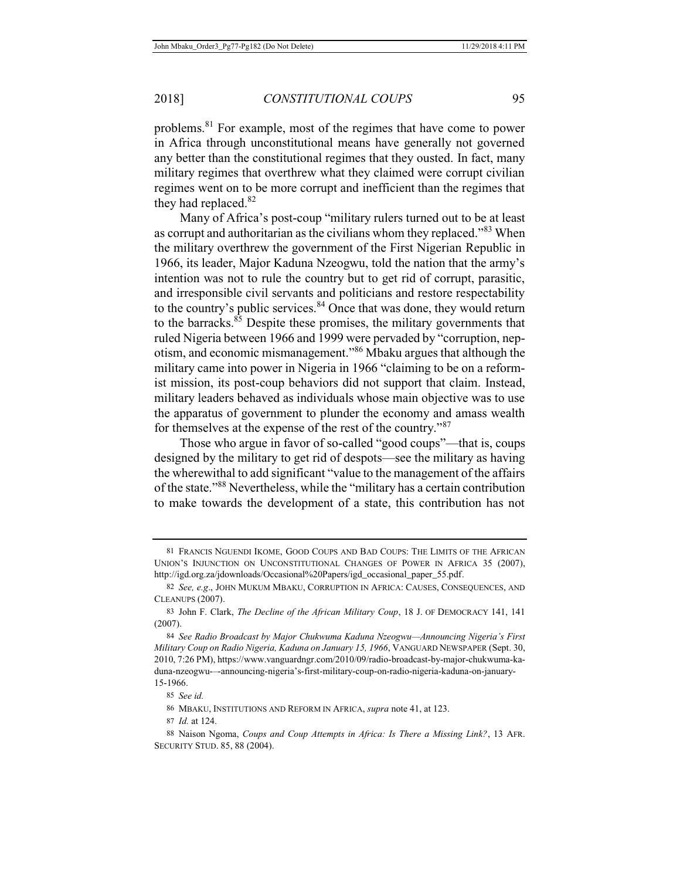problems.[81] For example, most of the regimes that have come to power in Africa through unconstitutional means have generally not governed any better than the constitutional regimes that they ousted. In fact, many military regimes that overthrew what they claimed were corrupt civilian regimes went on to be more corrupt and inefficient than the regimes that they had replaced.[82]

Many of Africa's post-coup "military rulers turned out to be at least as corrupt and authoritarian as the civilians whom they replaced."[83] When the military overthrew the government of the First Nigerian Republic in 1966, its leader, Major Kaduna Nzeogwu, told the nation that the army's intention was not to rule the country but to get rid of corrupt, parasitic, and irresponsible civil servants and politicians and restore respectability to the country's public services.[84] Once that was done, they would return to the barracks.[85] Despite these promises, the military governments that ruled Nigeria between 1966 and 1999 were pervaded by "corruption, nepotism, and economic mismanagement."[86] Mbaku argues that although the military came into power in Nigeria in 1966 "claiming to be on a reformist mission, its post-coup behaviors did not support that claim. Instead, military leaders behaved as individuals whose main objective was to use the apparatus of government to plunder the economy and amass wealth for themselves at the expense of the rest of the country."[87]

Those who argue in favor of so-called "good coups"—that is, coups designed by the military to get rid of despots—see the military as having the wherewithal to add significant "value to the management of the affairs of the state."[88] Nevertheless, while the "military has a certain contribution to make towards the development of a state, this contribution has not

---

81 FRANCIS NGUENDI IKOME, GOOD COUPS AND BAD COUPS: THE LIMITS OF THE AFRICAN UNION'S INJUNCTION ON UNCONSTITUTIONAL CHANGES OF POWER IN AFRICA 35 (2007), http://igd.org.za/jdownloads/Occasional%20Papers/igd_occasional_paper_55.pdf.

82 *See, e.g.*, JOHN MUKUM MBAKU, CORRUPTION IN AFRICA: CAUSES, CONSEQUENCES, AND CLEANUPS (2007).

83 John F. Clark, *The Decline of the African Military Coup*, 18 J. OF DEMOCRACY 141, 141 (2007).

84 *See Radio Broadcast by Major Chukwuma Kaduna Nzeogwu—Announcing Nigeria's First Military Coup on Radio Nigeria, Kaduna on January 15, 1966*, VANGUARD NEWSPAPER (Sept. 30, 2010, 7:26 PM), https://www.vanguardngr.com/2010/09/radio-broadcast-by-major-chukwuma-kaduna-nzeogwu-–-announcing-nigeria's-first-military-coup-on-radio-nigeria-kaduna-on-january-15-1966.

85 *See id.*

86 MBAKU, INSTITUTIONS AND REFORM IN AFRICA, *supra* note 41, at 123.

87 *Id.* at 124.

88 Naison Ngoma, *Coups and Coup Attempts in Africa: Is There a Missing Link?*, 13 AFR. SECURITY STUD. 85, 88 (2004).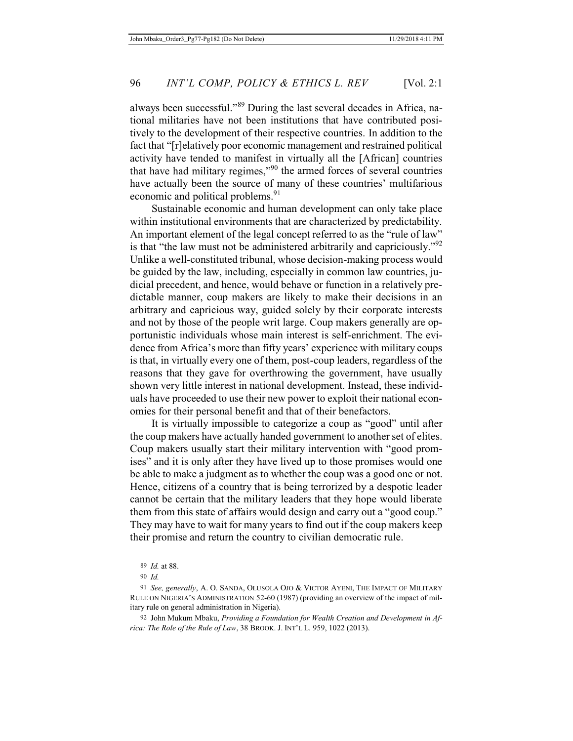always been successful."[89] During the last several decades in Africa, national militaries have not been institutions that have contributed positively to the development of their respective countries. In addition to the fact that "[r]elatively poor economic management and restrained political activity have tended to manifest in virtually all the [African] countries that have had military regimes,"[90] the armed forces of several countries have actually been the source of many of these countries' multifarious economic and political problems.[91]

Sustainable economic and human development can only take place within institutional environments that are characterized by predictability. An important element of the legal concept referred to as the "rule of law" is that "the law must not be administered arbitrarily and capriciously."[92] Unlike a well-constituted tribunal, whose decision-making process would be guided by the law, including, especially in common law countries, judicial precedent, and hence, would behave or function in a relatively predictable manner, coup makers are likely to make their decisions in an arbitrary and capricious way, guided solely by their corporate interests and not by those of the people writ large. Coup makers generally are opportunistic individuals whose main interest is self-enrichment. The evidence from Africa's more than fifty years' experience with military coups is that, in virtually every one of them, post-coup leaders, regardless of the reasons that they gave for overthrowing the government, have usually shown very little interest in national development. Instead, these individuals have proceeded to use their new power to exploit their national economies for their personal benefit and that of their benefactors.

It is virtually impossible to categorize a coup as "good" until after the coup makers have actually handed government to another set of elites. Coup makers usually start their military intervention with "good promises" and it is only after they have lived up to those promises would one be able to make a judgment as to whether the coup was a good one or not. Hence, citizens of a country that is being terrorized by a despotic leader cannot be certain that the military leaders that they hope would liberate them from this state of affairs would design and carry out a "good coup." They may have to wait for many years to find out if the coup makers keep their promise and return the country to civilian democratic rule.

---

89 *Id.* at 88.

90 *Id.*

91 *See, generally*, A. O. SANDA, OLUSOLA OJO & VICTOR AYENI, THE IMPACT OF MILITARY RULE ON NIGERIA'S ADMINISTRATION 52-60 (1987) (providing an overview of the impact of military rule on general administration in Nigeria).

92 John Mukum Mbaku, *Providing a Foundation for Wealth Creation and Development in Africa: The Role of the Rule of Law*, 38 BROOK. J. INT'L L. 959, 1022 (2013).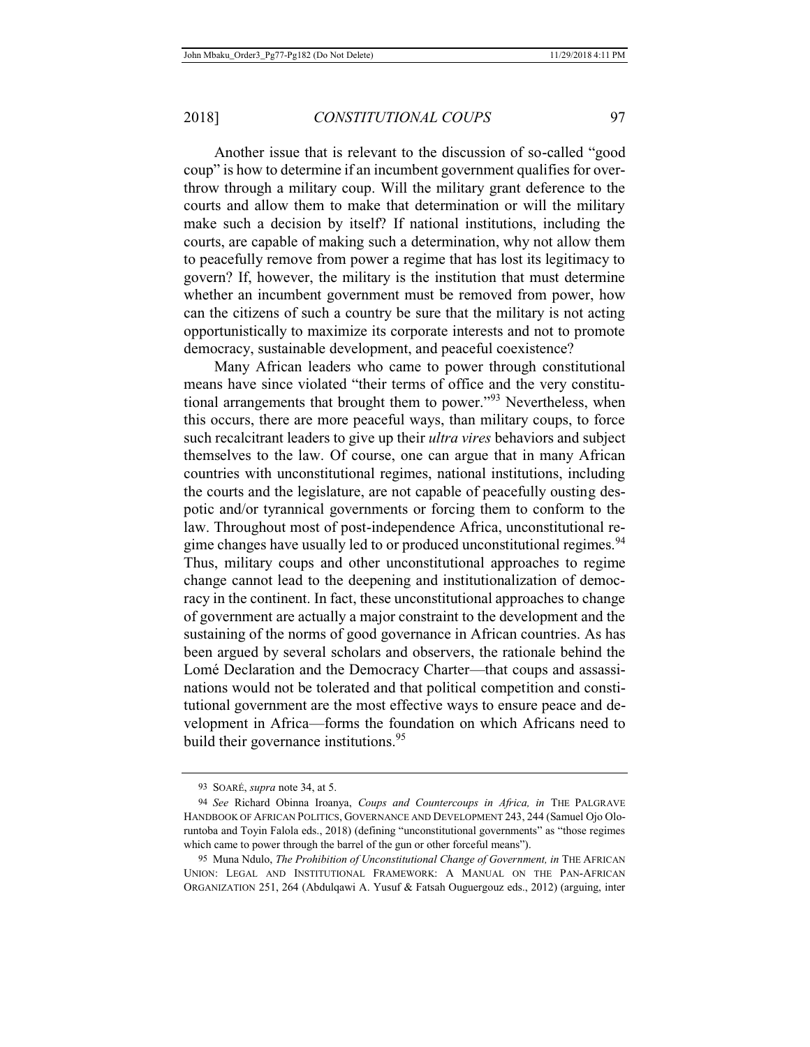Another issue that is relevant to the discussion of so-called "good coup" is how to determine if an incumbent government qualifies for overthrow through a military coup. Will the military grant deference to the courts and allow them to make that determination or will the military make such a decision by itself? If national institutions, including the courts, are capable of making such a determination, why not allow them to peacefully remove from power a regime that has lost its legitimacy to govern? If, however, the military is the institution that must determine whether an incumbent government must be removed from power, how can the citizens of such a country be sure that the military is not acting opportunistically to maximize its corporate interests and not to promote democracy, sustainable development, and peaceful coexistence?

Many African leaders who came to power through constitutional means have since violated "their terms of office and the very constitutional arrangements that brought them to power."[93] Nevertheless, when this occurs, there are more peaceful ways, than military coups, to force such recalcitrant leaders to give up their *ultra vires* behaviors and subject themselves to the law. Of course, one can argue that in many African countries with unconstitutional regimes, national institutions, including the courts and the legislature, are not capable of peacefully ousting despotic and/or tyrannical governments or forcing them to conform to the law. Throughout most of post-independence Africa, unconstitutional regime changes have usually led to or produced unconstitutional regimes.[94] Thus, military coups and other unconstitutional approaches to regime change cannot lead to the deepening and institutionalization of democracy in the continent. In fact, these unconstitutional approaches to change of government are actually a major constraint to the development and the sustaining of the norms of good governance in African countries. As has been argued by several scholars and observers, the rationale behind the Lomé Declaration and the Democracy Charter—that coups and assassinations would not be tolerated and that political competition and constitutional government are the most effective ways to ensure peace and development in Africa—forms the foundation on which Africans need to build their governance institutions.[95]

---

93 SOARÉ, *supra* note 34, at 5.

94 *See* Richard Obinna Iroanya, *Coups and Countercoups in Africa, in* THE PALGRAVE HANDBOOK OF AFRICAN POLITICS, GOVERNANCE AND DEVELOPMENT 243, 244 (Samuel Ojo Oloruntoba and Toyin Falola eds., 2018) (defining "unconstitutional governments" as "those regimes which came to power through the barrel of the gun or other forceful means").

95 Muna Ndulo, *The Prohibition of Unconstitutional Change of Government, in* THE AFRICAN UNION: LEGAL AND INSTITUTIONAL FRAMEWORK: A MANUAL ON THE PAN-AFRICAN ORGANIZATION 251, 264 (Abdulqawi A. Yusuf & Fatsah Ouguergouz eds., 2012) (arguing, inter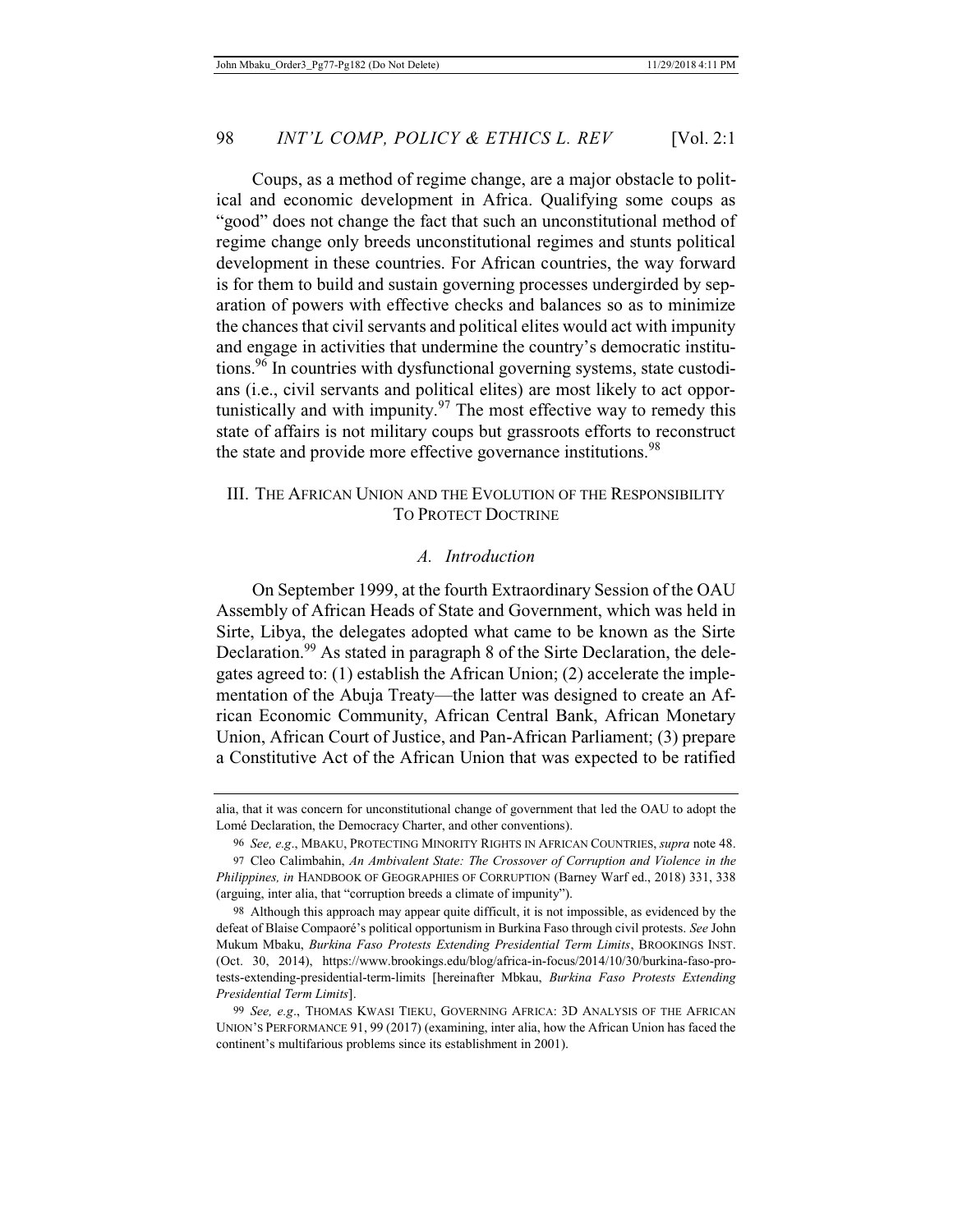Coups, as a method of regime change, are a major obstacle to political and economic development in Africa. Qualifying some coups as "good" does not change the fact that such an unconstitutional method of regime change only breeds unconstitutional regimes and stunts political development in these countries. For African countries, the way forward is for them to build and sustain governing processes undergirded by separation of powers with effective checks and balances so as to minimize the chances that civil servants and political elites would act with impunity and engage in activities that undermine the country's democratic institutions.[96] In countries with dysfunctional governing systems, state custodians (i.e., civil servants and political elites) are most likely to act opportunistically and with impunity.[97] The most effective way to remedy this state of affairs is not military coups but grassroots efforts to reconstruct the state and provide more effective governance institutions.[98]

## III. The African Union and the Evolution of the Responsibility To Protect Doctrine

### *A. Introduction*

On September 1999, at the fourth Extraordinary Session of the OAU Assembly of African Heads of State and Government, which was held in Sirte, Libya, the delegates adopted what came to be known as the Sirte Declaration.[99] As stated in paragraph 8 of the Sirte Declaration, the delegates agreed to: (1) establish the African Union; (2) accelerate the implementation of the Abuja Treaty—the latter was designed to create an African Economic Community, African Central Bank, African Monetary Union, African Court of Justice, and Pan-African Parliament; (3) prepare a Constitutive Act of the African Union that was expected to be ratified

---

alia, that it was concern for unconstitutional change of government that led the OAU to adopt the Lomé Declaration, the Democracy Charter, and other conventions).

96 *See, e.g.*, MBAKU, PROTECTING MINORITY RIGHTS IN AFRICAN COUNTRIES, *supra* note 48.

97 Cleo Calimbahin, *An Ambivalent State: The Crossover of Corruption and Violence in the Philippines, in* HANDBOOK OF GEOGRAPHIES OF CORRUPTION (Barney Warf ed., 2018) 331, 338 (arguing, inter alia, that "corruption breeds a climate of impunity").

98 Although this approach may appear quite difficult, it is not impossible, as evidenced by the defeat of Blaise Compaoré's political opportunism in Burkina Faso through civil protests. *See* John Mukum Mbaku, *Burkina Faso Protests Extending Presidential Term Limits*, BROOKINGS INST. (Oct. 30, 2014), https://www.brookings.edu/blog/africa-in-focus/2014/10/30/burkina-faso-protests-extending-presidential-term-limits [hereinafter Mbkau, *Burkina Faso Protests Extending Presidential Term Limits*].

99 *See, e.g.*, THOMAS KWASI TIEKU, GOVERNING AFRICA: 3D ANALYSIS OF THE AFRICAN UNION'S PERFORMANCE 91, 99 (2017) (examining, inter alia, how the African Union has faced the continent's multifarious problems since its establishment in 2001).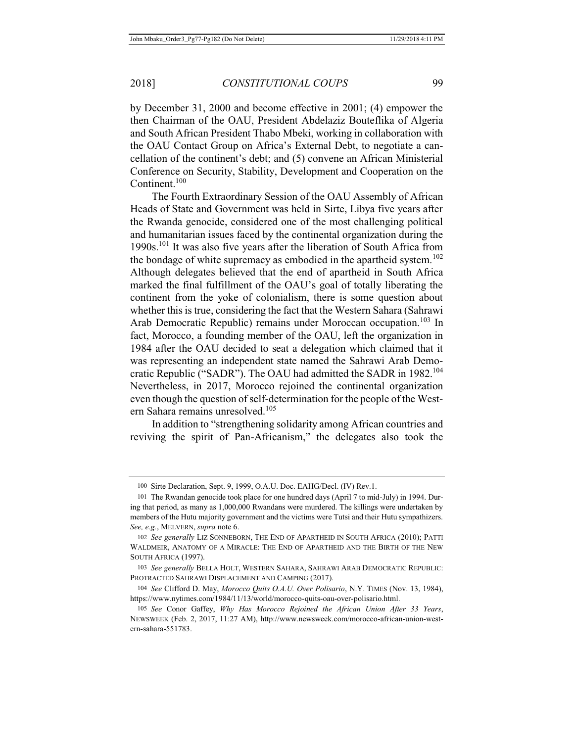by December 31, 2000 and become effective in 2001; (4) empower the then Chairman of the OAU, President Abdelaziz Bouteflika of Algeria and South African President Thabo Mbeki, working in collaboration with the OAU Contact Group on Africa's External Debt, to negotiate a cancellation of the continent's debt; and (5) convene an African Ministerial Conference on Security, Stability, Development and Cooperation on the Continent.[100]

The Fourth Extraordinary Session of the OAU Assembly of African Heads of State and Government was held in Sirte, Libya five years after the Rwanda genocide, considered one of the most challenging political and humanitarian issues faced by the continental organization during the 1990s.[101] It was also five years after the liberation of South Africa from the bondage of white supremacy as embodied in the apartheid system.[102] Although delegates believed that the end of apartheid in South Africa marked the final fulfillment of the OAU's goal of totally liberating the continent from the yoke of colonialism, there is some question about whether this is true, considering the fact that the Western Sahara (Sahrawi Arab Democratic Republic) remains under Moroccan occupation.[103] In fact, Morocco, a founding member of the OAU, left the organization in 1984 after the OAU decided to seat a delegation which claimed that it was representing an independent state named the Sahrawi Arab Democratic Republic ("SADR"). The OAU had admitted the SADR in 1982.[104] Nevertheless, in 2017, Morocco rejoined the continental organization even though the question of self-determination for the people of the Western Sahara remains unresolved.[105]

In addition to "strengthening solidarity among African countries and reviving the spirit of Pan-Africanism," the delegates also took the

---

100 Sirte Declaration, Sept. 9, 1999, O.A.U. Doc. EAHG/Decl. (IV) Rev.1.

101 The Rwandan genocide took place for one hundred days (April 7 to mid-July) in 1994. During that period, as many as 1,000,000 Rwandans were murdered. The killings were undertaken by members of the Hutu majority government and the victims were Tutsi and their Hutu sympathizers. *See, e.g.*, MELVERN, *supra* note 6.

102 *See generally* LIZ SONNEBORN, THE END OF APARTHEID IN SOUTH AFRICA (2010); PATTI WALDMEIR, ANATOMY OF A MIRACLE: THE END OF APARTHEID AND THE BIRTH OF THE NEW SOUTH AFRICA (1997).

103 *See generally* BELLA HOLT, WESTERN SAHARA, SAHRAWI ARAB DEMOCRATIC REPUBLIC: PROTRACTED SAHRAWI DISPLACEMENT AND CAMPING (2017).

104 *See* Clifford D. May, *Morocco Quits O.A.U. Over Polisario*, N.Y. TIMES (Nov. 13, 1984), https://www.nytimes.com/1984/11/13/world/morocco-quits-oau-over-polisario.html.

105 *See* Conor Gaffey, *Why Has Morocco Rejoined the African Union After 33 Years*, NEWSWEEK (Feb. 2, 2017, 11:27 AM), http://www.newsweek.com/morocco-african-union-western-sahara-551783.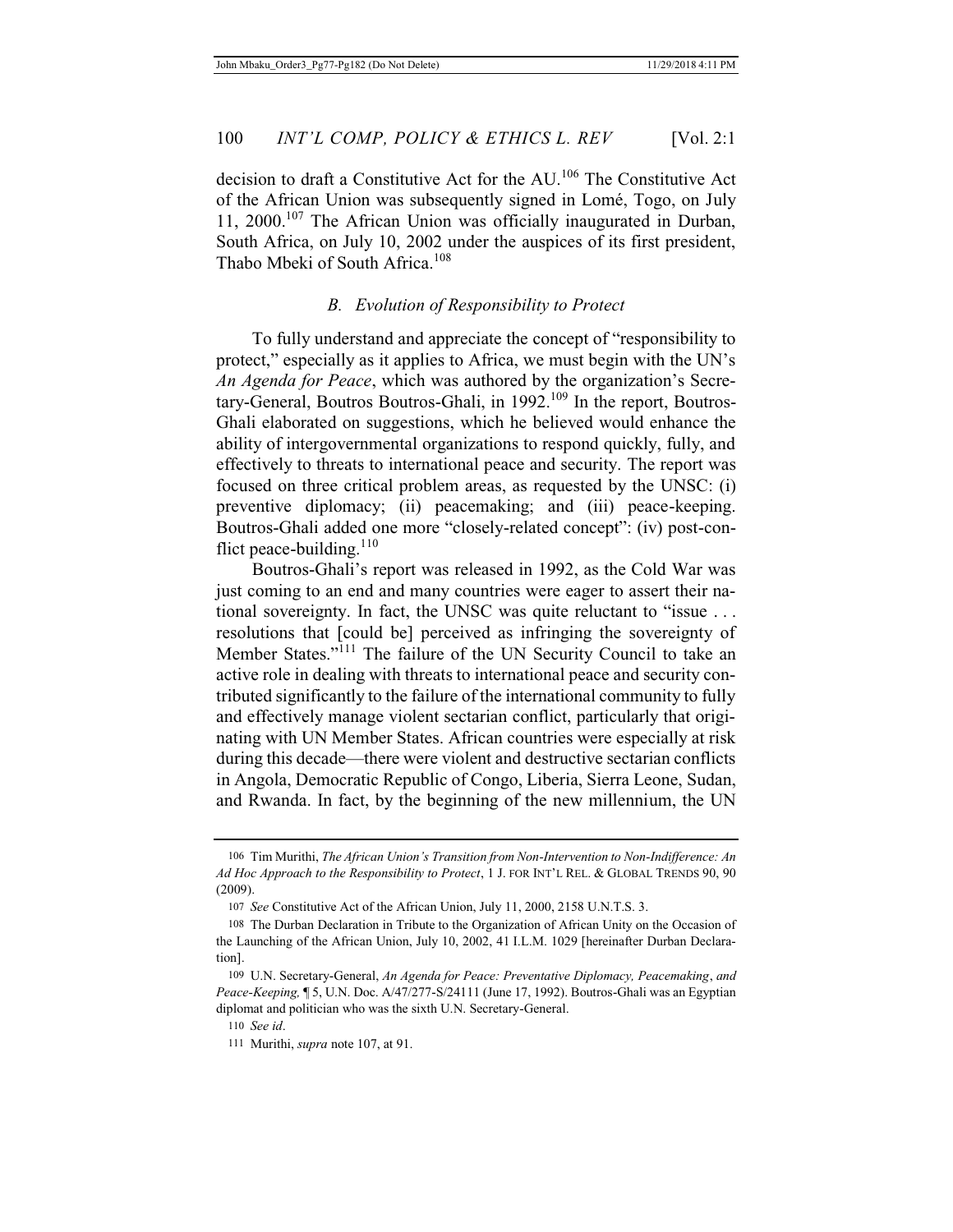decision to draft a Constitutive Act for the AU.[106] The Constitutive Act of the African Union was subsequently signed in Lomé, Togo, on July 11, 2000.[107] The African Union was officially inaugurated in Durban, South Africa, on July 10, 2002 under the auspices of its first president, Thabo Mbeki of South Africa.[108]

### *B. Evolution of Responsibility to Protect*

To fully understand and appreciate the concept of "responsibility to protect," especially as it applies to Africa, we must begin with the UN's *An Agenda for Peace*, which was authored by the organization's Secretary-General, Boutros Boutros-Ghali, in 1992.[109] In the report, Boutros-Ghali elaborated on suggestions, which he believed would enhance the ability of intergovernmental organizations to respond quickly, fully, and effectively to threats to international peace and security. The report was focused on three critical problem areas, as requested by the UNSC: (i) preventive diplomacy; (ii) peacemaking; and (iii) peace-keeping. Boutros-Ghali added one more "closely-related concept": (iv) post-conflict peace-building.[110]

Boutros-Ghali's report was released in 1992, as the Cold War was just coming to an end and many countries were eager to assert their national sovereignty. In fact, the UNSC was quite reluctant to "issue . . . resolutions that [could be] perceived as infringing the sovereignty of Member States."[111] The failure of the UN Security Council to take an active role in dealing with threats to international peace and security contributed significantly to the failure of the international community to fully and effectively manage violent sectarian conflict, particularly that originating with UN Member States. African countries were especially at risk during this decade—there were violent and destructive sectarian conflicts in Angola, Democratic Republic of Congo, Liberia, Sierra Leone, Sudan, and Rwanda. In fact, by the beginning of the new millennium, the UN

---

106 Tim Murithi, *The African Union's Transition from Non-Intervention to Non-Indifference: An Ad Hoc Approach to the Responsibility to Protect*, 1 J. FOR INT'L REL. & GLOBAL TRENDS 90, 90 (2009).

107 *See* Constitutive Act of the African Union, July 11, 2000, 2158 U.N.T.S. 3.

108 The Durban Declaration in Tribute to the Organization of African Unity on the Occasion of the Launching of the African Union, July 10, 2002, 41 I.L.M. 1029 [hereinafter Durban Declaration].

109 U.N. Secretary-General, *An Agenda for Peace: Preventative Diplomacy, Peacemaking*, *and Peace-Keeping,* ¶ 5, U.N. Doc. A/47/277-S/24111 (June 17, 1992). Boutros-Ghali was an Egyptian diplomat and politician who was the sixth U.N. Secretary-General.

110 *See id*.

111 Murithi, *supra* note 107, at 91.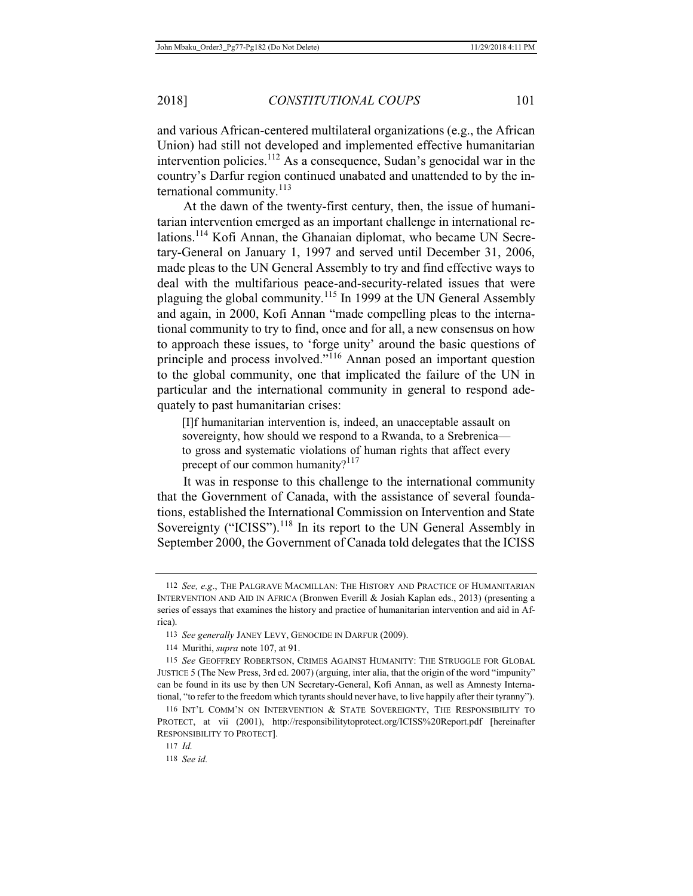and various African-centered multilateral organizations (e.g., the African Union) had still not developed and implemented effective humanitarian intervention policies.[112] As a consequence, Sudan's genocidal war in the country's Darfur region continued unabated and unattended to by the international community.[113]

At the dawn of the twenty-first century, then, the issue of humanitarian intervention emerged as an important challenge in international relations.[114] Kofi Annan, the Ghanaian diplomat, who became UN Secretary-General on January 1, 1997 and served until December 31, 2006, made pleas to the UN General Assembly to try and find effective ways to deal with the multifarious peace-and-security-related issues that were plaguing the global community.[115] In 1999 at the UN General Assembly and again, in 2000, Kofi Annan "made compelling pleas to the international community to try to find, once and for all, a new consensus on how to approach these issues, to 'forge unity' around the basic questions of principle and process involved."[116] Annan posed an important question to the global community, one that implicated the failure of the UN in particular and the international community in general to respond adequately to past humanitarian crises:

> [I]f humanitarian intervention is, indeed, an unacceptable assault on sovereignty, how should we respond to a Rwanda, to a Srebrenica—to gross and systematic violations of human rights that affect every precept of our common humanity?[117]

It was in response to this challenge to the international community that the Government of Canada, with the assistance of several foundations, established the International Commission on Intervention and State Sovereignty ("ICISS").[118] In its report to the UN General Assembly in September 2000, the Government of Canada told delegates that the ICISS

---

112 *See, e.g.*, THE PALGRAVE MACMILLAN: THE HISTORY AND PRACTICE OF HUMANITARIAN INTERVENTION AND AID IN AFRICA (Bronwen Everill & Josiah Kaplan eds., 2013) (presenting a series of essays that examines the history and practice of humanitarian intervention and aid in Africa).

113 *See generally* JANEY LEVY, GENOCIDE IN DARFUR (2009).

114 Murithi, *supra* note 107, at 91.

115 *See* GEOFFREY ROBERTSON, CRIMES AGAINST HUMANITY: THE STRUGGLE FOR GLOBAL JUSTICE 5 (The New Press, 3rd ed. 2007) (arguing, inter alia, that the origin of the word "impunity" can be found in its use by then UN Secretary-General, Kofi Annan, as well as Amnesty International, "to refer to the freedom which tyrants should never have, to live happily after their tyranny").

116 INT'L COMM'N ON INTERVENTION & STATE SOVEREIGNTY, THE RESPONSIBILITY TO PROTECT, at vii (2001), http://responsibilitytoprotect.org/ICISS%20Report.pdf [hereinafter RESPONSIBILITY TO PROTECT].

117 *Id.*

118 *See id.*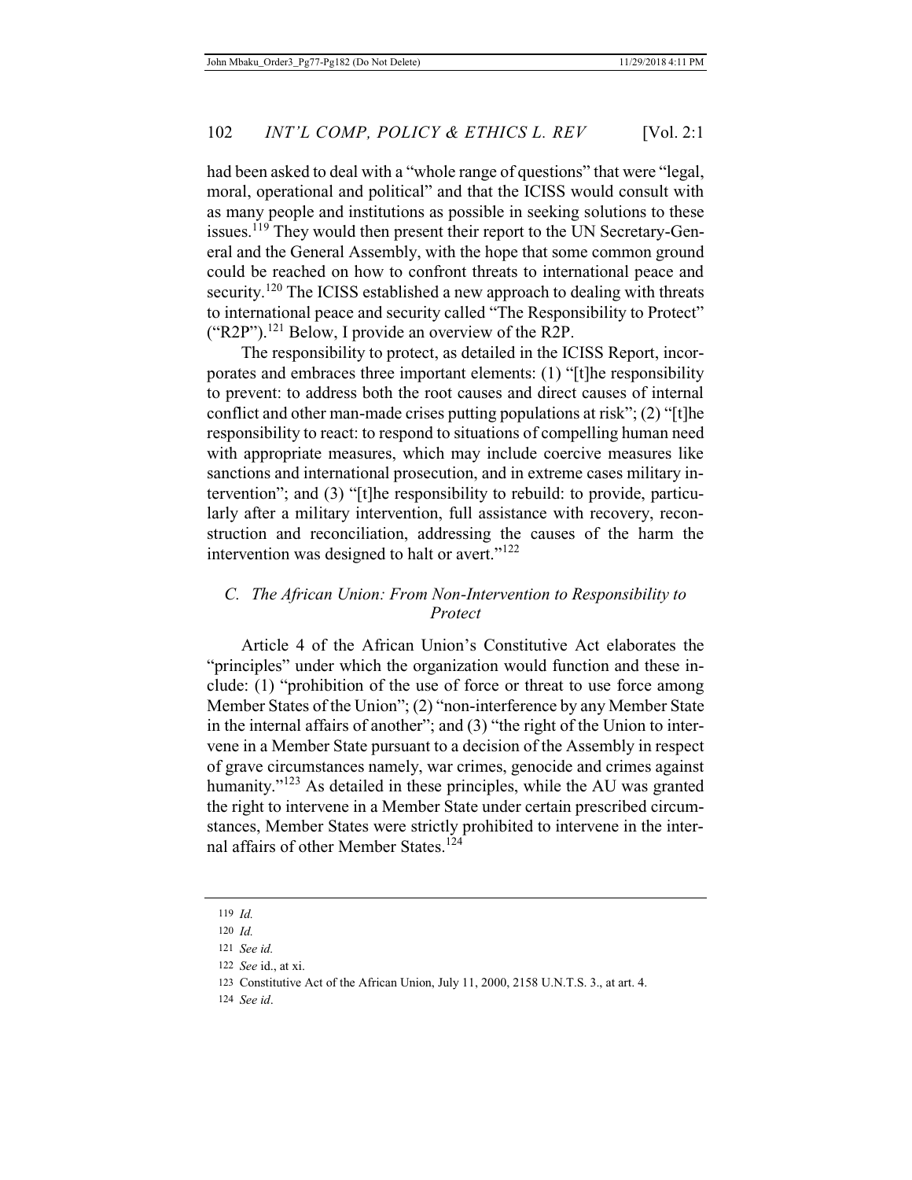had been asked to deal with a "whole range of questions" that were "legal, moral, operational and political" and that the ICISS would consult with as many people and institutions as possible in seeking solutions to these issues.[119] They would then present their report to the UN Secretary-General and the General Assembly, with the hope that some common ground could be reached on how to confront threats to international peace and security.[120] The ICISS established a new approach to dealing with threats to international peace and security called "The Responsibility to Protect" ("R2P").[121] Below, I provide an overview of the R2P.

The responsibility to protect, as detailed in the ICISS Report, incorporates and embraces three important elements: (1) "[t]he responsibility to prevent: to address both the root causes and direct causes of internal conflict and other man-made crises putting populations at risk"; (2) "[t]he responsibility to react: to respond to situations of compelling human need with appropriate measures, which may include coercive measures like sanctions and international prosecution, and in extreme cases military intervention"; and (3) "[t]he responsibility to rebuild: to provide, particularly after a military intervention, full assistance with recovery, reconstruction and reconciliation, addressing the causes of the harm the intervention was designed to halt or avert."[122]

### *C. The African Union: From Non-Intervention to Responsibility to Protect*

Article 4 of the African Union's Constitutive Act elaborates the "principles" under which the organization would function and these include: (1) "prohibition of the use of force or threat to use force among Member States of the Union"; (2) "non-interference by any Member State in the internal affairs of another"; and (3) "the right of the Union to intervene in a Member State pursuant to a decision of the Assembly in respect of grave circumstances namely, war crimes, genocide and crimes against humanity."[123] As detailed in these principles, while the AU was granted the right to intervene in a Member State under certain prescribed circumstances, Member States were strictly prohibited to intervene in the internal affairs of other Member States.[124]

---

119 *Id.*

120 *Id.*

121 *See id.*

122 *See* id., at xi.

123 Constitutive Act of the African Union, July 11, 2000, 2158 U.N.T.S. 3., at art. 4.

124 *See id*.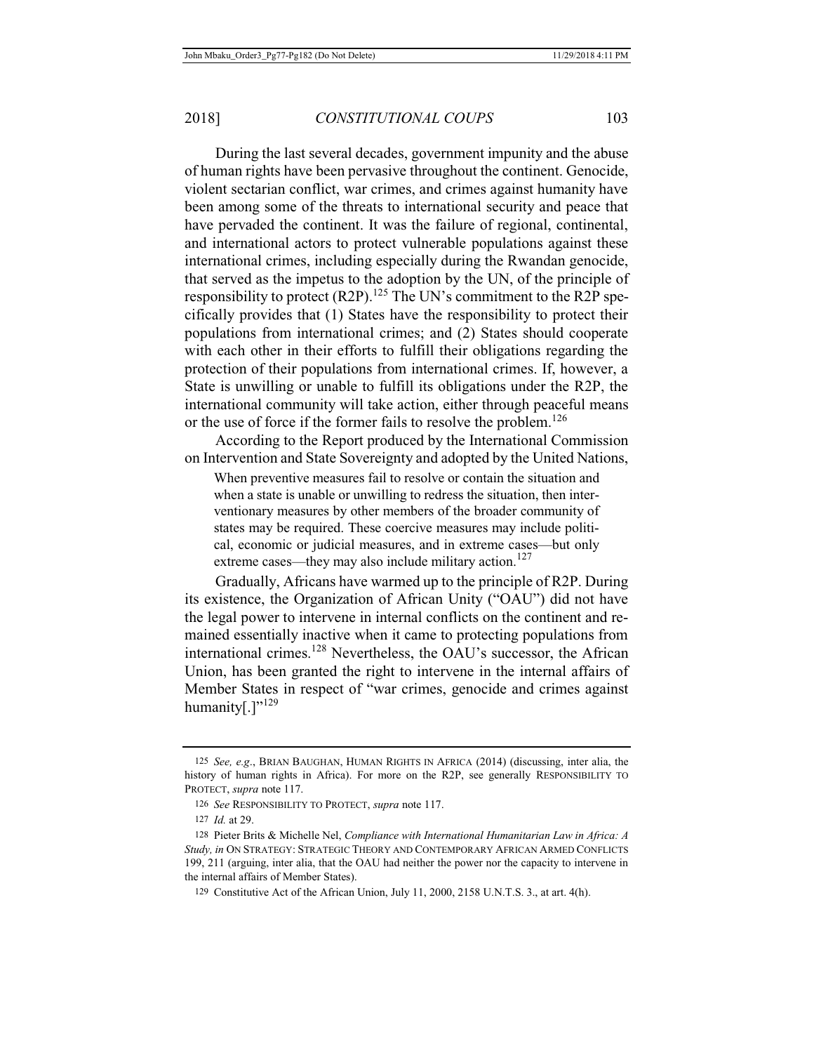During the last several decades, government impunity and the abuse of human rights have been pervasive throughout the continent. Genocide, violent sectarian conflict, war crimes, and crimes against humanity have been among some of the threats to international security and peace that have pervaded the continent. It was the failure of regional, continental, and international actors to protect vulnerable populations against these international crimes, including especially during the Rwandan genocide, that served as the impetus to the adoption by the UN, of the principle of responsibility to protect (R2P).[125] The UN's commitment to the R2P specifically provides that (1) States have the responsibility to protect their populations from international crimes; and (2) States should cooperate with each other in their efforts to fulfill their obligations regarding the protection of their populations from international crimes. If, however, a State is unwilling or unable to fulfill its obligations under the R2P, the international community will take action, either through peaceful means or the use of force if the former fails to resolve the problem.[126]

According to the Report produced by the International Commission on Intervention and State Sovereignty and adopted by the United Nations,

> When preventive measures fail to resolve or contain the situation and when a state is unable or unwilling to redress the situation, then interventionary measures by other members of the broader community of states may be required. These coercive measures may include political, economic or judicial measures, and in extreme cases—but only extreme cases—they may also include military action.[127]

Gradually, Africans have warmed up to the principle of R2P. During its existence, the Organization of African Unity ("OAU") did not have the legal power to intervene in internal conflicts on the continent and remained essentially inactive when it came to protecting populations from international crimes.[128] Nevertheless, the OAU's successor, the African Union, has been granted the right to intervene in the internal affairs of Member States in respect of "war crimes, genocide and crimes against humanity[.]"[129]

---

125 *See, e.g.*, BRIAN BAUGHAN, HUMAN RIGHTS IN AFRICA (2014) (discussing, inter alia, the history of human rights in Africa). For more on the R2P, see generally RESPONSIBILITY TO PROTECT, *supra* note 117.

126 *See* RESPONSIBILITY TO PROTECT, *supra* note 117.

127 *Id.* at 29.

128 Pieter Brits & Michelle Nel, *Compliance with International Humanitarian Law in Africa: A Study, in* ON STRATEGY: STRATEGIC THEORY AND CONTEMPORARY AFRICAN ARMED CONFLICTS 199, 211 (arguing, inter alia, that the OAU had neither the power nor the capacity to intervene in the internal affairs of Member States).

129 Constitutive Act of the African Union, July 11, 2000, 2158 U.N.T.S. 3., at art. 4(h).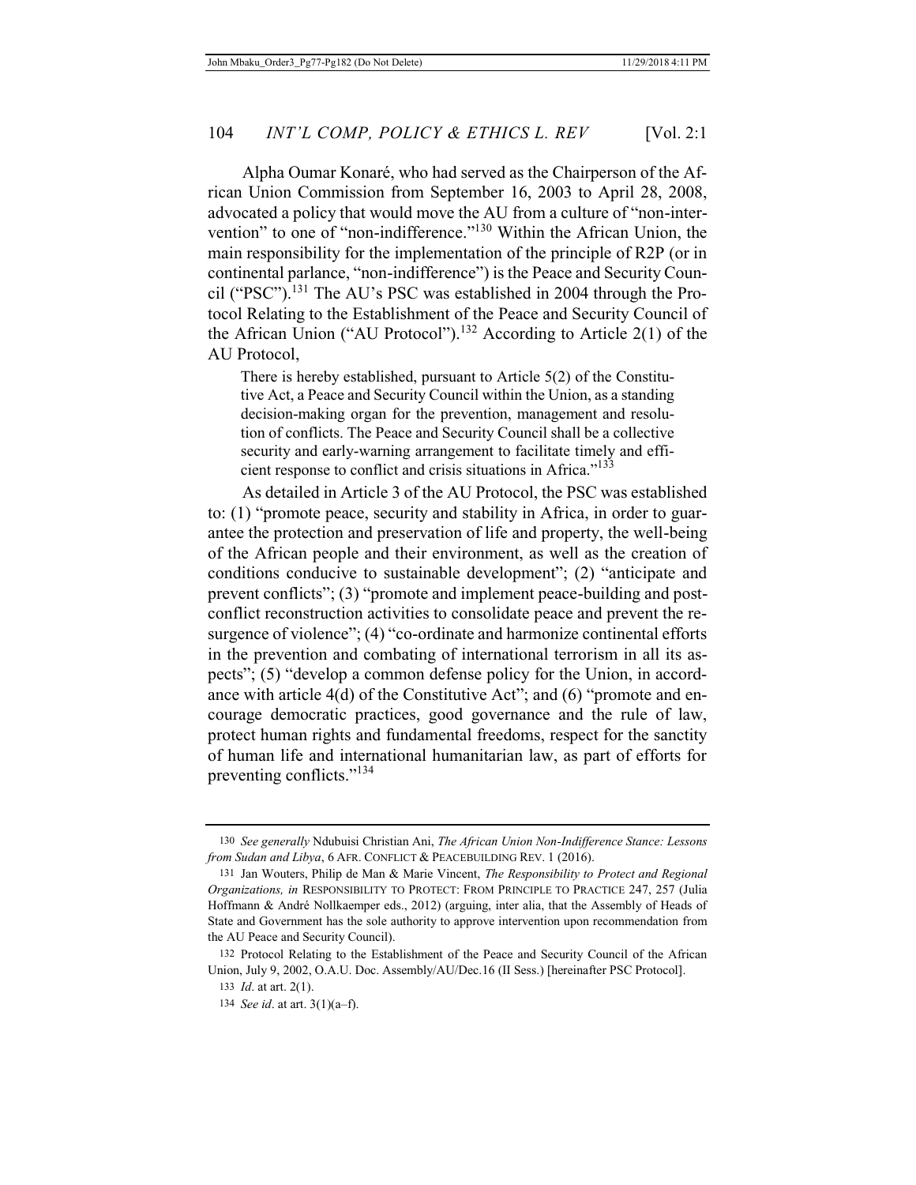Alpha Oumar Konaré, who had served as the Chairperson of the African Union Commission from September 16, 2003 to April 28, 2008, advocated a policy that would move the AU from a culture of "non-intervention" to one of "non-indifference."[130] Within the African Union, the main responsibility for the implementation of the principle of R2P (or in continental parlance, "non-indifference") is the Peace and Security Council ("PSC").[131] The AU's PSC was established in 2004 through the Protocol Relating to the Establishment of the Peace and Security Council of the African Union ("AU Protocol").[132] According to Article 2(1) of the AU Protocol,

> There is hereby established, pursuant to Article 5(2) of the Constitutive Act, a Peace and Security Council within the Union, as a standing decision-making organ for the prevention, management and resolution of conflicts. The Peace and Security Council shall be a collective security and early-warning arrangement to facilitate timely and efficient response to conflict and crisis situations in Africa."[133]

As detailed in Article 3 of the AU Protocol, the PSC was established to: (1) "promote peace, security and stability in Africa, in order to guarantee the protection and preservation of life and property, the well-being of the African people and their environment, as well as the creation of conditions conducive to sustainable development"; (2) "anticipate and prevent conflicts"; (3) "promote and implement peace-building and post-conflict reconstruction activities to consolidate peace and prevent the resurgence of violence"; (4) "co-ordinate and harmonize continental efforts in the prevention and combating of international terrorism in all its aspects"; (5) "develop a common defense policy for the Union, in accordance with article 4(d) of the Constitutive Act"; and (6) "promote and encourage democratic practices, good governance and the rule of law, protect human rights and fundamental freedoms, respect for the sanctity of human life and international humanitarian law, as part of efforts for preventing conflicts."[134]

---

130 *See generally* Ndubuisi Christian Ani, *The African Union Non-Indifference Stance: Lessons from Sudan and Libya*, 6 AFR. CONFLICT & PEACEBUILDING REV. 1 (2016).

131 Jan Wouters, Philip de Man & Marie Vincent, *The Responsibility to Protect and Regional Organizations, in* RESPONSIBILITY TO PROTECT: FROM PRINCIPLE TO PRACTICE 247, 257 (Julia Hoffmann & André Nollkaemper eds., 2012) (arguing, inter alia, that the Assembly of Heads of State and Government has the sole authority to approve intervention upon recommendation from the AU Peace and Security Council).

132 Protocol Relating to the Establishment of the Peace and Security Council of the African Union, July 9, 2002, O.A.U. Doc. Assembly/AU/Dec.16 (II Sess.) [hereinafter PSC Protocol].

133 *Id*. at art. 2(1).

134 *See id*. at art. 3(1)(a–f).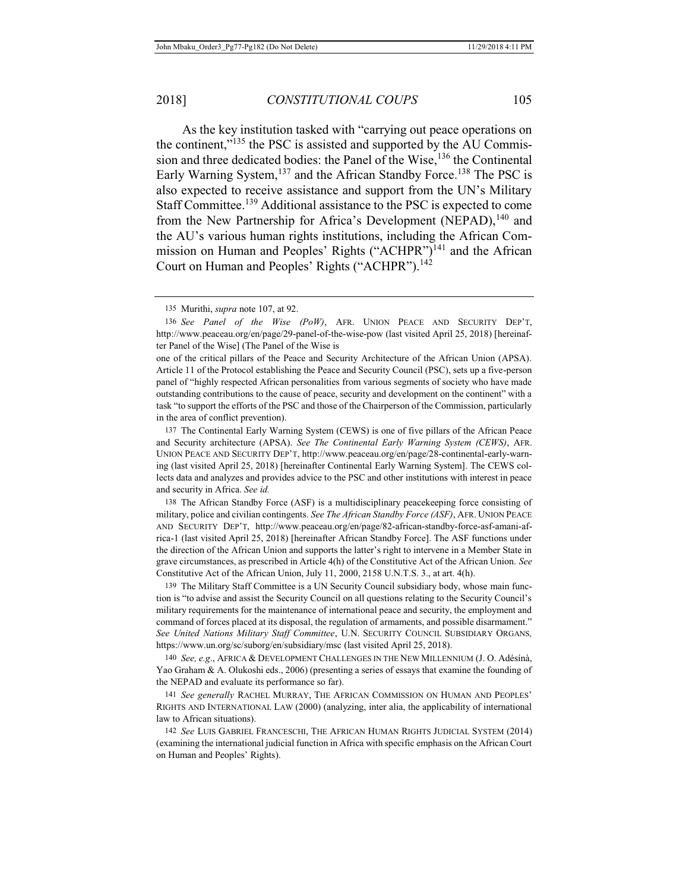As the key institution tasked with "carrying out peace operations on the continent,"[135] the PSC is assisted and supported by the AU Commission and three dedicated bodies: the Panel of the Wise,[136] the Continental Early Warning System,[137] and the African Standby Force.[138] The PSC is also expected to receive assistance and support from the UN's Military Staff Committee.[139] Additional assistance to the PSC is expected to come from the New Partnership for Africa's Development (NEPAD),[140] and the AU's various human rights institutions, including the African Commission on Human and Peoples' Rights ("ACHPR")[141] and the African Court on Human and Peoples' Rights ("ACHPR").[142]

---

135 Murithi, *supra* note 107, at 92.

136 *See Panel of the Wise (PoW)*, AFR. UNION PEACE AND SECURITY DEP'T, http://www.peaceau.org/en/page/29-panel-of-the-wise-pow (last visited April 25, 2018) [hereinafter Panel of the Wise] (The Panel of the Wise is

one of the critical pillars of the Peace and Security Architecture of the African Union (APSA). Article 11 of the Protocol establishing the Peace and Security Council (PSC), sets up a five-person panel of "highly respected African personalities from various segments of society who have made outstanding contributions to the cause of peace, security and development on the continent" with a task "to support the efforts of the PSC and those of the Chairperson of the Commission, particularly in the area of conflict prevention).

137 The Continental Early Warning System (CEWS) is one of five pillars of the African Peace and Security architecture (APSA). *See The Continental Early Warning System (CEWS)*, AFR. UNION PEACE AND SECURITY DEP'T, http://www.peaceau.org/en/page/28-continental-early-warning (last visited April 25, 2018) [hereinafter Continental Early Warning System]. The CEWS collects data and analyzes and provides advice to the PSC and other institutions with interest in peace and security in Africa. *See id.*

138 The African Standby Force (ASF) is a multidisciplinary peacekeeping force consisting of military, police and civilian contingents. *See The African Standby Force (ASF)*, AFR. UNION PEACE AND SECURITY DEP'T, http://www.peaceau.org/en/page/82-african-standby-force-asf-amani-africa-1 (last visited April 25, 2018) [hereinafter African Standby Force]. The ASF functions under the direction of the African Union and supports the latter's right to intervene in a Member State in grave circumstances, as prescribed in Article 4(h) of the Constitutive Act of the African Union. *See* Constitutive Act of the African Union, July 11, 2000, 2158 U.N.T.S. 3., at art. 4(h).

139 The Military Staff Committee is a UN Security Council subsidiary body, whose main function is "to advise and assist the Security Council on all questions relating to the Security Council's military requirements for the maintenance of international peace and security, the employment and command of forces placed at its disposal, the regulation of armaments, and possible disarmament." *See United Nations Military Staff Committee*, U.N. SECURITY COUNCIL SUBSIDIARY ORGANS, https://www.un.org/sc/suborg/en/subsidiary/msc (last visited April 25, 2018).

140 *See, e.g*., AFRICA & DEVELOPMENT CHALLENGES IN THE NEW MILLENNIUM (J. O. Adésínà, Yao Graham & A. Olukoshi eds., 2006) (presenting a series of essays that examine the founding of the NEPAD and evaluate its performance so far).

141 *See generally* RACHEL MURRAY, THE AFRICAN COMMISSION ON HUMAN AND PEOPLES' RIGHTS AND INTERNATIONAL LAW (2000) (analyzing, inter alia, the applicability of international law to African situations).

142 *See* LUIS GABRIEL FRANCESCHI, THE AFRICAN HUMAN RIGHTS JUDICIAL SYSTEM (2014) (examining the international judicial function in Africa with specific emphasis on the African Court on Human and Peoples' Rights).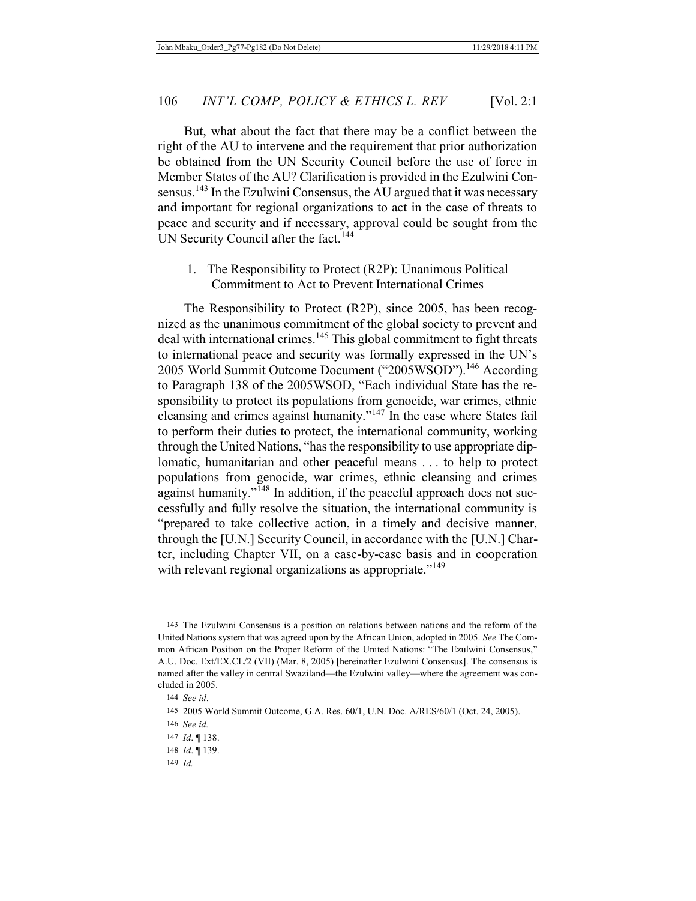But, what about the fact that there may be a conflict between the right of the AU to intervene and the requirement that prior authorization be obtained from the UN Security Council before the use of force in Member States of the AU? Clarification is provided in the Ezulwini Consensus.[143] In the Ezulwini Consensus, the AU argued that it was necessary and important for regional organizations to act in the case of threats to peace and security and if necessary, approval could be sought from the UN Security Council after the fact.[144]

### 1. The Responsibility to Protect (R2P): Unanimous Political Commitment to Act to Prevent International Crimes

The Responsibility to Protect (R2P), since 2005, has been recognized as the unanimous commitment of the global society to prevent and deal with international crimes.[145] This global commitment to fight threats to international peace and security was formally expressed in the UN's 2005 World Summit Outcome Document ("2005WSOD").[146] According to Paragraph 138 of the 2005WSOD, "Each individual State has the responsibility to protect its populations from genocide, war crimes, ethnic cleansing and crimes against humanity."[147] In the case where States fail to perform their duties to protect, the international community, working through the United Nations, "has the responsibility to use appropriate diplomatic, humanitarian and other peaceful means . . . to help to protect populations from genocide, war crimes, ethnic cleansing and crimes against humanity."[148] In addition, if the peaceful approach does not successfully and fully resolve the situation, the international community is "prepared to take collective action, in a timely and decisive manner, through the [U.N.] Security Council, in accordance with the [U.N.] Charter, including Chapter VII, on a case-by-case basis and in cooperation with relevant regional organizations as appropriate."[149]

---

143 The Ezulwini Consensus is a position on relations between nations and the reform of the United Nations system that was agreed upon by the African Union, adopted in 2005. *See* The Common African Position on the Proper Reform of the United Nations: "The Ezulwini Consensus," A.U. Doc. Ext/EX.CL/2 (VII) (Mar. 8, 2005) [hereinafter Ezulwini Consensus]. The consensus is named after the valley in central Swaziland—the Ezulwini valley—where the agreement was concluded in 2005.

144 *See id*.

145 2005 World Summit Outcome, G.A. Res. 60/1, U.N. Doc. A/RES/60/1 (Oct. 24, 2005).

146 *See id.*

147 *Id*. ¶ 138.

148 *Id*. ¶ 139.

149 *Id.*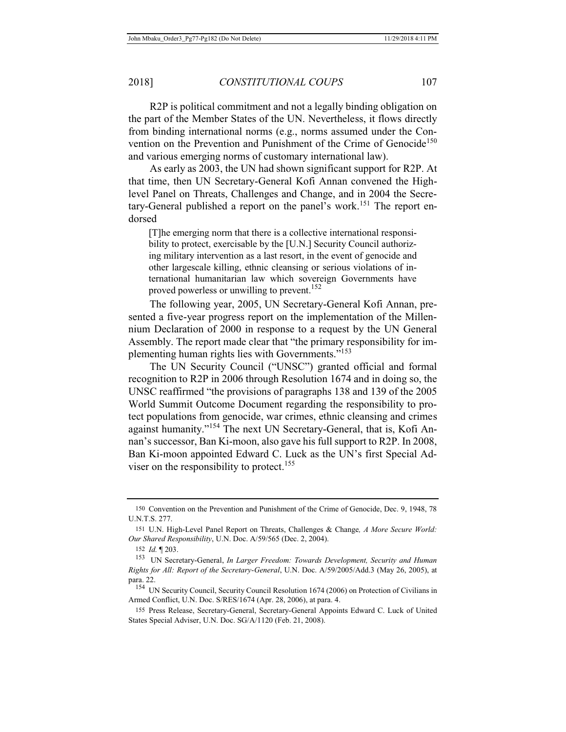R2P is political commitment and not a legally binding obligation on the part of the Member States of the UN. Nevertheless, it flows directly from binding international norms (e.g., norms assumed under the Convention on the Prevention and Punishment of the Crime of Genocide[150] and various emerging norms of customary international law).

As early as 2003, the UN had shown significant support for R2P. At that time, then UN Secretary-General Kofi Annan convened the High-level Panel on Threats, Challenges and Change, and in 2004 the Secretary-General published a report on the panel's work.[151] The report endorsed

> [T]he emerging norm that there is a collective international responsibility to protect, exercisable by the [U.N.] Security Council authorizing military intervention as a last resort, in the event of genocide and other largescale killing, ethnic cleansing or serious violations of international humanitarian law which sovereign Governments have proved powerless or unwilling to prevent.[152]

The following year, 2005, UN Secretary-General Kofi Annan, presented a five-year progress report on the implementation of the Millennium Declaration of 2000 in response to a request by the UN General Assembly. The report made clear that "the primary responsibility for implementing human rights lies with Governments."[153]

The UN Security Council ("UNSC") granted official and formal recognition to R2P in 2006 through Resolution 1674 and in doing so, the UNSC reaffirmed "the provisions of paragraphs 138 and 139 of the 2005 World Summit Outcome Document regarding the responsibility to protect populations from genocide, war crimes, ethnic cleansing and crimes against humanity."[154] The next UN Secretary-General, that is, Kofi Annan's successor, Ban Ki-moon, also gave his full support to R2P. In 2008, Ban Ki-moon appointed Edward C. Luck as the UN's first Special Adviser on the responsibility to protect.[155]

---

150 Convention on the Prevention and Punishment of the Crime of Genocide, Dec. 9, 1948, 78 U.N.T.S. 277.

151 U.N. High-Level Panel Report on Threats, Challenges & Change, *A More Secure World: Our Shared Responsibility*, U.N. Doc. A/59/565 (Dec. 2, 2004).

152 *Id.* ¶ 203.

153 UN Secretary-General, *In Larger Freedom: Towards Development, Security and Human Rights for All: Report of the Secretary-General*, U.N. Doc. A/59/2005/Add.3 (May 26, 2005), at para. 22.

154 UN Security Council, Security Council Resolution 1674 (2006) on Protection of Civilians in Armed Conflict, U.N. Doc. S/RES/1674 (Apr. 28, 2006), at para. 4.

155 Press Release, Secretary-General, Secretary-General Appoints Edward C. Luck of United States Special Adviser, U.N. Doc. SG/A/1120 (Feb. 21, 2008).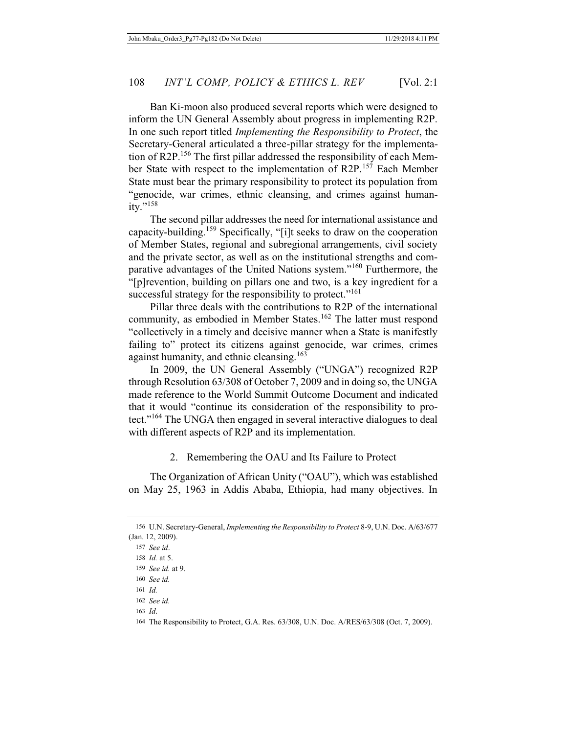Ban Ki-moon also produced several reports which were designed to inform the UN General Assembly about progress in implementing R2P. In one such report titled *Implementing the Responsibility to Protect*, the Secretary-General articulated a three-pillar strategy for the implementation of R2P.[156] The first pillar addressed the responsibility of each Member State with respect to the implementation of R2P.[157] Each Member State must bear the primary responsibility to protect its population from "genocide, war crimes, ethnic cleansing, and crimes against humanity."[158]

The second pillar addresses the need for international assistance and capacity-building.[159] Specifically, "[i]t seeks to draw on the cooperation of Member States, regional and subregional arrangements, civil society and the private sector, as well as on the institutional strengths and comparative advantages of the United Nations system."[160] Furthermore, the "[p]revention, building on pillars one and two, is a key ingredient for a successful strategy for the responsibility to protect."[161]

Pillar three deals with the contributions to R2P of the international community, as embodied in Member States.[162] The latter must respond "collectively in a timely and decisive manner when a State is manifestly failing to" protect its citizens against genocide, war crimes, crimes against humanity, and ethnic cleansing.[163]

In 2009, the UN General Assembly ("UNGA") recognized R2P through Resolution 63/308 of October 7, 2009 and in doing so, the UNGA made reference to the World Summit Outcome Document and indicated that it would "continue its consideration of the responsibility to protect."[164] The UNGA then engaged in several interactive dialogues to deal with different aspects of R2P and its implementation.

### 2. Remembering the OAU and Its Failure to Protect

The Organization of African Unity ("OAU"), which was established on May 25, 1963 in Addis Ababa, Ethiopia, had many objectives. In

---

156 U.N. Secretary-General, *Implementing the Responsibility to Protect* 8-9, U.N. Doc. A/63/677 (Jan. 12, 2009).

157 *See id*.

158 *Id.* at 5.

159 *See id.* at 9.

160 *See id.*

161 *Id.*

162 *See id.*

163 *Id*.

164 The Responsibility to Protect, G.A. Res. 63/308, U.N. Doc. A/RES/63/308 (Oct. 7, 2009).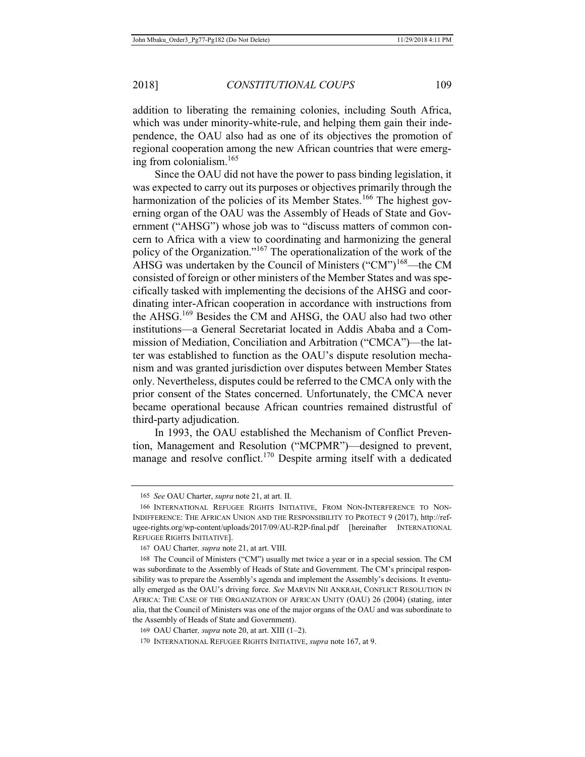addition to liberating the remaining colonies, including South Africa, which was under minority-white-rule, and helping them gain their independence, the OAU also had as one of its objectives the promotion of regional cooperation among the new African countries that were emerging from colonialism.[165]

Since the OAU did not have the power to pass binding legislation, it was expected to carry out its purposes or objectives primarily through the harmonization of the policies of its Member States.[166] The highest governing organ of the OAU was the Assembly of Heads of State and Government ("AHSG") whose job was to "discuss matters of common concern to Africa with a view to coordinating and harmonizing the general policy of the Organization."[167] The operationalization of the work of the AHSG was undertaken by the Council of Ministers ("CM")[168]—the CM consisted of foreign or other ministers of the Member States and was specifically tasked with implementing the decisions of the AHSG and coordinating inter-African cooperation in accordance with instructions from the AHSG.[169] Besides the CM and AHSG, the OAU also had two other institutions—a General Secretariat located in Addis Ababa and a Commission of Mediation, Conciliation and Arbitration ("CMCA")—the latter was established to function as the OAU's dispute resolution mechanism and was granted jurisdiction over disputes between Member States only. Nevertheless, disputes could be referred to the CMCA only with the prior consent of the States concerned. Unfortunately, the CMCA never became operational because African countries remained distrustful of third-party adjudication.

In 1993, the OAU established the Mechanism of Conflict Prevention, Management and Resolution ("MCPMR")—designed to prevent, manage and resolve conflict.[170] Despite arming itself with a dedicated

---

165 *See* OAU Charter, *supra* note 21, at art. II.

166 INTERNATIONAL REFUGEE RIGHTS INITIATIVE, FROM NON-INTERFERENCE TO NON-INDIFFERENCE: THE AFRICAN UNION AND THE RESPONSIBILITY TO PROTECT 9 (2017), http://refugee-rights.org/wp-content/uploads/2017/09/AU-R2P-final.pdf [hereinafter INTERNATIONAL REFUGEE RIGHTS INITIATIVE].

167 OAU Charter*, supra* note 21, at art. VIII.

168 The Council of Ministers ("CM") usually met twice a year or in a special session. The CM was subordinate to the Assembly of Heads of State and Government. The CM's principal responsibility was to prepare the Assembly's agenda and implement the Assembly's decisions. It eventually emerged as the OAU's driving force. *See* MARVIN NII ANKRAH, CONFLICT RESOLUTION IN AFRICA: THE CASE OF THE ORGANIZATION OF AFRICAN UNITY (OAU) 26 (2004) (stating, inter alia, that the Council of Ministers was one of the major organs of the OAU and was subordinate to the Assembly of Heads of State and Government).

169 OAU Charter*, supra* note 20, at art. XIII (1–2).

170 INTERNATIONAL REFUGEE RIGHTS INITIATIVE, *supra* note 167, at 9.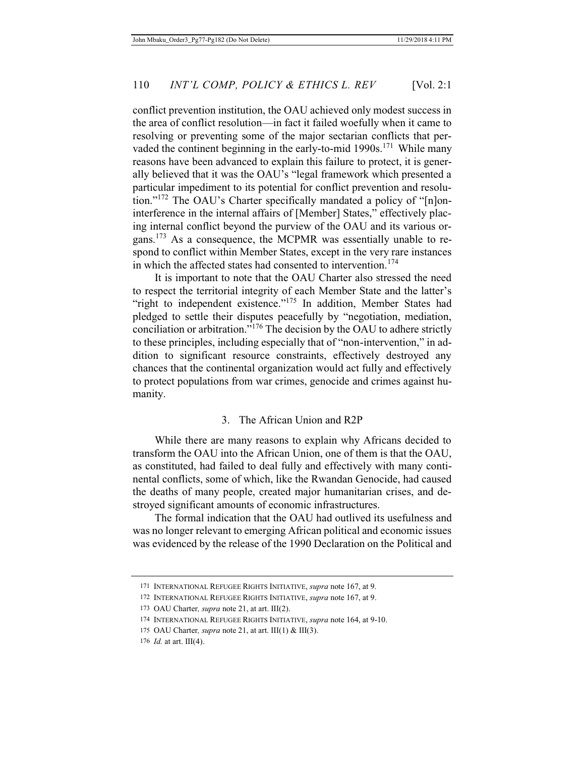conflict prevention institution, the OAU achieved only modest success in the area of conflict resolution—in fact it failed woefully when it came to resolving or preventing some of the major sectarian conflicts that pervaded the continent beginning in the early-to-mid 1990s.[171] While many reasons have been advanced to explain this failure to protect, it is generally believed that it was the OAU's "legal framework which presented a particular impediment to its potential for conflict prevention and resolution."[172] The OAU's Charter specifically mandated a policy of "[n]on-interference in the internal affairs of [Member] States," effectively placing internal conflict beyond the purview of the OAU and its various organs.[173] As a consequence, the MCPMR was essentially unable to respond to conflict within Member States, except in the very rare instances in which the affected states had consented to intervention.[174]

It is important to note that the OAU Charter also stressed the need to respect the territorial integrity of each Member State and the latter's "right to independent existence."[175] In addition, Member States had pledged to settle their disputes peacefully by "negotiation, mediation, conciliation or arbitration."[176] The decision by the OAU to adhere strictly to these principles, including especially that of "non-intervention," in addition to significant resource constraints, effectively destroyed any chances that the continental organization would act fully and effectively to protect populations from war crimes, genocide and crimes against humanity.

### 3. The African Union and R2P

While there are many reasons to explain why Africans decided to transform the OAU into the African Union, one of them is that the OAU, as constituted, had failed to deal fully and effectively with many continental conflicts, some of which, like the Rwandan Genocide, had caused the deaths of many people, created major humanitarian crises, and destroyed significant amounts of economic infrastructures.

The formal indication that the OAU had outlived its usefulness and was no longer relevant to emerging African political and economic issues was evidenced by the release of the 1990 Declaration on the Political and

---

171 INTERNATIONAL REFUGEE RIGHTS INITIATIVE, *supra* note 167, at 9.

172 INTERNATIONAL REFUGEE RIGHTS INITIATIVE, *supra* note 167, at 9.

173 OAU Charter*, supra* note 21, at art. III(2).

174 INTERNATIONAL REFUGEE RIGHTS INITIATIVE, *supra* note 164, at 9-10.

175 OAU Charter*, supra* note 21, at art. III(1) & III(3).

176 *Id.* at art. III(4).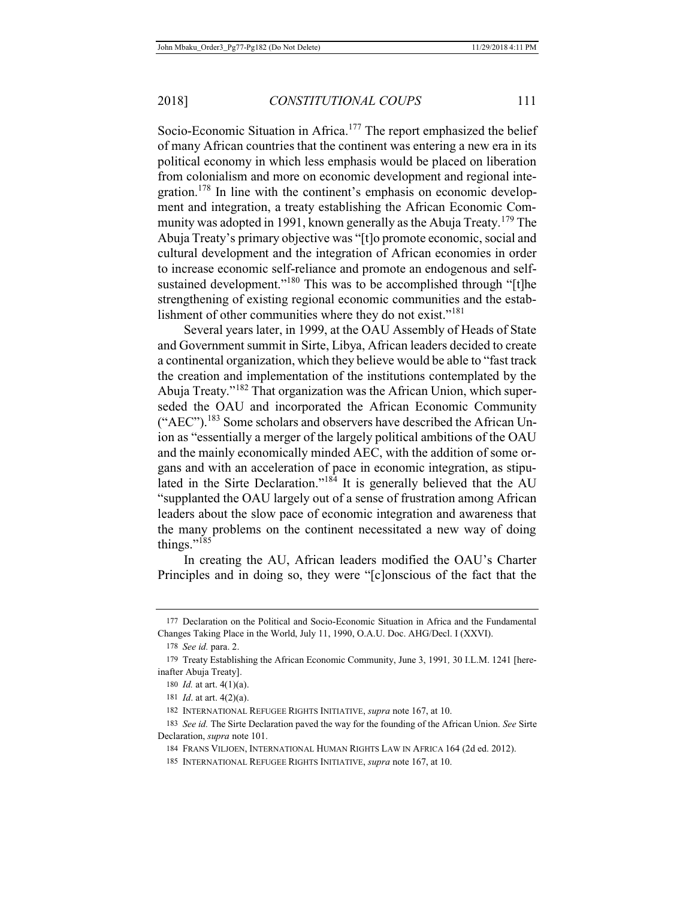Socio-Economic Situation in Africa.[177] The report emphasized the belief of many African countries that the continent was entering a new era in its political economy in which less emphasis would be placed on liberation from colonialism and more on economic development and regional integration.[178] In line with the continent's emphasis on economic development and integration, a treaty establishing the African Economic Community was adopted in 1991, known generally as the Abuja Treaty.[179] The Abuja Treaty's primary objective was "[t]o promote economic, social and cultural development and the integration of African economies in order to increase economic self-reliance and promote an endogenous and self-sustained development."[180] This was to be accomplished through "[t]he strengthening of existing regional economic communities and the establishment of other communities where they do not exist."[181]

Several years later, in 1999, at the OAU Assembly of Heads of State and Government summit in Sirte, Libya, African leaders decided to create a continental organization, which they believe would be able to "fast track the creation and implementation of the institutions contemplated by the Abuja Treaty."[182] That organization was the African Union, which superseded the OAU and incorporated the African Economic Community ("AEC").[183] Some scholars and observers have described the African Union as "essentially a merger of the largely political ambitions of the OAU and the mainly economically minded AEC, with the addition of some organs and with an acceleration of pace in economic integration, as stipulated in the Sirte Declaration."[184] It is generally believed that the AU "supplanted the OAU largely out of a sense of frustration among African leaders about the slow pace of economic integration and awareness that the many problems on the continent necessitated a new way of doing things."[185]

In creating the AU, African leaders modified the OAU's Charter Principles and in doing so, they were "[c]onscious of the fact that the

---

177 Declaration on the Political and Socio-Economic Situation in Africa and the Fundamental Changes Taking Place in the World, July 11, 1990, O.A.U. Doc. AHG/Decl. I (XXVI).

178 *See id.* para. 2.

179 Treaty Establishing the African Economic Community, June 3, 1991, 30 I.L.M. 1241 [hereinafter Abuja Treaty].

180 *Id.* at art. 4(1)(a).

181 *Id*. at art. 4(2)(a).

182 INTERNATIONAL REFUGEE RIGHTS INITIATIVE, *supra* note 167, at 10.

183 *See id.* The Sirte Declaration paved the way for the founding of the African Union. *See* Sirte Declaration, *supra* note 101.

184 FRANS VILJOEN, INTERNATIONAL HUMAN RIGHTS LAW IN AFRICA 164 (2d ed. 2012).

185 INTERNATIONAL REFUGEE RIGHTS INITIATIVE, *supra* note 167, at 10.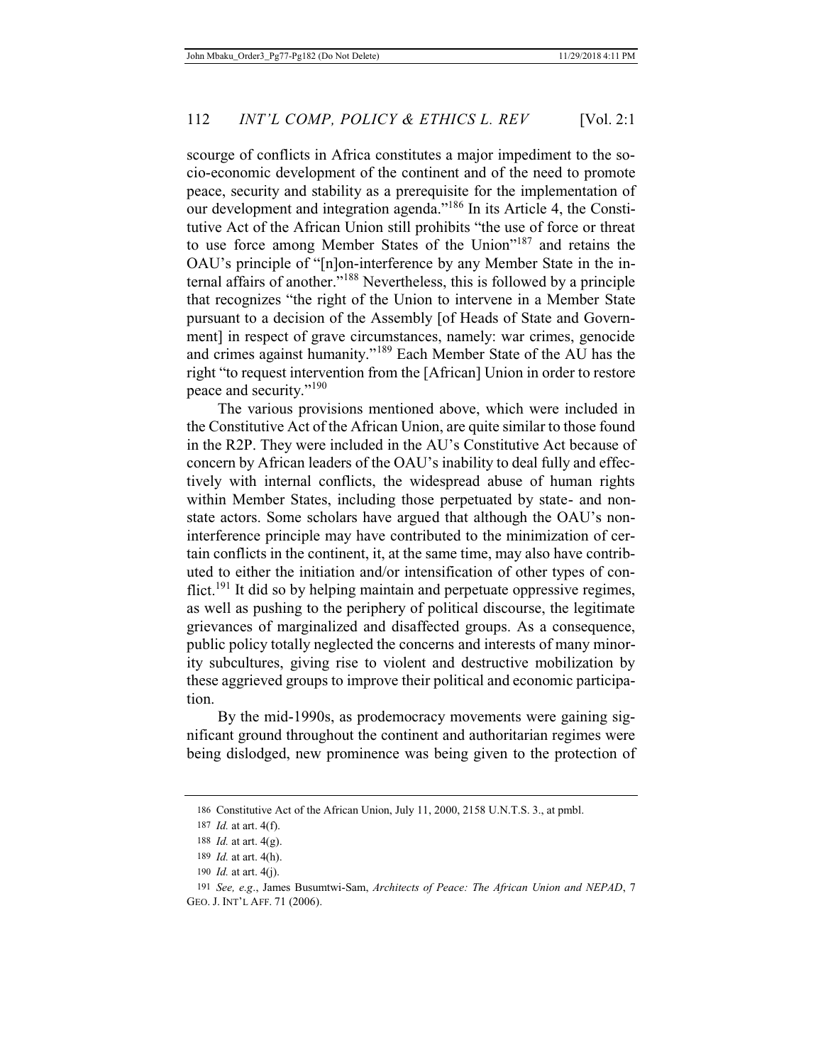scourge of conflicts in Africa constitutes a major impediment to the socio-economic development of the continent and of the need to promote peace, security and stability as a prerequisite for the implementation of our development and integration agenda."[186] In its Article 4, the Constitutive Act of the African Union still prohibits "the use of force or threat to use force among Member States of the Union"[187] and retains the OAU's principle of "[n]on-interference by any Member State in the internal affairs of another."[188] Nevertheless, this is followed by a principle that recognizes "the right of the Union to intervene in a Member State pursuant to a decision of the Assembly [of Heads of State and Government] in respect of grave circumstances, namely: war crimes, genocide and crimes against humanity."[189] Each Member State of the AU has the right "to request intervention from the [African] Union in order to restore peace and security."[190]

The various provisions mentioned above, which were included in the Constitutive Act of the African Union, are quite similar to those found in the R2P. They were included in the AU's Constitutive Act because of concern by African leaders of the OAU's inability to deal fully and effectively with internal conflicts, the widespread abuse of human rights within Member States, including those perpetuated by state- and non-state actors. Some scholars have argued that although the OAU's non-interference principle may have contributed to the minimization of certain conflicts in the continent, it, at the same time, may also have contributed to either the initiation and/or intensification of other types of conflict.[191] It did so by helping maintain and perpetuate oppressive regimes, as well as pushing to the periphery of political discourse, the legitimate grievances of marginalized and disaffected groups. As a consequence, public policy totally neglected the concerns and interests of many minority subcultures, giving rise to violent and destructive mobilization by these aggrieved groups to improve their political and economic participation.

By the mid-1990s, as prodemocracy movements were gaining significant ground throughout the continent and authoritarian regimes were being dislodged, new prominence was being given to the protection of

---

186 Constitutive Act of the African Union, July 11, 2000, 2158 U.N.T.S. 3., at pmbl.

187 *Id.* at art. 4(f).

188 *Id.* at art. 4(g).

189 *Id.* at art. 4(h).

190 *Id.* at art. 4(j).

191 *See, e.g.*, James Busumtwi-Sam, *Architects of Peace: The African Union and NEPAD*, 7 GEO. J. INT'L AFF. 71 (2006).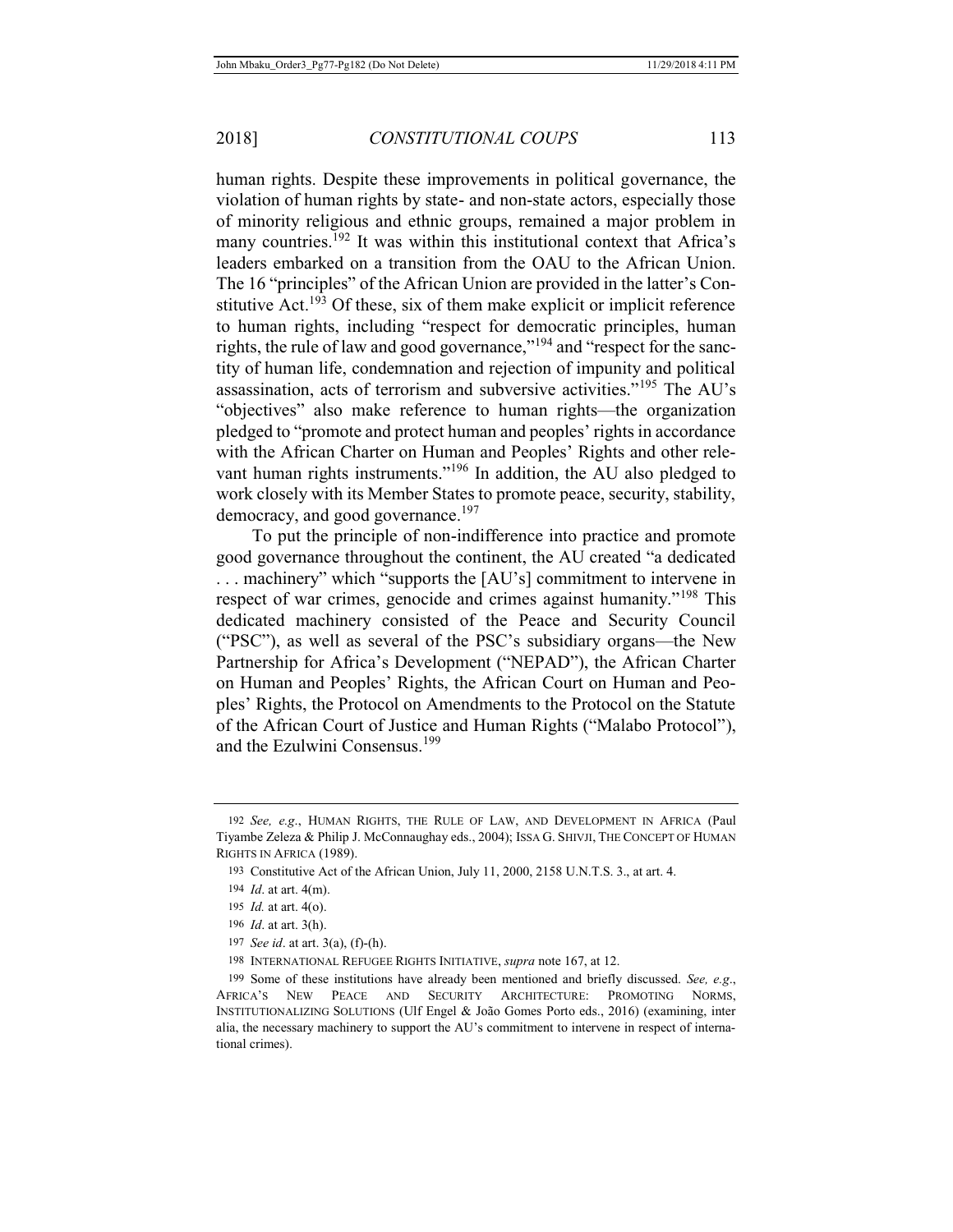human rights. Despite these improvements in political governance, the violation of human rights by state- and non-state actors, especially those of minority religious and ethnic groups, remained a major problem in many countries.[192] It was within this institutional context that Africa's leaders embarked on a transition from the OAU to the African Union. The 16 "principles" of the African Union are provided in the latter's Constitutive Act.[193] Of these, six of them make explicit or implicit reference to human rights, including "respect for democratic principles, human rights, the rule of law and good governance,"[194] and "respect for the sanctity of human life, condemnation and rejection of impunity and political assassination, acts of terrorism and subversive activities."[195] The AU's "objectives" also make reference to human rights—the organization pledged to "promote and protect human and peoples' rights in accordance with the African Charter on Human and Peoples' Rights and other relevant human rights instruments."[196] In addition, the AU also pledged to work closely with its Member States to promote peace, security, stability, democracy, and good governance.[197]

To put the principle of non-indifference into practice and promote good governance throughout the continent, the AU created "a dedicated . . . machinery" which "supports the [AU's] commitment to intervene in respect of war crimes, genocide and crimes against humanity."[198] This dedicated machinery consisted of the Peace and Security Council ("PSC"), as well as several of the PSC's subsidiary organs—the New Partnership for Africa's Development ("NEPAD"), the African Charter on Human and Peoples' Rights, the African Court on Human and Peoples' Rights, the Protocol on Amendments to the Protocol on the Statute of the African Court of Justice and Human Rights ("Malabo Protocol"), and the Ezulwini Consensus.[199]

---

192 *See, e.g.*, HUMAN RIGHTS, THE RULE OF LAW, AND DEVELOPMENT IN AFRICA (Paul Tiyambe Zeleza & Philip J. McConnaughay eds., 2004); ISSA G. SHIVJI, THE CONCEPT OF HUMAN RIGHTS IN AFRICA (1989).

193 Constitutive Act of the African Union, July 11, 2000, 2158 U.N.T.S. 3., at art. 4.

194 *Id*. at art. 4(m).

195 *Id.* at art. 4(o).

196 *Id*. at art. 3(h).

197 *See id*. at art. 3(a), (f)-(h).

198 INTERNATIONAL REFUGEE RIGHTS INITIATIVE, *supra* note 167, at 12.

199 Some of these institutions have already been mentioned and briefly discussed. *See, e.g.*, AFRICA'S NEW PEACE AND SECURITY ARCHITECTURE: PROMOTING NORMS, INSTITUTIONALIZING SOLUTIONS (Ulf Engel & João Gomes Porto eds., 2016) (examining, inter alia, the necessary machinery to support the AU's commitment to intervene in respect of international crimes).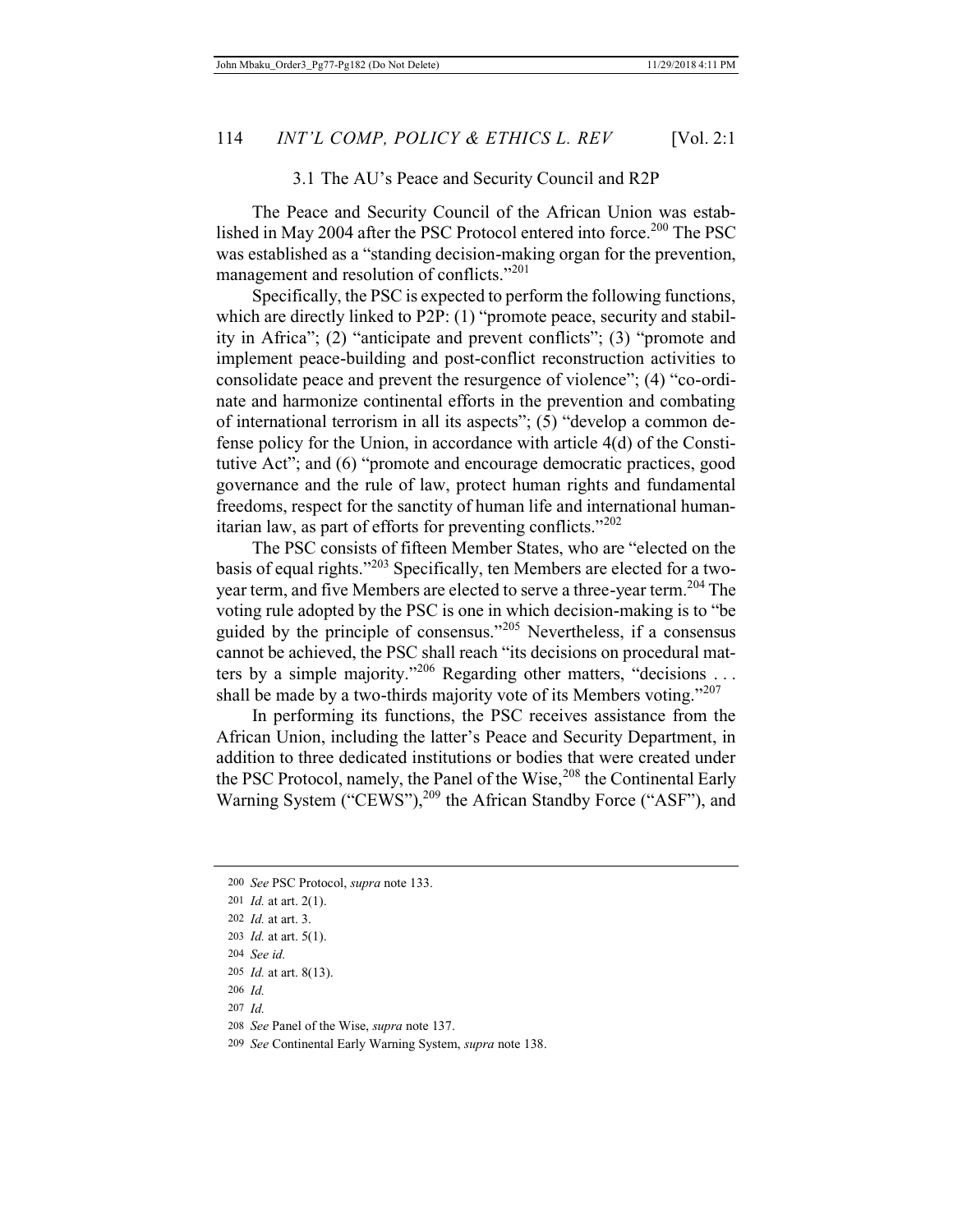### 3.1 The AU's Peace and Security Council and R2P

The Peace and Security Council of the African Union was established in May 2004 after the PSC Protocol entered into force.[200] The PSC was established as a "standing decision-making organ for the prevention, management and resolution of conflicts."[201]

Specifically, the PSC is expected to perform the following functions, which are directly linked to P2P: (1) "promote peace, security and stability in Africa"; (2) "anticipate and prevent conflicts"; (3) "promote and implement peace-building and post-conflict reconstruction activities to consolidate peace and prevent the resurgence of violence"; (4) "co-ordinate and harmonize continental efforts in the prevention and combating of international terrorism in all its aspects"; (5) "develop a common defense policy for the Union, in accordance with article 4(d) of the Constitutive Act"; and (6) "promote and encourage democratic practices, good governance and the rule of law, protect human rights and fundamental freedoms, respect for the sanctity of human life and international humanitarian law, as part of efforts for preventing conflicts."[202]

The PSC consists of fifteen Member States, who are "elected on the basis of equal rights."[203] Specifically, ten Members are elected for a two-year term, and five Members are elected to serve a three-year term.[204] The voting rule adopted by the PSC is one in which decision-making is to "be guided by the principle of consensus."[205] Nevertheless, if a consensus cannot be achieved, the PSC shall reach "its decisions on procedural matters by a simple majority."[206] Regarding other matters, "decisions . . . shall be made by a two-thirds majority vote of its Members voting."[207]

In performing its functions, the PSC receives assistance from the African Union, including the latter's Peace and Security Department, in addition to three dedicated institutions or bodies that were created under the PSC Protocol, namely, the Panel of the Wise,[208] the Continental Early Warning System ("CEWS"),[209] the African Standby Force ("ASF"), and

---

200 *See* PSC Protocol, *supra* note 133.

201 *Id.* at art. 2(1).

202 *Id.* at art. 3.

203 *Id.* at art. 5(1).

204 *See id.*

205 *Id.* at art. 8(13).

206 *Id.*

207 *Id.*

208 *See* Panel of the Wise, *supra* note 137.

209 *See* Continental Early Warning System, *supra* note 138.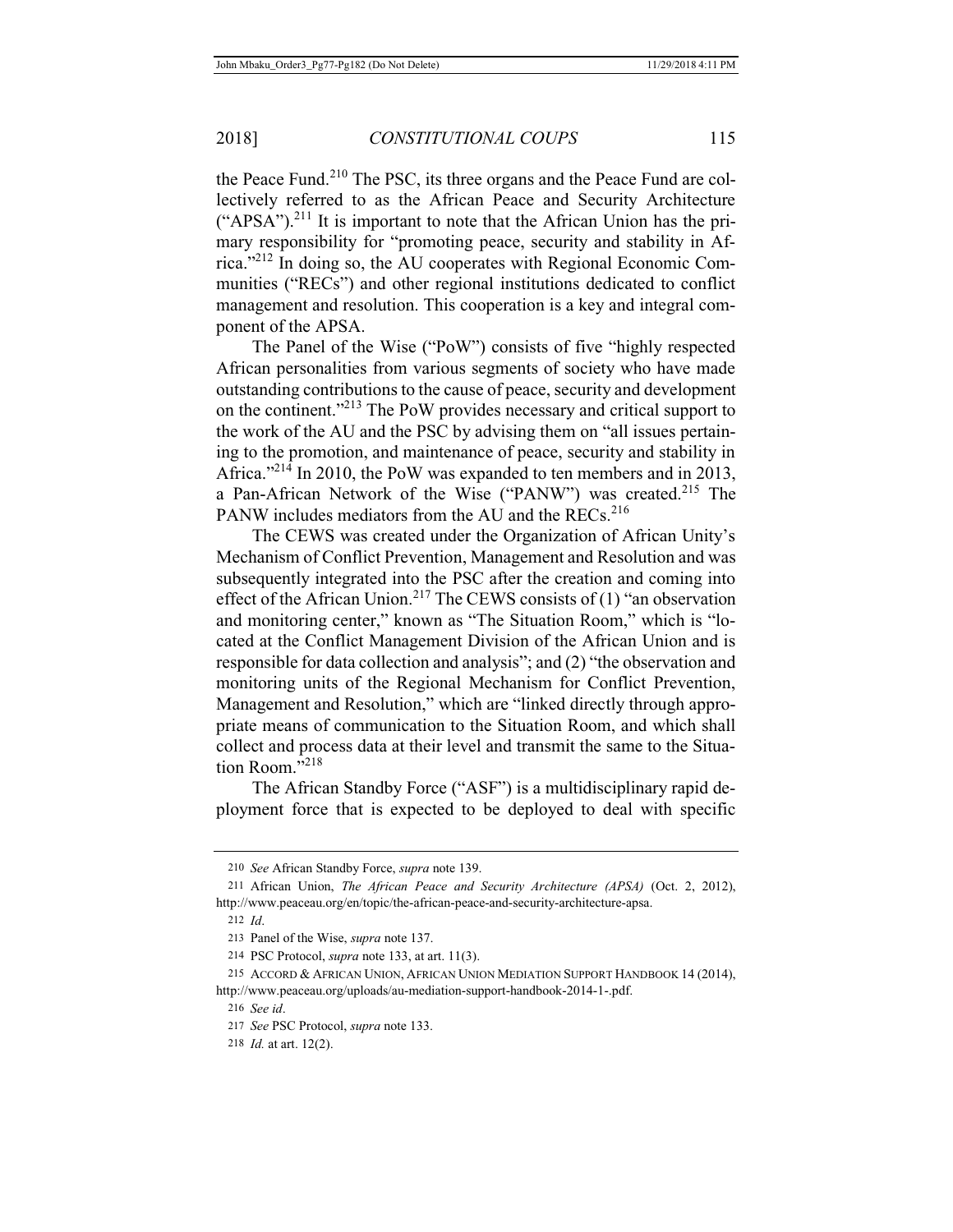the Peace Fund.[210] The PSC, its three organs and the Peace Fund are collectively referred to as the African Peace and Security Architecture ("APSA").[211] It is important to note that the African Union has the primary responsibility for "promoting peace, security and stability in Africa."[212] In doing so, the AU cooperates with Regional Economic Communities ("RECs") and other regional institutions dedicated to conflict management and resolution. This cooperation is a key and integral component of the APSA.

The Panel of the Wise ("PoW") consists of five "highly respected African personalities from various segments of society who have made outstanding contributions to the cause of peace, security and development on the continent."[213] The PoW provides necessary and critical support to the work of the AU and the PSC by advising them on "all issues pertaining to the promotion, and maintenance of peace, security and stability in Africa."[214] In 2010, the PoW was expanded to ten members and in 2013, a Pan-African Network of the Wise ("PANW") was created.[215] The PANW includes mediators from the AU and the RECs.[216]

The CEWS was created under the Organization of African Unity's Mechanism of Conflict Prevention, Management and Resolution and was subsequently integrated into the PSC after the creation and coming into effect of the African Union.[217] The CEWS consists of (1) "an observation and monitoring center," known as "The Situation Room," which is "located at the Conflict Management Division of the African Union and is responsible for data collection and analysis"; and (2) "the observation and monitoring units of the Regional Mechanism for Conflict Prevention, Management and Resolution," which are "linked directly through appropriate means of communication to the Situation Room, and which shall collect and process data at their level and transmit the same to the Situation Room."[218]

The African Standby Force ("ASF") is a multidisciplinary rapid deployment force that is expected to be deployed to deal with specific

---

210 *See* African Standby Force, *supra* note 139.

211 African Union, *The African Peace and Security Architecture (APSA)* (Oct. 2, 2012), http://www.peaceau.org/en/topic/the-african-peace-and-security-architecture-apsa.

212 *Id*.

213 Panel of the Wise, *supra* note 137.

214 PSC Protocol, *supra* note 133, at art. 11(3).

215 ACCORD & AFRICAN UNION, AFRICAN UNION MEDIATION SUPPORT HANDBOOK 14 (2014), http://www.peaceau.org/uploads/au-mediation-support-handbook-2014-1-.pdf.

216 *See id*.

217 *See* PSC Protocol, *supra* note 133.

218 *Id.* at art. 12(2).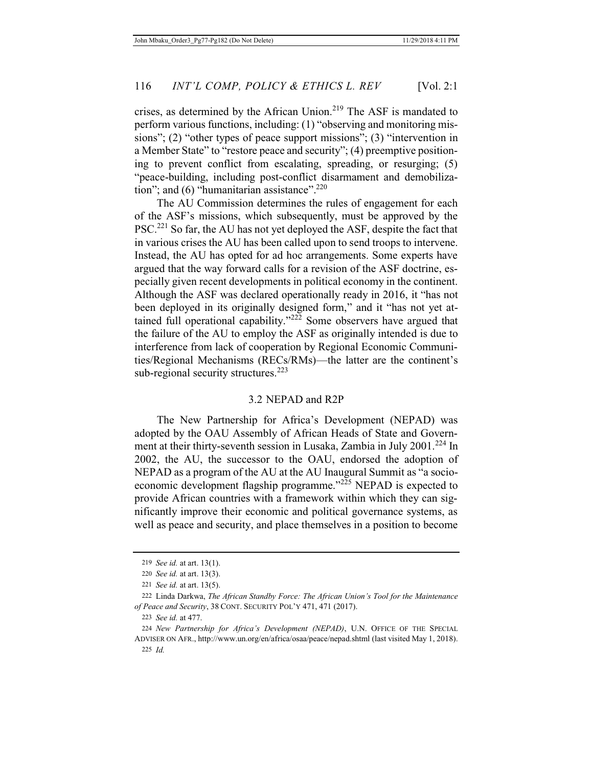crises, as determined by the African Union.[219] The ASF is mandated to perform various functions, including: (1) "observing and monitoring missions"; (2) "other types of peace support missions"; (3) "intervention in a Member State" to "restore peace and security"; (4) preemptive positioning to prevent conflict from escalating, spreading, or resurging; (5) "peace-building, including post-conflict disarmament and demobilization"; and (6) "humanitarian assistance".[220]

The AU Commission determines the rules of engagement for each of the ASF's missions, which subsequently, must be approved by the PSC.[221] So far, the AU has not yet deployed the ASF, despite the fact that in various crises the AU has been called upon to send troops to intervene. Instead, the AU has opted for ad hoc arrangements. Some experts have argued that the way forward calls for a revision of the ASF doctrine, especially given recent developments in political economy in the continent. Although the ASF was declared operationally ready in 2016, it "has not been deployed in its originally designed form," and it "has not yet attained full operational capability."[222] Some observers have argued that the failure of the AU to employ the ASF as originally intended is due to interference from lack of cooperation by Regional Economic Communities/Regional Mechanisms (RECs/RMs)—the latter are the continent's sub-regional security structures.[223]

### 3.2 NEPAD and R2P

The New Partnership for Africa's Development (NEPAD) was adopted by the OAU Assembly of African Heads of State and Government at their thirty-seventh session in Lusaka, Zambia in July 2001.[224] In 2002, the AU, the successor to the OAU, endorsed the adoption of NEPAD as a program of the AU at the AU Inaugural Summit as "a socio-economic development flagship programme."[225] NEPAD is expected to provide African countries with a framework within which they can significantly improve their economic and political governance systems, as well as peace and security, and place themselves in a position to become

---

219 *See id.* at art. 13(1).

220 *See id.* at art. 13(3).

221 *See id.* at art. 13(5).

222 Linda Darkwa, *The African Standby Force: The African Union's Tool for the Maintenance of Peace and Security*, 38 CONT. SECURITY POL'Y 471, 471 (2017).

223 *See id.* at 477.

224 *New Partnership for Africa's Development (NEPAD)*, U.N. OFFICE OF THE SPECIAL ADVISER ON AFR., http://www.un.org/en/africa/osaa/peace/nepad.shtml (last visited May 1, 2018).

225 *Id.*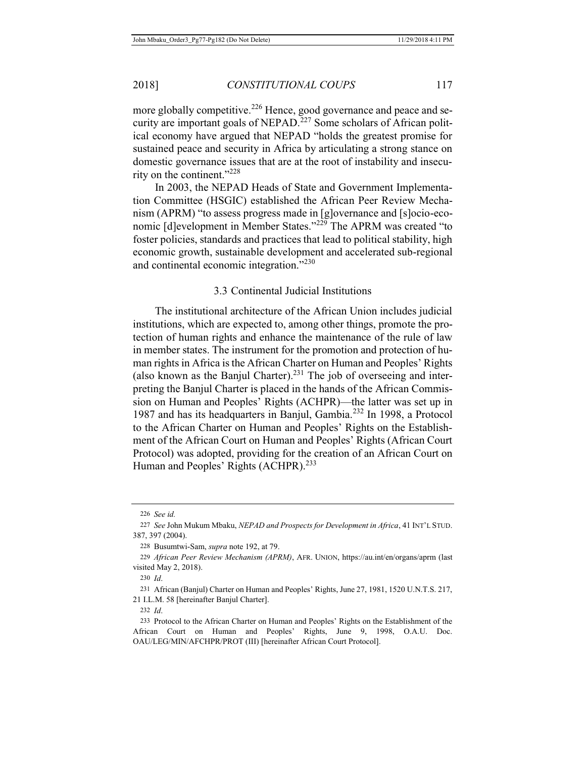more globally competitive.[226] Hence, good governance and peace and security are important goals of NEPAD.[227] Some scholars of African political economy have argued that NEPAD "holds the greatest promise for sustained peace and security in Africa by articulating a strong stance on domestic governance issues that are at the root of instability and insecurity on the continent."[228]

In 2003, the NEPAD Heads of State and Government Implementation Committee (HSGIC) established the African Peer Review Mechanism (APRM) "to assess progress made in [g]overnance and [s]ocio-economic [d]evelopment in Member States."[229] The APRM was created "to foster policies, standards and practices that lead to political stability, high economic growth, sustainable development and accelerated sub-regional and continental economic integration."[230]

### 3.3 Continental Judicial Institutions

The institutional architecture of the African Union includes judicial institutions, which are expected to, among other things, promote the protection of human rights and enhance the maintenance of the rule of law in member states. The instrument for the promotion and protection of human rights in Africa is the African Charter on Human and Peoples' Rights (also known as the Banjul Charter).[231] The job of overseeing and interpreting the Banjul Charter is placed in the hands of the African Commission on Human and Peoples' Rights (ACHPR)—the latter was set up in 1987 and has its headquarters in Banjul, Gambia.[232] In 1998, a Protocol to the African Charter on Human and Peoples' Rights on the Establishment of the African Court on Human and Peoples' Rights (African Court Protocol) was adopted, providing for the creation of an African Court on Human and Peoples' Rights (ACHPR).[233]

---

226 *See id.*

227 *See* John Mukum Mbaku, *NEPAD and Prospects for Development in Africa*, 41 INT'L STUD. 387, 397 (2004).

228 Busumtwi-Sam, *supra* note 192, at 79.

229 *African Peer Review Mechanism (APRM)*, AFR. UNION, https://au.int/en/organs/aprm (last visited May 2, 2018).

230 *Id.*

231 African (Banjul) Charter on Human and Peoples' Rights, June 27, 1981, 1520 U.N.T.S. 217, 21 I.L.M. 58 [hereinafter Banjul Charter].

232 *Id.*

233 Protocol to the African Charter on Human and Peoples' Rights on the Establishment of the African Court on Human and Peoples' Rights, June 9, 1998, O.A.U. Doc. OAU/LEG/MIN/AFCHPR/PROT (III) [hereinafter African Court Protocol].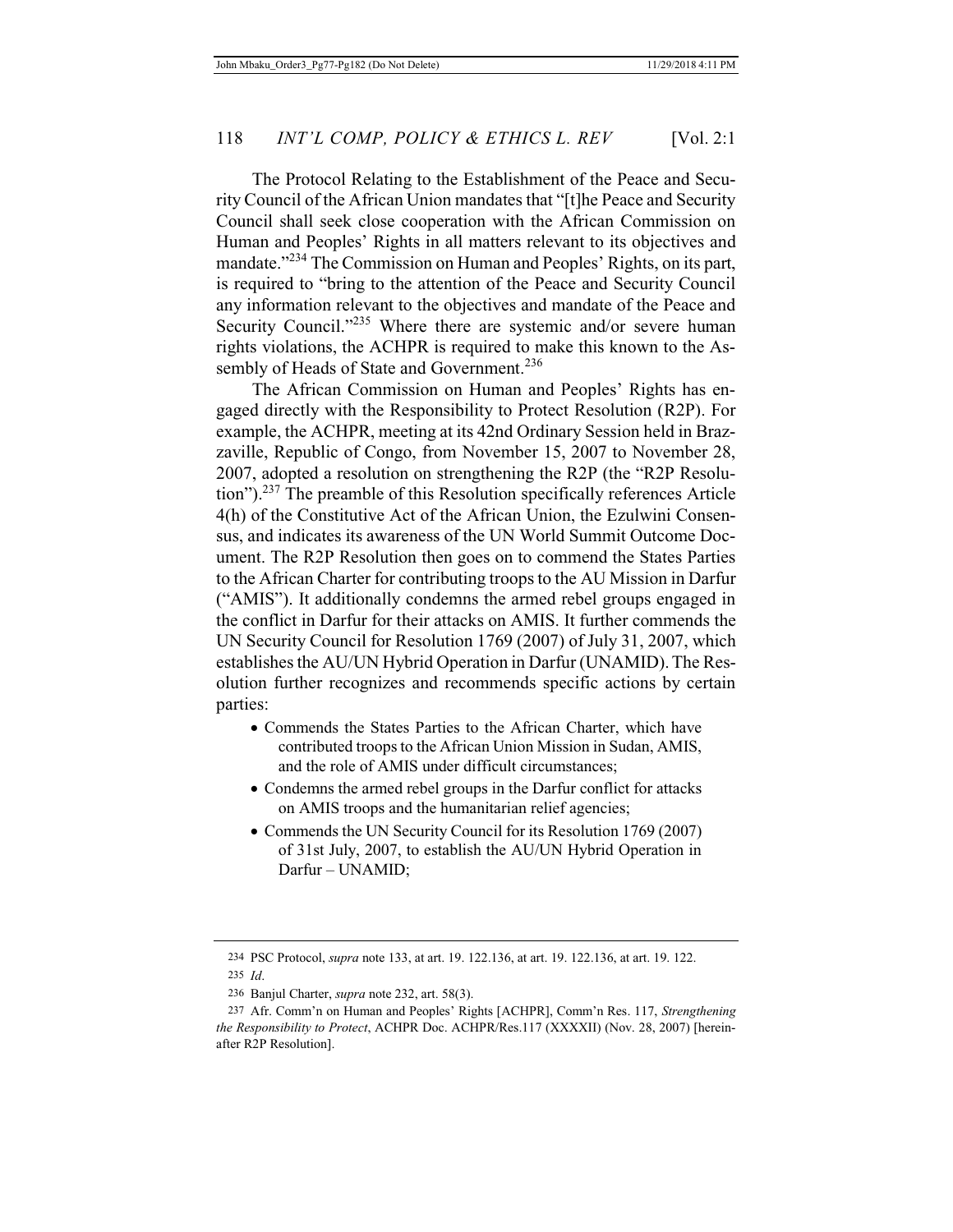The Protocol Relating to the Establishment of the Peace and Security Council of the African Union mandates that "[t]he Peace and Security Council shall seek close cooperation with the African Commission on Human and Peoples' Rights in all matters relevant to its objectives and mandate."[234] The Commission on Human and Peoples' Rights, on its part, is required to "bring to the attention of the Peace and Security Council any information relevant to the objectives and mandate of the Peace and Security Council."[235] Where there are systemic and/or severe human rights violations, the ACHPR is required to make this known to the Assembly of Heads of State and Government.[236]

The African Commission on Human and Peoples' Rights has engaged directly with the Responsibility to Protect Resolution (R2P). For example, the ACHPR, meeting at its 42nd Ordinary Session held in Brazzaville, Republic of Congo, from November 15, 2007 to November 28, 2007, adopted a resolution on strengthening the R2P (the "R2P Resolution").[237] The preamble of this Resolution specifically references Article 4(h) of the Constitutive Act of the African Union, the Ezulwini Consensus, and indicates its awareness of the UN World Summit Outcome Document. The R2P Resolution then goes on to commend the States Parties to the African Charter for contributing troops to the AU Mission in Darfur ("AMIS"). It additionally condemns the armed rebel groups engaged in the conflict in Darfur for their attacks on AMIS. It further commends the UN Security Council for Resolution 1769 (2007) of July 31, 2007, which establishes the AU/UN Hybrid Operation in Darfur (UNAMID). The Resolution further recognizes and recommends specific actions by certain parties:

- Commends the States Parties to the African Charter, which have contributed troops to the African Union Mission in Sudan, AMIS, and the role of AMIS under difficult circumstances;
- Condemns the armed rebel groups in the Darfur conflict for attacks on AMIS troops and the humanitarian relief agencies;
- Commends the UN Security Council for its Resolution 1769 (2007) of 31st July, 2007, to establish the AU/UN Hybrid Operation in Darfur – UNAMID;

---

234 PSC Protocol, *supra* note 133, at art. 19. 122.136, at art. 19. 122.136, at art. 19. 122.

235 *Id*.

236 Banjul Charter, *supra* note 232, art. 58(3).

237 Afr. Comm'n on Human and Peoples' Rights [ACHPR], Comm'n Res. 117, *Strengthening the Responsibility to Protect*, ACHPR Doc. ACHPR/Res.117 (XXXXII) (Nov. 28, 2007) [hereinafter R2P Resolution].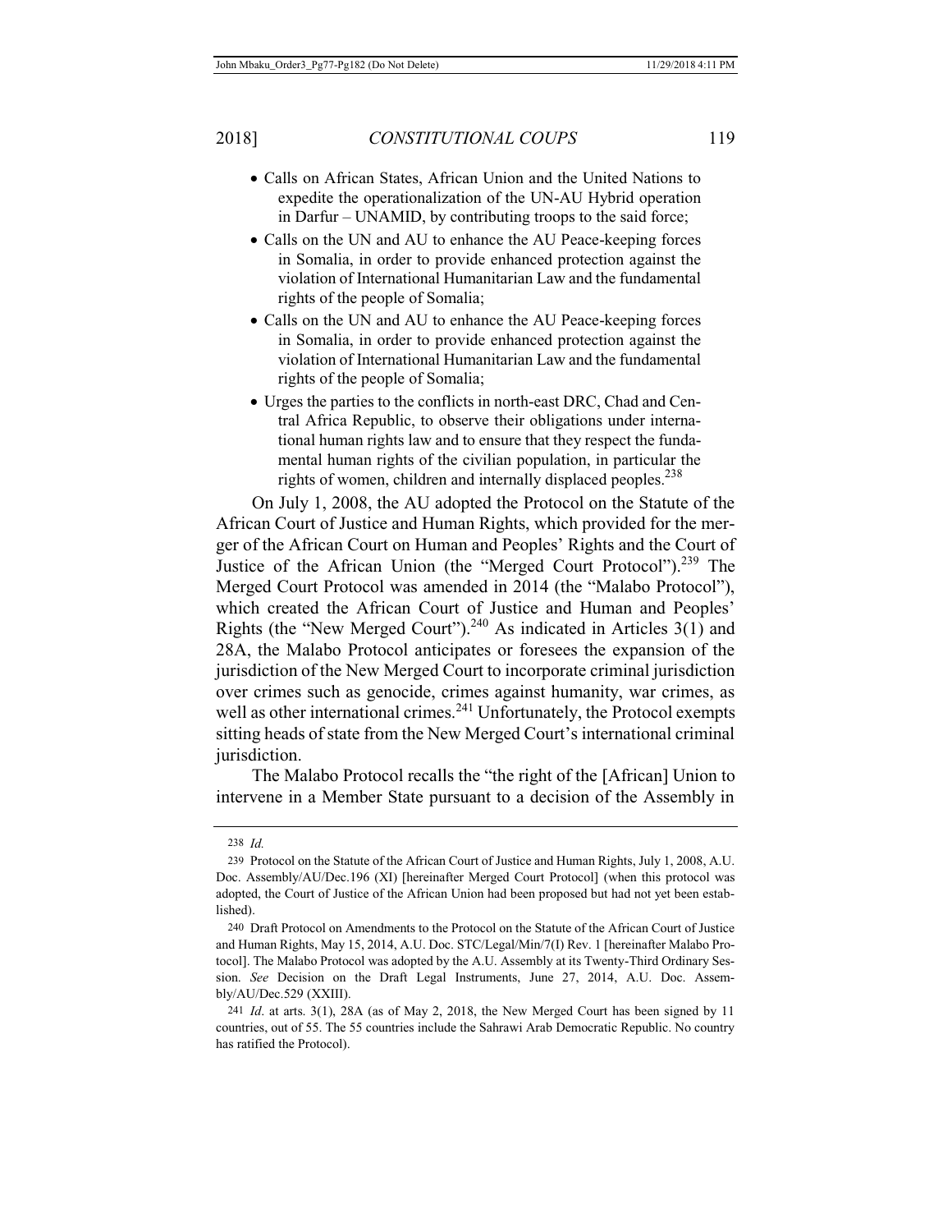- Calls on African States, African Union and the United Nations to expedite the operationalization of the UN-AU Hybrid operation in Darfur – UNAMID, by contributing troops to the said force;
- Calls on the UN and AU to enhance the AU Peace-keeping forces in Somalia, in order to provide enhanced protection against the violation of International Humanitarian Law and the fundamental rights of the people of Somalia;
- Calls on the UN and AU to enhance the AU Peace-keeping forces in Somalia, in order to provide enhanced protection against the violation of International Humanitarian Law and the fundamental rights of the people of Somalia;
- Urges the parties to the conflicts in north-east DRC, Chad and Central Africa Republic, to observe their obligations under international human rights law and to ensure that they respect the fundamental human rights of the civilian population, in particular the rights of women, children and internally displaced peoples.[238]

On July 1, 2008, the AU adopted the Protocol on the Statute of the African Court of Justice and Human Rights, which provided for the merger of the African Court on Human and Peoples' Rights and the Court of Justice of the African Union (the "Merged Court Protocol").[239] The Merged Court Protocol was amended in 2014 (the "Malabo Protocol"), which created the African Court of Justice and Human and Peoples' Rights (the "New Merged Court").[240] As indicated in Articles 3(1) and 28A, the Malabo Protocol anticipates or foresees the expansion of the jurisdiction of the New Merged Court to incorporate criminal jurisdiction over crimes such as genocide, crimes against humanity, war crimes, as well as other international crimes.[241] Unfortunately, the Protocol exempts sitting heads of state from the New Merged Court's international criminal jurisdiction.

The Malabo Protocol recalls the "the right of the [African] Union to intervene in a Member State pursuant to a decision of the Assembly in

238 *Id.*

239 Protocol on the Statute of the African Court of Justice and Human Rights, July 1, 2008, A.U. Doc. Assembly/AU/Dec.196 (XI) [hereinafter Merged Court Protocol] (when this protocol was adopted, the Court of Justice of the African Union had been proposed but had not yet been established).

240 Draft Protocol on Amendments to the Protocol on the Statute of the African Court of Justice and Human Rights, May 15, 2014, A.U. Doc. STC/Legal/Min/7(I) Rev. 1 [hereinafter Malabo Protocol]. The Malabo Protocol was adopted by the A.U. Assembly at its Twenty-Third Ordinary Session. *See* Decision on the Draft Legal Instruments, June 27, 2014, A.U. Doc. Assembly/AU/Dec.529 (XXIII).

241 *Id*. at arts. 3(1), 28A (as of May 2, 2018, the New Merged Court has been signed by 11 countries, out of 55. The 55 countries include the Sahrawi Arab Democratic Republic. No country has ratified the Protocol).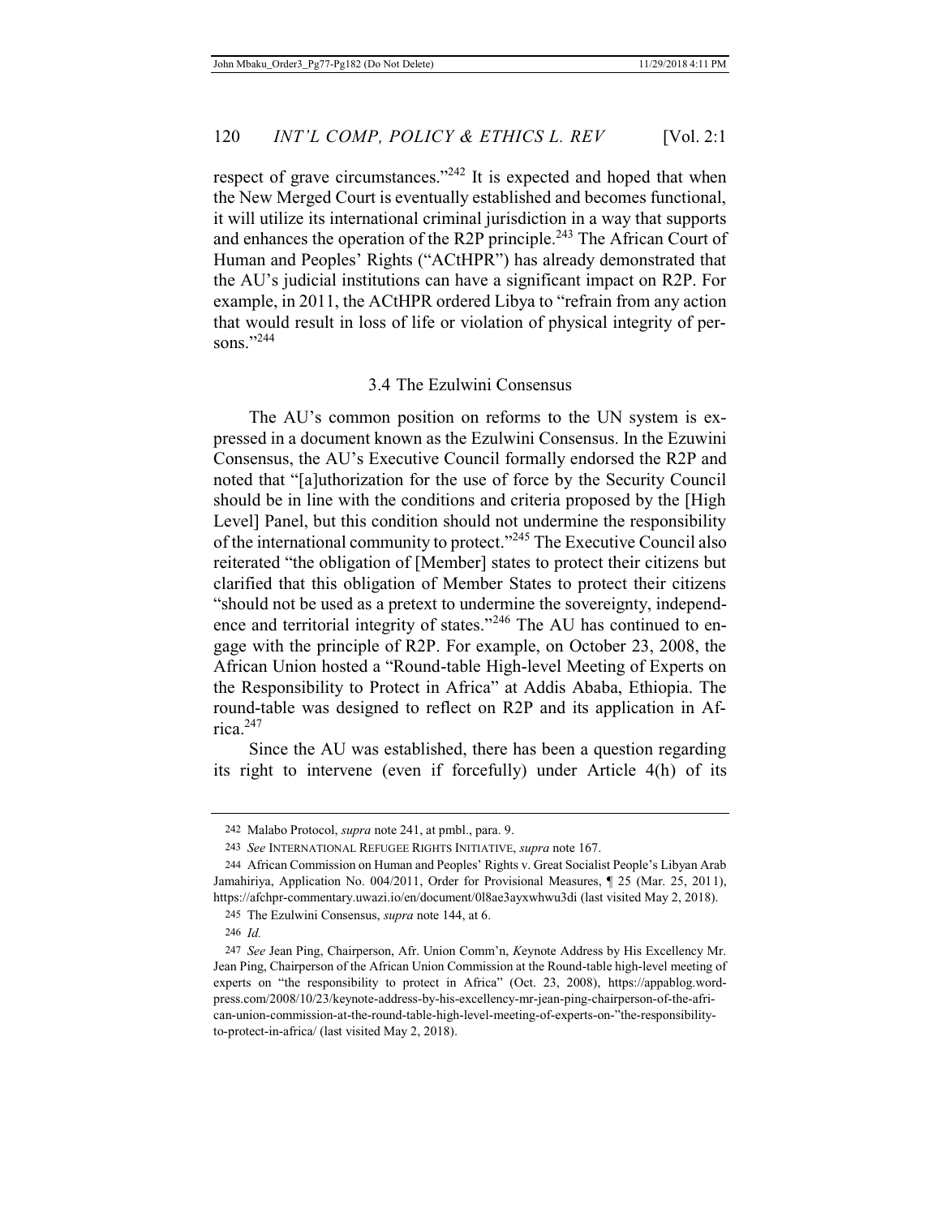respect of grave circumstances."[242] It is expected and hoped that when the New Merged Court is eventually established and becomes functional, it will utilize its international criminal jurisdiction in a way that supports and enhances the operation of the R2P principle.[243] The African Court of Human and Peoples' Rights ("ACtHPR") has already demonstrated that the AU's judicial institutions can have a significant impact on R2P. For example, in 2011, the ACtHPR ordered Libya to "refrain from any action that would result in loss of life or violation of physical integrity of persons."[244]

### 3.4 The Ezulwini Consensus

The AU's common position on reforms to the UN system is expressed in a document known as the Ezulwini Consensus. In the Ezuwini Consensus, the AU's Executive Council formally endorsed the R2P and noted that "[a]uthorization for the use of force by the Security Council should be in line with the conditions and criteria proposed by the [High Level] Panel, but this condition should not undermine the responsibility of the international community to protect."[245] The Executive Council also reiterated "the obligation of [Member] states to protect their citizens but clarified that this obligation of Member States to protect their citizens "should not be used as a pretext to undermine the sovereignty, independence and territorial integrity of states."[246] The AU has continued to engage with the principle of R2P. For example, on October 23, 2008, the African Union hosted a "Round-table High-level Meeting of Experts on the Responsibility to Protect in Africa" at Addis Ababa, Ethiopia. The round-table was designed to reflect on R2P and its application in Africa.[247]

Since the AU was established, there has been a question regarding its right to intervene (even if forcefully) under Article 4(h) of its

---

242 Malabo Protocol, *supra* note 241, at pmbl., para. 9.

243 *See* INTERNATIONAL REFUGEE RIGHTS INITIATIVE, *supra* note 167.

244 African Commission on Human and Peoples' Rights v. Great Socialist People's Libyan Arab Jamahiriya, Application No. 004/2011, Order for Provisional Measures, ¶ 25 (Mar. 25, 2011), https://afchpr-commentary.uwazi.io/en/document/0l8ae3ayxwhwu3di (last visited May 2, 2018).

245 The Ezulwini Consensus, *supra* note 144, at 6.

246 *Id.*

247 *See* Jean Ping, Chairperson, Afr. Union Comm'n, *K*eynote Address by His Excellency Mr. Jean Ping, Chairperson of the African Union Commission at the Round-table high-level meeting of experts on "the responsibility to protect in Africa" (Oct. 23, 2008), https://appablog.wordpress.com/2008/10/23/keynote-address-by-his-excellency-mr-jean-ping-chairperson-of-the-african-union-commission-at-the-round-table-high-level-meeting-of-experts-on-"the-responsibility-to-protect-in-africa/ (last visited May 2, 2018).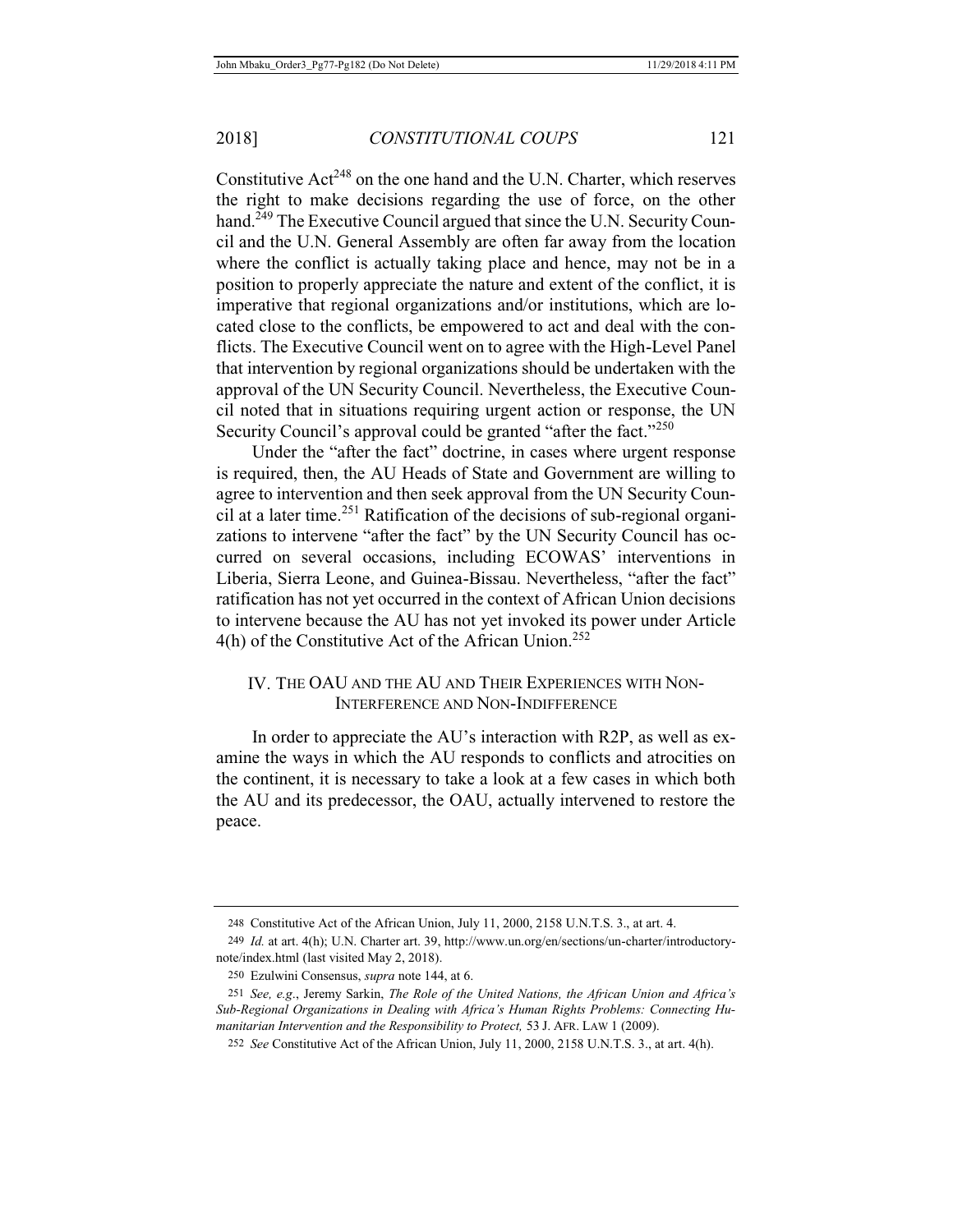Constitutive Act[248] on the one hand and the U.N. Charter, which reserves the right to make decisions regarding the use of force, on the other hand.[249] The Executive Council argued that since the U.N. Security Council and the U.N. General Assembly are often far away from the location where the conflict is actually taking place and hence, may not be in a position to properly appreciate the nature and extent of the conflict, it is imperative that regional organizations and/or institutions, which are located close to the conflicts, be empowered to act and deal with the conflicts. The Executive Council went on to agree with the High-Level Panel that intervention by regional organizations should be undertaken with the approval of the UN Security Council. Nevertheless, the Executive Council noted that in situations requiring urgent action or response, the UN Security Council's approval could be granted "after the fact."[250]

Under the "after the fact" doctrine, in cases where urgent response is required, then, the AU Heads of State and Government are willing to agree to intervention and then seek approval from the UN Security Council at a later time.[251] Ratification of the decisions of sub-regional organizations to intervene "after the fact" by the UN Security Council has occurred on several occasions, including ECOWAS' interventions in Liberia, Sierra Leone, and Guinea-Bissau. Nevertheless, "after the fact" ratification has not yet occurred in the context of African Union decisions to intervene because the AU has not yet invoked its power under Article 4(h) of the Constitutive Act of the African Union.[252]

## IV. The OAU and the AU and Their Experiences with Non-Interference and Non-Indifference

In order to appreciate the AU's interaction with R2P, as well as examine the ways in which the AU responds to conflicts and atrocities on the continent, it is necessary to take a look at a few cases in which both the AU and its predecessor, the OAU, actually intervened to restore the peace.

---

248 Constitutive Act of the African Union, July 11, 2000, 2158 U.N.T.S. 3., at art. 4.

249 *Id.* at art. 4(h); U.N. Charter art. 39, http://www.un.org/en/sections/un-charter/introductory-note/index.html (last visited May 2, 2018).

250 Ezulwini Consensus, *supra* note 144, at 6.

251 *See, e.g.*, Jeremy Sarkin, *The Role of the United Nations, the African Union and Africa's Sub-Regional Organizations in Dealing with Africa's Human Rights Problems: Connecting Humanitarian Intervention and the Responsibility to Protect,* 53 J. AFR. LAW 1 (2009).

252 *See* Constitutive Act of the African Union, July 11, 2000, 2158 U.N.T.S. 3., at art. 4(h).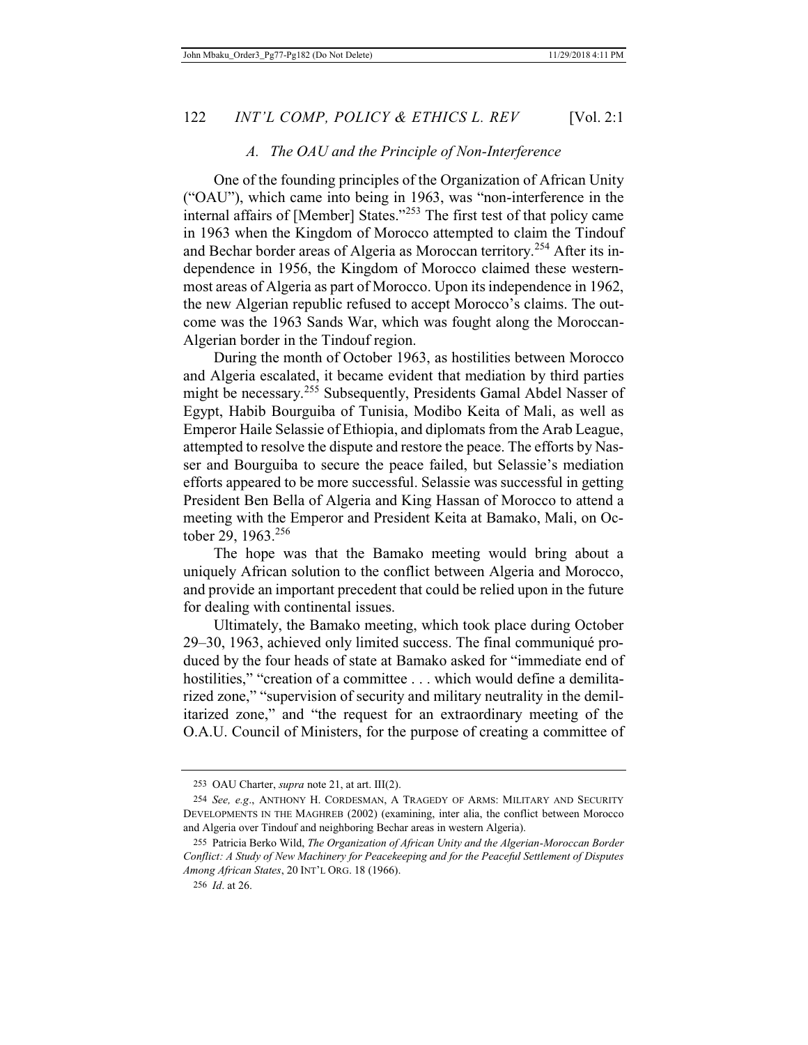### A. The OAU and the Principle of Non-Interference

One of the founding principles of the Organization of African Unity ("OAU"), which came into being in 1963, was "non-interference in the internal affairs of [Member] States."[253] The first test of that policy came in 1963 when the Kingdom of Morocco attempted to claim the Tindouf and Bechar border areas of Algeria as Moroccan territory.[254] After its independence in 1956, the Kingdom of Morocco claimed these westernmost areas of Algeria as part of Morocco. Upon its independence in 1962, the new Algerian republic refused to accept Morocco's claims. The outcome was the 1963 Sands War, which was fought along the Moroccan-Algerian border in the Tindouf region.

During the month of October 1963, as hostilities between Morocco and Algeria escalated, it became evident that mediation by third parties might be necessary.[255] Subsequently, Presidents Gamal Abdel Nasser of Egypt, Habib Bourguiba of Tunisia, Modibo Keita of Mali, as well as Emperor Haile Selassie of Ethiopia, and diplomats from the Arab League, attempted to resolve the dispute and restore the peace. The efforts by Nasser and Bourguiba to secure the peace failed, but Selassie's mediation efforts appeared to be more successful. Selassie was successful in getting President Ben Bella of Algeria and King Hassan of Morocco to attend a meeting with the Emperor and President Keita at Bamako, Mali, on October 29, 1963.[256]

The hope was that the Bamako meeting would bring about a uniquely African solution to the conflict between Algeria and Morocco, and provide an important precedent that could be relied upon in the future for dealing with continental issues.

Ultimately, the Bamako meeting, which took place during October 29–30, 1963, achieved only limited success. The final communiqué produced by the four heads of state at Bamako asked for "immediate end of hostilities," "creation of a committee . . . which would define a demilitarized zone," "supervision of security and military neutrality in the demilitarized zone," and "the request for an extraordinary meeting of the O.A.U. Council of Ministers, for the purpose of creating a committee of

---

253 OAU Charter, *supra* note 21, at art. III(2).

254 *See, e.g*., ANTHONY H. CORDESMAN, A TRAGEDY OF ARMS: MILITARY AND SECURITY DEVELOPMENTS IN THE MAGHREB (2002) (examining, inter alia, the conflict between Morocco and Algeria over Tindouf and neighboring Bechar areas in western Algeria).

255 Patricia Berko Wild, *The Organization of African Unity and the Algerian-Moroccan Border Conflict: A Study of New Machinery for Peacekeeping and for the Peaceful Settlement of Disputes Among African States*, 20 INT'L ORG. 18 (1966).

256 *Id*. at 26.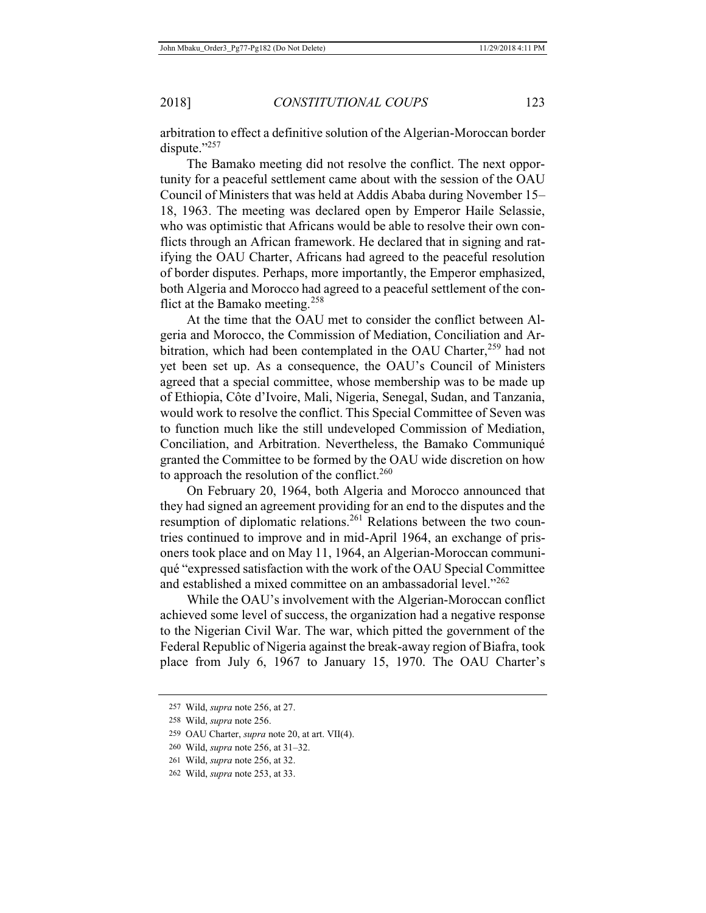arbitration to effect a definitive solution of the Algerian-Moroccan border dispute."[257]

The Bamako meeting did not resolve the conflict. The next opportunity for a peaceful settlement came about with the session of the OAU Council of Ministers that was held at Addis Ababa during November 15–18, 1963. The meeting was declared open by Emperor Haile Selassie, who was optimistic that Africans would be able to resolve their own conflicts through an African framework. He declared that in signing and ratifying the OAU Charter, Africans had agreed to the peaceful resolution of border disputes. Perhaps, more importantly, the Emperor emphasized, both Algeria and Morocco had agreed to a peaceful settlement of the conflict at the Bamako meeting.[258]

At the time that the OAU met to consider the conflict between Algeria and Morocco, the Commission of Mediation, Conciliation and Arbitration, which had been contemplated in the OAU Charter,[259] had not yet been set up. As a consequence, the OAU's Council of Ministers agreed that a special committee, whose membership was to be made up of Ethiopia, Côte d'Ivoire, Mali, Nigeria, Senegal, Sudan, and Tanzania, would work to resolve the conflict. This Special Committee of Seven was to function much like the still undeveloped Commission of Mediation, Conciliation, and Arbitration. Nevertheless, the Bamako Communiqué granted the Committee to be formed by the OAU wide discretion on how to approach the resolution of the conflict.[260]

On February 20, 1964, both Algeria and Morocco announced that they had signed an agreement providing for an end to the disputes and the resumption of diplomatic relations.[261] Relations between the two countries continued to improve and in mid-April 1964, an exchange of prisoners took place and on May 11, 1964, an Algerian-Moroccan communiqué "expressed satisfaction with the work of the OAU Special Committee and established a mixed committee on an ambassadorial level."[262]

While the OAU's involvement with the Algerian-Moroccan conflict achieved some level of success, the organization had a negative response to the Nigerian Civil War. The war, which pitted the government of the Federal Republic of Nigeria against the break-away region of Biafra, took place from July 6, 1967 to January 15, 1970. The OAU Charter's

---

257 Wild, *supra* note 256, at 27.

258 Wild, *supra* note 256.

259 OAU Charter, *supra* note 20, at art. VII(4).

260 Wild, *supra* note 256, at 31–32.

261 Wild, *supra* note 256, at 32.

262 Wild, *supra* note 253, at 33.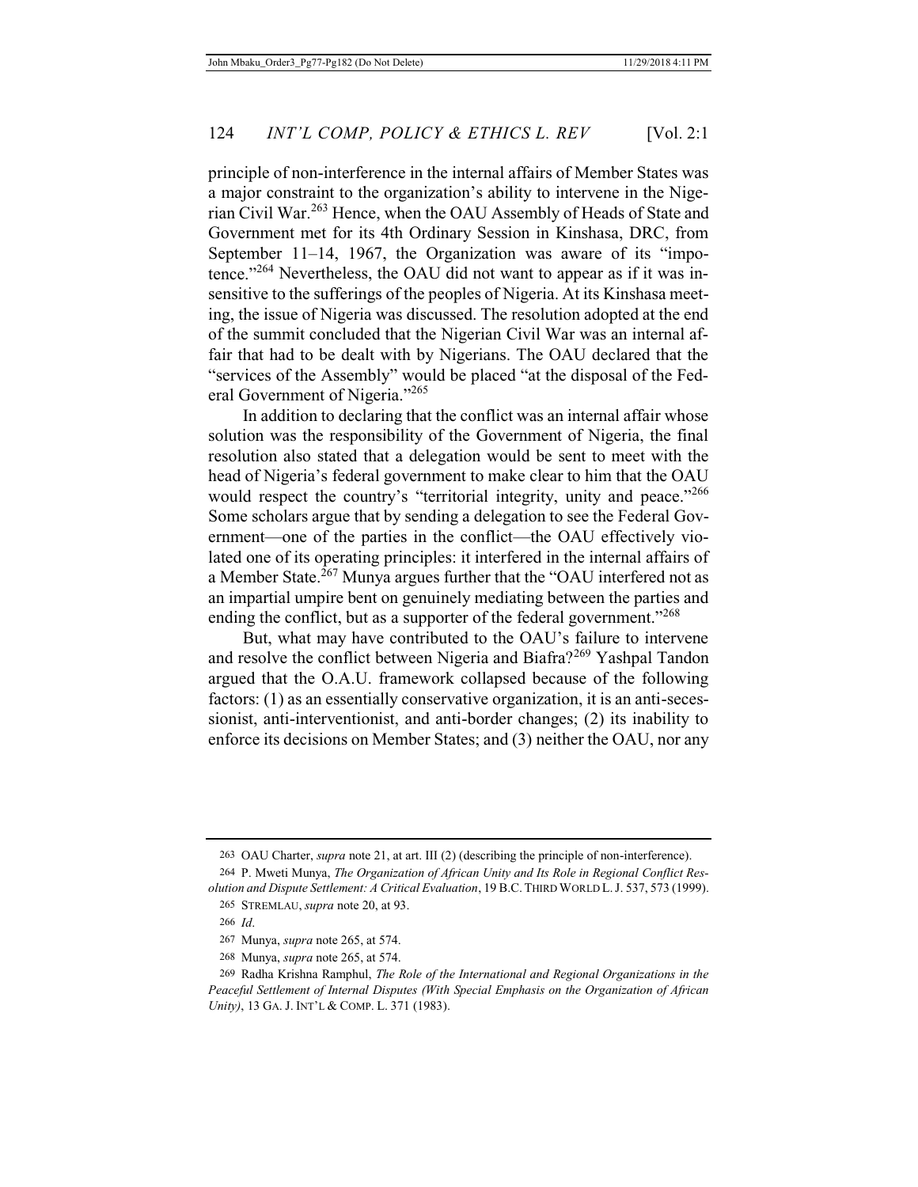principle of non-interference in the internal affairs of Member States was a major constraint to the organization's ability to intervene in the Nigerian Civil War.[263] Hence, when the OAU Assembly of Heads of State and Government met for its 4th Ordinary Session in Kinshasa, DRC, from September 11–14, 1967, the Organization was aware of its "impotence."[264] Nevertheless, the OAU did not want to appear as if it was insensitive to the sufferings of the peoples of Nigeria. At its Kinshasa meeting, the issue of Nigeria was discussed. The resolution adopted at the end of the summit concluded that the Nigerian Civil War was an internal affair that had to be dealt with by Nigerians. The OAU declared that the "services of the Assembly" would be placed "at the disposal of the Federal Government of Nigeria."[265]

In addition to declaring that the conflict was an internal affair whose solution was the responsibility of the Government of Nigeria, the final resolution also stated that a delegation would be sent to meet with the head of Nigeria's federal government to make clear to him that the OAU would respect the country's "territorial integrity, unity and peace."[266] Some scholars argue that by sending a delegation to see the Federal Government—one of the parties in the conflict—the OAU effectively violated one of its operating principles: it interfered in the internal affairs of a Member State.[267] Munya argues further that the "OAU interfered not as an impartial umpire bent on genuinely mediating between the parties and ending the conflict, but as a supporter of the federal government."[268]

But, what may have contributed to the OAU's failure to intervene and resolve the conflict between Nigeria and Biafra?[269] Yashpal Tandon argued that the O.A.U. framework collapsed because of the following factors: (1) as an essentially conservative organization, it is an anti-secessionist, anti-interventionist, and anti-border changes; (2) its inability to enforce its decisions on Member States; and (3) neither the OAU, nor any

---

263 OAU Charter, *supra* note 21, at art. III (2) (describing the principle of non-interference).

264 P. Mweti Munya, *The Organization of African Unity and Its Role in Regional Conflict Resolution and Dispute Settlement: A Critical Evaluation*, 19 B.C. THIRD WORLD L. J. 537, 573 (1999).

265 STREMLAU, *supra* note 20, at 93.

266 *Id*.

267 Munya, *supra* note 265, at 574.

268 Munya, *supra* note 265, at 574.

269 Radha Krishna Ramphul, *The Role of the International and Regional Organizations in the Peaceful Settlement of Internal Disputes (With Special Emphasis on the Organization of African Unity)*, 13 GA. J. INT'L & COMP. L. 371 (1983).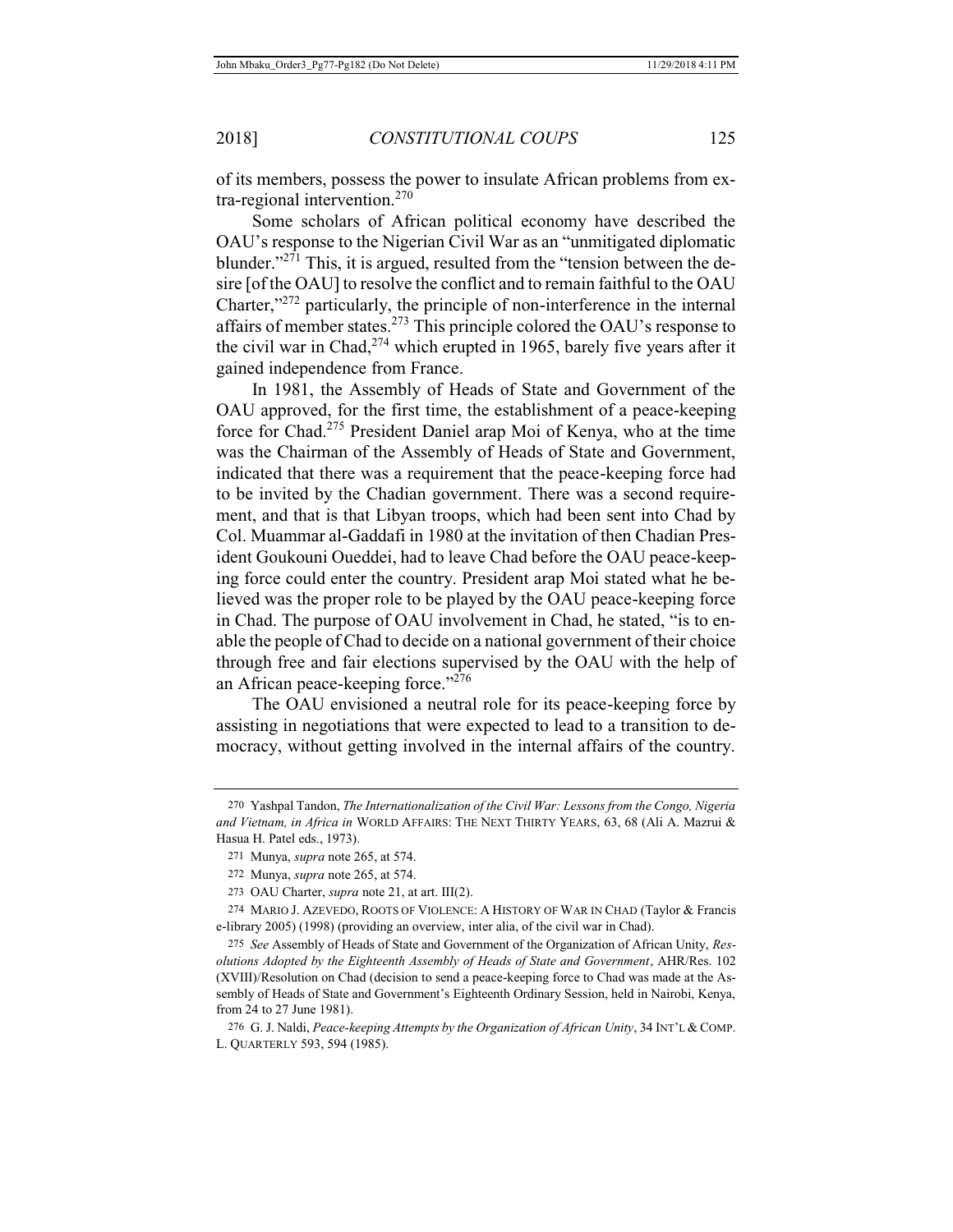of its members, possess the power to insulate African problems from extra-regional intervention.[270]

Some scholars of African political economy have described the OAU's response to the Nigerian Civil War as an "unmitigated diplomatic blunder."[271] This, it is argued, resulted from the "tension between the desire [of the OAU] to resolve the conflict and to remain faithful to the OAU Charter,"[272] particularly, the principle of non-interference in the internal affairs of member states.[273] This principle colored the OAU's response to the civil war in Chad,[274] which erupted in 1965, barely five years after it gained independence from France.

In 1981, the Assembly of Heads of State and Government of the OAU approved, for the first time, the establishment of a peace-keeping force for Chad.[275] President Daniel arap Moi of Kenya, who at the time was the Chairman of the Assembly of Heads of State and Government, indicated that there was a requirement that the peace-keeping force had to be invited by the Chadian government. There was a second requirement, and that is that Libyan troops, which had been sent into Chad by Col. Muammar al-Gaddafi in 1980 at the invitation of then Chadian President Goukouni Oueddei, had to leave Chad before the OAU peace-keeping force could enter the country. President arap Moi stated what he believed was the proper role to be played by the OAU peace-keeping force in Chad. The purpose of OAU involvement in Chad, he stated, "is to enable the people of Chad to decide on a national government of their choice through free and fair elections supervised by the OAU with the help of an African peace-keeping force."[276]

The OAU envisioned a neutral role for its peace-keeping force by assisting in negotiations that were expected to lead to a transition to democracy, without getting involved in the internal affairs of the country.

---

270 Yashpal Tandon, *The Internationalization of the Civil War: Lessons from the Congo, Nigeria and Vietnam, in Africa in* WORLD AFFAIRS: THE NEXT THIRTY YEARS, 63, 68 (Ali A. Mazrui & Hasua H. Patel eds., 1973).

271 Munya, *supra* note 265, at 574.

272 Munya, *supra* note 265, at 574.

273 OAU Charter, *supra* note 21, at art. III(2).

274 MARIO J. AZEVEDO, ROOTS OF VIOLENCE: A HISTORY OF WAR IN CHAD (Taylor & Francis e-library 2005) (1998) (providing an overview, inter alia, of the civil war in Chad).

275 *See* Assembly of Heads of State and Government of the Organization of African Unity, *Resolutions Adopted by the Eighteenth Assembly of Heads of State and Government*, AHR/Res. 102 (XVIII)/Resolution on Chad (decision to send a peace-keeping force to Chad was made at the Assembly of Heads of State and Government's Eighteenth Ordinary Session, held in Nairobi, Kenya, from 24 to 27 June 1981).

276 G. J. Naldi, *Peace-keeping Attempts by the Organization of African Unity*, 34 INT'L & COMP. L. QUARTERLY 593, 594 (1985).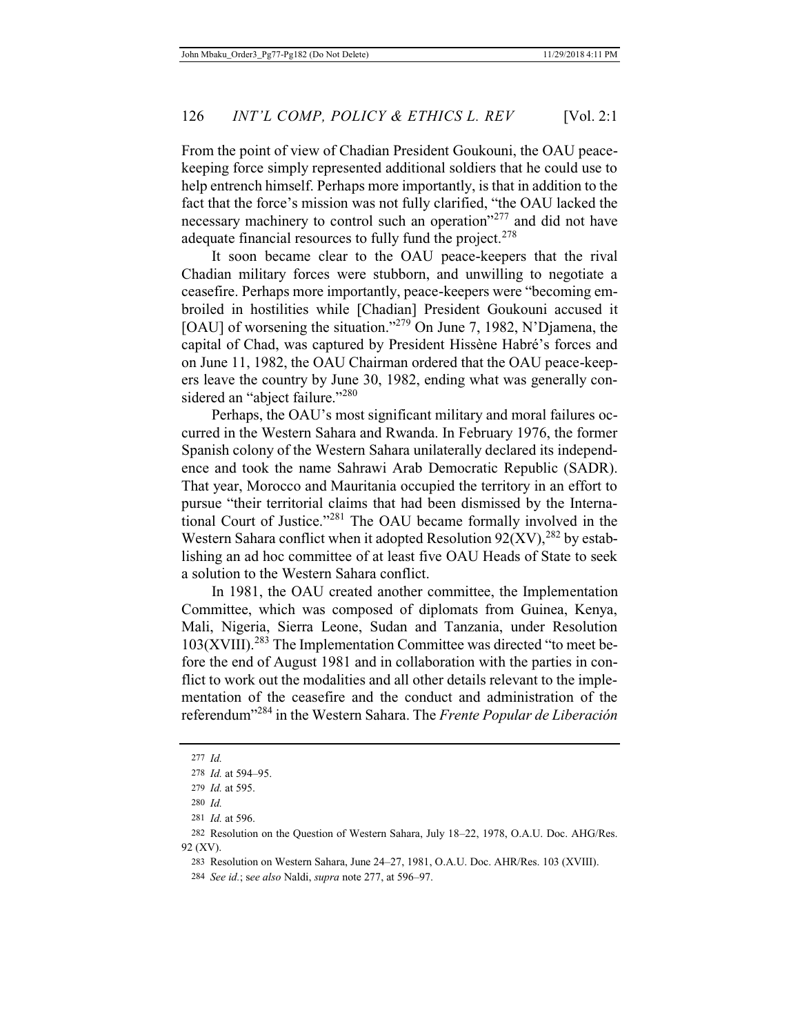From the point of view of Chadian President Goukouni, the OAU peace-keeping force simply represented additional soldiers that he could use to help entrench himself. Perhaps more importantly, is that in addition to the fact that the force's mission was not fully clarified, "the OAU lacked the necessary machinery to control such an operation"[277] and did not have adequate financial resources to fully fund the project.[278]

It soon became clear to the OAU peace-keepers that the rival Chadian military forces were stubborn, and unwilling to negotiate a ceasefire. Perhaps more importantly, peace-keepers were "becoming embroiled in hostilities while [Chadian] President Goukouni accused it [OAU] of worsening the situation."[279] On June 7, 1982, N'Djamena, the capital of Chad, was captured by President Hissène Habré's forces and on June 11, 1982, the OAU Chairman ordered that the OAU peace-keepers leave the country by June 30, 1982, ending what was generally considered an "abject failure."[280]

Perhaps, the OAU's most significant military and moral failures occurred in the Western Sahara and Rwanda. In February 1976, the former Spanish colony of the Western Sahara unilaterally declared its independence and took the name Sahrawi Arab Democratic Republic (SADR). That year, Morocco and Mauritania occupied the territory in an effort to pursue "their territorial claims that had been dismissed by the International Court of Justice."[281] The OAU became formally involved in the Western Sahara conflict when it adopted Resolution 92(XV),[282] by establishing an ad hoc committee of at least five OAU Heads of State to seek a solution to the Western Sahara conflict.

In 1981, the OAU created another committee, the Implementation Committee, which was composed of diplomats from Guinea, Kenya, Mali, Nigeria, Sierra Leone, Sudan and Tanzania, under Resolution 103(XVIII).[283] The Implementation Committee was directed "to meet before the end of August 1981 and in collaboration with the parties in conflict to work out the modalities and all other details relevant to the implementation of the ceasefire and the conduct and administration of the referendum"[284] in the Western Sahara. The *Frente Popular de Liberación*

---

277 *Id.*

278 *Id.* at 594–95.

279 *Id.* at 595.

280 *Id.*

281 *Id.* at 596.

282 Resolution on the Question of Western Sahara, July 18–22, 1978, O.A.U. Doc. AHG/Res. 92 (XV).

283 Resolution on Western Sahara, June 24–27, 1981, O.A.U. Doc. AHR/Res. 103 (XVIII).

284 *See id.*; s*ee also* Naldi, *supra* note 277, at 596–97.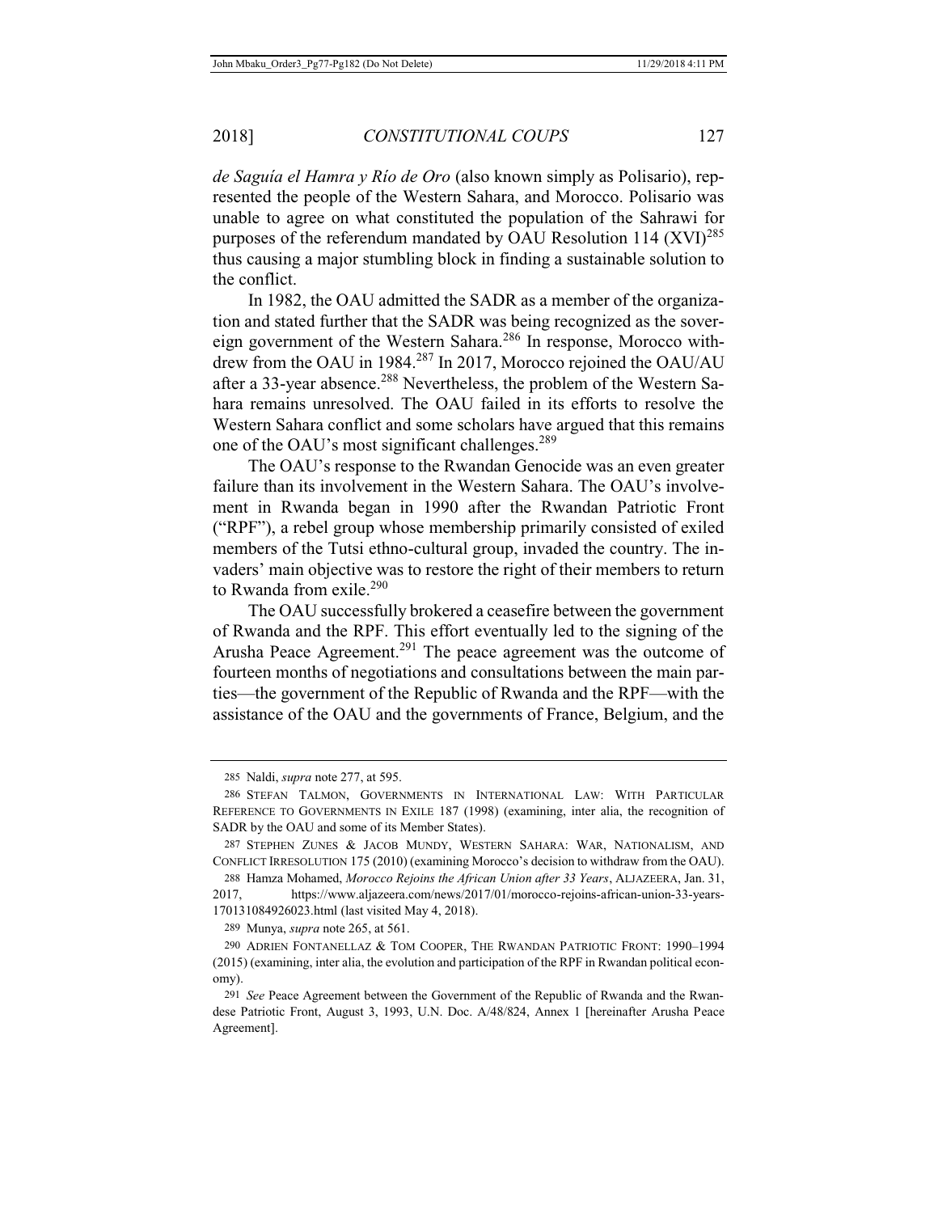*de Saguía el Hamra y Río de Oro* (also known simply as Polisario), represented the people of the Western Sahara, and Morocco. Polisario was unable to agree on what constituted the population of the Sahrawi for purposes of the referendum mandated by OAU Resolution 114 (XVI)[285] thus causing a major stumbling block in finding a sustainable solution to the conflict.

In 1982, the OAU admitted the SADR as a member of the organization and stated further that the SADR was being recognized as the sovereign government of the Western Sahara.[286] In response, Morocco withdrew from the OAU in 1984.[287] In 2017, Morocco rejoined the OAU/AU after a 33-year absence.[288] Nevertheless, the problem of the Western Sahara remains unresolved. The OAU failed in its efforts to resolve the Western Sahara conflict and some scholars have argued that this remains one of the OAU's most significant challenges.[289]

The OAU's response to the Rwandan Genocide was an even greater failure than its involvement in the Western Sahara. The OAU's involvement in Rwanda began in 1990 after the Rwandan Patriotic Front ("RPF"), a rebel group whose membership primarily consisted of exiled members of the Tutsi ethno-cultural group, invaded the country. The invaders' main objective was to restore the right of their members to return to Rwanda from exile.[290]

The OAU successfully brokered a ceasefire between the government of Rwanda and the RPF. This effort eventually led to the signing of the Arusha Peace Agreement.[291] The peace agreement was the outcome of fourteen months of negotiations and consultations between the main parties—the government of the Republic of Rwanda and the RPF—with the assistance of the OAU and the governments of France, Belgium, and the

---

285 Naldi, *supra* note 277, at 595.

286 STEFAN TALMON, GOVERNMENTS IN INTERNATIONAL LAW: WITH PARTICULAR REFERENCE TO GOVERNMENTS IN EXILE 187 (1998) (examining, inter alia, the recognition of SADR by the OAU and some of its Member States).

287 STEPHEN ZUNES & JACOB MUNDY, WESTERN SAHARA: WAR, NATIONALISM, AND CONFLICT IRRESOLUTION 175 (2010) (examining Morocco's decision to withdraw from the OAU).

288 Hamza Mohamed, *Morocco Rejoins the African Union after 33 Years*, ALJAZEERA, Jan. 31, 2017, https://www.aljazeera.com/news/2017/01/morocco-rejoins-african-union-33-years-170131084926023.html (last visited May 4, 2018).

289 Munya, *supra* note 265, at 561.

290 ADRIEN FONTANELLAZ & TOM COOPER, THE RWANDAN PATRIOTIC FRONT: 1990–1994 (2015) (examining, inter alia, the evolution and participation of the RPF in Rwandan political economy).

291 *See* Peace Agreement between the Government of the Republic of Rwanda and the Rwandese Patriotic Front, August 3, 1993, U.N. Doc. A/48/824, Annex 1 [hereinafter Arusha Peace Agreement].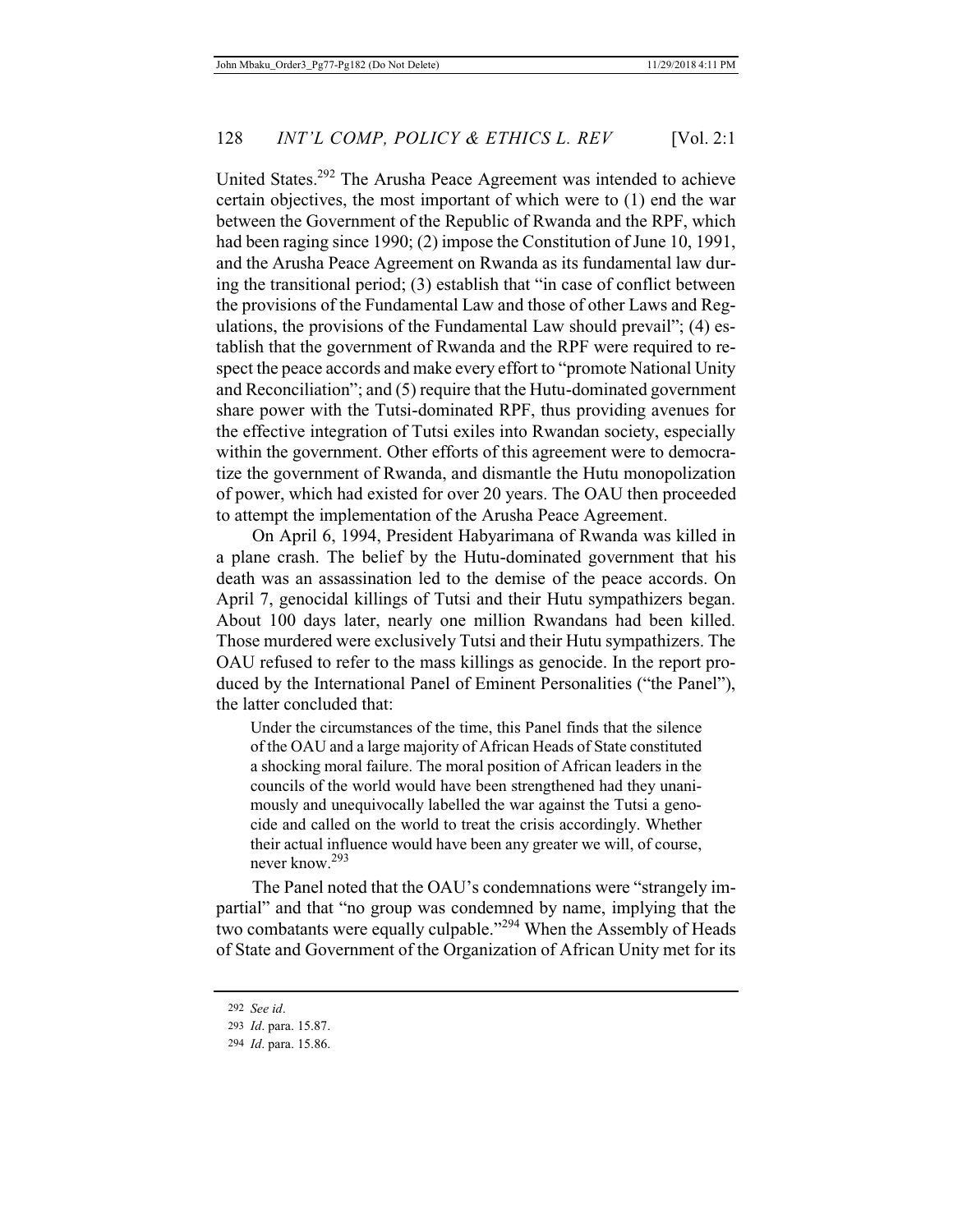United States.[292] The Arusha Peace Agreement was intended to achieve certain objectives, the most important of which were to (1) end the war between the Government of the Republic of Rwanda and the RPF, which had been raging since 1990; (2) impose the Constitution of June 10, 1991, and the Arusha Peace Agreement on Rwanda as its fundamental law during the transitional period; (3) establish that "in case of conflict between the provisions of the Fundamental Law and those of other Laws and Regulations, the provisions of the Fundamental Law should prevail"; (4) establish that the government of Rwanda and the RPF were required to respect the peace accords and make every effort to "promote National Unity and Reconciliation"; and (5) require that the Hutu-dominated government share power with the Tutsi-dominated RPF, thus providing avenues for the effective integration of Tutsi exiles into Rwandan society, especially within the government. Other efforts of this agreement were to democratize the government of Rwanda, and dismantle the Hutu monopolization of power, which had existed for over 20 years. The OAU then proceeded to attempt the implementation of the Arusha Peace Agreement.

On April 6, 1994, President Habyarimana of Rwanda was killed in a plane crash. The belief by the Hutu-dominated government that his death was an assassination led to the demise of the peace accords. On April 7, genocidal killings of Tutsi and their Hutu sympathizers began. About 100 days later, nearly one million Rwandans had been killed. Those murdered were exclusively Tutsi and their Hutu sympathizers. The OAU refused to refer to the mass killings as genocide. In the report produced by the International Panel of Eminent Personalities ("the Panel"), the latter concluded that:

> Under the circumstances of the time, this Panel finds that the silence of the OAU and a large majority of African Heads of State constituted a shocking moral failure. The moral position of African leaders in the councils of the world would have been strengthened had they unanimously and unequivocally labelled the war against the Tutsi a genocide and called on the world to treat the crisis accordingly. Whether their actual influence would have been any greater we will, of course, never know.[293]

The Panel noted that the OAU's condemnations were "strangely impartial" and that "no group was condemned by name, implying that the two combatants were equally culpable."[294] When the Assembly of Heads of State and Government of the Organization of African Unity met for its

---

292 *See id*.

293 *Id*. para. 15.87.

294 *Id*. para. 15.86.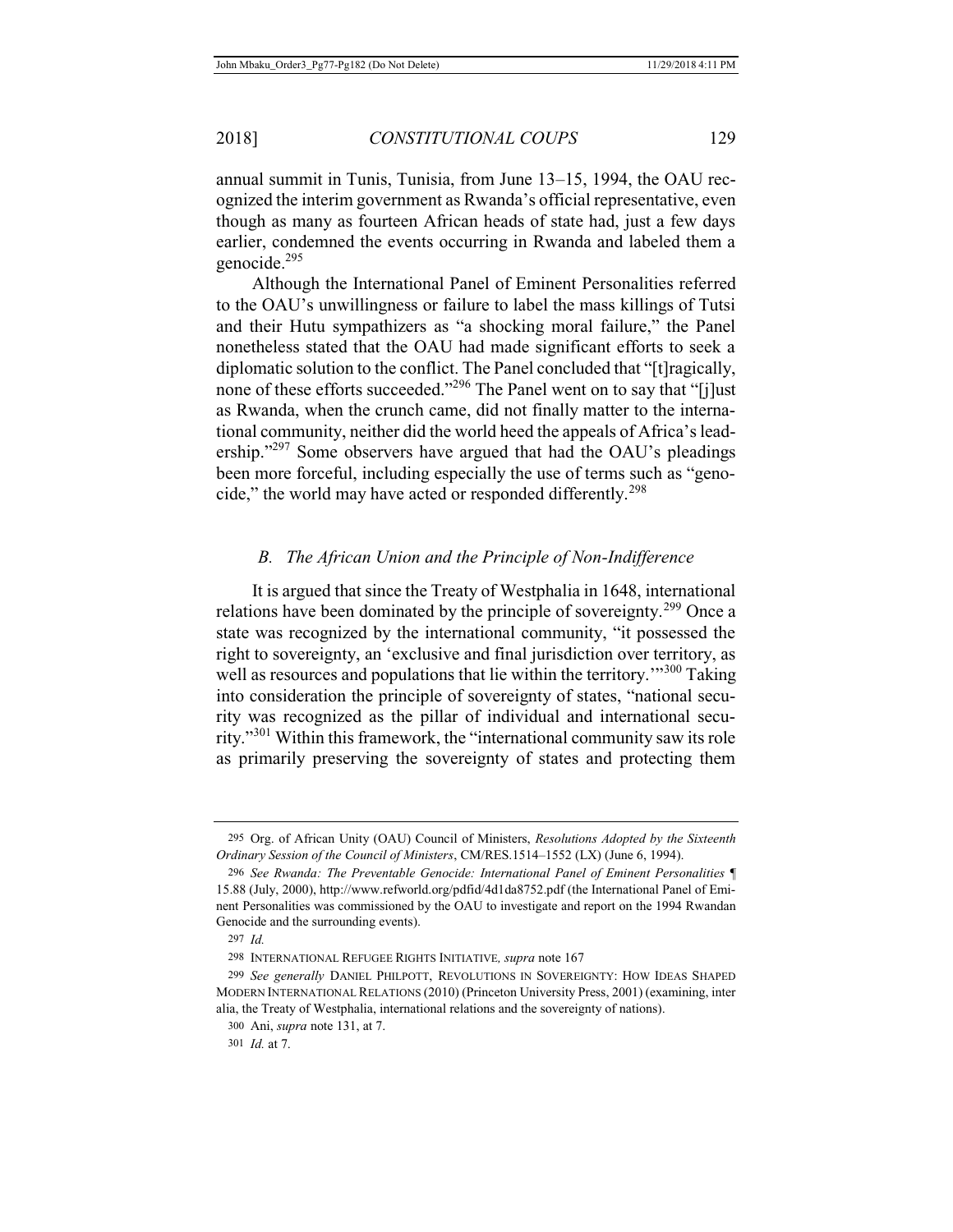annual summit in Tunis, Tunisia, from June 13–15, 1994, the OAU recognized the interim government as Rwanda's official representative, even though as many as fourteen African heads of state had, just a few days earlier, condemned the events occurring in Rwanda and labeled them a genocide.[295]

Although the International Panel of Eminent Personalities referred to the OAU's unwillingness or failure to label the mass killings of Tutsi and their Hutu sympathizers as "a shocking moral failure," the Panel nonetheless stated that the OAU had made significant efforts to seek a diplomatic solution to the conflict. The Panel concluded that "[t]ragically, none of these efforts succeeded."[296] The Panel went on to say that "[j]ust as Rwanda, when the crunch came, did not finally matter to the international community, neither did the world heed the appeals of Africa's leadership."[297] Some observers have argued that had the OAU's pleadings been more forceful, including especially the use of terms such as "genocide," the world may have acted or responded differently.[298]

### *B. The African Union and the Principle of Non-Indifference*

It is argued that since the Treaty of Westphalia in 1648, international relations have been dominated by the principle of sovereignty.[299] Once a state was recognized by the international community, "it possessed the right to sovereignty, an 'exclusive and final jurisdiction over territory, as well as resources and populations that lie within the territory.'"[300] Taking into consideration the principle of sovereignty of states, "national security was recognized as the pillar of individual and international security."[301] Within this framework, the "international community saw its role as primarily preserving the sovereignty of states and protecting them

---

295 Org. of African Unity (OAU) Council of Ministers, *Resolutions Adopted by the Sixteenth Ordinary Session of the Council of Ministers*, CM/RES.1514–1552 (LX) (June 6, 1994).

296 *See Rwanda: The Preventable Genocide: International Panel of Eminent Personalities* ¶ 15.88 (July, 2000), http://www.refworld.org/pdfid/4d1da8752.pdf (the International Panel of Eminent Personalities was commissioned by the OAU to investigate and report on the 1994 Rwandan Genocide and the surrounding events).

297 *Id.*

298 INTERNATIONAL REFUGEE RIGHTS INITIATIVE*, supra* note 167

299 *See generally* DANIEL PHILPOTT, REVOLUTIONS IN SOVEREIGNTY: HOW IDEAS SHAPED MODERN INTERNATIONAL RELATIONS (2010) (Princeton University Press, 2001) (examining, inter alia, the Treaty of Westphalia, international relations and the sovereignty of nations).

300 Ani, *supra* note 131, at 7.

301 *Id.* at 7.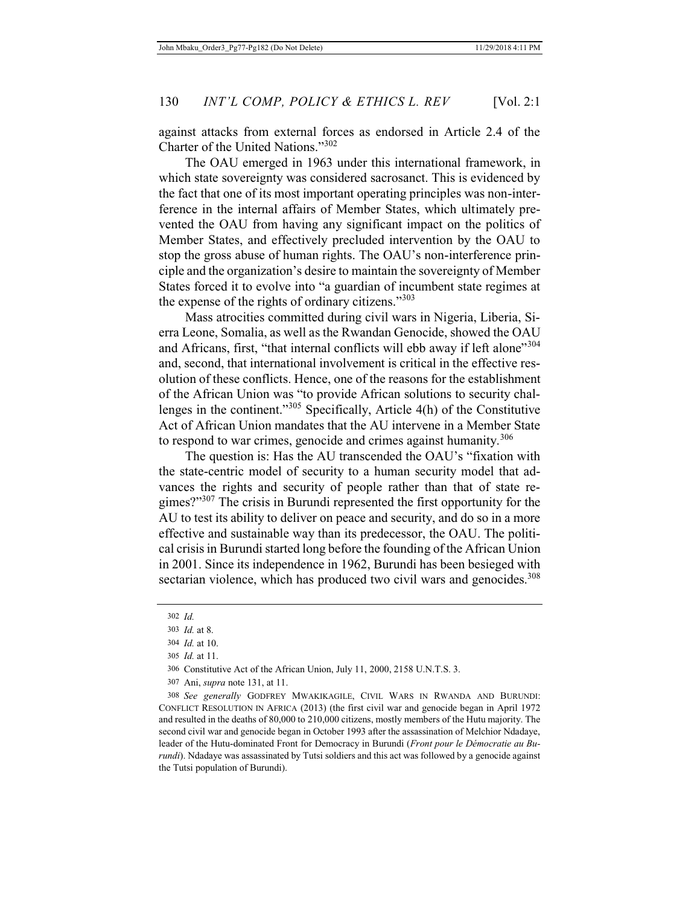against attacks from external forces as endorsed in Article 2.4 of the Charter of the United Nations."[302]

The OAU emerged in 1963 under this international framework, in which state sovereignty was considered sacrosanct. This is evidenced by the fact that one of its most important operating principles was non-interference in the internal affairs of Member States, which ultimately prevented the OAU from having any significant impact on the politics of Member States, and effectively precluded intervention by the OAU to stop the gross abuse of human rights. The OAU's non-interference principle and the organization's desire to maintain the sovereignty of Member States forced it to evolve into "a guardian of incumbent state regimes at the expense of the rights of ordinary citizens."[303]

Mass atrocities committed during civil wars in Nigeria, Liberia, Sierra Leone, Somalia, as well as the Rwandan Genocide, showed the OAU and Africans, first, "that internal conflicts will ebb away if left alone"[304] and, second, that international involvement is critical in the effective resolution of these conflicts. Hence, one of the reasons for the establishment of the African Union was "to provide African solutions to security challenges in the continent."[305] Specifically, Article 4(h) of the Constitutive Act of African Union mandates that the AU intervene in a Member State to respond to war crimes, genocide and crimes against humanity.[306]

The question is: Has the AU transcended the OAU's "fixation with the state-centric model of security to a human security model that advances the rights and security of people rather than that of state regimes?"[307] The crisis in Burundi represented the first opportunity for the AU to test its ability to deliver on peace and security, and do so in a more effective and sustainable way than its predecessor, the OAU. The political crisis in Burundi started long before the founding of the African Union in 2001. Since its independence in 1962, Burundi has been besieged with sectarian violence, which has produced two civil wars and genocides.[308]

---

302 *Id.*

303 *Id.* at 8.

304 *Id.* at 10.

305 *Id.* at 11.

306 Constitutive Act of the African Union, July 11, 2000, 2158 U.N.T.S. 3.

307 Ani, *supra* note 131, at 11.

308 *See generally* GODFREY MWAKIKAGILE, CIVIL WARS IN RWANDA AND BURUNDI: CONFLICT RESOLUTION IN AFRICA (2013) (the first civil war and genocide began in April 1972 and resulted in the deaths of 80,000 to 210,000 citizens, mostly members of the Hutu majority. The second civil war and genocide began in October 1993 after the assassination of Melchior Ndadaye, leader of the Hutu-dominated Front for Democracy in Burundi (*Front pour le Démocratie au Burundi*). Ndadaye was assassinated by Tutsi soldiers and this act was followed by a genocide against the Tutsi population of Burundi).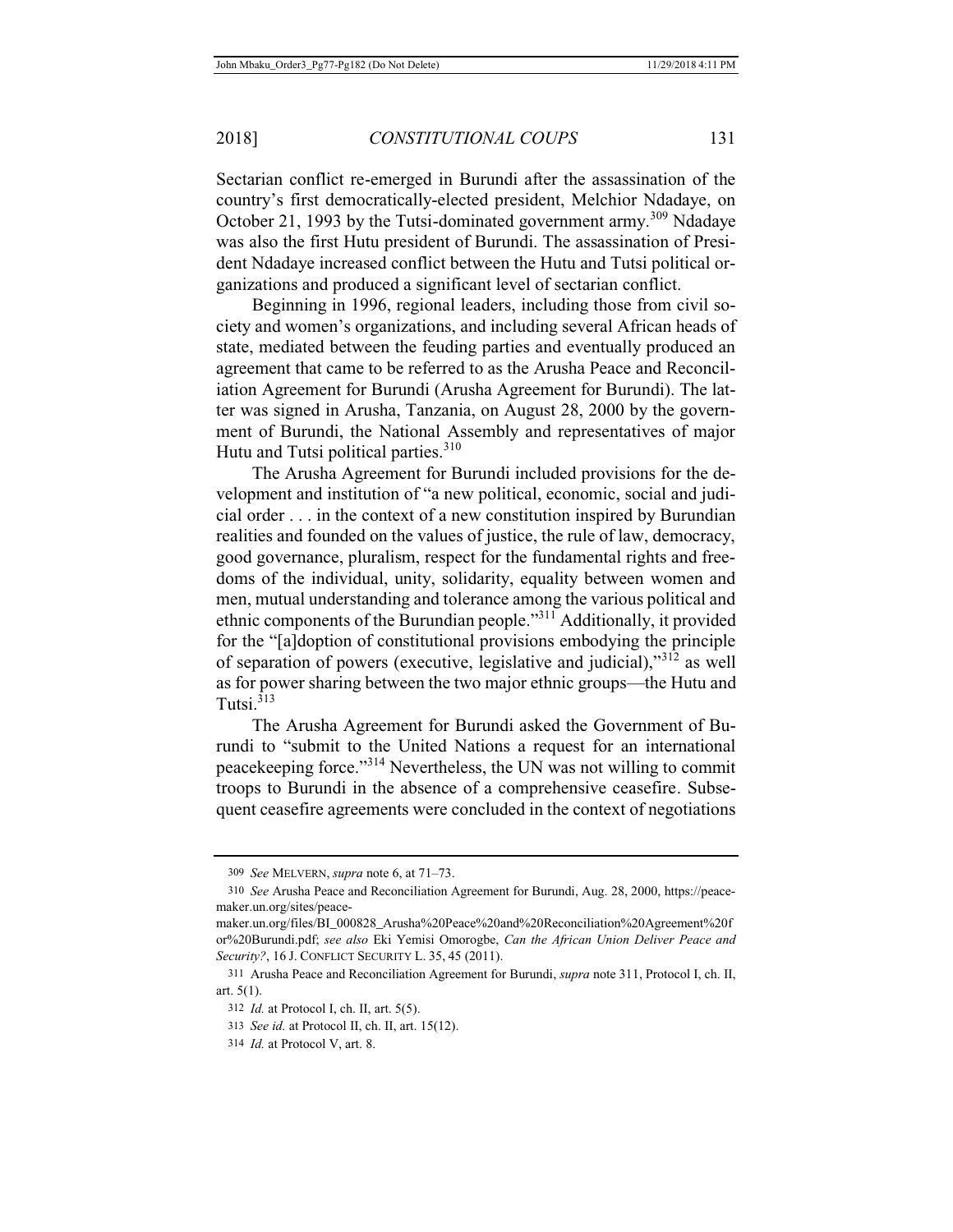Sectarian conflict re-emerged in Burundi after the assassination of the country's first democratically-elected president, Melchior Ndadaye, on October 21, 1993 by the Tutsi-dominated government army.[309] Ndadaye was also the first Hutu president of Burundi. The assassination of President Ndadaye increased conflict between the Hutu and Tutsi political organizations and produced a significant level of sectarian conflict.

Beginning in 1996, regional leaders, including those from civil society and women's organizations, and including several African heads of state, mediated between the feuding parties and eventually produced an agreement that came to be referred to as the Arusha Peace and Reconciliation Agreement for Burundi (Arusha Agreement for Burundi). The latter was signed in Arusha, Tanzania, on August 28, 2000 by the government of Burundi, the National Assembly and representatives of major Hutu and Tutsi political parties.[310]

The Arusha Agreement for Burundi included provisions for the development and institution of "a new political, economic, social and judicial order . . . in the context of a new constitution inspired by Burundian realities and founded on the values of justice, the rule of law, democracy, good governance, pluralism, respect for the fundamental rights and freedoms of the individual, unity, solidarity, equality between women and men, mutual understanding and tolerance among the various political and ethnic components of the Burundian people."[311] Additionally, it provided for the "[a]doption of constitutional provisions embodying the principle of separation of powers (executive, legislative and judicial),"[312] as well as for power sharing between the two major ethnic groups—the Hutu and Tutsi.[313]

The Arusha Agreement for Burundi asked the Government of Burundi to "submit to the United Nations a request for an international peacekeeping force."[314] Nevertheless, the UN was not willing to commit troops to Burundi in the absence of a comprehensive ceasefire. Subsequent ceasefire agreements were concluded in the context of negotiations

---

309 *See* MELVERN, *supra* note 6, at 71–73.

310 *See* Arusha Peace and Reconciliation Agreement for Burundi, Aug. 28, 2000, https://peacemaker.un.org/sites/peacemaker.un.org/files/BI_000828_Arusha%20Peace%20and%20Reconciliation%20Agreement%20for%20Burundi.pdf; *see also* Eki Yemisi Omorogbe, *Can the African Union Deliver Peace and Security?*, 16 J. CONFLICT SECURITY L. 35, 45 (2011).

311 Arusha Peace and Reconciliation Agreement for Burundi, *supra* note 311, Protocol I, ch. II, art. 5(1).

312 *Id.* at Protocol I, ch. II, art. 5(5).

313 *See id.* at Protocol II, ch. II, art. 15(12).

314 *Id.* at Protocol V, art. 8.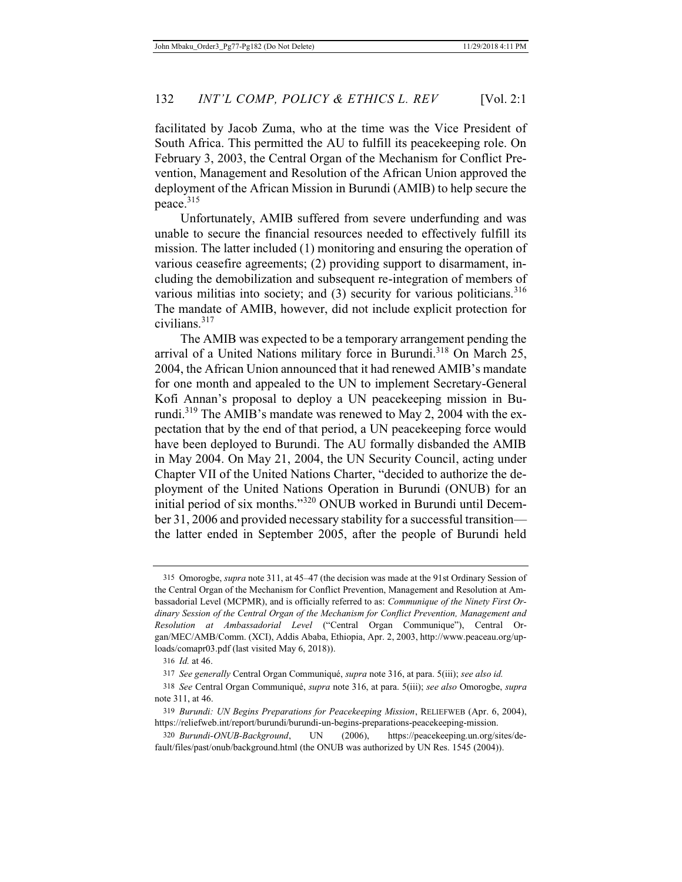facilitated by Jacob Zuma, who at the time was the Vice President of South Africa. This permitted the AU to fulfill its peacekeeping role. On February 3, 2003, the Central Organ of the Mechanism for Conflict Prevention, Management and Resolution of the African Union approved the deployment of the African Mission in Burundi (AMIB) to help secure the peace.[315]

Unfortunately, AMIB suffered from severe underfunding and was unable to secure the financial resources needed to effectively fulfill its mission. The latter included (1) monitoring and ensuring the operation of various ceasefire agreements; (2) providing support to disarmament, including the demobilization and subsequent re-integration of members of various militias into society; and (3) security for various politicians.[316] The mandate of AMIB, however, did not include explicit protection for civilians.[317]

The AMIB was expected to be a temporary arrangement pending the arrival of a United Nations military force in Burundi.[318] On March 25, 2004, the African Union announced that it had renewed AMIB's mandate for one month and appealed to the UN to implement Secretary-General Kofi Annan's proposal to deploy a UN peacekeeping mission in Burundi.[319] The AMIB's mandate was renewed to May 2, 2004 with the expectation that by the end of that period, a UN peacekeeping force would have been deployed to Burundi. The AU formally disbanded the AMIB in May 2004. On May 21, 2004, the UN Security Council, acting under Chapter VII of the United Nations Charter, "decided to authorize the deployment of the United Nations Operation in Burundi (ONUB) for an initial period of six months."[320] ONUB worked in Burundi until December 31, 2006 and provided necessary stability for a successful transition—the latter ended in September 2005, after the people of Burundi held

---

315 Omorogbe, *supra* note 311, at 45–47 (the decision was made at the 91st Ordinary Session of the Central Organ of the Mechanism for Conflict Prevention, Management and Resolution at Ambassadorial Level (MCPMR), and is officially referred to as: *Communique of the Ninety First Ordinary Session of the Central Organ of the Mechanism for Conflict Prevention, Management and Resolution at Ambassadorial Level* ("Central Organ Communique"), Central Organ/MEC/AMB/Comm. (XCI), Addis Ababa, Ethiopia, Apr. 2, 2003, http://www.peaceau.org/uploads/comapr03.pdf (last visited May 6, 2018)).

316 *Id.* at 46.

317 *See generally* Central Organ Communiqué, *supra* note 316, at para. 5(iii); *see also id.*

318 *See* Central Organ Communiqué, *supra* note 316, at para. 5(iii); *see also* Omorogbe, *supra* note 311, at 46.

319 *Burundi: UN Begins Preparations for Peacekeeping Mission*, RELIEFWEB (Apr. 6, 2004), https://reliefweb.int/report/burundi/burundi-un-begins-preparations-peacekeeping-mission.

320 *Burundi-ONUB-Background*, UN (2006), https://peacekeeping.un.org/sites/default/files/past/onub/background.html (the ONUB was authorized by UN Res. 1545 (2004)).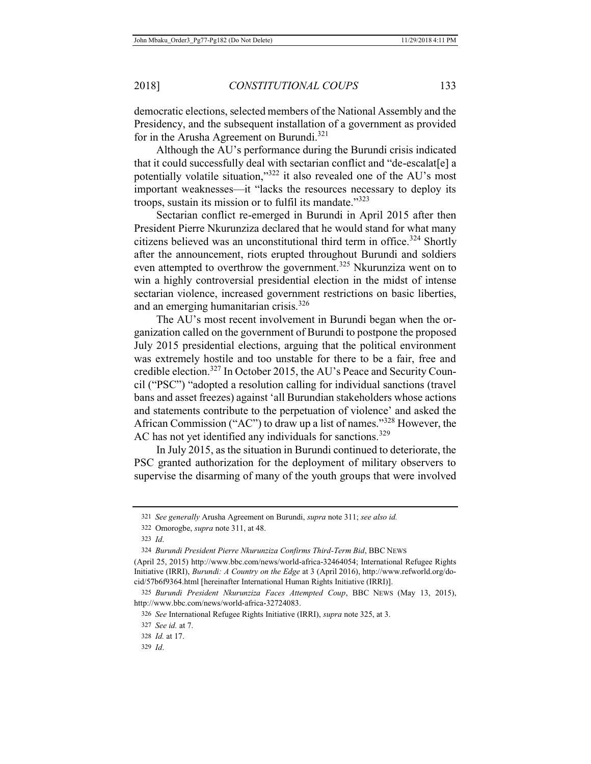democratic elections, selected members of the National Assembly and the Presidency, and the subsequent installation of a government as provided for in the Arusha Agreement on Burundi.[321]

Although the AU's performance during the Burundi crisis indicated that it could successfully deal with sectarian conflict and "de-escalat[e] a potentially volatile situation,"[322] it also revealed one of the AU's most important weaknesses—it "lacks the resources necessary to deploy its troops, sustain its mission or to fulfil its mandate."[323]

Sectarian conflict re-emerged in Burundi in April 2015 after then President Pierre Nkurunziza declared that he would stand for what many citizens believed was an unconstitutional third term in office.[324] Shortly after the announcement, riots erupted throughout Burundi and soldiers even attempted to overthrow the government.[325] Nkurunziza went on to win a highly controversial presidential election in the midst of intense sectarian violence, increased government restrictions on basic liberties, and an emerging humanitarian crisis.[326]

The AU's most recent involvement in Burundi began when the organization called on the government of Burundi to postpone the proposed July 2015 presidential elections, arguing that the political environment was extremely hostile and too unstable for there to be a fair, free and credible election.[327] In October 2015, the AU's Peace and Security Council ("PSC") "adopted a resolution calling for individual sanctions (travel bans and asset freezes) against 'all Burundian stakeholders whose actions and statements contribute to the perpetuation of violence' and asked the African Commission ("AC") to draw up a list of names."[328] However, the AC has not yet identified any individuals for sanctions.[329]

In July 2015, as the situation in Burundi continued to deteriorate, the PSC granted authorization for the deployment of military observers to supervise the disarming of many of the youth groups that were involved

---

321 *See generally* Arusha Agreement on Burundi, *supra* note 311; *see also id.*

322 Omorogbe, *supra* note 311, at 48.

323 *Id*.

324 *Burundi President Pierre Nkurunziza Confirms Third-Term Bid*, BBC NEWS (April 25, 2015) http://www.bbc.com/news/world-africa-32464054; International Refugee Rights Initiative (IRRI), *Burundi: A Country on the Edge* at 3 (April 2016), http://www.refworld.org/docid/57b6f9364.html [hereinafter International Human Rights Initiative (IRRI)].

325 *Burundi President Nkurunziza Faces Attempted Coup*, BBC NEWS (May 13, 2015), http://www.bbc.com/news/world-africa-32724083.

326 *See* International Refugee Rights Initiative (IRRI), *supra* note 325, at 3.

327 *See id.* at 7.

328 *Id.* at 17.

329 *Id*.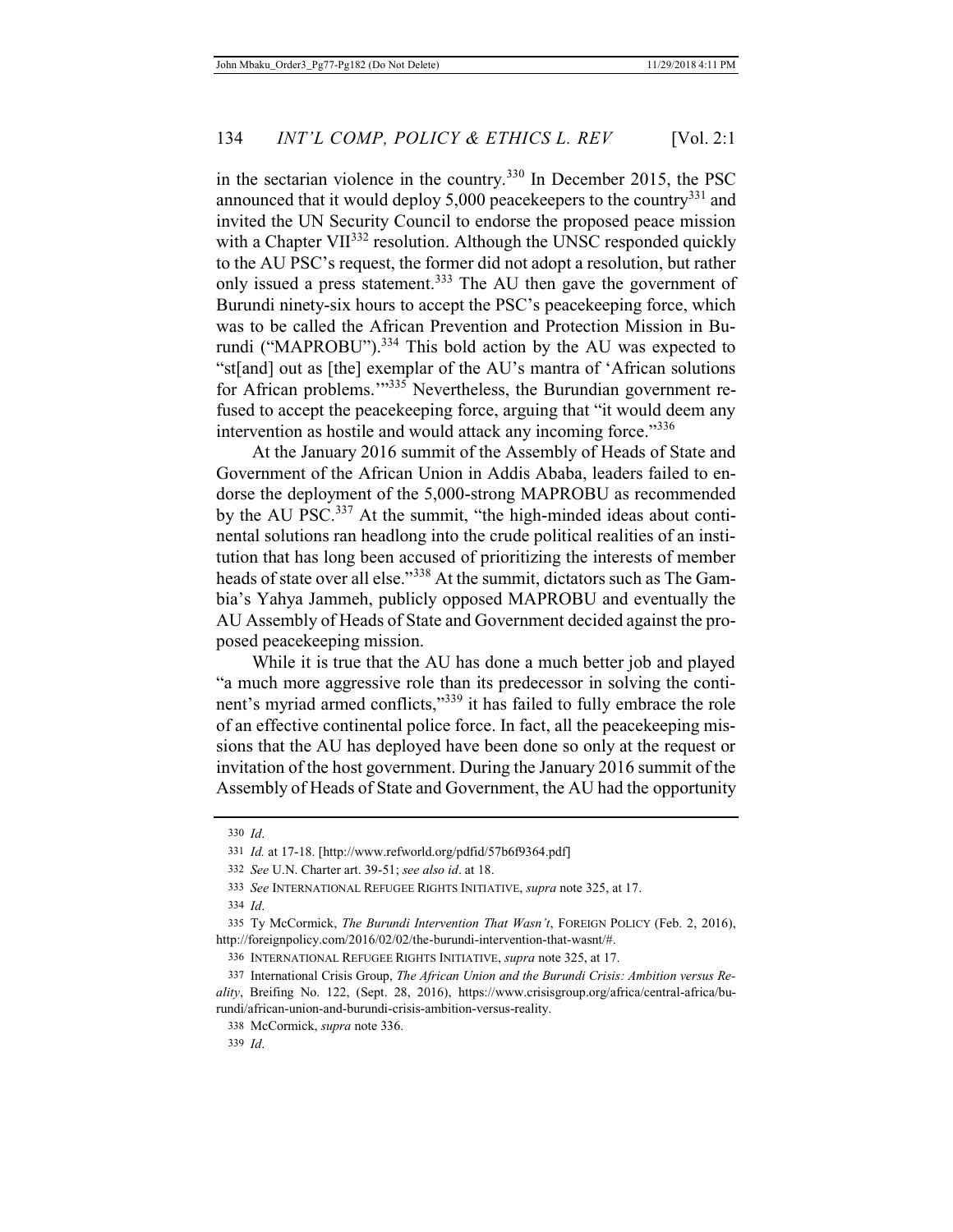in the sectarian violence in the country.[330] In December 2015, the PSC announced that it would deploy 5,000 peacekeepers to the country[331] and invited the UN Security Council to endorse the proposed peace mission with a Chapter VII[332] resolution. Although the UNSC responded quickly to the AU PSC's request, the former did not adopt a resolution, but rather only issued a press statement.[333] The AU then gave the government of Burundi ninety-six hours to accept the PSC's peacekeeping force, which was to be called the African Prevention and Protection Mission in Burundi ("MAPROBU").[334] This bold action by the AU was expected to "st[and] out as [the] exemplar of the AU's mantra of 'African solutions for African problems.'"[335] Nevertheless, the Burundian government refused to accept the peacekeeping force, arguing that "it would deem any intervention as hostile and would attack any incoming force."[336]

At the January 2016 summit of the Assembly of Heads of State and Government of the African Union in Addis Ababa, leaders failed to endorse the deployment of the 5,000-strong MAPROBU as recommended by the AU PSC.[337] At the summit, "the high-minded ideas about continental solutions ran headlong into the crude political realities of an institution that has long been accused of prioritizing the interests of member heads of state over all else."[338] At the summit, dictators such as The Gambia's Yahya Jammeh, publicly opposed MAPROBU and eventually the AU Assembly of Heads of State and Government decided against the proposed peacekeeping mission.

While it is true that the AU has done a much better job and played "a much more aggressive role than its predecessor in solving the continent's myriad armed conflicts,"[339] it has failed to fully embrace the role of an effective continental police force. In fact, all the peacekeeping missions that the AU has deployed have been done so only at the request or invitation of the host government. During the January 2016 summit of the Assembly of Heads of State and Government, the AU had the opportunity

---

330 *Id*.

331 *Id.* at 17-18. [http://www.refworld.org/pdfid/57b6f9364.pdf]

332 *See* U.N. Charter art. 39-51; *see also id*. at 18.

333 *See* INTERNATIONAL REFUGEE RIGHTS INITIATIVE, *supra* note 325, at 17.

334 *Id*.

335 Ty McCormick, *The Burundi Intervention That Wasn't*, FOREIGN POLICY (Feb. 2, 2016), http://foreignpolicy.com/2016/02/02/the-burundi-intervention-that-wasnt/#.

336 INTERNATIONAL REFUGEE RIGHTS INITIATIVE, *supra* note 325, at 17.

337 International Crisis Group, *The African Union and the Burundi Crisis: Ambition versus Reality*, Breifing No. 122, (Sept. 28, 2016), https://www.crisisgroup.org/africa/central-africa/burundi/african-union-and-burundi-crisis-ambition-versus-reality.

338 McCormick, *supra* note 336.

339 *Id*.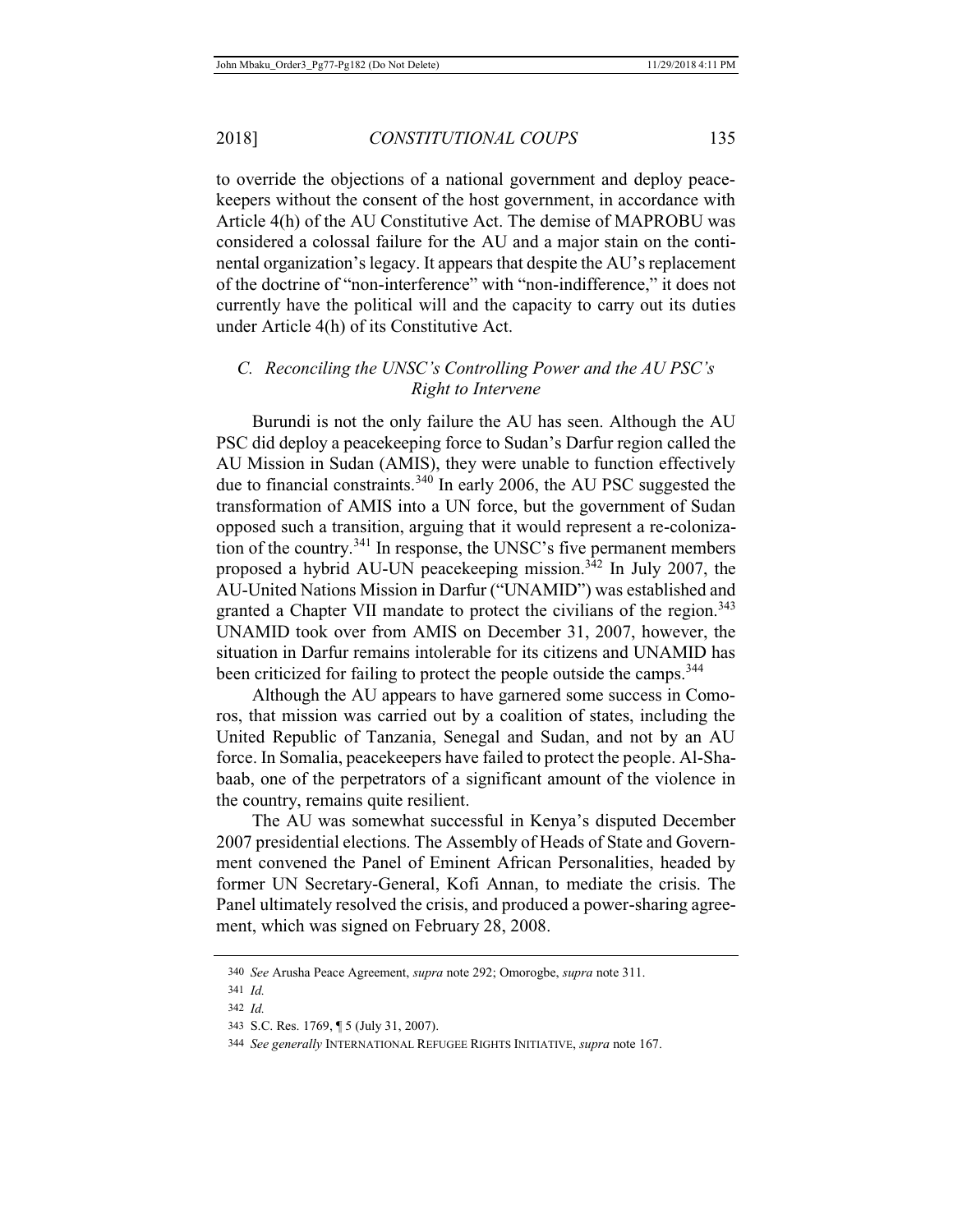to override the objections of a national government and deploy peacekeepers without the consent of the host government, in accordance with Article 4(h) of the AU Constitutive Act. The demise of MAPROBU was considered a colossal failure for the AU and a major stain on the continental organization's legacy. It appears that despite the AU's replacement of the doctrine of "non-interference" with "non-indifference," it does not currently have the political will and the capacity to carry out its duties under Article 4(h) of its Constitutive Act.

### *C. Reconciling the UNSC's Controlling Power and the AU PSC's Right to Intervene*

Burundi is not the only failure the AU has seen. Although the AU PSC did deploy a peacekeeping force to Sudan's Darfur region called the AU Mission in Sudan (AMIS), they were unable to function effectively due to financial constraints.[340] In early 2006, the AU PSC suggested the transformation of AMIS into a UN force, but the government of Sudan opposed such a transition, arguing that it would represent a re-colonization of the country.[341] In response, the UNSC's five permanent members proposed a hybrid AU-UN peacekeeping mission.[342] In July 2007, the AU-United Nations Mission in Darfur ("UNAMID") was established and granted a Chapter VII mandate to protect the civilians of the region.[343] UNAMID took over from AMIS on December 31, 2007, however, the situation in Darfur remains intolerable for its citizens and UNAMID has been criticized for failing to protect the people outside the camps.[344]

Although the AU appears to have garnered some success in Comoros, that mission was carried out by a coalition of states, including the United Republic of Tanzania, Senegal and Sudan, and not by an AU force. In Somalia, peacekeepers have failed to protect the people. Al-Shabaab, one of the perpetrators of a significant amount of the violence in the country, remains quite resilient.

The AU was somewhat successful in Kenya's disputed December 2007 presidential elections. The Assembly of Heads of State and Government convened the Panel of Eminent African Personalities, headed by former UN Secretary-General, Kofi Annan, to mediate the crisis. The Panel ultimately resolved the crisis, and produced a power-sharing agreement, which was signed on February 28, 2008.

---

340 *See* Arusha Peace Agreement, *supra* note 292; Omorogbe, *supra* note 311.

341 *Id.*

342 *Id.*

343 S.C. Res. 1769, ¶ 5 (July 31, 2007).

344 *See generally* INTERNATIONAL REFUGEE RIGHTS INITIATIVE, *supra* note 167.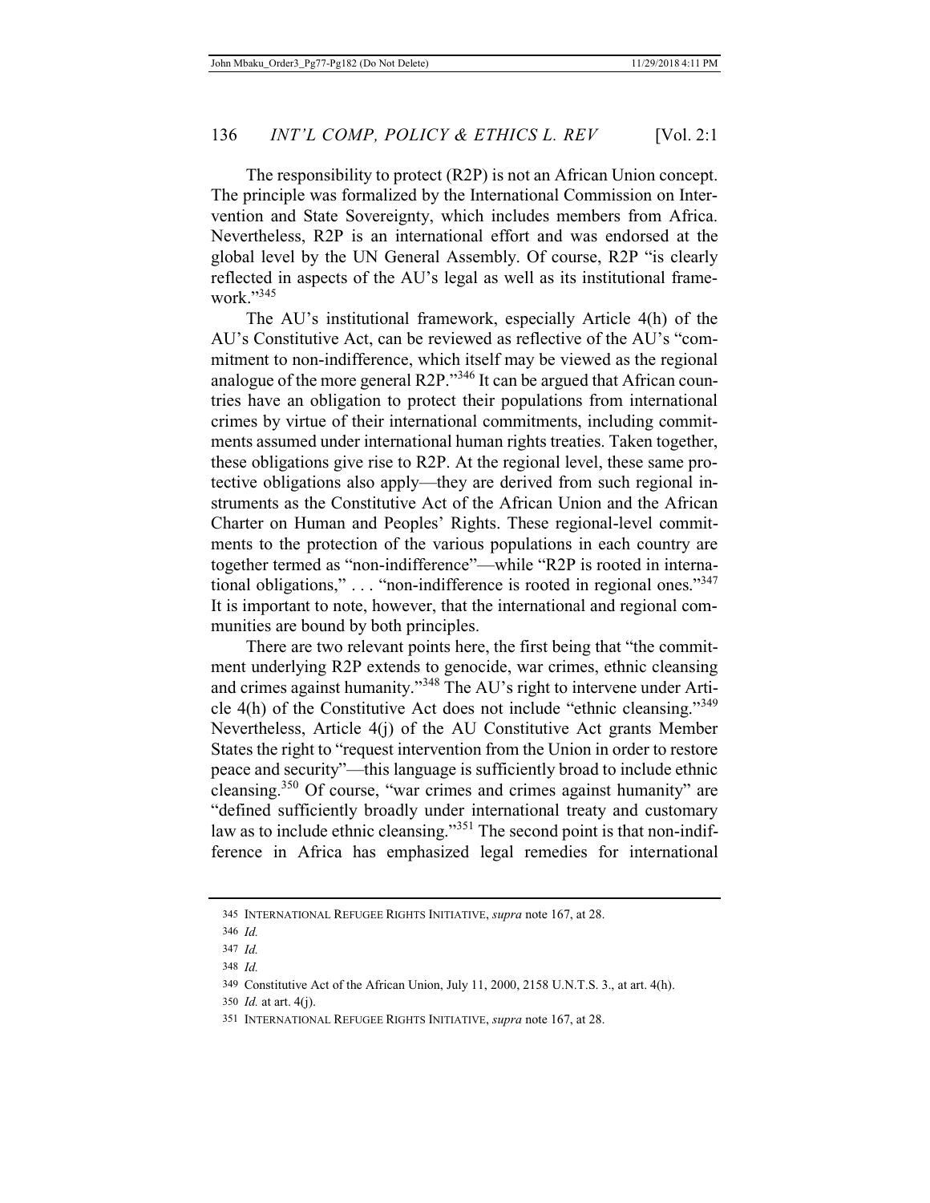The responsibility to protect (R2P) is not an African Union concept. The principle was formalized by the International Commission on Intervention and State Sovereignty, which includes members from Africa. Nevertheless, R2P is an international effort and was endorsed at the global level by the UN General Assembly. Of course, R2P "is clearly reflected in aspects of the AU's legal as well as its institutional framework."[345]

The AU's institutional framework, especially Article 4(h) of the AU's Constitutive Act, can be reviewed as reflective of the AU's "commitment to non-indifference, which itself may be viewed as the regional analogue of the more general R2P."[346] It can be argued that African countries have an obligation to protect their populations from international crimes by virtue of their international commitments, including commitments assumed under international human rights treaties. Taken together, these obligations give rise to R2P. At the regional level, these same protective obligations also apply—they are derived from such regional instruments as the Constitutive Act of the African Union and the African Charter on Human and Peoples' Rights. These regional-level commitments to the protection of the various populations in each country are together termed as "non-indifference"—while "R2P is rooted in international obligations," . . . "non-indifference is rooted in regional ones."[347] It is important to note, however, that the international and regional communities are bound by both principles.

There are two relevant points here, the first being that "the commitment underlying R2P extends to genocide, war crimes, ethnic cleansing and crimes against humanity."[348] The AU's right to intervene under Article 4(h) of the Constitutive Act does not include "ethnic cleansing."[349] Nevertheless, Article 4(j) of the AU Constitutive Act grants Member States the right to "request intervention from the Union in order to restore peace and security"—this language is sufficiently broad to include ethnic cleansing.[350] Of course, "war crimes and crimes against humanity" are "defined sufficiently broadly under international treaty and customary law as to include ethnic cleansing."[351] The second point is that non-indifference in Africa has emphasized legal remedies for international

---

345 INTERNATIONAL REFUGEE RIGHTS INITIATIVE, *supra* note 167, at 28.

346 *Id.*

347 *Id.*

348 *Id.*

349 Constitutive Act of the African Union, July 11, 2000, 2158 U.N.T.S. 3., at art. 4(h).

350 *Id.* at art. 4(j).

351 INTERNATIONAL REFUGEE RIGHTS INITIATIVE, *supra* note 167, at 28.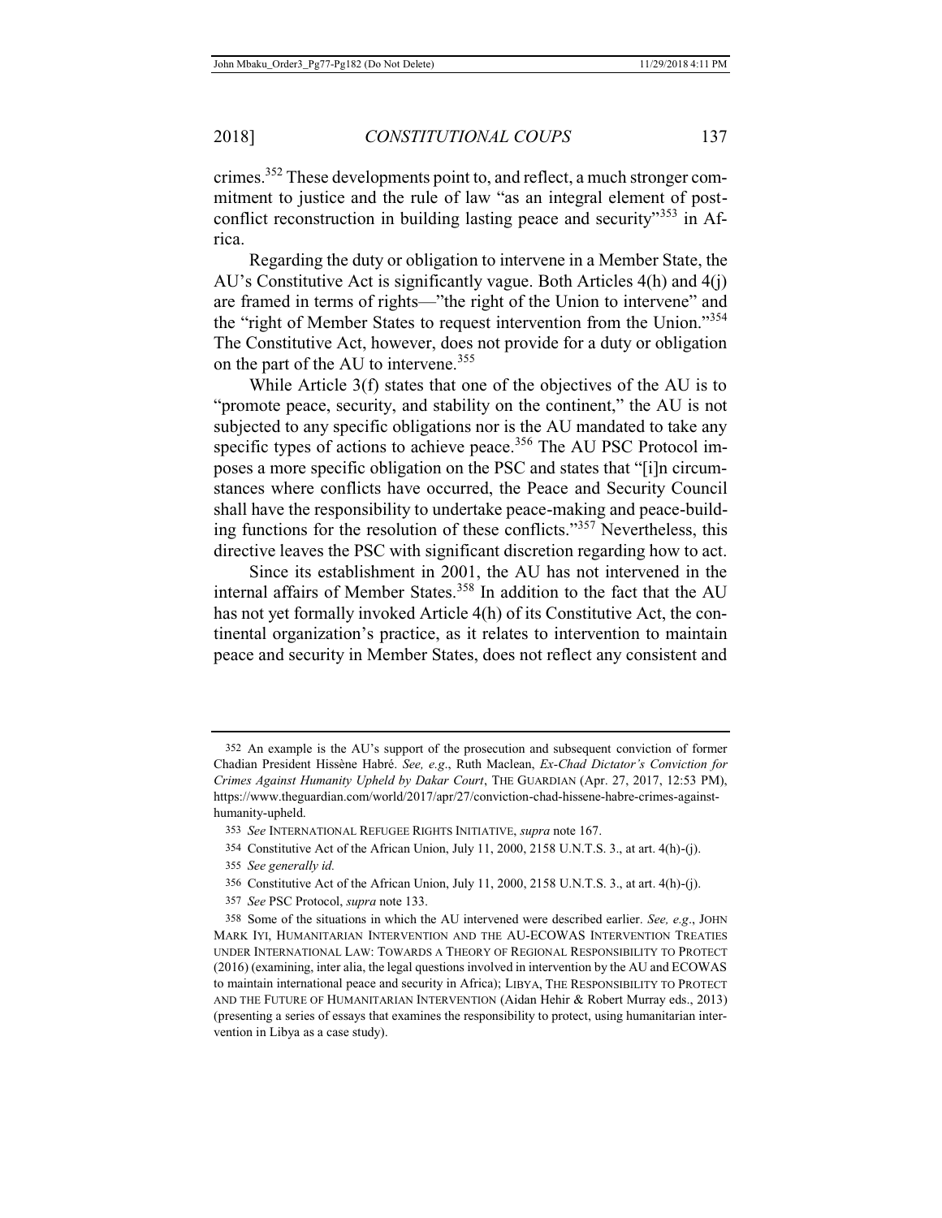crimes.[352] These developments point to, and reflect, a much stronger commitment to justice and the rule of law "as an integral element of post-conflict reconstruction in building lasting peace and security"[353] in Africa.

Regarding the duty or obligation to intervene in a Member State, the AU's Constitutive Act is significantly vague. Both Articles 4(h) and 4(j) are framed in terms of rights—"the right of the Union to intervene" and the "right of Member States to request intervention from the Union."[354] The Constitutive Act, however, does not provide for a duty or obligation on the part of the AU to intervene.[355]

While Article 3(f) states that one of the objectives of the AU is to "promote peace, security, and stability on the continent," the AU is not subjected to any specific obligations nor is the AU mandated to take any specific types of actions to achieve peace.[356] The AU PSC Protocol imposes a more specific obligation on the PSC and states that "[i]n circumstances where conflicts have occurred, the Peace and Security Council shall have the responsibility to undertake peace-making and peace-building functions for the resolution of these conflicts."[357] Nevertheless, this directive leaves the PSC with significant discretion regarding how to act.

Since its establishment in 2001, the AU has not intervened in the internal affairs of Member States.[358] In addition to the fact that the AU has not yet formally invoked Article 4(h) of its Constitutive Act, the continental organization's practice, as it relates to intervention to maintain peace and security in Member States, does not reflect any consistent and

---

352 An example is the AU's support of the prosecution and subsequent conviction of former Chadian President Hissène Habré. *See, e.g*., Ruth Maclean, *Ex-Chad Dictator's Conviction for Crimes Against Humanity Upheld by Dakar Court*, THE GUARDIAN (Apr. 27, 2017, 12:53 PM), https://www.theguardian.com/world/2017/apr/27/conviction-chad-hissene-habre-crimes-against-humanity-upheld.

353 *See* INTERNATIONAL REFUGEE RIGHTS INITIATIVE, *supra* note 167.

354 Constitutive Act of the African Union, July 11, 2000, 2158 U.N.T.S. 3., at art. 4(h)-(j).

355 *See generally id.*

356 Constitutive Act of the African Union, July 11, 2000, 2158 U.N.T.S. 3., at art. 4(h)-(j).

357 *See* PSC Protocol, *supra* note 133.

358 Some of the situations in which the AU intervened were described earlier. *See, e.g*., JOHN MARK IYI, HUMANITARIAN INTERVENTION AND THE AU-ECOWAS INTERVENTION TREATIES UNDER INTERNATIONAL LAW: TOWARDS A THEORY OF REGIONAL RESPONSIBILITY TO PROTECT (2016) (examining, inter alia, the legal questions involved in intervention by the AU and ECOWAS to maintain international peace and security in Africa); LIBYA, THE RESPONSIBILITY TO PROTECT AND THE FUTURE OF HUMANITARIAN INTERVENTION (Aidan Hehir & Robert Murray eds., 2013) (presenting a series of essays that examines the responsibility to protect, using humanitarian intervention in Libya as a case study).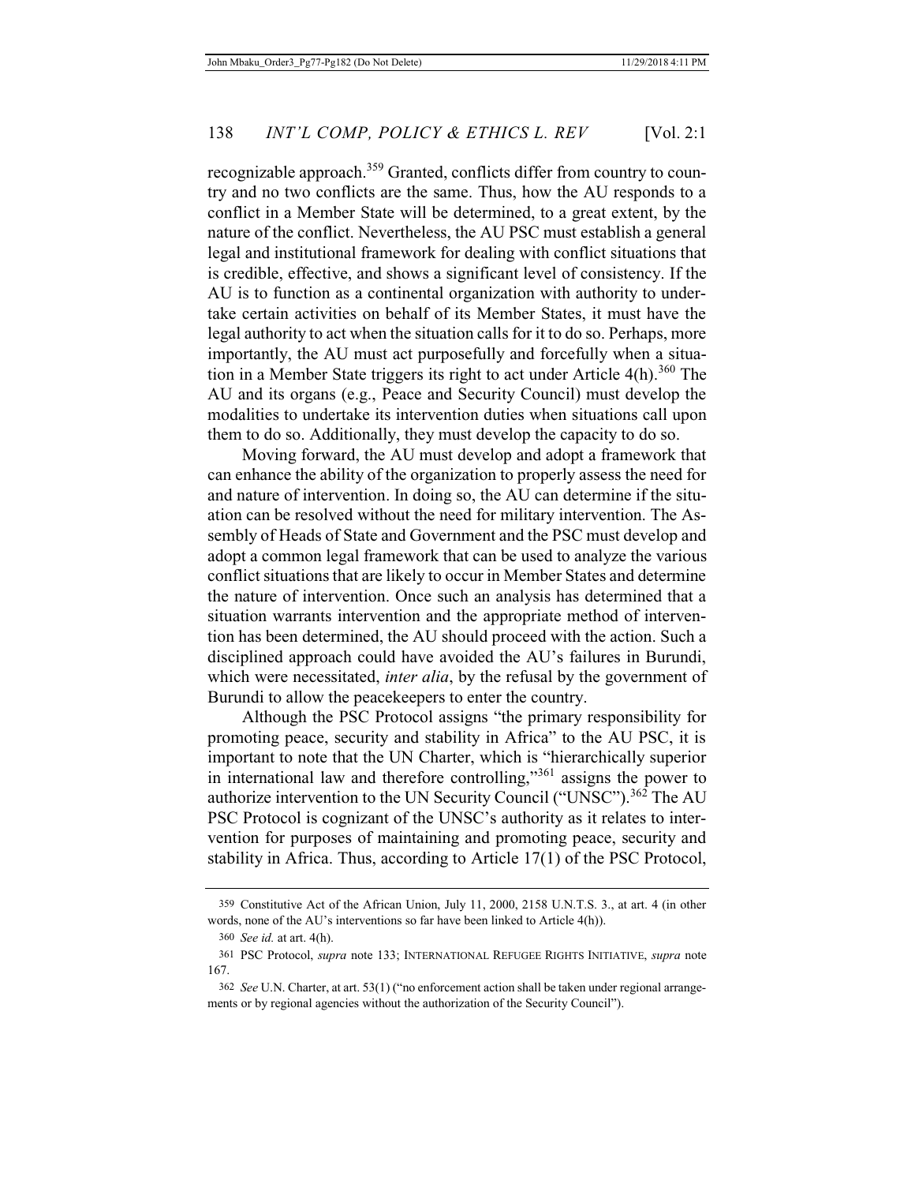recognizable approach.[359] Granted, conflicts differ from country to country and no two conflicts are the same. Thus, how the AU responds to a conflict in a Member State will be determined, to a great extent, by the nature of the conflict. Nevertheless, the AU PSC must establish a general legal and institutional framework for dealing with conflict situations that is credible, effective, and shows a significant level of consistency. If the AU is to function as a continental organization with authority to undertake certain activities on behalf of its Member States, it must have the legal authority to act when the situation calls for it to do so. Perhaps, more importantly, the AU must act purposefully and forcefully when a situation in a Member State triggers its right to act under Article 4(h).[360] The AU and its organs (e.g., Peace and Security Council) must develop the modalities to undertake its intervention duties when situations call upon them to do so. Additionally, they must develop the capacity to do so.

Moving forward, the AU must develop and adopt a framework that can enhance the ability of the organization to properly assess the need for and nature of intervention. In doing so, the AU can determine if the situation can be resolved without the need for military intervention. The Assembly of Heads of State and Government and the PSC must develop and adopt a common legal framework that can be used to analyze the various conflict situations that are likely to occur in Member States and determine the nature of intervention. Once such an analysis has determined that a situation warrants intervention and the appropriate method of intervention has been determined, the AU should proceed with the action. Such a disciplined approach could have avoided the AU's failures in Burundi, which were necessitated, *inter alia*, by the refusal by the government of Burundi to allow the peacekeepers to enter the country.

Although the PSC Protocol assigns "the primary responsibility for promoting peace, security and stability in Africa" to the AU PSC, it is important to note that the UN Charter, which is "hierarchically superior in international law and therefore controlling,"[361] assigns the power to authorize intervention to the UN Security Council ("UNSC").[362] The AU PSC Protocol is cognizant of the UNSC's authority as it relates to intervention for purposes of maintaining and promoting peace, security and stability in Africa. Thus, according to Article 17(1) of the PSC Protocol,

---

359 Constitutive Act of the African Union, July 11, 2000, 2158 U.N.T.S. 3., at art. 4 (in other words, none of the AU's interventions so far have been linked to Article 4(h)).

360 *See id.* at art. 4(h).

361 PSC Protocol, *supra* note 133; INTERNATIONAL REFUGEE RIGHTS INITIATIVE, *supra* note 167.

362 *See* U.N. Charter, at art. 53(1) ("no enforcement action shall be taken under regional arrangements or by regional agencies without the authorization of the Security Council").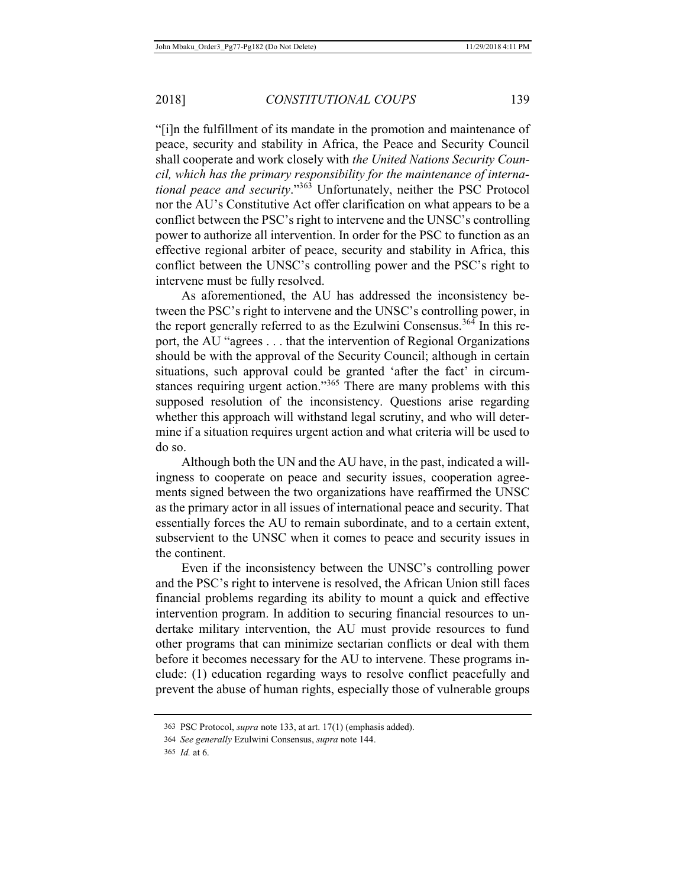"[i]n the fulfillment of its mandate in the promotion and maintenance of peace, security and stability in Africa, the Peace and Security Council shall cooperate and work closely with *the United Nations Security Council, which has the primary responsibility for the maintenance of international peace and security*."[363] Unfortunately, neither the PSC Protocol nor the AU's Constitutive Act offer clarification on what appears to be a conflict between the PSC's right to intervene and the UNSC's controlling power to authorize all intervention. In order for the PSC to function as an effective regional arbiter of peace, security and stability in Africa, this conflict between the UNSC's controlling power and the PSC's right to intervene must be fully resolved.

As aforementioned, the AU has addressed the inconsistency between the PSC's right to intervene and the UNSC's controlling power, in the report generally referred to as the Ezulwini Consensus.[364] In this report, the AU "agrees . . . that the intervention of Regional Organizations should be with the approval of the Security Council; although in certain situations, such approval could be granted 'after the fact' in circumstances requiring urgent action."[365] There are many problems with this supposed resolution of the inconsistency. Questions arise regarding whether this approach will withstand legal scrutiny, and who will determine if a situation requires urgent action and what criteria will be used to do so.

Although both the UN and the AU have, in the past, indicated a willingness to cooperate on peace and security issues, cooperation agreements signed between the two organizations have reaffirmed the UNSC as the primary actor in all issues of international peace and security. That essentially forces the AU to remain subordinate, and to a certain extent, subservient to the UNSC when it comes to peace and security issues in the continent.

Even if the inconsistency between the UNSC's controlling power and the PSC's right to intervene is resolved, the African Union still faces financial problems regarding its ability to mount a quick and effective intervention program. In addition to securing financial resources to undertake military intervention, the AU must provide resources to fund other programs that can minimize sectarian conflicts or deal with them before it becomes necessary for the AU to intervene. These programs include: (1) education regarding ways to resolve conflict peacefully and prevent the abuse of human rights, especially those of vulnerable groups

---

363 PSC Protocol, *supra* note 133, at art. 17(1) (emphasis added).

364 *See generally* Ezulwini Consensus, *supra* note 144.

365 *Id.* at 6.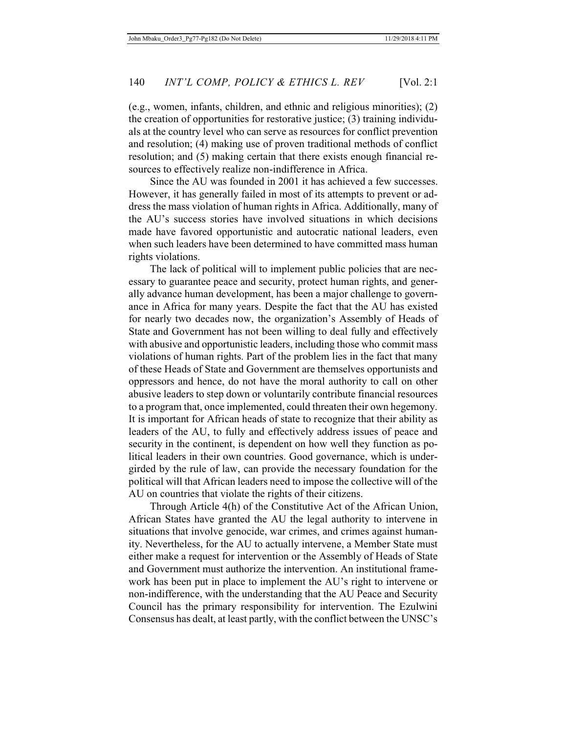(e.g., women, infants, children, and ethnic and religious minorities); (2) the creation of opportunities for restorative justice; (3) training individuals at the country level who can serve as resources for conflict prevention and resolution; (4) making use of proven traditional methods of conflict resolution; and (5) making certain that there exists enough financial resources to effectively realize non-indifference in Africa.

Since the AU was founded in 2001 it has achieved a few successes. However, it has generally failed in most of its attempts to prevent or address the mass violation of human rights in Africa. Additionally, many of the AU's success stories have involved situations in which decisions made have favored opportunistic and autocratic national leaders, even when such leaders have been determined to have committed mass human rights violations.

The lack of political will to implement public policies that are necessary to guarantee peace and security, protect human rights, and generally advance human development, has been a major challenge to governance in Africa for many years. Despite the fact that the AU has existed for nearly two decades now, the organization's Assembly of Heads of State and Government has not been willing to deal fully and effectively with abusive and opportunistic leaders, including those who commit mass violations of human rights. Part of the problem lies in the fact that many of these Heads of State and Government are themselves opportunists and oppressors and hence, do not have the moral authority to call on other abusive leaders to step down or voluntarily contribute financial resources to a program that, once implemented, could threaten their own hegemony. It is important for African heads of state to recognize that their ability as leaders of the AU, to fully and effectively address issues of peace and security in the continent, is dependent on how well they function as political leaders in their own countries. Good governance, which is undergirded by the rule of law, can provide the necessary foundation for the political will that African leaders need to impose the collective will of the AU on countries that violate the rights of their citizens.

Through Article 4(h) of the Constitutive Act of the African Union, African States have granted the AU the legal authority to intervene in situations that involve genocide, war crimes, and crimes against humanity. Nevertheless, for the AU to actually intervene, a Member State must either make a request for intervention or the Assembly of Heads of State and Government must authorize the intervention. An institutional framework has been put in place to implement the AU's right to intervene or non-indifference, with the understanding that the AU Peace and Security Council has the primary responsibility for intervention. The Ezulwini Consensus has dealt, at least partly, with the conflict between the UNSC's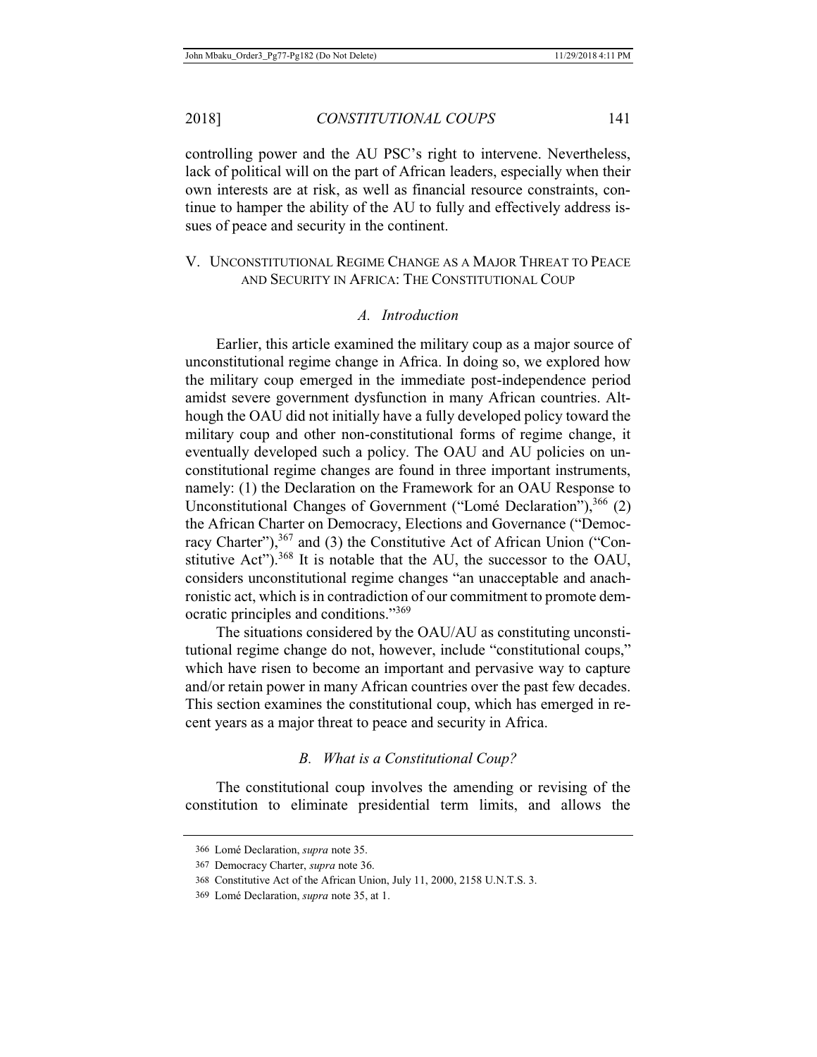controlling power and the AU PSC's right to intervene. Nevertheless, lack of political will on the part of African leaders, especially when their own interests are at risk, as well as financial resource constraints, continue to hamper the ability of the AU to fully and effectively address issues of peace and security in the continent.

## V. UNCONSTITUTIONAL REGIME CHANGE AS A MAJOR THREAT TO PEACE AND SECURITY IN AFRICA: THE CONSTITUTIONAL COUP

### *A. Introduction*

Earlier, this article examined the military coup as a major source of unconstitutional regime change in Africa. In doing so, we explored how the military coup emerged in the immediate post-independence period amidst severe government dysfunction in many African countries. Although the OAU did not initially have a fully developed policy toward the military coup and other non-constitutional forms of regime change, it eventually developed such a policy. The OAU and AU policies on unconstitutional regime changes are found in three important instruments, namely: (1) the Declaration on the Framework for an OAU Response to Unconstitutional Changes of Government ("Lomé Declaration"),[366] (2) the African Charter on Democracy, Elections and Governance ("Democracy Charter"),[367] and (3) the Constitutive Act of African Union ("Constitutive Act").[368] It is notable that the AU, the successor to the OAU, considers unconstitutional regime changes "an unacceptable and anachronistic act, which is in contradiction of our commitment to promote democratic principles and conditions."[369]

The situations considered by the OAU/AU as constituting unconstitutional regime change do not, however, include "constitutional coups," which have risen to become an important and pervasive way to capture and/or retain power in many African countries over the past few decades. This section examines the constitutional coup, which has emerged in recent years as a major threat to peace and security in Africa.

### *B. What is a Constitutional Coup?*

The constitutional coup involves the amending or revising of the constitution to eliminate presidential term limits, and allows the

366 Lomé Declaration, *supra* note 35.

367 Democracy Charter, *supra* note 36.

368 Constitutive Act of the African Union, July 11, 2000, 2158 U.N.T.S. 3.

369 Lomé Declaration, *supra* note 35, at 1.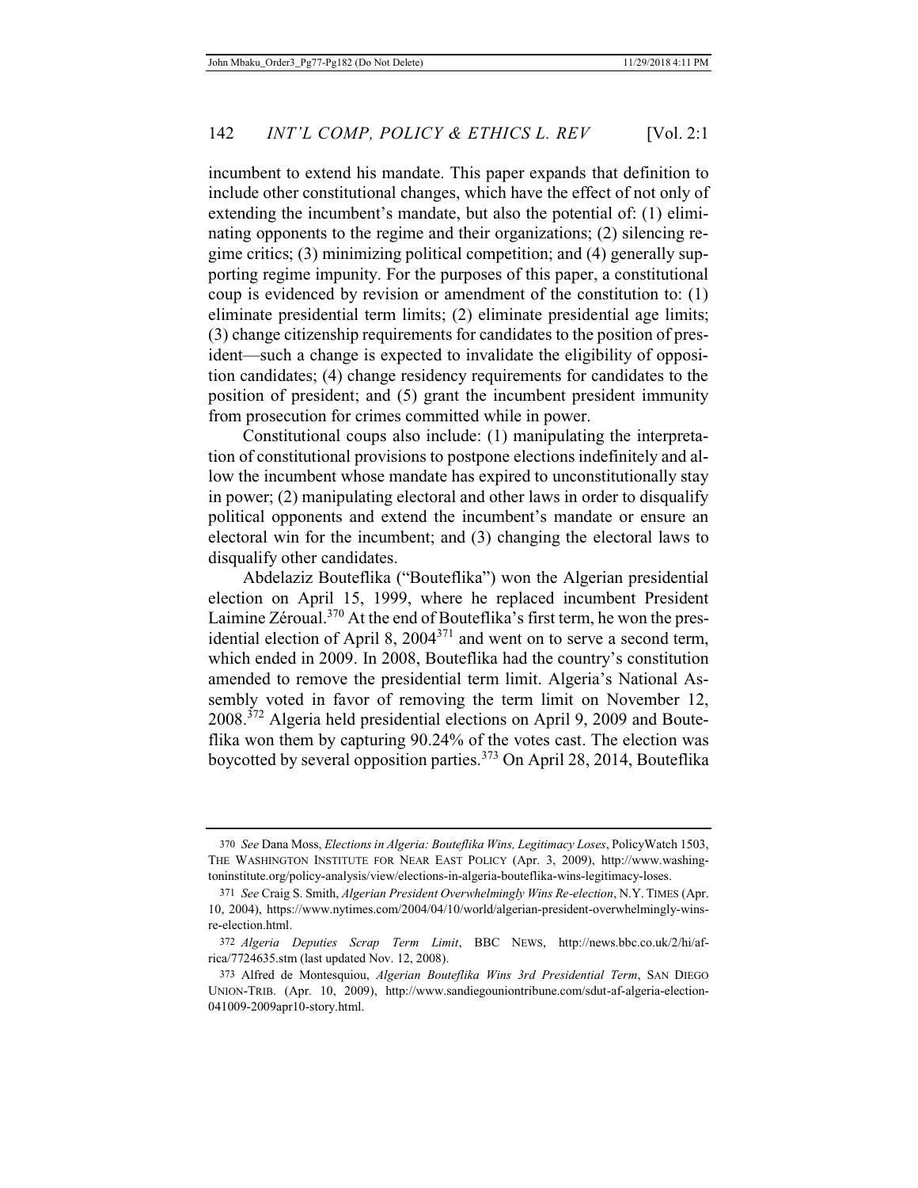incumbent to extend his mandate. This paper expands that definition to include other constitutional changes, which have the effect of not only of extending the incumbent's mandate, but also the potential of: (1) eliminating opponents to the regime and their organizations; (2) silencing regime critics; (3) minimizing political competition; and (4) generally supporting regime impunity. For the purposes of this paper, a constitutional coup is evidenced by revision or amendment of the constitution to: (1) eliminate presidential term limits; (2) eliminate presidential age limits; (3) change citizenship requirements for candidates to the position of president—such a change is expected to invalidate the eligibility of opposition candidates; (4) change residency requirements for candidates to the position of president; and (5) grant the incumbent president immunity from prosecution for crimes committed while in power.

Constitutional coups also include: (1) manipulating the interpretation of constitutional provisions to postpone elections indefinitely and allow the incumbent whose mandate has expired to unconstitutionally stay in power; (2) manipulating electoral and other laws in order to disqualify political opponents and extend the incumbent's mandate or ensure an electoral win for the incumbent; and (3) changing the electoral laws to disqualify other candidates.

Abdelaziz Bouteflika ("Bouteflika") won the Algerian presidential election on April 15, 1999, where he replaced incumbent President Laimine Zéroual.[370] At the end of Bouteflika's first term, he won the presidential election of April 8, 2004[371] and went on to serve a second term, which ended in 2009. In 2008, Bouteflika had the country's constitution amended to remove the presidential term limit. Algeria's National Assembly voted in favor of removing the term limit on November 12, 2008.[372] Algeria held presidential elections on April 9, 2009 and Bouteflika won them by capturing 90.24% of the votes cast. The election was boycotted by several opposition parties.[373] On April 28, 2014, Bouteflika

---

370 *See* Dana Moss, *Elections in Algeria: Bouteflika Wins, Legitimacy Loses*, PolicyWatch 1503, THE WASHINGTON INSTITUTE FOR NEAR EAST POLICY (Apr. 3, 2009), http://www.washingtoninstitute.org/policy-analysis/view/elections-in-algeria-bouteflika-wins-legitimacy-loses.

371 *See* Craig S. Smith, *Algerian President Overwhelmingly Wins Re-election*, N.Y. TIMES (Apr. 10, 2004), https://www.nytimes.com/2004/04/10/world/algerian-president-overwhelmingly-wins-re-election.html.

372 *Algeria Deputies Scrap Term Limit*, BBC NEWS, http://news.bbc.co.uk/2/hi/africa/7724635.stm (last updated Nov. 12, 2008).

373 Alfred de Montesquiou, *Algerian Bouteflika Wins 3rd Presidential Term*, SAN DIEGO UNION-TRIB. (Apr. 10, 2009), http://www.sandiegouniontribune.com/sdut-af-algeria-election-041009-2009apr10-story.html.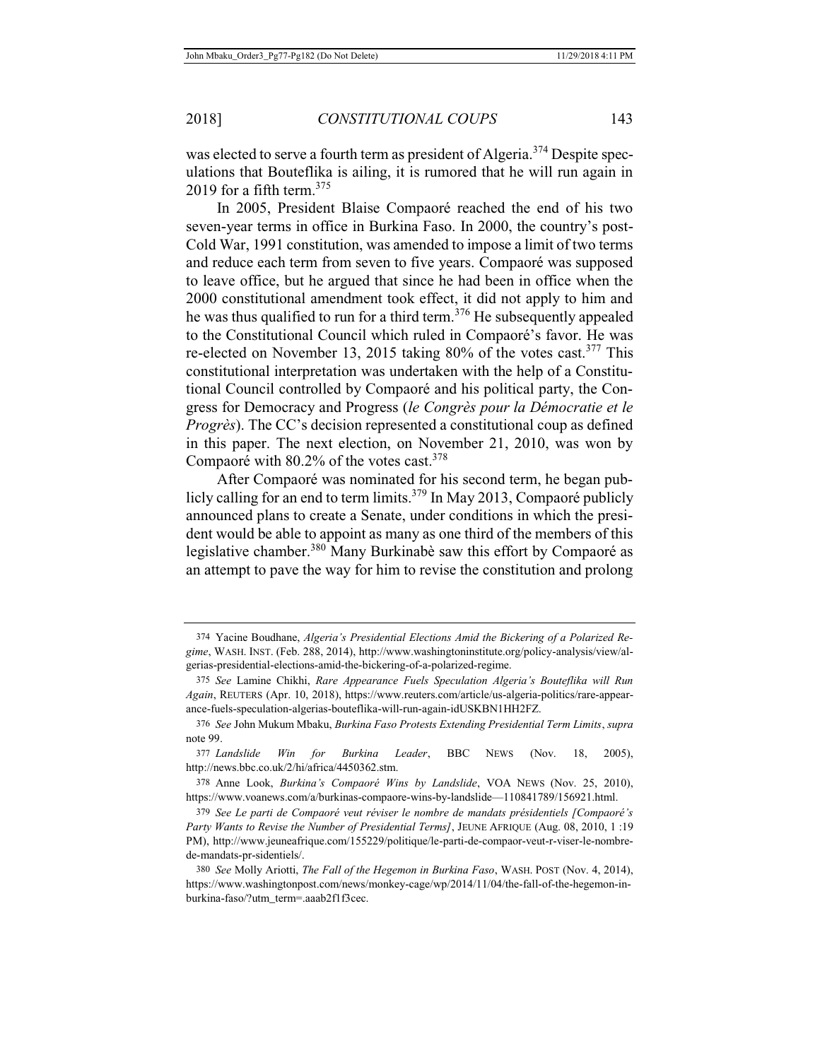was elected to serve a fourth term as president of Algeria.[374] Despite speculations that Bouteflika is ailing, it is rumored that he will run again in 2019 for a fifth term.[375]

In 2005, President Blaise Compaoré reached the end of his two seven-year terms in office in Burkina Faso. In 2000, the country's post-Cold War, 1991 constitution, was amended to impose a limit of two terms and reduce each term from seven to five years. Compaoré was supposed to leave office, but he argued that since he had been in office when the 2000 constitutional amendment took effect, it did not apply to him and he was thus qualified to run for a third term.[376] He subsequently appealed to the Constitutional Council which ruled in Compaoré's favor. He was re-elected on November 13, 2015 taking 80% of the votes cast.[377] This constitutional interpretation was undertaken with the help of a Constitutional Council controlled by Compaoré and his political party, the Congress for Democracy and Progress (*le Congrès pour la Démocratie et le Progrès*). The CC's decision represented a constitutional coup as defined in this paper. The next election, on November 21, 2010, was won by Compaoré with 80.2% of the votes cast.[378]

After Compaoré was nominated for his second term, he began publicly calling for an end to term limits.[379] In May 2013, Compaoré publicly announced plans to create a Senate, under conditions in which the president would be able to appoint as many as one third of the members of this legislative chamber.[380] Many Burkinabè saw this effort by Compaoré as an attempt to pave the way for him to revise the constitution and prolong

---

374 Yacine Boudhane, *Algeria's Presidential Elections Amid the Bickering of a Polarized Regime*, WASH. INST. (Feb. 288, 2014), http://www.washingtoninstitute.org/policy-analysis/view/algerias-presidential-elections-amid-the-bickering-of-a-polarized-regime.

375 *See* Lamine Chikhi, *Rare Appearance Fuels Speculation Algeria's Bouteflika will Run Again*, REUTERS (Apr. 10, 2018), https://www.reuters.com/article/us-algeria-politics/rare-appearance-fuels-speculation-algerias-bouteflika-will-run-again-idUSKBN1HH2FZ.

376 *See* John Mukum Mbaku, *Burkina Faso Protests Extending Presidential Term Limits*, *supra* note 99.

377 *Landslide Win for Burkina Leader*, BBC NEWS (Nov. 18, 2005), http://news.bbc.co.uk/2/hi/africa/4450362.stm.

378 Anne Look, *Burkina's Compaoré Wins by Landslide*, VOA NEWS (Nov. 25, 2010), https://www.voanews.com/a/burkinas-compaore-wins-by-landslide—110841789/156921.html.

379 *See Le parti de Compaoré veut réviser le nombre de mandats présidentiels [Compaoré's Party Wants to Revise the Number of Presidential Terms]*, JEUNE AFRIQUE (Aug. 08, 2010, 1 :19 PM), http://www.jeuneafrique.com/155229/politique/le-parti-de-compaor-veut-r-viser-le-nombre-de-mandats-pr-sidentiels/.

380 *See* Molly Ariotti, *The Fall of the Hegemon in Burkina Faso*, WASH. POST (Nov. 4, 2014), https://www.washingtonpost.com/news/monkey-cage/wp/2014/11/04/the-fall-of-the-hegemon-in-burkina-faso/?utm_term=.aaab2f1f3cec.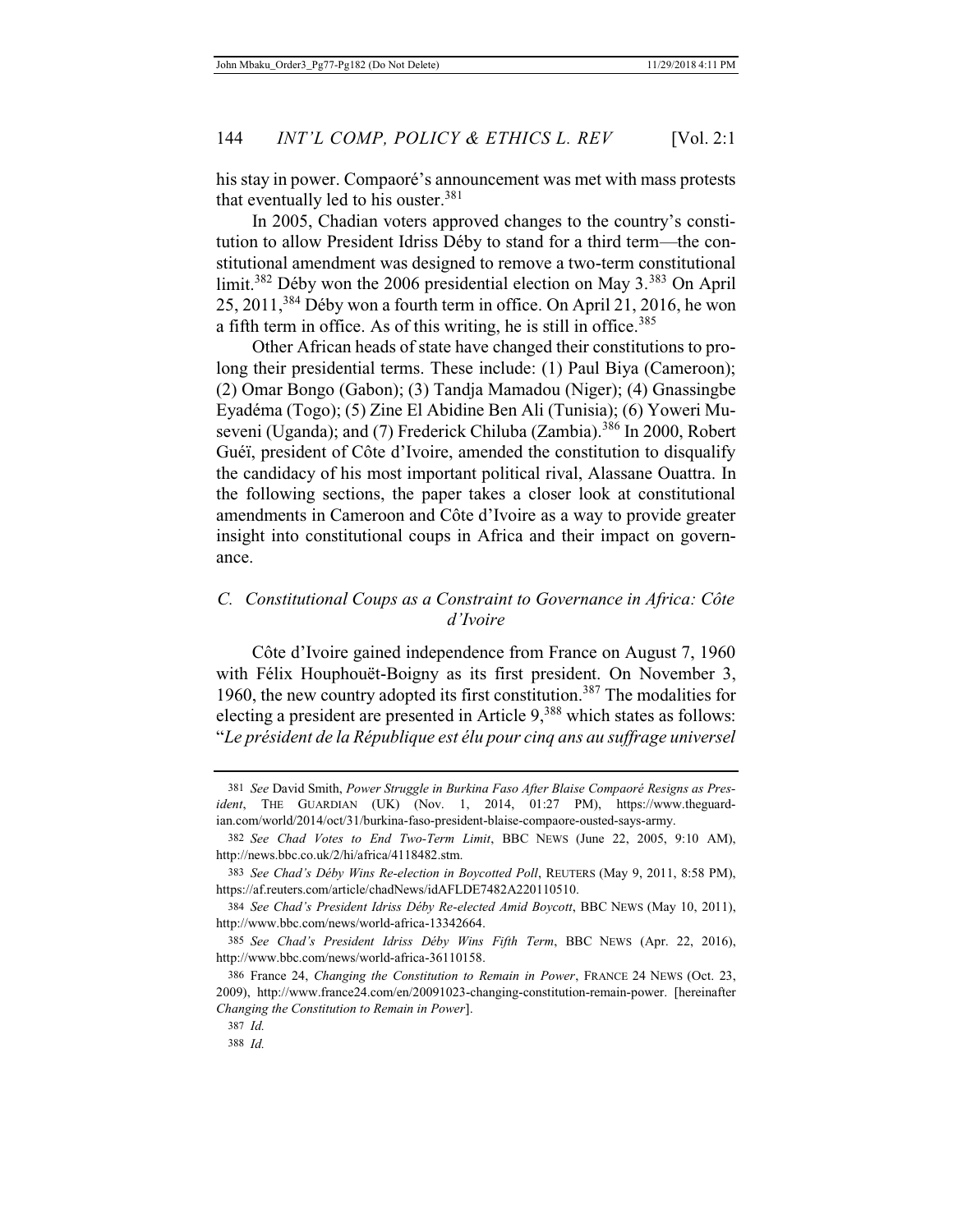his stay in power. Compaoré's announcement was met with mass protests that eventually led to his ouster.[381]

In 2005, Chadian voters approved changes to the country's constitution to allow President Idriss Déby to stand for a third term—the constitutional amendment was designed to remove a two-term constitutional limit.[382] Déby won the 2006 presidential election on May 3.[383] On April 25, 2011,[384] Déby won a fourth term in office. On April 21, 2016, he won a fifth term in office. As of this writing, he is still in office.[385]

Other African heads of state have changed their constitutions to prolong their presidential terms. These include: (1) Paul Biya (Cameroon); (2) Omar Bongo (Gabon); (3) Tandja Mamadou (Niger); (4) Gnassingbe Eyadéma (Togo); (5) Zine El Abidine Ben Ali (Tunisia); (6) Yoweri Museveni (Uganda); and (7) Frederick Chiluba (Zambia).[386] In 2000, Robert Guéï, president of Côte d'Ivoire, amended the constitution to disqualify the candidacy of his most important political rival, Alassane Ouattra. In the following sections, the paper takes a closer look at constitutional amendments in Cameroon and Côte d'Ivoire as a way to provide greater insight into constitutional coups in Africa and their impact on governance.

### *C. Constitutional Coups as a Constraint to Governance in Africa: Côte d'Ivoire*

Côte d'Ivoire gained independence from France on August 7, 1960 with Félix Houphouët-Boigny as its first president. On November 3, 1960, the new country adopted its first constitution.[387] The modalities for electing a president are presented in Article 9,[388] which states as follows: "*Le président de la République est élu pour cinq ans au suffrage universel*

---

381 *See* David Smith, *Power Struggle in Burkina Faso After Blaise Compaoré Resigns as President*, THE GUARDIAN (UK) (Nov. 1, 2014, 01:27 PM), https://www.theguardian.com/world/2014/oct/31/burkina-faso-president-blaise-compaore-ousted-says-army.

382 *See Chad Votes to End Two-Term Limit*, BBC NEWS (June 22, 2005, 9:10 AM), http://news.bbc.co.uk/2/hi/africa/4118482.stm.

383 *See Chad's Déby Wins Re-election in Boycotted Poll*, REUTERS (May 9, 2011, 8:58 PM), https://af.reuters.com/article/chadNews/idAFLDE7482A220110510.

384 *See Chad's President Idriss Déby Re-elected Amid Boycott*, BBC NEWS (May 10, 2011), http://www.bbc.com/news/world-africa-13342664.

385 *See Chad's President Idriss Déby Wins Fifth Term*, BBC NEWS (Apr. 22, 2016), http://www.bbc.com/news/world-africa-36110158.

386 France 24, *Changing the Constitution to Remain in Power*, FRANCE 24 NEWS (Oct. 23, 2009), http://www.france24.com/en/20091023-changing-constitution-remain-power. [hereinafter *Changing the Constitution to Remain in Power*].

387 *Id.*

388 *Id.*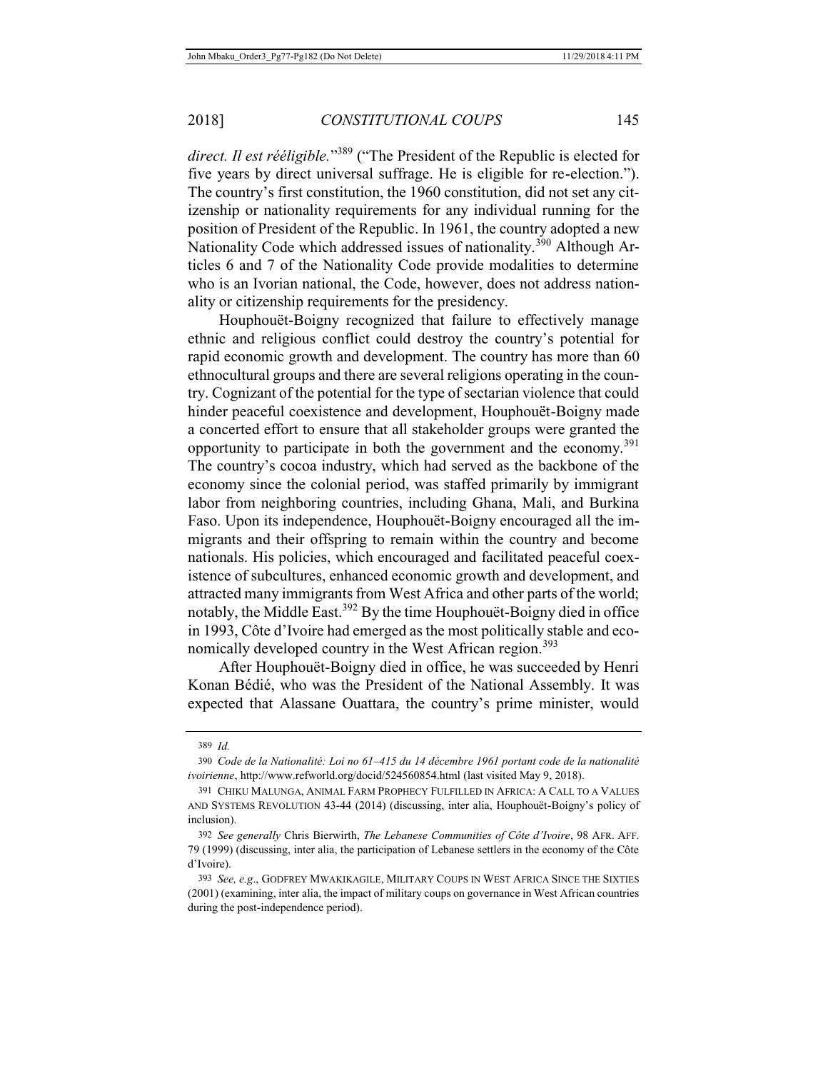*direct. Il est rééligible.*"[389] ("The President of the Republic is elected for five years by direct universal suffrage. He is eligible for re-election."). The country's first constitution, the 1960 constitution, did not set any citizenship or nationality requirements for any individual running for the position of President of the Republic. In 1961, the country adopted a new Nationality Code which addressed issues of nationality.[390] Although Articles 6 and 7 of the Nationality Code provide modalities to determine who is an Ivorian national, the Code, however, does not address nationality or citizenship requirements for the presidency.

Houphouët-Boigny recognized that failure to effectively manage ethnic and religious conflict could destroy the country's potential for rapid economic growth and development. The country has more than 60 ethnocultural groups and there are several religions operating in the country. Cognizant of the potential for the type of sectarian violence that could hinder peaceful coexistence and development, Houphouët-Boigny made a concerted effort to ensure that all stakeholder groups were granted the opportunity to participate in both the government and the economy.[391] The country's cocoa industry, which had served as the backbone of the economy since the colonial period, was staffed primarily by immigrant labor from neighboring countries, including Ghana, Mali, and Burkina Faso. Upon its independence, Houphouët-Boigny encouraged all the immigrants and their offspring to remain within the country and become nationals. His policies, which encouraged and facilitated peaceful coexistence of subcultures, enhanced economic growth and development, and attracted many immigrants from West Africa and other parts of the world; notably, the Middle East.[392] By the time Houphouët-Boigny died in office in 1993, Côte d'Ivoire had emerged as the most politically stable and economically developed country in the West African region.[393]

After Houphouët-Boigny died in office, he was succeeded by Henri Konan Bédié, who was the President of the National Assembly. It was expected that Alassane Ouattara, the country's prime minister, would

---

389 *Id.*

390 *Code de la Nationalité: Loi no 61–415 du 14 décembre 1961 portant code de la nationalité ivoirienne*, http://www.refworld.org/docid/524560854.html (last visited May 9, 2018).

391 CHIKU MALUNGA, ANIMAL FARM PROPHECY FULFILLED IN AFRICA: A CALL TO A VALUES AND SYSTEMS REVOLUTION 43-44 (2014) (discussing, inter alia, Houphouët-Boigny's policy of inclusion).

392 *See generally* Chris Bierwirth, *The Lebanese Communities of Côte d'Ivoire*, 98 AFR. AFF. 79 (1999) (discussing, inter alia, the participation of Lebanese settlers in the economy of the Côte d'Ivoire).

393 *See, e.g.*, GODFREY MWAKIKAGILE, MILITARY COUPS IN WEST AFRICA SINCE THE SIXTIES (2001) (examining, inter alia, the impact of military coups on governance in West African countries during the post-independence period).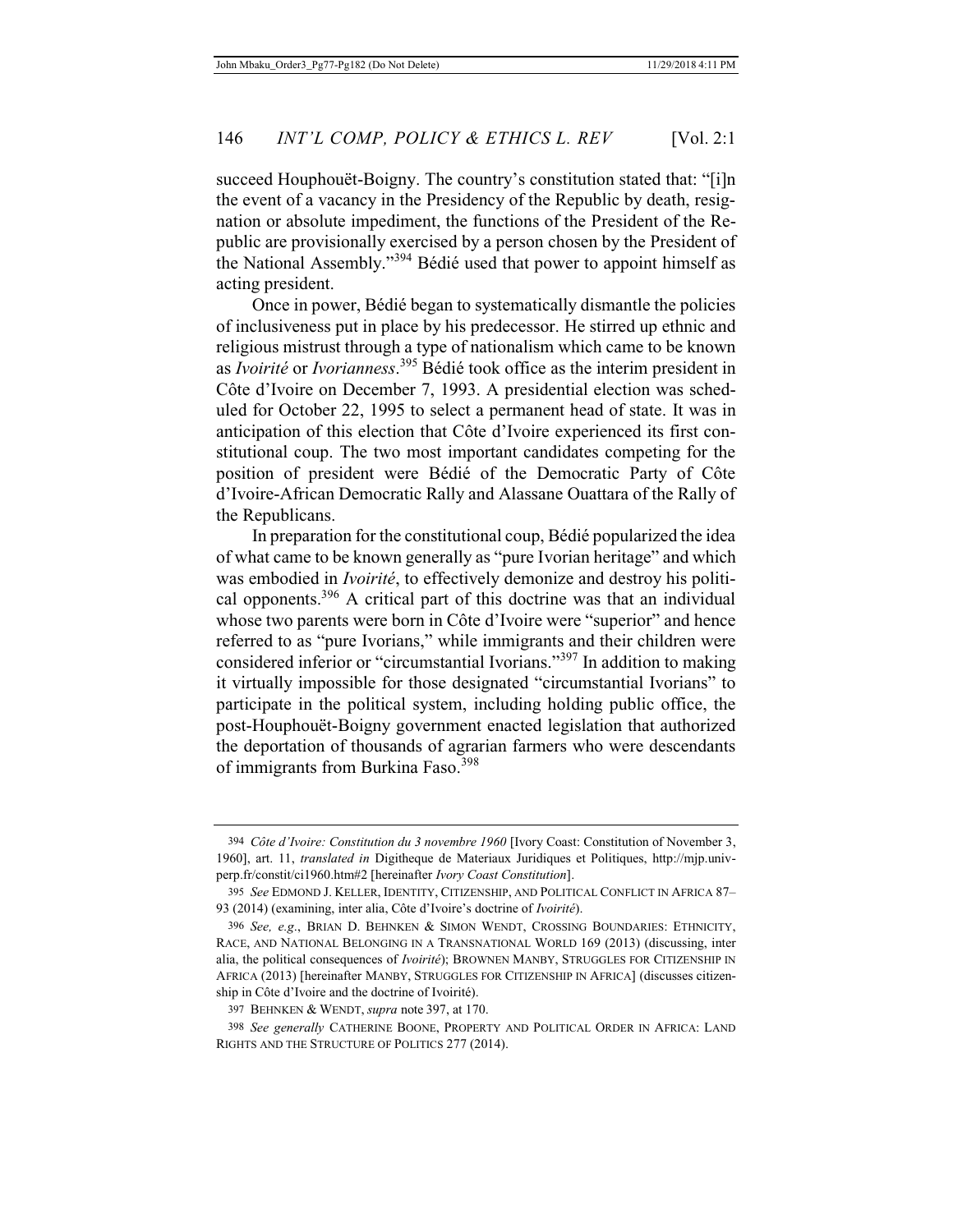succeed Houphouët-Boigny. The country's constitution stated that: "[i]n the event of a vacancy in the Presidency of the Republic by death, resignation or absolute impediment, the functions of the President of the Republic are provisionally exercised by a person chosen by the President of the National Assembly."[394] Bédié used that power to appoint himself as acting president.

Once in power, Bédié began to systematically dismantle the policies of inclusiveness put in place by his predecessor. He stirred up ethnic and religious mistrust through a type of nationalism which came to be known as *Ivoirité* or *Ivorianness*.[395] Bédié took office as the interim president in Côte d'Ivoire on December 7, 1993. A presidential election was scheduled for October 22, 1995 to select a permanent head of state. It was in anticipation of this election that Côte d'Ivoire experienced its first constitutional coup. The two most important candidates competing for the position of president were Bédié of the Democratic Party of Côte d'Ivoire-African Democratic Rally and Alassane Ouattara of the Rally of the Republicans.

In preparation for the constitutional coup, Bédié popularized the idea of what came to be known generally as "pure Ivorian heritage" and which was embodied in *Ivoirité*, to effectively demonize and destroy his political opponents.[396] A critical part of this doctrine was that an individual whose two parents were born in Côte d'Ivoire were "superior" and hence referred to as "pure Ivorians," while immigrants and their children were considered inferior or "circumstantial Ivorians."[397] In addition to making it virtually impossible for those designated "circumstantial Ivorians" to participate in the political system, including holding public office, the post-Houphouët-Boigny government enacted legislation that authorized the deportation of thousands of agrarian farmers who were descendants of immigrants from Burkina Faso.[398]

---

394 *Côte d'Ivoire: Constitution du 3 novembre 1960* [Ivory Coast: Constitution of November 3, 1960], art. 11, *translated in* Digitheque de Materiaux Juridiques et Politiques, http://mjp.univ-perp.fr/constit/ci1960.htm#2 [hereinafter *Ivory Coast Constitution*].

395 *See* EDMOND J. KELLER, IDENTITY, CITIZENSHIP, AND POLITICAL CONFLICT IN AFRICA 87–93 (2014) (examining, inter alia, Côte d'Ivoire's doctrine of *Ivoirité*).

396 *See, e.g.*, BRIAN D. BEHNKEN & SIMON WENDT, CROSSING BOUNDARIES: ETHNICITY, RACE, AND NATIONAL BELONGING IN A TRANSNATIONAL WORLD 169 (2013) (discussing, inter alia, the political consequences of *Ivoirité*); BROWNEN MANBY, STRUGGLES FOR CITIZENSHIP IN AFRICA (2013) [hereinafter MANBY, STRUGGLES FOR CITIZENSHIP IN AFRICA] (discusses citizenship in Côte d'Ivoire and the doctrine of Ivoirité).

397 BEHNKEN & WENDT, *supra* note 397, at 170.

398 *See generally* CATHERINE BOONE, PROPERTY AND POLITICAL ORDER IN AFRICA: LAND RIGHTS AND THE STRUCTURE OF POLITICS 277 (2014).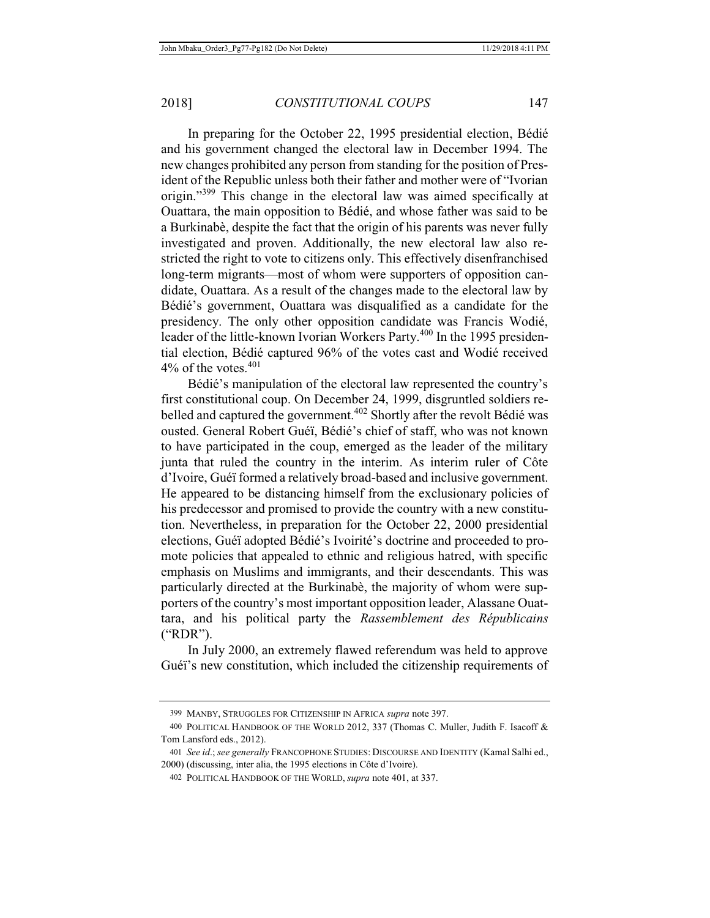In preparing for the October 22, 1995 presidential election, Bédié and his government changed the electoral law in December 1994. The new changes prohibited any person from standing for the position of President of the Republic unless both their father and mother were of "Ivorian origin."[399] This change in the electoral law was aimed specifically at Ouattara, the main opposition to Bédié, and whose father was said to be a Burkinabè, despite the fact that the origin of his parents was never fully investigated and proven. Additionally, the new electoral law also restricted the right to vote to citizens only. This effectively disenfranchised long-term migrants—most of whom were supporters of opposition candidate, Ouattara. As a result of the changes made to the electoral law by Bédié's government, Ouattara was disqualified as a candidate for the presidency. The only other opposition candidate was Francis Wodié, leader of the little-known Ivorian Workers Party.[400] In the 1995 presidential election, Bédié captured 96% of the votes cast and Wodié received 4% of the votes.[401]

Bédié's manipulation of the electoral law represented the country's first constitutional coup. On December 24, 1999, disgruntled soldiers rebelled and captured the government.[402] Shortly after the revolt Bédié was ousted. General Robert Guéï, Bédié's chief of staff, who was not known to have participated in the coup, emerged as the leader of the military junta that ruled the country in the interim. As interim ruler of Côte d'Ivoire, Guéï formed a relatively broad-based and inclusive government. He appeared to be distancing himself from the exclusionary policies of his predecessor and promised to provide the country with a new constitution. Nevertheless, in preparation for the October 22, 2000 presidential elections, Guéï adopted Bédié's Ivoirité's doctrine and proceeded to promote policies that appealed to ethnic and religious hatred, with specific emphasis on Muslims and immigrants, and their descendants. This was particularly directed at the Burkinabè, the majority of whom were supporters of the country's most important opposition leader, Alassane Ouattara, and his political party the *Rassemblement des Républicains* ("RDR").

In July 2000, an extremely flawed referendum was held to approve Guéï's new constitution, which included the citizenship requirements of

---

399 MANBY, STRUGGLES FOR CITIZENSHIP IN AFRICA *supra* note 397.

400 POLITICAL HANDBOOK OF THE WORLD 2012, 337 (Thomas C. Muller, Judith F. Isacoff & Tom Lansford eds., 2012).

401 *See id.*; *see generally* FRANCOPHONE STUDIES: DISCOURSE AND IDENTITY (Kamal Salhi ed., 2000) (discussing, inter alia, the 1995 elections in Côte d'Ivoire).

402 POLITICAL HANDBOOK OF THE WORLD, *supra* note 401, at 337.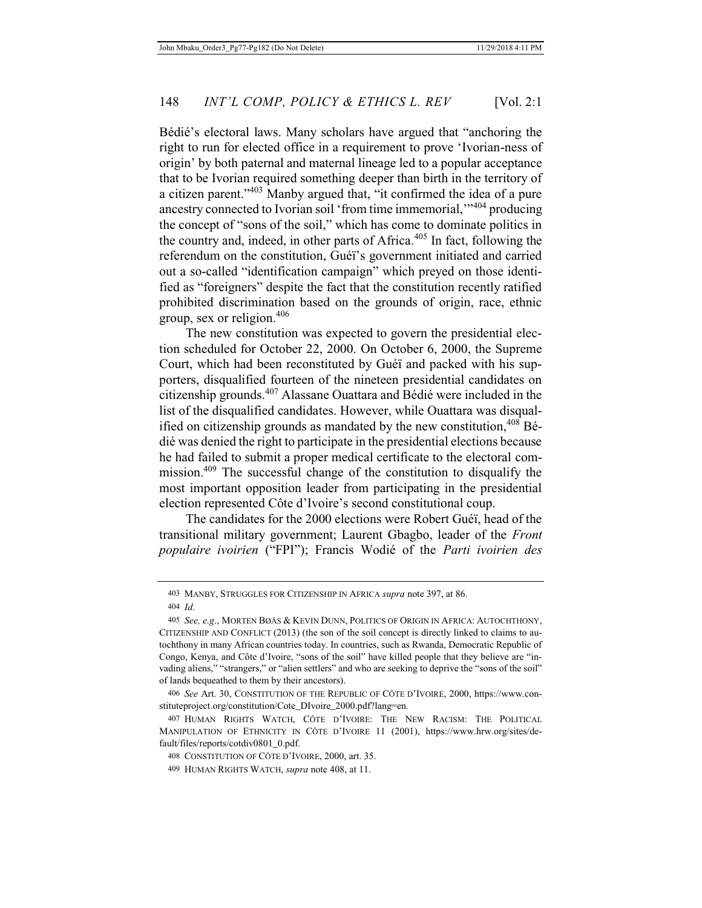Bédié's electoral laws. Many scholars have argued that "anchoring the right to run for elected office in a requirement to prove 'Ivorian-ness of origin' by both paternal and maternal lineage led to a popular acceptance that to be Ivorian required something deeper than birth in the territory of a citizen parent."[403] Manby argued that, "it confirmed the idea of a pure ancestry connected to Ivorian soil 'from time immemorial,'"[404] producing the concept of "sons of the soil," which has come to dominate politics in the country and, indeed, in other parts of Africa.[405] In fact, following the referendum on the constitution, Guéï's government initiated and carried out a so-called "identification campaign" which preyed on those identified as "foreigners" despite the fact that the constitution recently ratified prohibited discrimination based on the grounds of origin, race, ethnic group, sex or religion.[406]

The new constitution was expected to govern the presidential election scheduled for October 22, 2000. On October 6, 2000, the Supreme Court, which had been reconstituted by Guéï and packed with his supporters, disqualified fourteen of the nineteen presidential candidates on citizenship grounds.[407] Alassane Ouattara and Bédié were included in the list of the disqualified candidates. However, while Ouattara was disqualified on citizenship grounds as mandated by the new constitution,[408] Bédié was denied the right to participate in the presidential elections because he had failed to submit a proper medical certificate to the electoral commission.[409] The successful change of the constitution to disqualify the most important opposition leader from participating in the presidential election represented Côte d'Ivoire's second constitutional coup.

The candidates for the 2000 elections were Robert Guéï, head of the transitional military government; Laurent Gbagbo, leader of the *Front populaire ivoirien* ("FPI"); Francis Wodié of the *Parti ivoirien des*

---

403 MANBY, STRUGGLES FOR CITIZENSHIP IN AFRICA *supra* note 397, at 86.

404 *Id*.

405 *See, e.g*., MORTEN BØÅS & KEVIN DUNN, POLITICS OF ORIGIN IN AFRICA: AUTOCHTHONY, CITIZENSHIP AND CONFLICT (2013) (the son of the soil concept is directly linked to claims to autochthony in many African countries today. In countries, such as Rwanda, Democratic Republic of Congo, Kenya, and Côte d'Ivoire, "sons of the soil" have killed people that they believe are "invading aliens," "strangers," or "alien settlers" and who are seeking to deprive the "sons of the soil" of lands bequeathed to them by their ancestors).

406 *See* Art. 30, CONSTITUTION OF THE REPUBLIC OF CÔTE D'IVOIRE, 2000, https://www.constituteproject.org/constitution/Cote_DIvoire_2000.pdf?lang=en.

407 HUMAN RIGHTS WATCH, CÔTE D'IVOIRE: THE NEW RACISM: THE POLITICAL MANIPULATION OF ETHNICITY IN CÔTE D'IVOIRE 11 (2001), https://www.hrw.org/sites/default/files/reports/cotdiv0801_0.pdf.

408 CONSTITUTION OF CÔTE D'IVOIRE, 2000, art. 35.

409 HUMAN RIGHTS WATCH, *supra* note 408, at 11.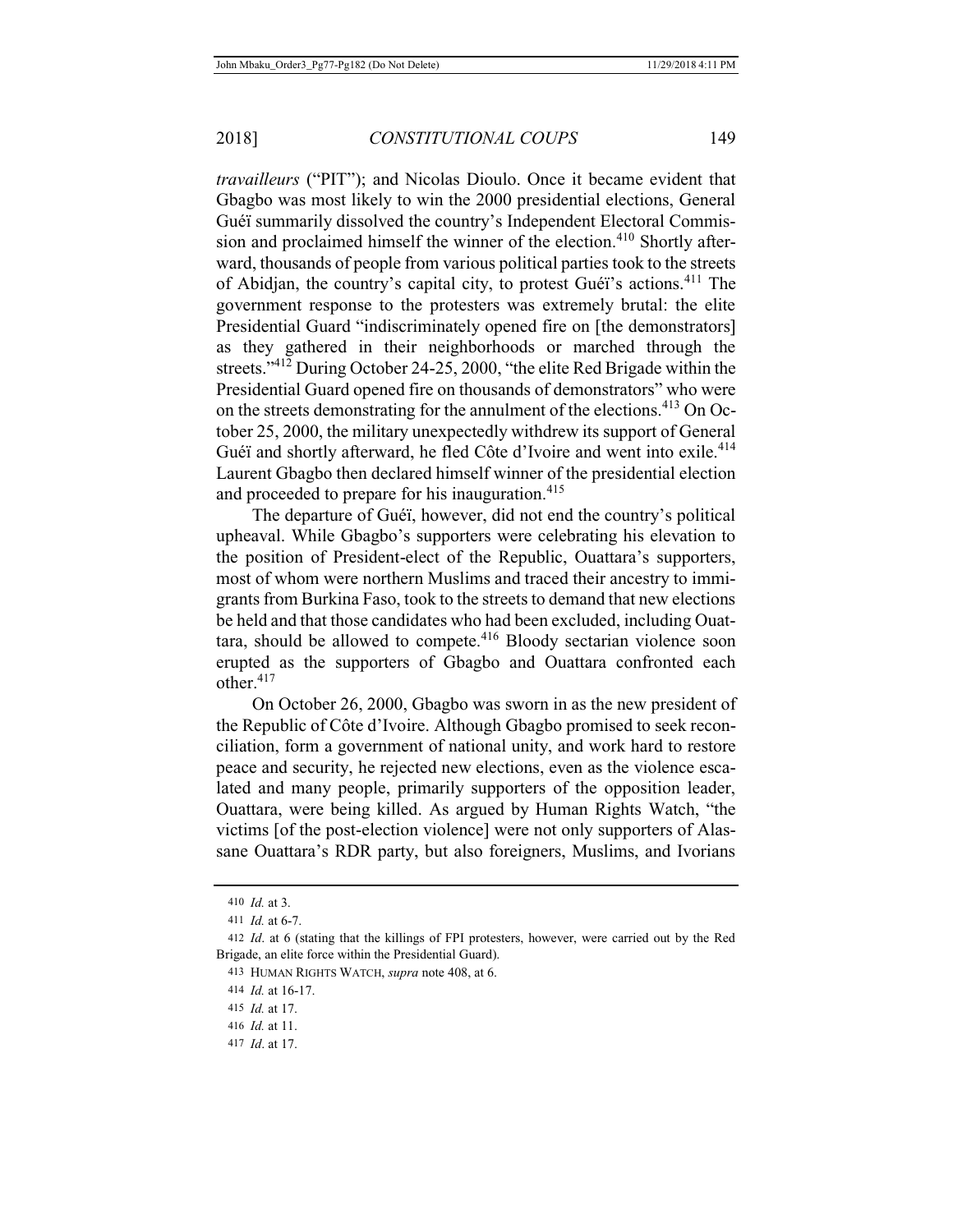*travailleurs* ("PIT"); and Nicolas Dioulo. Once it became evident that Gbagbo was most likely to win the 2000 presidential elections, General Guéï summarily dissolved the country's Independent Electoral Commission and proclaimed himself the winner of the election.[410] Shortly afterward, thousands of people from various political parties took to the streets of Abidjan, the country's capital city, to protest Guéï's actions.[411] The government response to the protesters was extremely brutal: the elite Presidential Guard "indiscriminately opened fire on [the demonstrators] as they gathered in their neighborhoods or marched through the streets."[412] During October 24-25, 2000, "the elite Red Brigade within the Presidential Guard opened fire on thousands of demonstrators" who were on the streets demonstrating for the annulment of the elections.[413] On October 25, 2000, the military unexpectedly withdrew its support of General Guéï and shortly afterward, he fled Côte d'Ivoire and went into exile.[414] Laurent Gbagbo then declared himself winner of the presidential election and proceeded to prepare for his inauguration.[415]

The departure of Guéï, however, did not end the country's political upheaval. While Gbagbo's supporters were celebrating his elevation to the position of President-elect of the Republic, Ouattara's supporters, most of whom were northern Muslims and traced their ancestry to immigrants from Burkina Faso, took to the streets to demand that new elections be held and that those candidates who had been excluded, including Ouattara, should be allowed to compete.[416] Bloody sectarian violence soon erupted as the supporters of Gbagbo and Ouattara confronted each other.[417]

On October 26, 2000, Gbagbo was sworn in as the new president of the Republic of Côte d'Ivoire. Although Gbagbo promised to seek reconciliation, form a government of national unity, and work hard to restore peace and security, he rejected new elections, even as the violence escalated and many people, primarily supporters of the opposition leader, Ouattara, were being killed. As argued by Human Rights Watch, "the victims [of the post-election violence] were not only supporters of Alassane Ouattara's RDR party, but also foreigners, Muslims, and Ivorians

---

410 *Id.* at 3.

411 *Id.* at 6-7.

412 *Id*. at 6 (stating that the killings of FPI protesters, however, were carried out by the Red Brigade, an elite force within the Presidential Guard).

413 HUMAN RIGHTS WATCH, *supra* note 408, at 6.

414 *Id.* at 16-17.

415 *Id.* at 17.

416 *Id.* at 11.

417 *Id*. at 17.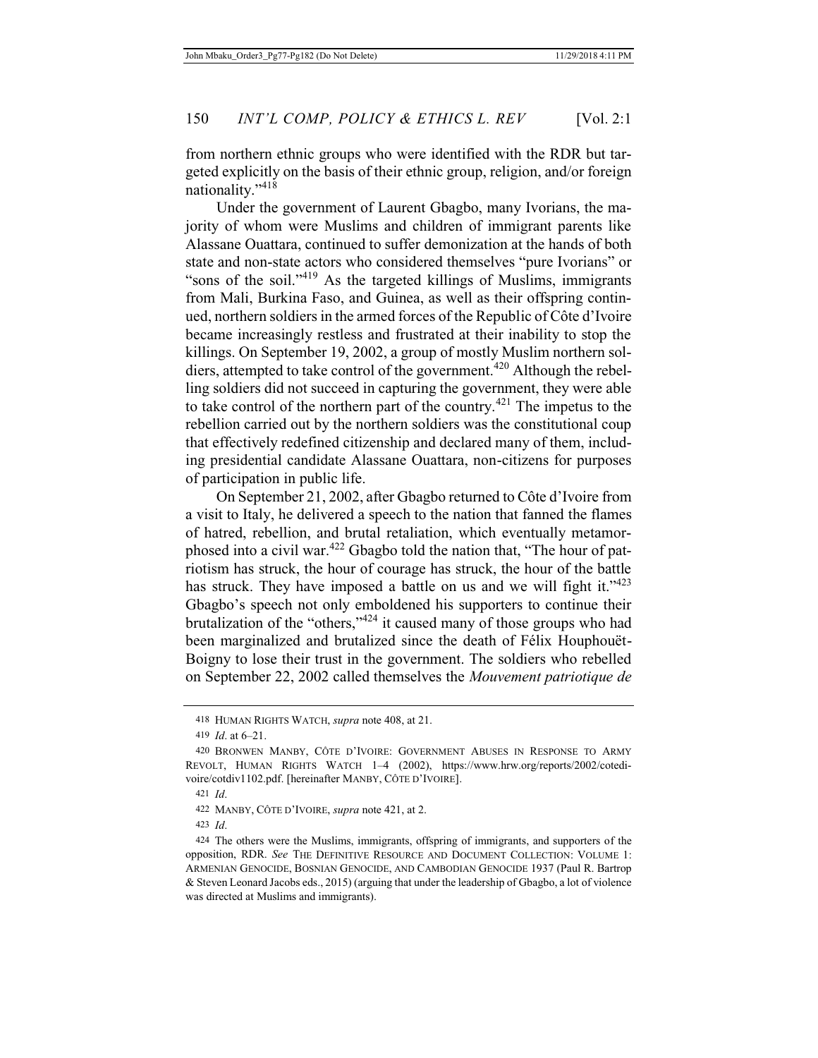from northern ethnic groups who were identified with the RDR but targeted explicitly on the basis of their ethnic group, religion, and/or foreign nationality."[418]

Under the government of Laurent Gbagbo, many Ivorians, the majority of whom were Muslims and children of immigrant parents like Alassane Ouattara, continued to suffer demonization at the hands of both state and non-state actors who considered themselves "pure Ivorians" or "sons of the soil."[419] As the targeted killings of Muslims, immigrants from Mali, Burkina Faso, and Guinea, as well as their offspring continued, northern soldiers in the armed forces of the Republic of Côte d'Ivoire became increasingly restless and frustrated at their inability to stop the killings. On September 19, 2002, a group of mostly Muslim northern soldiers, attempted to take control of the government.[420] Although the rebelling soldiers did not succeed in capturing the government, they were able to take control of the northern part of the country.[421] The impetus to the rebellion carried out by the northern soldiers was the constitutional coup that effectively redefined citizenship and declared many of them, including presidential candidate Alassane Ouattara, non-citizens for purposes of participation in public life.

On September 21, 2002, after Gbagbo returned to Côte d'Ivoire from a visit to Italy, he delivered a speech to the nation that fanned the flames of hatred, rebellion, and brutal retaliation, which eventually metamorphosed into a civil war.[422] Gbagbo told the nation that, "The hour of patriotism has struck, the hour of courage has struck, the hour of the battle has struck. They have imposed a battle on us and we will fight it."[423] Gbagbo's speech not only emboldened his supporters to continue their brutalization of the "others,"[424] it caused many of those groups who had been marginalized and brutalized since the death of Félix Houphouët-Boigny to lose their trust in the government. The soldiers who rebelled on September 22, 2002 called themselves the *Mouvement patriotique de*

---

418 HUMAN RIGHTS WATCH, *supra* note 408, at 21.

419 *Id*. at 6–21.

420 BRONWEN MANBY, CÔTE D'IVOIRE: GOVERNMENT ABUSES IN RESPONSE TO ARMY REVOLT, HUMAN RIGHTS WATCH 1–4 (2002), https://www.hrw.org/reports/2002/cotedivoire/cotdiv1102.pdf. [hereinafter MANBY, CÔTE D'IVOIRE].

421 *Id*.

422 MANBY, CÔTE D'IVOIRE, *supra* note 421, at 2.

423 *Id*.

424 The others were the Muslims, immigrants, offspring of immigrants, and supporters of the opposition, RDR. *See* THE DEFINITIVE RESOURCE AND DOCUMENT COLLECTION: VOLUME 1: ARMENIAN GENOCIDE, BOSNIAN GENOCIDE, AND CAMBODIAN GENOCIDE 1937 (Paul R. Bartrop & Steven Leonard Jacobs eds., 2015) (arguing that under the leadership of Gbagbo, a lot of violence was directed at Muslims and immigrants).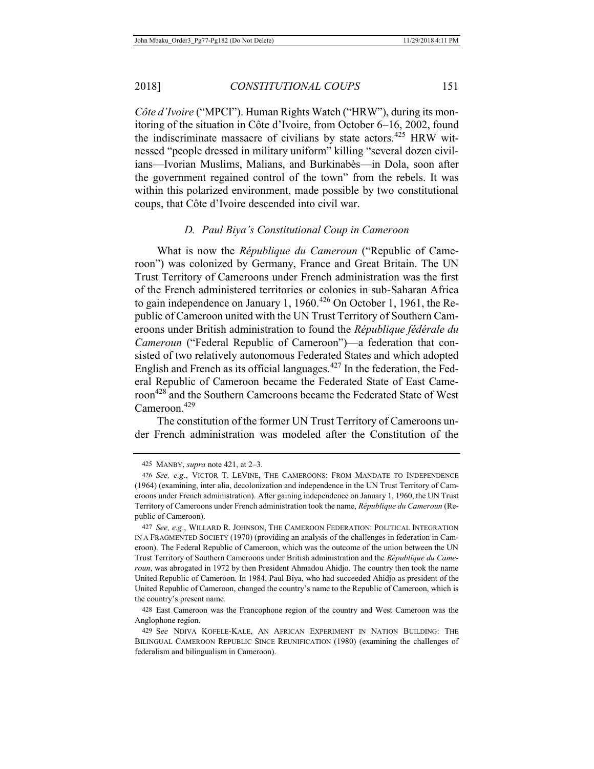*Côte d'Ivoire* ("MPCI"). Human Rights Watch ("HRW"), during its monitoring of the situation in Côte d'Ivoire, from October 6–16, 2002, found the indiscriminate massacre of civilians by state actors.[425] HRW witnessed "people dressed in military uniform" killing "several dozen civilians—Ivorian Muslims, Malians, and Burkinabès—in Dola, soon after the government regained control of the town" from the rebels. It was within this polarized environment, made possible by two constitutional coups, that Côte d'Ivoire descended into civil war.

### *D. Paul Biya's Constitutional Coup in Cameroon*

What is now the *République du Cameroun* ("Republic of Cameroon") was colonized by Germany, France and Great Britain. The UN Trust Territory of Cameroons under French administration was the first of the French administered territories or colonies in sub-Saharan Africa to gain independence on January 1, 1960.[426] On October 1, 1961, the Republic of Cameroon united with the UN Trust Territory of Southern Cameroons under British administration to found the *République fédérale du Cameroun* ("Federal Republic of Cameroon")—a federation that consisted of two relatively autonomous Federated States and which adopted English and French as its official languages.[427] In the federation, the Federal Republic of Cameroon became the Federated State of East Cameroon[428] and the Southern Cameroons became the Federated State of West Cameroon.[429]

The constitution of the former UN Trust Territory of Cameroons under French administration was modeled after the Constitution of the

---

425 MANBY, *supra* note 421, at 2–3.

426 *See, e.g*., VICTOR T. LEVINE, THE CAMEROONS: FROM MANDATE TO INDEPENDENCE (1964) (examining, inter alia, decolonization and independence in the UN Trust Territory of Cameroons under French administration). After gaining independence on January 1, 1960, the UN Trust Territory of Cameroons under French administration took the name, *République du Cameroun* (Republic of Cameroon).

427 *See, e.g*., WILLARD R. JOHNSON, THE CAMEROON FEDERATION: POLITICAL INTEGRATION IN A FRAGMENTED SOCIETY (1970) (providing an analysis of the challenges in federation in Cameroon). The Federal Republic of Cameroon, which was the outcome of the union between the UN Trust Territory of Southern Cameroons under British administration and the *République du Cameroun*, was abrogated in 1972 by then President Ahmadou Ahidjo. The country then took the name United Republic of Cameroon. In 1984, Paul Biya, who had succeeded Ahidjo as president of the United Republic of Cameroon, changed the country's name to the Republic of Cameroon, which is the country's present name.

428 East Cameroon was the Francophone region of the country and West Cameroon was the Anglophone region.

429 S*ee* NDIVA KOFELE-KALE, AN AFRICAN EXPERIMENT IN NATION BUILDING: THE BILINGUAL CAMEROON REPUBLIC SINCE REUNIFICATION (1980) (examining the challenges of federalism and bilingualism in Cameroon).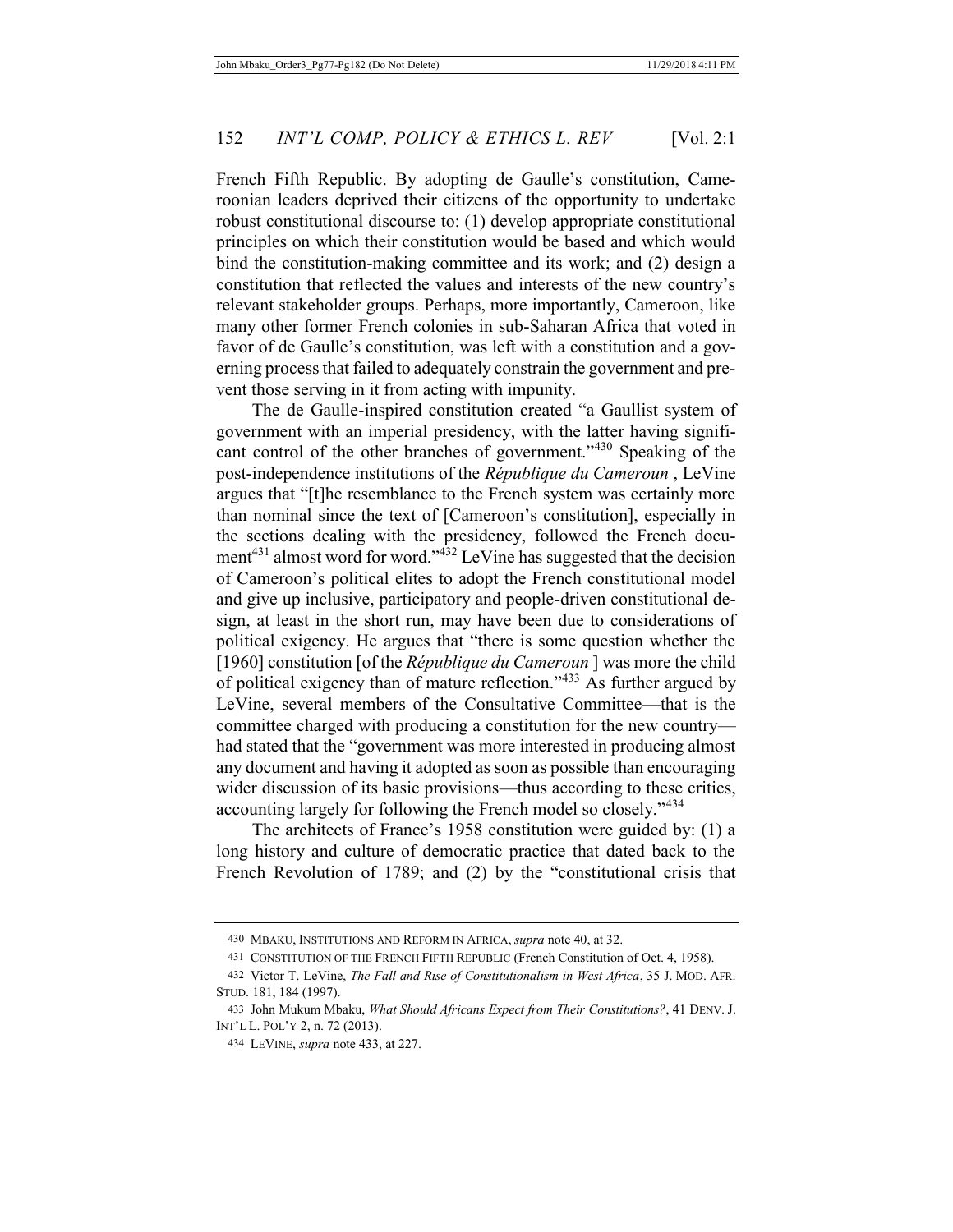French Fifth Republic. By adopting de Gaulle's constitution, Cameroonian leaders deprived their citizens of the opportunity to undertake robust constitutional discourse to: (1) develop appropriate constitutional principles on which their constitution would be based and which would bind the constitution-making committee and its work; and (2) design a constitution that reflected the values and interests of the new country's relevant stakeholder groups. Perhaps, more importantly, Cameroon, like many other former French colonies in sub-Saharan Africa that voted in favor of de Gaulle's constitution, was left with a constitution and a governing process that failed to adequately constrain the government and prevent those serving in it from acting with impunity.

The de Gaulle-inspired constitution created "a Gaullist system of government with an imperial presidency, with the latter having significant control of the other branches of government."[430] Speaking of the post-independence institutions of the *République du Cameroun* , LeVine argues that "[t]he resemblance to the French system was certainly more than nominal since the text of [Cameroon's constitution], especially in the sections dealing with the presidency, followed the French document[431] almost word for word."[432] LeVine has suggested that the decision of Cameroon's political elites to adopt the French constitutional model and give up inclusive, participatory and people-driven constitutional design, at least in the short run, may have been due to considerations of political exigency. He argues that "there is some question whether the [1960] constitution [of the *République du Cameroun* ] was more the child of political exigency than of mature reflection."[433] As further argued by LeVine, several members of the Consultative Committee—that is the committee charged with producing a constitution for the new country—had stated that the "government was more interested in producing almost any document and having it adopted as soon as possible than encouraging wider discussion of its basic provisions—thus according to these critics, accounting largely for following the French model so closely."[434]

The architects of France's 1958 constitution were guided by: (1) a long history and culture of democratic practice that dated back to the French Revolution of 1789; and (2) by the "constitutional crisis that

---

430 MBAKU, INSTITUTIONS AND REFORM IN AFRICA, *supra* note 40, at 32.

431 CONSTITUTION OF THE FRENCH FIFTH REPUBLIC (French Constitution of Oct. 4, 1958).

432 Victor T. LeVine, *The Fall and Rise of Constitutionalism in West Africa*, 35 J. MOD. AFR. STUD. 181, 184 (1997).

433 John Mukum Mbaku, *What Should Africans Expect from Their Constitutions?*, 41 DENV. J. INT'L L. POL'Y 2, n. 72 (2013).

434 LEVINE, *supra* note 433, at 227.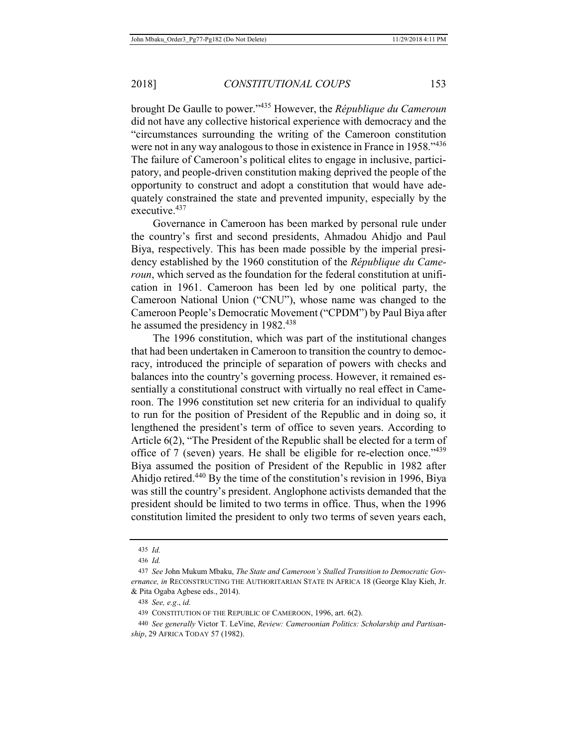brought De Gaulle to power."[435] However, the *République du Cameroun* did not have any collective historical experience with democracy and the "circumstances surrounding the writing of the Cameroon constitution were not in any way analogous to those in existence in France in 1958."[436] The failure of Cameroon's political elites to engage in inclusive, participatory, and people-driven constitution making deprived the people of the opportunity to construct and adopt a constitution that would have adequately constrained the state and prevented impunity, especially by the executive.[437]

Governance in Cameroon has been marked by personal rule under the country's first and second presidents, Ahmadou Ahidjo and Paul Biya, respectively. This has been made possible by the imperial presidency established by the 1960 constitution of the *République du Cameroun*, which served as the foundation for the federal constitution at unification in 1961. Cameroon has been led by one political party, the Cameroon National Union ("CNU"), whose name was changed to the Cameroon People's Democratic Movement ("CPDM") by Paul Biya after he assumed the presidency in 1982.[438]

The 1996 constitution, which was part of the institutional changes that had been undertaken in Cameroon to transition the country to democracy, introduced the principle of separation of powers with checks and balances into the country's governing process. However, it remained essentially a constitutional construct with virtually no real effect in Cameroon. The 1996 constitution set new criteria for an individual to qualify to run for the position of President of the Republic and in doing so, it lengthened the president's term of office to seven years. According to Article 6(2), "The President of the Republic shall be elected for a term of office of 7 (seven) years. He shall be eligible for re-election once."[439] Biya assumed the position of President of the Republic in 1982 after Ahidjo retired.[440] By the time of the constitution's revision in 1996, Biya was still the country's president. Anglophone activists demanded that the president should be limited to two terms in office. Thus, when the 1996 constitution limited the president to only two terms of seven years each,

---

435 *Id.*

436 *Id.*

437 *See* John Mukum Mbaku, *The State and Cameroon's Stalled Transition to Democratic Governance, in* RECONSTRUCTING THE AUTHORITARIAN STATE IN AFRICA 18 (George Klay Kieh, Jr. & Pita Ogaba Agbese eds., 2014).

438 *See, e.g.*, *id.*

439 CONSTITUTION OF THE REPUBLIC OF CAMEROON, 1996, art. 6(2).

440 *See generally* Victor T. LeVine, *Review: Cameroonian Politics: Scholarship and Partisanship*, 29 AFRICA TODAY 57 (1982).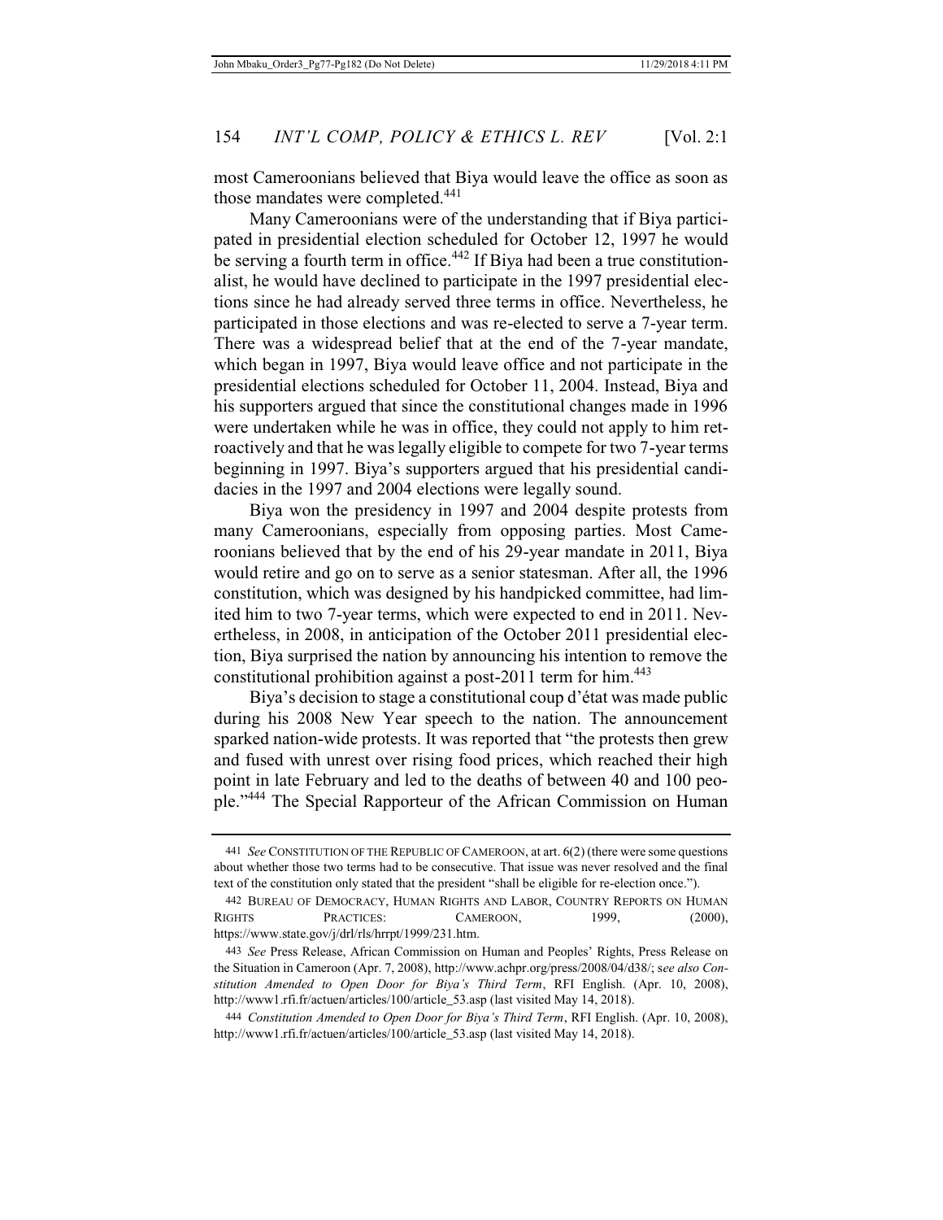most Cameroonians believed that Biya would leave the office as soon as those mandates were completed.[441]

Many Cameroonians were of the understanding that if Biya participated in presidential election scheduled for October 12, 1997 he would be serving a fourth term in office.[442] If Biya had been a true constitutionalist, he would have declined to participate in the 1997 presidential elections since he had already served three terms in office. Nevertheless, he participated in those elections and was re-elected to serve a 7-year term. There was a widespread belief that at the end of the 7-year mandate, which began in 1997, Biya would leave office and not participate in the presidential elections scheduled for October 11, 2004. Instead, Biya and his supporters argued that since the constitutional changes made in 1996 were undertaken while he was in office, they could not apply to him retroactively and that he was legally eligible to compete for two 7-year terms beginning in 1997. Biya's supporters argued that his presidential candidacies in the 1997 and 2004 elections were legally sound.

Biya won the presidency in 1997 and 2004 despite protests from many Cameroonians, especially from opposing parties. Most Cameroonians believed that by the end of his 29-year mandate in 2011, Biya would retire and go on to serve as a senior statesman. After all, the 1996 constitution, which was designed by his handpicked committee, had limited him to two 7-year terms, which were expected to end in 2011. Nevertheless, in 2008, in anticipation of the October 2011 presidential election, Biya surprised the nation by announcing his intention to remove the constitutional prohibition against a post-2011 term for him.[443]

Biya's decision to stage a constitutional coup d'état was made public during his 2008 New Year speech to the nation. The announcement sparked nation-wide protests. It was reported that "the protests then grew and fused with unrest over rising food prices, which reached their high point in late February and led to the deaths of between 40 and 100 people."[444] The Special Rapporteur of the African Commission on Human

---

441 *See* CONSTITUTION OF THE REPUBLIC OF CAMEROON, at art. 6(2) (there were some questions about whether those two terms had to be consecutive. That issue was never resolved and the final text of the constitution only stated that the president "shall be eligible for re-election once.").

442 BUREAU OF DEMOCRACY, HUMAN RIGHTS AND LABOR, COUNTRY REPORTS ON HUMAN RIGHTS PRACTICES: CAMEROON, 1999, (2000), https://www.state.gov/j/drl/rls/hrrpt/1999/231.htm.

443 *See* Press Release, African Commission on Human and Peoples' Rights, Press Release on the Situation in Cameroon (Apr. 7, 2008), http://www.achpr.org/press/2008/04/d38/; s*ee also Constitution Amended to Open Door for Biya's Third Term*, RFI English. (Apr. 10, 2008), http://www1.rfi.fr/actuen/articles/100/article_53.asp (last visited May 14, 2018).

444 *Constitution Amended to Open Door for Biya's Third Term*, RFI English. (Apr. 10, 2008), http://www1.rfi.fr/actuen/articles/100/article_53.asp (last visited May 14, 2018).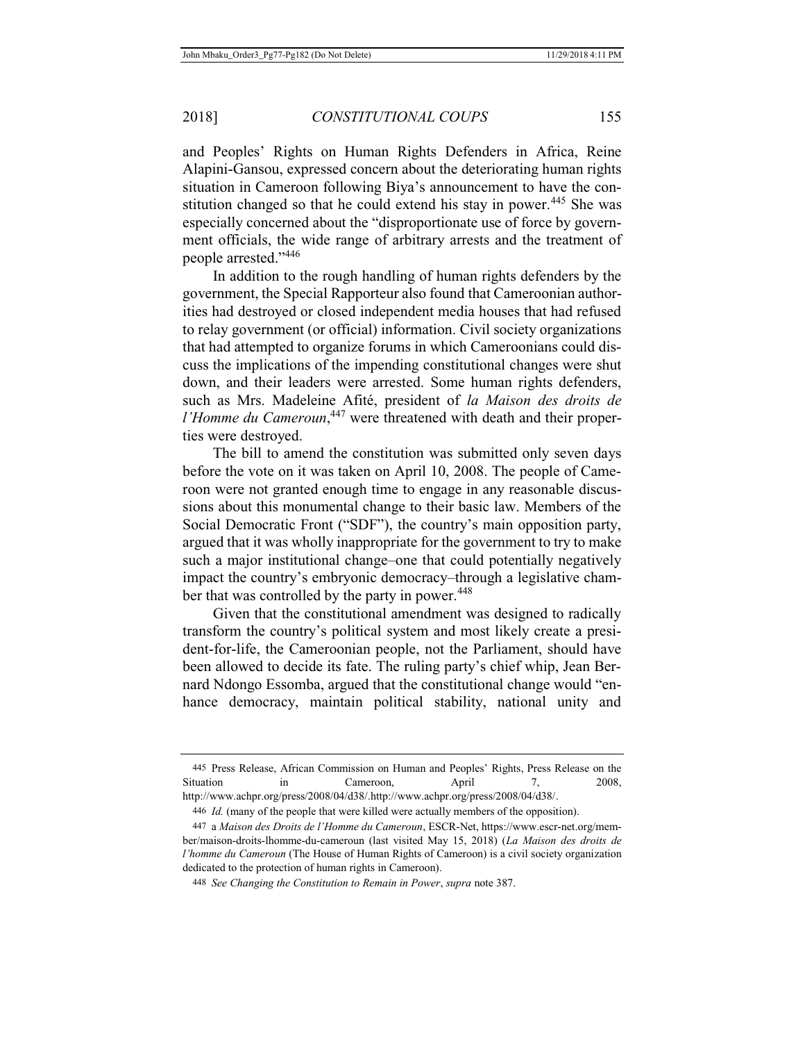and Peoples' Rights on Human Rights Defenders in Africa, Reine Alapini-Gansou, expressed concern about the deteriorating human rights situation in Cameroon following Biya's announcement to have the constitution changed so that he could extend his stay in power.[445] She was especially concerned about the "disproportionate use of force by government officials, the wide range of arbitrary arrests and the treatment of people arrested."[446]

In addition to the rough handling of human rights defenders by the government, the Special Rapporteur also found that Cameroonian authorities had destroyed or closed independent media houses that had refused to relay government (or official) information. Civil society organizations that had attempted to organize forums in which Cameroonians could discuss the implications of the impending constitutional changes were shut down, and their leaders were arrested. Some human rights defenders, such as Mrs. Madeleine Afité, president of *la Maison des droits de l'Homme du Cameroun*,[447] were threatened with death and their properties were destroyed.

The bill to amend the constitution was submitted only seven days before the vote on it was taken on April 10, 2008. The people of Cameroon were not granted enough time to engage in any reasonable discussions about this monumental change to their basic law. Members of the Social Democratic Front ("SDF"), the country's main opposition party, argued that it was wholly inappropriate for the government to try to make such a major institutional change–one that could potentially negatively impact the country's embryonic democracy–through a legislative chamber that was controlled by the party in power.[448]

Given that the constitutional amendment was designed to radically transform the country's political system and most likely create a president-for-life, the Cameroonian people, not the Parliament, should have been allowed to decide its fate. The ruling party's chief whip, Jean Bernard Ndongo Essomba, argued that the constitutional change would "enhance democracy, maintain political stability, national unity and

---

445 Press Release, African Commission on Human and Peoples' Rights, Press Release on the Situation in Cameroon, April 7, 2008, http://www.achpr.org/press/2008/04/d38/.http://www.achpr.org/press/2008/04/d38/.

446 *Id.* (many of the people that were killed were actually members of the opposition).

447 a *Maison des Droits de l'Homme du Cameroun*, ESCR-Net, https://www.escr-net.org/member/maison-droits-lhomme-du-cameroun (last visited May 15, 2018) (*La Maison des droits de l'homme du Cameroun* (The House of Human Rights of Cameroon) is a civil society organization dedicated to the protection of human rights in Cameroon).

448 *See Changing the Constitution to Remain in Power*, *supra* note 387.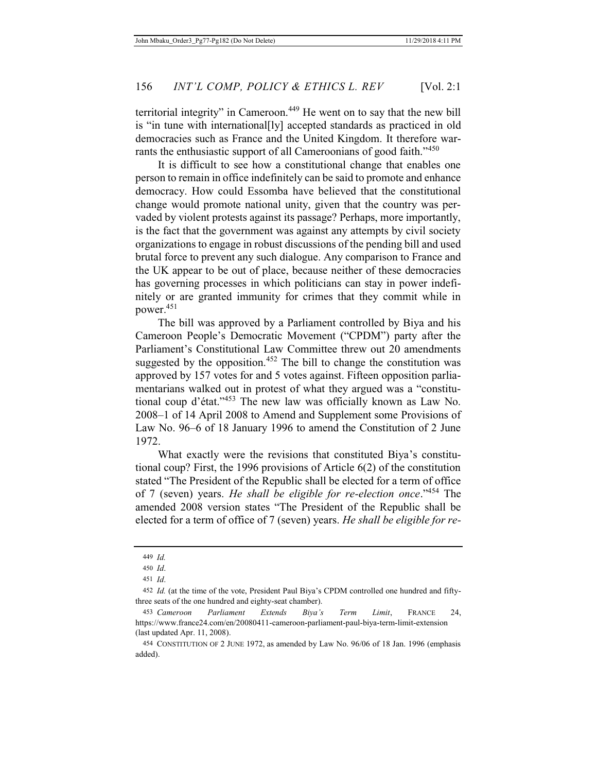territorial integrity" in Cameroon.[449] He went on to say that the new bill is "in tune with international[ly] accepted standards as practiced in old democracies such as France and the United Kingdom. It therefore warrants the enthusiastic support of all Cameroonians of good faith."[450]

It is difficult to see how a constitutional change that enables one person to remain in office indefinitely can be said to promote and enhance democracy. How could Essomba have believed that the constitutional change would promote national unity, given that the country was pervaded by violent protests against its passage? Perhaps, more importantly, is the fact that the government was against any attempts by civil society organizations to engage in robust discussions of the pending bill and used brutal force to prevent any such dialogue. Any comparison to France and the UK appear to be out of place, because neither of these democracies has governing processes in which politicians can stay in power indefinitely or are granted immunity for crimes that they commit while in power.[451]

The bill was approved by a Parliament controlled by Biya and his Cameroon People's Democratic Movement ("CPDM") party after the Parliament's Constitutional Law Committee threw out 20 amendments suggested by the opposition.[452] The bill to change the constitution was approved by 157 votes for and 5 votes against. Fifteen opposition parliamentarians walked out in protest of what they argued was a "constitutional coup d'état."[453] The new law was officially known as Law No. 2008–1 of 14 April 2008 to Amend and Supplement some Provisions of Law No. 96–6 of 18 January 1996 to amend the Constitution of 2 June 1972.

What exactly were the revisions that constituted Biya's constitutional coup? First, the 1996 provisions of Article 6(2) of the constitution stated "The President of the Republic shall be elected for a term of office of 7 (seven) years. *He shall be eligible for re-election once*."[454] The amended 2008 version states "The President of the Republic shall be elected for a term of office of 7 (seven) years. *He shall be eligible for re-*

---

449 *Id.*

450 *Id*.

451 *Id*.

452 *Id.* (at the time of the vote, President Paul Biya's CPDM controlled one hundred and fifty-three seats of the one hundred and eighty-seat chamber).

453 *Cameroon Parliament Extends Biya's Term Limit*, FRANCE 24, https://www.france24.com/en/20080411-cameroon-parliament-paul-biya-term-limit-extension (last updated Apr. 11, 2008).

454 CONSTITUTION OF 2 JUNE 1972, as amended by Law No. 96/06 of 18 Jan. 1996 (emphasis added).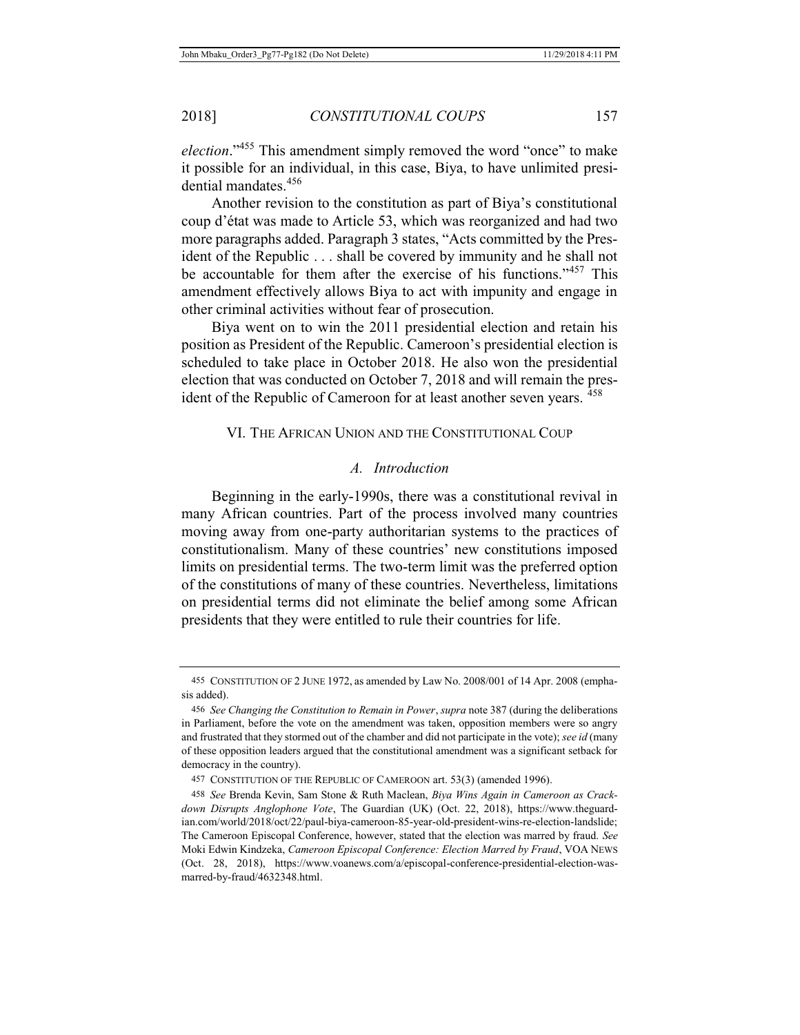*election*."[455] This amendment simply removed the word "once" to make it possible for an individual, in this case, Biya, to have unlimited presidential mandates.[456]

Another revision to the constitution as part of Biya's constitutional coup d'état was made to Article 53, which was reorganized and had two more paragraphs added. Paragraph 3 states, "Acts committed by the President of the Republic . . . shall be covered by immunity and he shall not be accountable for them after the exercise of his functions."[457] This amendment effectively allows Biya to act with impunity and engage in other criminal activities without fear of prosecution.

Biya went on to win the 2011 presidential election and retain his position as President of the Republic. Cameroon's presidential election is scheduled to take place in October 2018. He also won the presidential election that was conducted on October 7, 2018 and will remain the president of the Republic of Cameroon for at least another seven years.[458]

## VI. THE AFRICAN UNION AND THE CONSTITUTIONAL COUP

### *A. Introduction*

Beginning in the early-1990s, there was a constitutional revival in many African countries. Part of the process involved many countries moving away from one-party authoritarian systems to the practices of constitutionalism. Many of these countries' new constitutions imposed limits on presidential terms. The two-term limit was the preferred option of the constitutions of many of these countries. Nevertheless, limitations on presidential terms did not eliminate the belief among some African presidents that they were entitled to rule their countries for life.

---

455 CONSTITUTION OF 2 JUNE 1972, as amended by Law No. 2008/001 of 14 Apr. 2008 (emphasis added).

456 *See Changing the Constitution to Remain in Power*, *supra* note 387 (during the deliberations in Parliament, before the vote on the amendment was taken, opposition members were so angry and frustrated that they stormed out of the chamber and did not participate in the vote); *see id* (many of these opposition leaders argued that the constitutional amendment was a significant setback for democracy in the country).

457 CONSTITUTION OF THE REPUBLIC OF CAMEROON art. 53(3) (amended 1996).

458 *See* Brenda Kevin, Sam Stone & Ruth Maclean, *Biya Wins Again in Cameroon as Crackdown Disrupts Anglophone Vote*, The Guardian (UK) (Oct. 22, 2018), https://www.theguardian.com/world/2018/oct/22/paul-biya-cameroon-85-year-old-president-wins-re-election-landslide; The Cameroon Episcopal Conference, however, stated that the election was marred by fraud. *See* Moki Edwin Kindzeka, *Cameroon Episcopal Conference: Election Marred by Fraud*, VOA NEWS (Oct. 28, 2018), https://www.voanews.com/a/episcopal-conference-presidential-election-was-marred-by-fraud/4632348.html.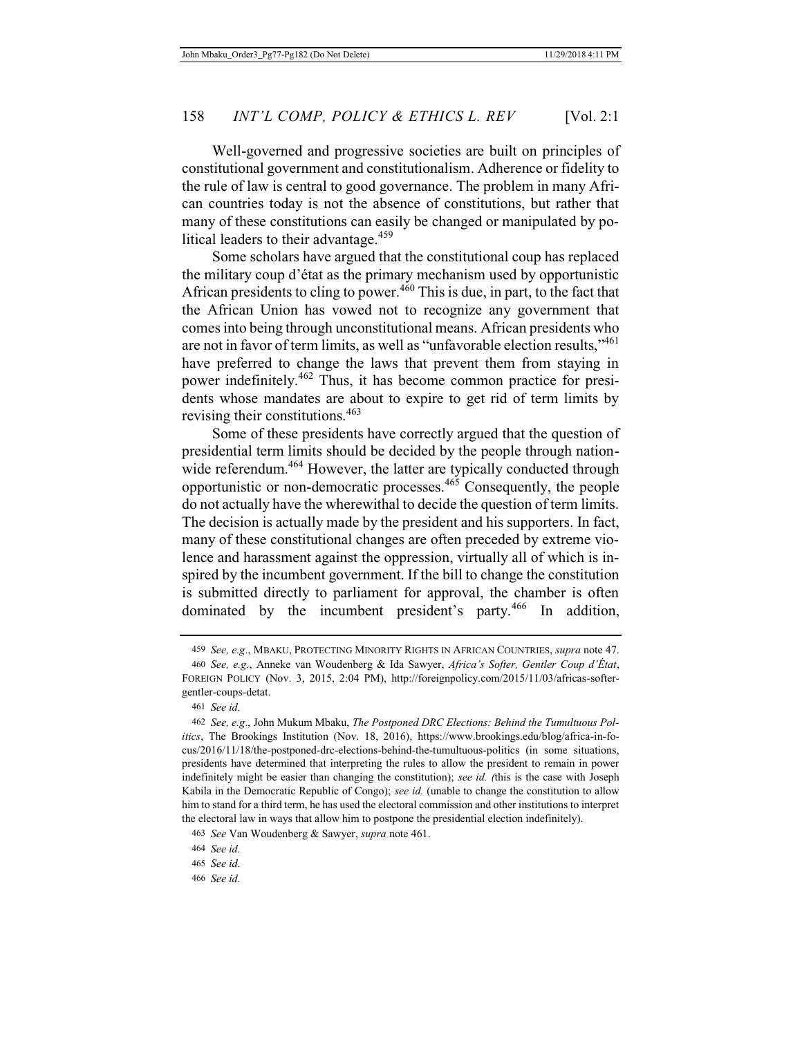Well-governed and progressive societies are built on principles of constitutional government and constitutionalism. Adherence or fidelity to the rule of law is central to good governance. The problem in many African countries today is not the absence of constitutions, but rather that many of these constitutions can easily be changed or manipulated by political leaders to their advantage.[459]

Some scholars have argued that the constitutional coup has replaced the military coup d'état as the primary mechanism used by opportunistic African presidents to cling to power.[460] This is due, in part, to the fact that the African Union has vowed not to recognize any government that comes into being through unconstitutional means. African presidents who are not in favor of term limits, as well as "unfavorable election results,"[461] have preferred to change the laws that prevent them from staying in power indefinitely.[462] Thus, it has become common practice for presidents whose mandates are about to expire to get rid of term limits by revising their constitutions.[463]

Some of these presidents have correctly argued that the question of presidential term limits should be decided by the people through nationwide referendum.[464] However, the latter are typically conducted through opportunistic or non-democratic processes.[465] Consequently, the people do not actually have the wherewithal to decide the question of term limits. The decision is actually made by the president and his supporters. In fact, many of these constitutional changes are often preceded by extreme violence and harassment against the oppression, virtually all of which is inspired by the incumbent government. If the bill to change the constitution is submitted directly to parliament for approval, the chamber is often dominated by the incumbent president's party.[466] In addition,

---

459 *See, e.g.*, MBAKU, PROTECTING MINORITY RIGHTS IN AFRICAN COUNTRIES, *supra* note 47.

460 *See, e.g.*, Anneke van Woudenberg & Ida Sawyer, *Africa's Softer, Gentler Coup d'État*, FOREIGN POLICY (Nov. 3, 2015, 2:04 PM), http://foreignpolicy.com/2015/11/03/africas-softer-gentler-coups-detat.

461 *See id.*

462 *See, e.g.*, John Mukum Mbaku, *The Postponed DRC Elections: Behind the Tumultuous Politics*, The Brookings Institution (Nov. 18, 2016), https://www.brookings.edu/blog/africa-in-focus/2016/11/18/the-postponed-drc-elections-behind-the-tumultuous-politics (in some situations, presidents have determined that interpreting the rules to allow the president to remain in power indefinitely might be easier than changing the constitution); *see id. (*this is the case with Joseph Kabila in the Democratic Republic of Congo); *see id.* (unable to change the constitution to allow him to stand for a third term, he has used the electoral commission and other institutions to interpret the electoral law in ways that allow him to postpone the presidential election indefinitely).

463 *See* Van Woudenberg & Sawyer, *supra* note 461.

464 *See id.*

465 *See id.*

466 *See id.*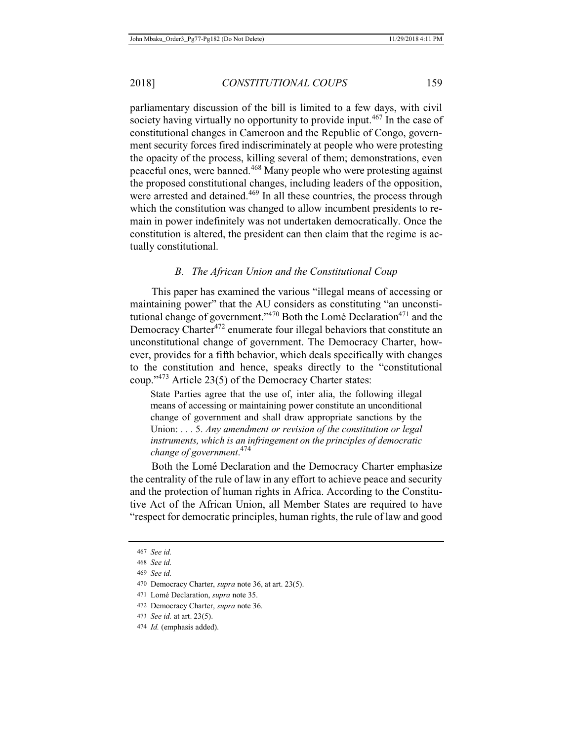parliamentary discussion of the bill is limited to a few days, with civil society having virtually no opportunity to provide input.[467] In the case of constitutional changes in Cameroon and the Republic of Congo, government security forces fired indiscriminately at people who were protesting the opacity of the process, killing several of them; demonstrations, even peaceful ones, were banned.[468] Many people who were protesting against the proposed constitutional changes, including leaders of the opposition, were arrested and detained.[469] In all these countries, the process through which the constitution was changed to allow incumbent presidents to remain in power indefinitely was not undertaken democratically. Once the constitution is altered, the president can then claim that the regime is actually constitutional.

### *B. The African Union and the Constitutional Coup*

This paper has examined the various "illegal means of accessing or maintaining power" that the AU considers as constituting "an unconstitutional change of government."[470] Both the Lomé Declaration[471] and the Democracy Charter[472] enumerate four illegal behaviors that constitute an unconstitutional change of government. The Democracy Charter, however, provides for a fifth behavior, which deals specifically with changes to the constitution and hence, speaks directly to the "constitutional coup."[473] Article 23(5) of the Democracy Charter states:

> State Parties agree that the use of, inter alia, the following illegal means of accessing or maintaining power constitute an unconditional change of government and shall draw appropriate sanctions by the Union: . . . 5. *Any amendment or revision of the constitution or legal instruments, which is an infringement on the principles of democratic change of government*.[474]

Both the Lomé Declaration and the Democracy Charter emphasize the centrality of the rule of law in any effort to achieve peace and security and the protection of human rights in Africa. According to the Constitutive Act of the African Union, all Member States are required to have "respect for democratic principles, human rights, the rule of law and good

---

467 *See id.*

468 *See id.*

469 *See id.*

470 Democracy Charter, *supra* note 36, at art. 23(5).

471 Lomé Declaration, *supra* note 35.

472 Democracy Charter, *supra* note 36.

473 *See id.* at art. 23(5).

474 *Id.* (emphasis added).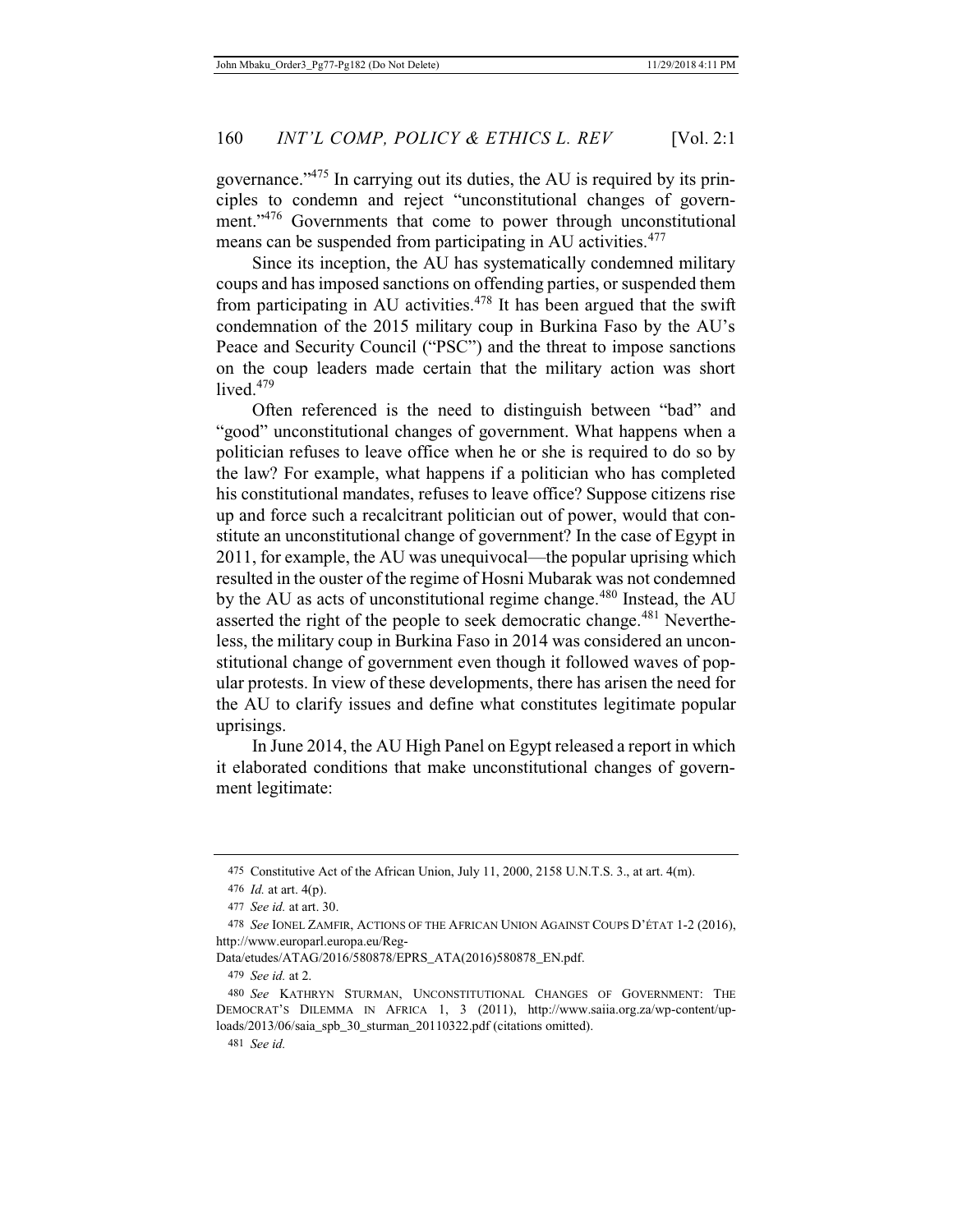governance."[475] In carrying out its duties, the AU is required by its principles to condemn and reject "unconstitutional changes of government."[476] Governments that come to power through unconstitutional means can be suspended from participating in AU activities.[477]

Since its inception, the AU has systematically condemned military coups and has imposed sanctions on offending parties, or suspended them from participating in AU activities.[478] It has been argued that the swift condemnation of the 2015 military coup in Burkina Faso by the AU's Peace and Security Council ("PSC") and the threat to impose sanctions on the coup leaders made certain that the military action was short lived.[479]

Often referenced is the need to distinguish between "bad" and "good" unconstitutional changes of government. What happens when a politician refuses to leave office when he or she is required to do so by the law? For example, what happens if a politician who has completed his constitutional mandates, refuses to leave office? Suppose citizens rise up and force such a recalcitrant politician out of power, would that constitute an unconstitutional change of government? In the case of Egypt in 2011, for example, the AU was unequivocal—the popular uprising which resulted in the ouster of the regime of Hosni Mubarak was not condemned by the AU as acts of unconstitutional regime change.[480] Instead, the AU asserted the right of the people to seek democratic change.[481] Nevertheless, the military coup in Burkina Faso in 2014 was considered an unconstitutional change of government even though it followed waves of popular protests. In view of these developments, there has arisen the need for the AU to clarify issues and define what constitutes legitimate popular uprisings.

In June 2014, the AU High Panel on Egypt released a report in which it elaborated conditions that make unconstitutional changes of government legitimate:

---

475 Constitutive Act of the African Union, July 11, 2000, 2158 U.N.T.S. 3., at art. 4(m).

476 *Id.* at art. 4(p).

477 *See id.* at art. 30.

478 *See* IONEL ZAMFIR, ACTIONS OF THE AFRICAN UNION AGAINST COUPS D'ÉTAT 1-2 (2016), http://www.europarl.europa.eu/RegData/etudes/ATAG/2016/580878/EPRS_ATA(2016)580878_EN.pdf.

479 *See id.* at 2.

480 *See* KATHRYN STURMAN, UNCONSTITUTIONAL CHANGES OF GOVERNMENT: THE DEMOCRAT'S DILEMMA IN AFRICA 1, 3 (2011), http://www.saiia.org.za/wp-content/uploads/2013/06/saia_spb_30_sturman_20110322.pdf (citations omitted).

481 *See id.*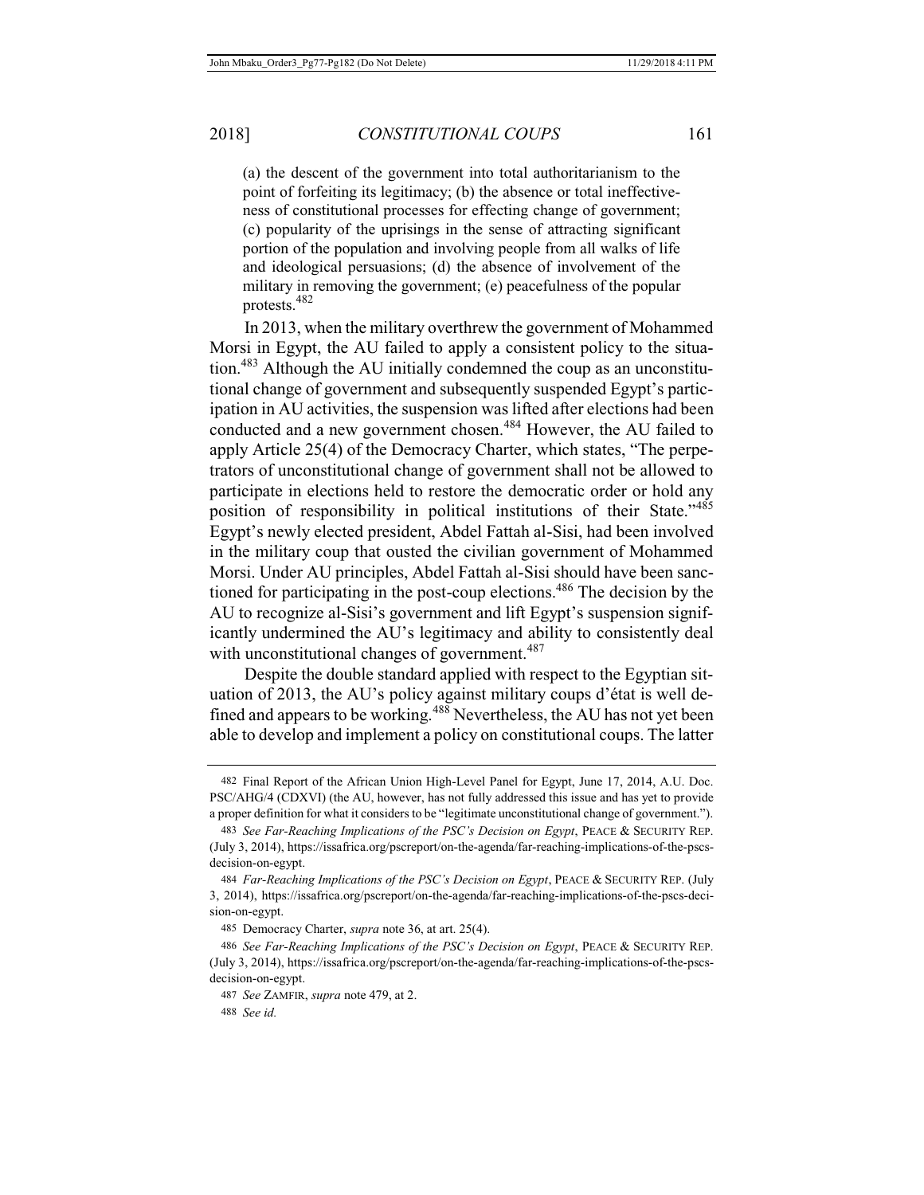(a) the descent of the government into total authoritarianism to the point of forfeiting its legitimacy; (b) the absence or total ineffectiveness of constitutional processes for effecting change of government; (c) popularity of the uprisings in the sense of attracting significant portion of the population and involving people from all walks of life and ideological persuasions; (d) the absence of involvement of the military in removing the government; (e) peacefulness of the popular protests.[482]

In 2013, when the military overthrew the government of Mohammed Morsi in Egypt, the AU failed to apply a consistent policy to the situation.[483] Although the AU initially condemned the coup as an unconstitutional change of government and subsequently suspended Egypt's participation in AU activities, the suspension was lifted after elections had been conducted and a new government chosen.[484] However, the AU failed to apply Article 25(4) of the Democracy Charter, which states, "The perpetrators of unconstitutional change of government shall not be allowed to participate in elections held to restore the democratic order or hold any position of responsibility in political institutions of their State."[485] Egypt's newly elected president, Abdel Fattah al-Sisi, had been involved in the military coup that ousted the civilian government of Mohammed Morsi. Under AU principles, Abdel Fattah al-Sisi should have been sanctioned for participating in the post-coup elections.[486] The decision by the AU to recognize al-Sisi's government and lift Egypt's suspension significantly undermined the AU's legitimacy and ability to consistently deal with unconstitutional changes of government.[487]

Despite the double standard applied with respect to the Egyptian situation of 2013, the AU's policy against military coups d'état is well defined and appears to be working.[488] Nevertheless, the AU has not yet been able to develop and implement a policy on constitutional coups. The latter

---

482 Final Report of the African Union High-Level Panel for Egypt, June 17, 2014, A.U. Doc. PSC/AHG/4 (CDXVI) (the AU, however, has not fully addressed this issue and has yet to provide a proper definition for what it considers to be "legitimate unconstitutional change of government.").

483 *See Far-Reaching Implications of the PSC's Decision on Egypt*, PEACE & SECURITY REP. (July 3, 2014), https://issafrica.org/pscreport/on-the-agenda/far-reaching-implications-of-the-pscs-decision-on-egypt.

484 *Far-Reaching Implications of the PSC's Decision on Egypt*, PEACE & SECURITY REP. (July 3, 2014), https://issafrica.org/pscreport/on-the-agenda/far-reaching-implications-of-the-pscs-decision-on-egypt.

485 Democracy Charter, *supra* note 36, at art. 25(4).

486 *See Far-Reaching Implications of the PSC's Decision on Egypt*, PEACE & SECURITY REP. (July 3, 2014), https://issafrica.org/pscreport/on-the-agenda/far-reaching-implications-of-the-pscs-decision-on-egypt.

487 *See* ZAMFIR, *supra* note 479, at 2.

488 *See id.*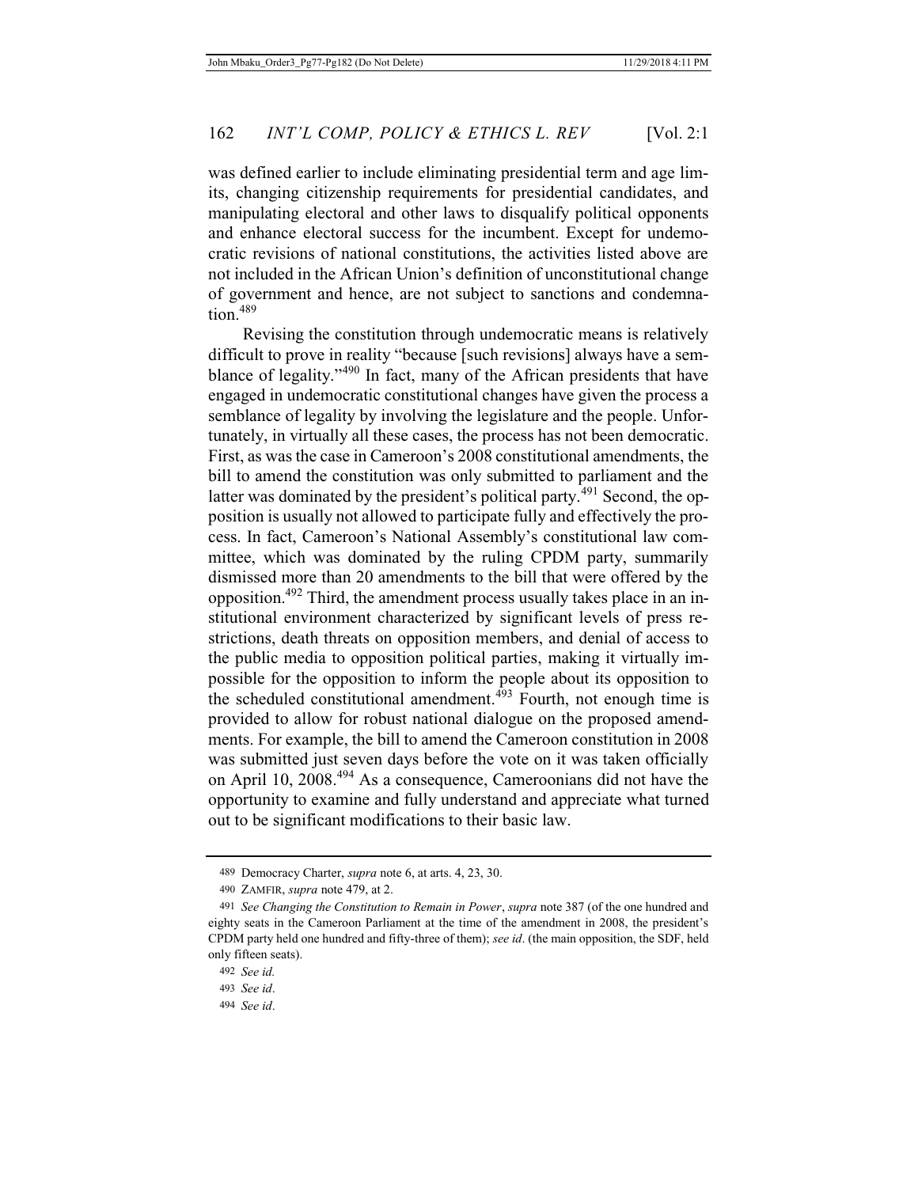was defined earlier to include eliminating presidential term and age limits, changing citizenship requirements for presidential candidates, and manipulating electoral and other laws to disqualify political opponents and enhance electoral success for the incumbent. Except for undemocratic revisions of national constitutions, the activities listed above are not included in the African Union's definition of unconstitutional change of government and hence, are not subject to sanctions and condemnation.[489]

Revising the constitution through undemocratic means is relatively difficult to prove in reality "because [such revisions] always have a semblance of legality."[490] In fact, many of the African presidents that have engaged in undemocratic constitutional changes have given the process a semblance of legality by involving the legislature and the people. Unfortunately, in virtually all these cases, the process has not been democratic. First, as was the case in Cameroon's 2008 constitutional amendments, the bill to amend the constitution was only submitted to parliament and the latter was dominated by the president's political party.[491] Second, the opposition is usually not allowed to participate fully and effectively the process. In fact, Cameroon's National Assembly's constitutional law committee, which was dominated by the ruling CPDM party, summarily dismissed more than 20 amendments to the bill that were offered by the opposition.[492] Third, the amendment process usually takes place in an institutional environment characterized by significant levels of press restrictions, death threats on opposition members, and denial of access to the public media to opposition political parties, making it virtually impossible for the opposition to inform the people about its opposition to the scheduled constitutional amendment.[493] Fourth, not enough time is provided to allow for robust national dialogue on the proposed amendments. For example, the bill to amend the Cameroon constitution in 2008 was submitted just seven days before the vote on it was taken officially on April 10, 2008.[494] As a consequence, Cameroonians did not have the opportunity to examine and fully understand and appreciate what turned out to be significant modifications to their basic law.

---

489 Democracy Charter, *supra* note 6, at arts. 4, 23, 30.

490 ZAMFIR, *supra* note 479, at 2.

491 *See Changing the Constitution to Remain in Power*, *supra* note 387 (of the one hundred and eighty seats in the Cameroon Parliament at the time of the amendment in 2008, the president's CPDM party held one hundred and fifty-three of them); *see id*. (the main opposition, the SDF, held only fifteen seats).

492 *See id.*

493 *See id*.

494 *See id*.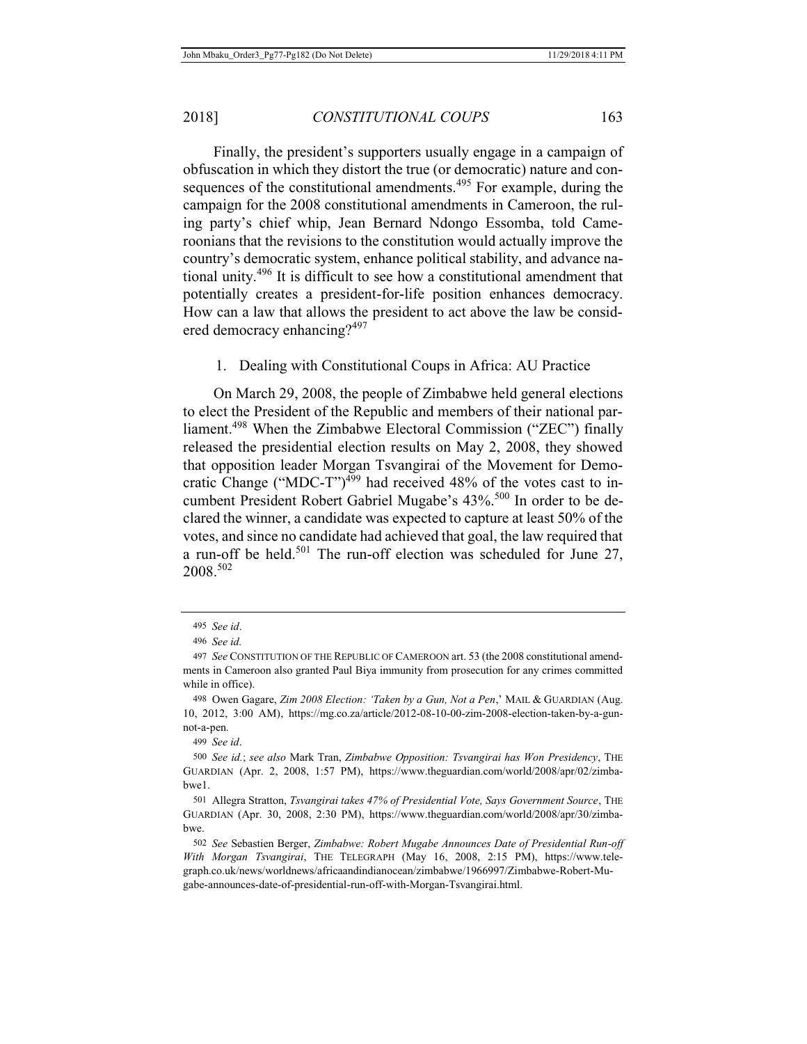Finally, the president's supporters usually engage in a campaign of obfuscation in which they distort the true (or democratic) nature and consequences of the constitutional amendments.[495] For example, during the campaign for the 2008 constitutional amendments in Cameroon, the ruling party's chief whip, Jean Bernard Ndongo Essomba, told Cameroonians that the revisions to the constitution would actually improve the country's democratic system, enhance political stability, and advance national unity.[496] It is difficult to see how a constitutional amendment that potentially creates a president-for-life position enhances democracy. How can a law that allows the president to act above the law be considered democracy enhancing?[497]

### 1. Dealing with Constitutional Coups in Africa: AU Practice

On March 29, 2008, the people of Zimbabwe held general elections to elect the President of the Republic and members of their national parliament.[498] When the Zimbabwe Electoral Commission ("ZEC") finally released the presidential election results on May 2, 2008, they showed that opposition leader Morgan Tsvangirai of the Movement for Democratic Change ("MDC-T")[499] had received 48% of the votes cast to incumbent President Robert Gabriel Mugabe's 43%.[500] In order to be declared the winner, a candidate was expected to capture at least 50% of the votes, and since no candidate had achieved that goal, the law required that a run-off be held.[501] The run-off election was scheduled for June 27, 2008.[502]

---

495 *See id*.

496 *See id.*

497 *See* CONSTITUTION OF THE REPUBLIC OF CAMEROON art. 53 (the 2008 constitutional amendments in Cameroon also granted Paul Biya immunity from prosecution for any crimes committed while in office).

498 Owen Gagare, *Zim 2008 Election: 'Taken by a Gun, Not a Pen*,' MAIL & GUARDIAN (Aug. 10, 2012, 3:00 AM), https://mg.co.za/article/2012-08-10-00-zim-2008-election-taken-by-a-gun-not-a-pen.

499 *See id*.

500 *See id.*; *see also* Mark Tran, *Zimbabwe Opposition: Tsvangirai has Won Presidency*, THE GUARDIAN (Apr. 2, 2008, 1:57 PM), https://www.theguardian.com/world/2008/apr/02/zimbabwe1.

501 Allegra Stratton, *Tsvangirai takes 47% of Presidential Vote, Says Government Source*, THE GUARDIAN (Apr. 30, 2008, 2:30 PM), https://www.theguardian.com/world/2008/apr/30/zimbabwe.

502 *See* Sebastien Berger, *Zimbabwe: Robert Mugabe Announces Date of Presidential Run-off With Morgan Tsvangirai*, THE TELEGRAPH (May 16, 2008, 2:15 PM), https://www.telegraph.co.uk/news/worldnews/africaandindianocean/zimbabwe/1966997/Zimbabwe-Robert-Mugabe-announces-date-of-presidential-run-off-with-Morgan-Tsvangirai.html.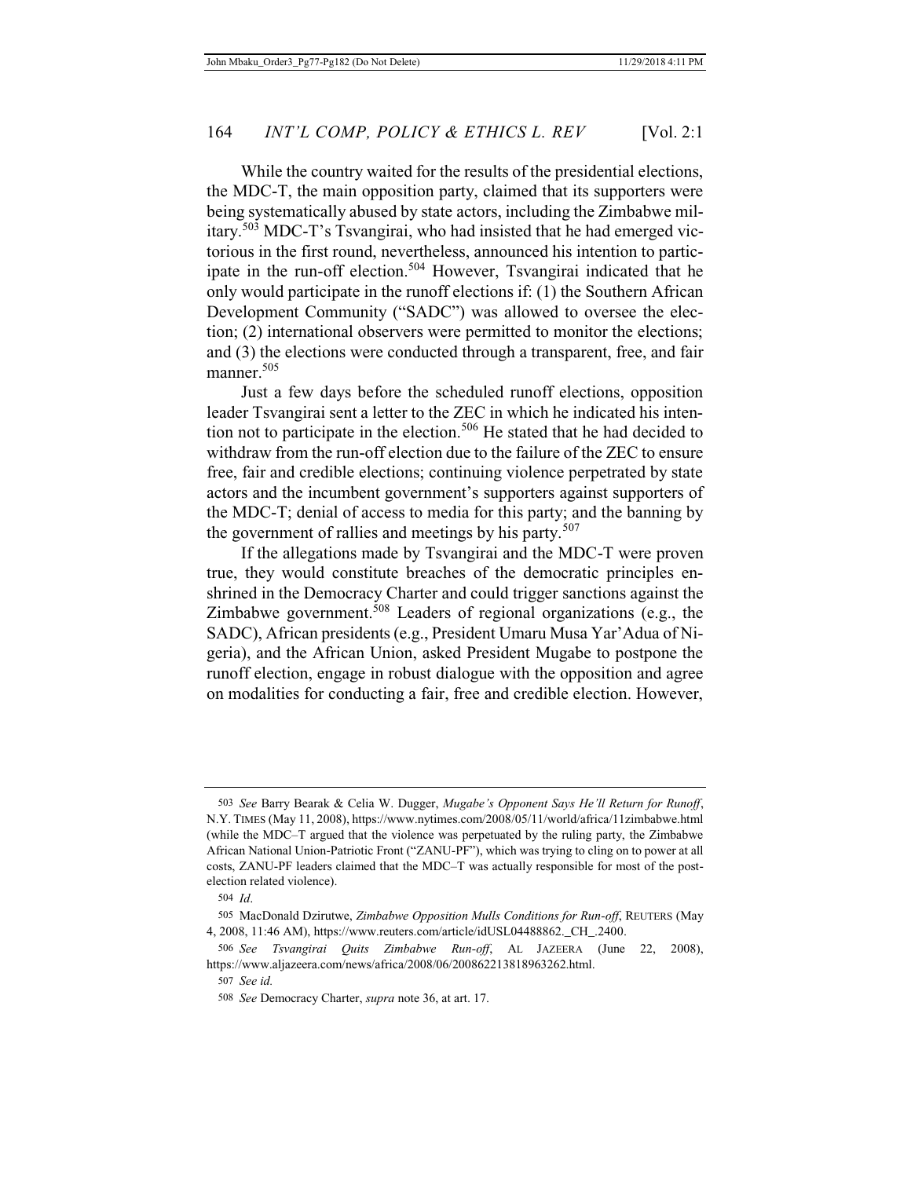While the country waited for the results of the presidential elections, the MDC-T, the main opposition party, claimed that its supporters were being systematically abused by state actors, including the Zimbabwe military.[503] MDC-T's Tsvangirai, who had insisted that he had emerged victorious in the first round, nevertheless, announced his intention to participate in the run-off election.[504] However, Tsvangirai indicated that he only would participate in the runoff elections if: (1) the Southern African Development Community ("SADC") was allowed to oversee the election; (2) international observers were permitted to monitor the elections; and (3) the elections were conducted through a transparent, free, and fair manner.[505]

Just a few days before the scheduled runoff elections, opposition leader Tsvangirai sent a letter to the ZEC in which he indicated his intention not to participate in the election.[506] He stated that he had decided to withdraw from the run-off election due to the failure of the ZEC to ensure free, fair and credible elections; continuing violence perpetrated by state actors and the incumbent government's supporters against supporters of the MDC-T; denial of access to media for this party; and the banning by the government of rallies and meetings by his party.[507]

If the allegations made by Tsvangirai and the MDC-T were proven true, they would constitute breaches of the democratic principles enshrined in the Democracy Charter and could trigger sanctions against the Zimbabwe government.[508] Leaders of regional organizations (e.g., the SADC), African presidents (e.g., President Umaru Musa Yar'Adua of Nigeria), and the African Union, asked President Mugabe to postpone the runoff election, engage in robust dialogue with the opposition and agree on modalities for conducting a fair, free and credible election. However,

---

503 *See* Barry Bearak & Celia W. Dugger, *Mugabe's Opponent Says He'll Return for Runoff*, N.Y. TIMES (May 11, 2008), https://www.nytimes.com/2008/05/11/world/africa/11zimbabwe.html (while the MDC–T argued that the violence was perpetuated by the ruling party, the Zimbabwe African National Union-Patriotic Front ("ZANU-PF"), which was trying to cling on to power at all costs, ZANU-PF leaders claimed that the MDC–T was actually responsible for most of the post-election related violence).

504 *Id*.

505 MacDonald Dzirutwe, *Zimbabwe Opposition Mulls Conditions for Run-off*, REUTERS (May 4, 2008, 11:46 AM), https://www.reuters.com/article/idUSL04488862._CH_.2400.

506 *See Tsvangirai Quits Zimbabwe Run-off*, AL JAZEERA (June 22, 2008), https://www.aljazeera.com/news/africa/2008/06/200862213818963262.html.

507 *See id.*

508 *See* Democracy Charter, *supra* note 36, at art. 17.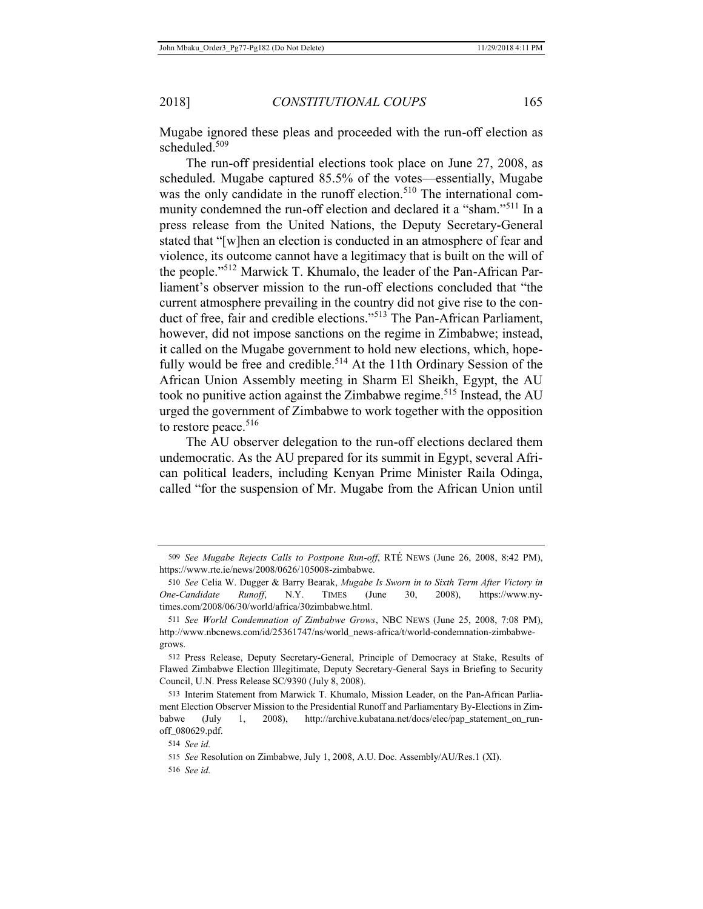Mugabe ignored these pleas and proceeded with the run-off election as scheduled.[509]

The run-off presidential elections took place on June 27, 2008, as scheduled. Mugabe captured 85.5% of the votes—essentially, Mugabe was the only candidate in the runoff election.[510] The international community condemned the run-off election and declared it a "sham."[511] In a press release from the United Nations, the Deputy Secretary-General stated that "[w]hen an election is conducted in an atmosphere of fear and violence, its outcome cannot have a legitimacy that is built on the will of the people."[512] Marwick T. Khumalo, the leader of the Pan-African Parliament's observer mission to the run-off elections concluded that "the current atmosphere prevailing in the country did not give rise to the conduct of free, fair and credible elections."[513] The Pan-African Parliament, however, did not impose sanctions on the regime in Zimbabwe; instead, it called on the Mugabe government to hold new elections, which, hopefully would be free and credible.[514] At the 11th Ordinary Session of the African Union Assembly meeting in Sharm El Sheikh, Egypt, the AU took no punitive action against the Zimbabwe regime.[515] Instead, the AU urged the government of Zimbabwe to work together with the opposition to restore peace.[516]

The AU observer delegation to the run-off elections declared them undemocratic. As the AU prepared for its summit in Egypt, several African political leaders, including Kenyan Prime Minister Raila Odinga, called "for the suspension of Mr. Mugabe from the African Union until

---

509 *See Mugabe Rejects Calls to Postpone Run-off*, RTÉ NEWS (June 26, 2008, 8:42 PM), https://www.rte.ie/news/2008/0626/105008-zimbabwe.

510 *See* Celia W. Dugger & Barry Bearak, *Mugabe Is Sworn in to Sixth Term After Victory in One-Candidate Runoff*, N.Y. TIMES (June 30, 2008), https://www.nytimes.com/2008/06/30/world/africa/30zimbabwe.html.

511 *See World Condemnation of Zimbabwe Grows*, NBC NEWS (June 25, 2008, 7:08 PM), http://www.nbcnews.com/id/25361747/ns/world_news-africa/t/world-condemnation-zimbabwe-grows.

512 Press Release, Deputy Secretary-General, Principle of Democracy at Stake, Results of Flawed Zimbabwe Election Illegitimate, Deputy Secretary-General Says in Briefing to Security Council, U.N. Press Release SC/9390 (July 8, 2008).

513 Interim Statement from Marwick T. Khumalo, Mission Leader, on the Pan-African Parliament Election Observer Mission to the Presidential Runoff and Parliamentary By-Elections in Zimbabwe (July 1, 2008), http://archive.kubatana.net/docs/elec/pap_statement_on_run-off_080629.pdf.

514 *See id.*

515 *See* Resolution on Zimbabwe, July 1, 2008, A.U. Doc. Assembly/AU/Res.1 (XI).

516 *See id.*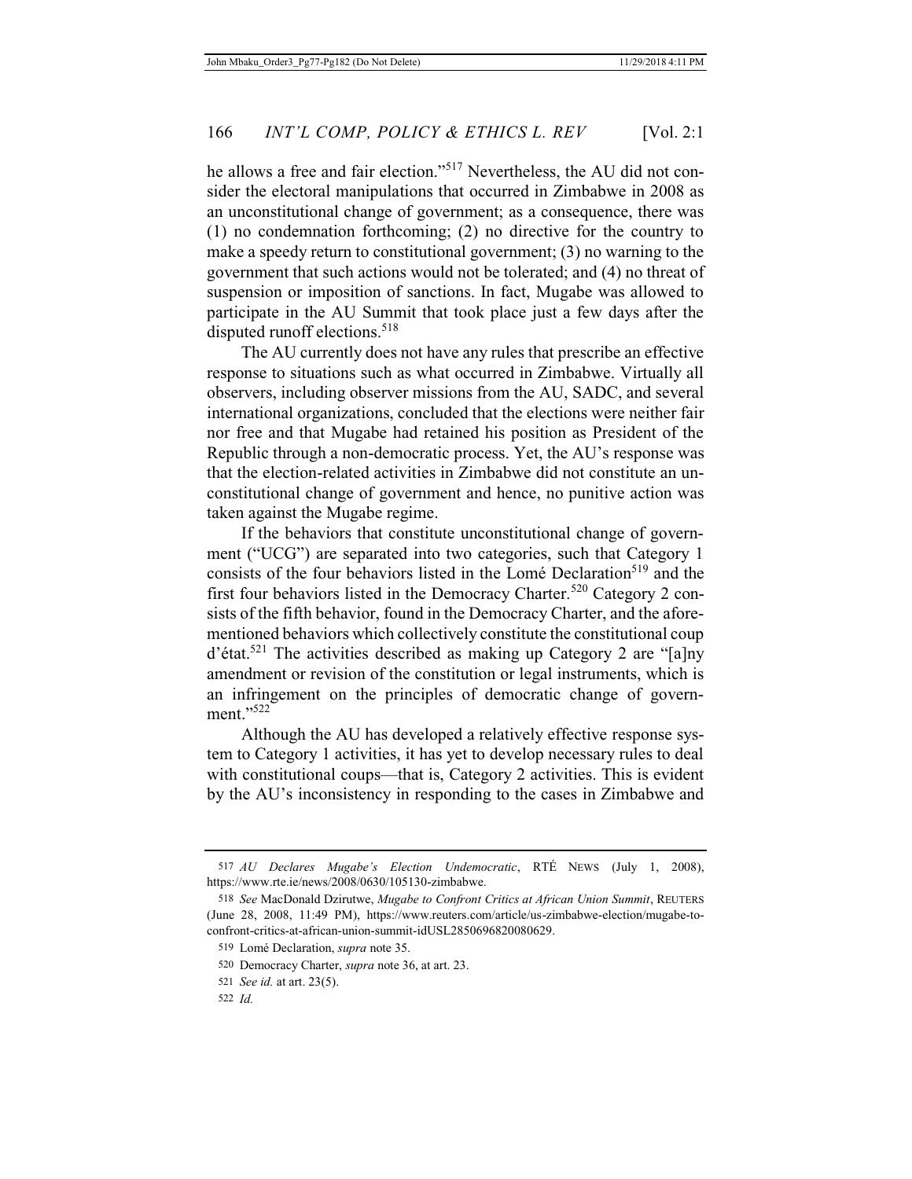he allows a free and fair election."[517] Nevertheless, the AU did not consider the electoral manipulations that occurred in Zimbabwe in 2008 as an unconstitutional change of government; as a consequence, there was (1) no condemnation forthcoming; (2) no directive for the country to make a speedy return to constitutional government; (3) no warning to the government that such actions would not be tolerated; and (4) no threat of suspension or imposition of sanctions. In fact, Mugabe was allowed to participate in the AU Summit that took place just a few days after the disputed runoff elections.[518]

The AU currently does not have any rules that prescribe an effective response to situations such as what occurred in Zimbabwe. Virtually all observers, including observer missions from the AU, SADC, and several international organizations, concluded that the elections were neither fair nor free and that Mugabe had retained his position as President of the Republic through a non-democratic process. Yet, the AU's response was that the election-related activities in Zimbabwe did not constitute an unconstitutional change of government and hence, no punitive action was taken against the Mugabe regime.

If the behaviors that constitute unconstitutional change of government ("UCG") are separated into two categories, such that Category 1 consists of the four behaviors listed in the Lomé Declaration[519] and the first four behaviors listed in the Democracy Charter.[520] Category 2 consists of the fifth behavior, found in the Democracy Charter, and the aforementioned behaviors which collectively constitute the constitutional coup d'état.[521] The activities described as making up Category 2 are "[a]ny amendment or revision of the constitution or legal instruments, which is an infringement on the principles of democratic change of government."[522]

Although the AU has developed a relatively effective response system to Category 1 activities, it has yet to develop necessary rules to deal with constitutional coups—that is, Category 2 activities. This is evident by the AU's inconsistency in responding to the cases in Zimbabwe and

---

517 *AU Declares Mugabe's Election Undemocratic*, RTÉ NEWS (July 1, 2008), https://www.rte.ie/news/2008/0630/105130-zimbabwe.

518 *See* MacDonald Dzirutwe, *Mugabe to Confront Critics at African Union Summit*, REUTERS (June 28, 2008, 11:49 PM), https://www.reuters.com/article/us-zimbabwe-election/mugabe-to-confront-critics-at-african-union-summit-idUSL2850696820080629.

519 Lomé Declaration, *supra* note 35.

520 Democracy Charter, *supra* note 36, at art. 23.

521 *See id.* at art. 23(5).

522 *Id.*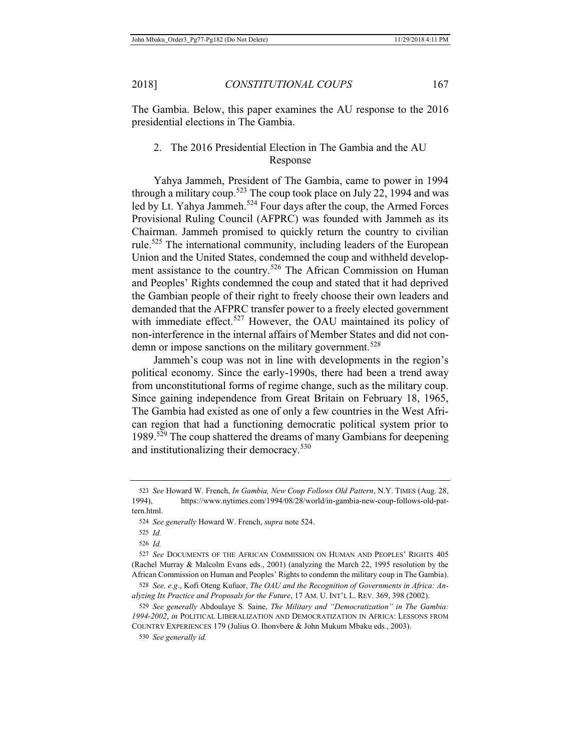The Gambia. Below, this paper examines the AU response to the 2016 presidential elections in The Gambia.

### 2. The 2016 Presidential Election in The Gambia and the AU Response

Yahya Jammeh, President of The Gambia, came to power in 1994 through a military coup.[523] The coup took place on July 22, 1994 and was led by Lt. Yahya Jammeh.[524] Four days after the coup, the Armed Forces Provisional Ruling Council (AFPRC) was founded with Jammeh as its Chairman. Jammeh promised to quickly return the country to civilian rule.[525] The international community, including leaders of the European Union and the United States, condemned the coup and withheld development assistance to the country.[526] The African Commission on Human and Peoples' Rights condemned the coup and stated that it had deprived the Gambian people of their right to freely choose their own leaders and demanded that the AFPRC transfer power to a freely elected government with immediate effect.[527] However, the OAU maintained its policy of non-interference in the internal affairs of Member States and did not condemn or impose sanctions on the military government.[528]

Jammeh's coup was not in line with developments in the region's political economy. Since the early-1990s, there had been a trend away from unconstitutional forms of regime change, such as the military coup. Since gaining independence from Great Britain on February 18, 1965, The Gambia had existed as one of only a few countries in the West African region that had a functioning democratic political system prior to 1989.[529] The coup shattered the dreams of many Gambians for deepening and institutionalizing their democracy.[530]

---

523 *See* Howard W. French, *In Gambia, New Coup Follows Old Pattern*, N.Y. TIMES (Aug. 28, 1994), https://www.nytimes.com/1994/08/28/world/in-gambia-new-coup-follows-old-pattern.html.

524 *See generally* Howard W. French, *supra* note 524.

525 *Id.*

526 *Id.*

527 *See* DOCUMENTS OF THE AFRICAN COMMISSION ON HUMAN AND PEOPLES' RIGHTS 405 (Rachel Murray & Malcolm Evans eds., 2001) (analyzing the March 22, 1995 resolution by the African Commission on Human and Peoples' Rights to condemn the military coup in The Gambia).

528 *See, e.g.*, Kofi Oteng Kufuor, *The OAU and the Recognition of Governments in Africa: Analyzing Its Practice and Proposals for the Future*, 17 AM. U. INT'L L. REV. 369, 398 (2002).

529 *See generally* Abdoulaye S. Saine, *The Military and "Democratization" in The Gambia: 1994-2002*, *in* POLITICAL LIBERALIZATION AND DEMOCRATIZATION IN AFRICA: LESSONS FROM COUNTRY EXPERIENCES 179 (Julius O. Ihonvbere & John Mukum Mbaku eds., 2003).

530 *See generally id.*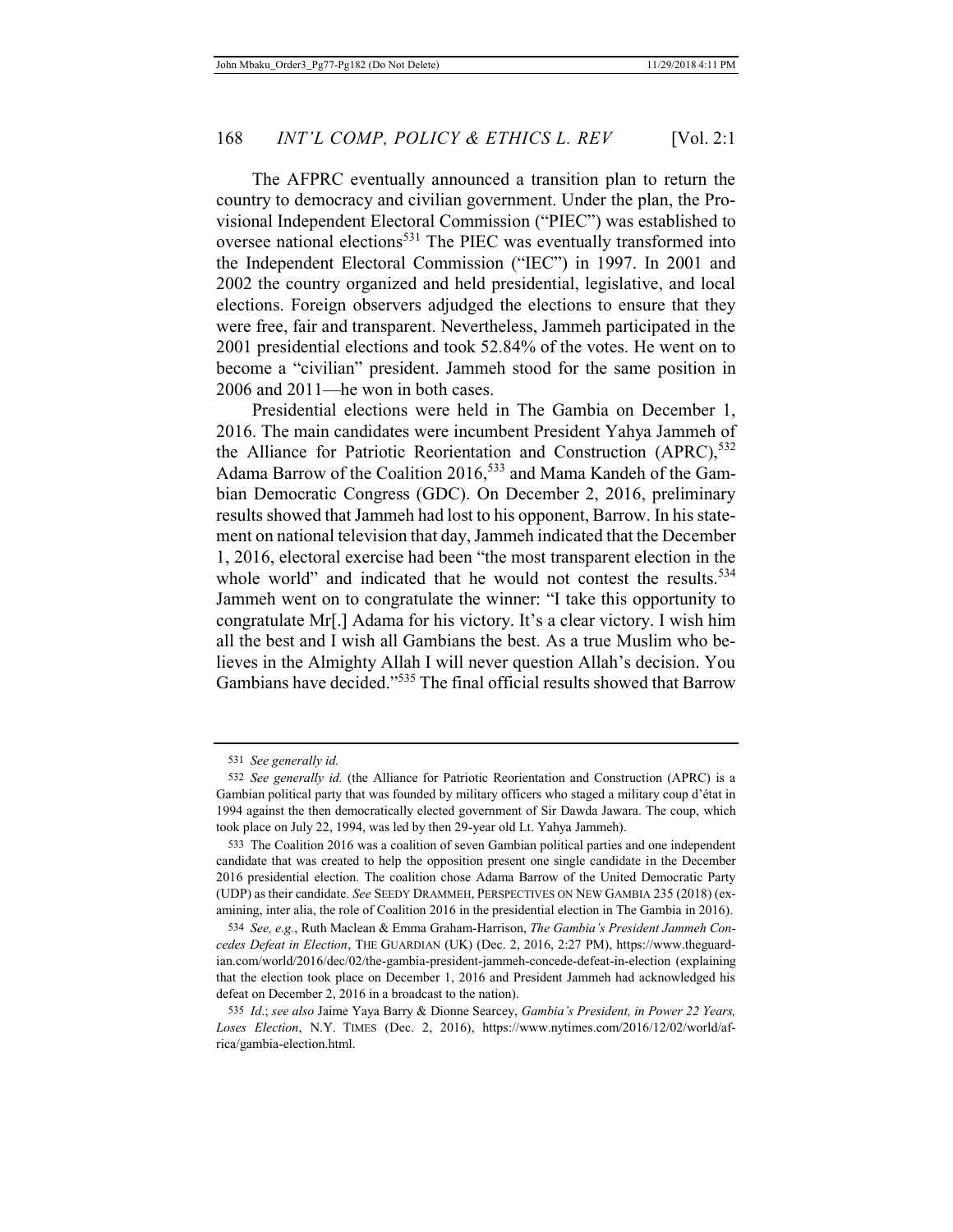The AFPRC eventually announced a transition plan to return the country to democracy and civilian government. Under the plan, the Provisional Independent Electoral Commission ("PIEC") was established to oversee national elections[531] The PIEC was eventually transformed into the Independent Electoral Commission ("IEC") in 1997. In 2001 and 2002 the country organized and held presidential, legislative, and local elections. Foreign observers adjudged the elections to ensure that they were free, fair and transparent. Nevertheless, Jammeh participated in the 2001 presidential elections and took 52.84% of the votes. He went on to become a "civilian" president. Jammeh stood for the same position in 2006 and 2011—he won in both cases.

Presidential elections were held in The Gambia on December 1, 2016. The main candidates were incumbent President Yahya Jammeh of the Alliance for Patriotic Reorientation and Construction (APRC),[532] Adama Barrow of the Coalition 2016,[533] and Mama Kandeh of the Gambian Democratic Congress (GDC). On December 2, 2016, preliminary results showed that Jammeh had lost to his opponent, Barrow. In his statement on national television that day, Jammeh indicated that the December 1, 2016, electoral exercise had been "the most transparent election in the whole world" and indicated that he would not contest the results.[534] Jammeh went on to congratulate the winner: "I take this opportunity to congratulate Mr[.] Adama for his victory. It's a clear victory. I wish him all the best and I wish all Gambians the best. As a true Muslim who believes in the Almighty Allah I will never question Allah's decision. You Gambians have decided."[535] The final official results showed that Barrow

---

531 *See generally id.*

532 *See generally id.* (the Alliance for Patriotic Reorientation and Construction (APRC) is a Gambian political party that was founded by military officers who staged a military coup d'état in 1994 against the then democratically elected government of Sir Dawda Jawara. The coup, which took place on July 22, 1994, was led by then 29-year old Lt. Yahya Jammeh).

533 The Coalition 2016 was a coalition of seven Gambian political parties and one independent candidate that was created to help the opposition present one single candidate in the December 2016 presidential election. The coalition chose Adama Barrow of the United Democratic Party (UDP) as their candidate. *See* SEEDY DRAMMEH, PERSPECTIVES ON NEW GAMBIA 235 (2018) (examining, inter alia, the role of Coalition 2016 in the presidential election in The Gambia in 2016).

534 *See, e.g.*, Ruth Maclean & Emma Graham-Harrison, *The Gambia's President Jammeh Concedes Defeat in Election*, THE GUARDIAN (UK) (Dec. 2, 2016, 2:27 PM), https://www.theguardian.com/world/2016/dec/02/the-gambia-president-jammeh-concede-defeat-in-election (explaining that the election took place on December 1, 2016 and President Jammeh had acknowledged his defeat on December 2, 2016 in a broadcast to the nation).

535 *Id.*; *see also* Jaime Yaya Barry & Dionne Searcey, *Gambia's President, in Power 22 Years, Loses Election*, N.Y. TIMES (Dec. 2, 2016), https://www.nytimes.com/2016/12/02/world/africa/gambia-election.html.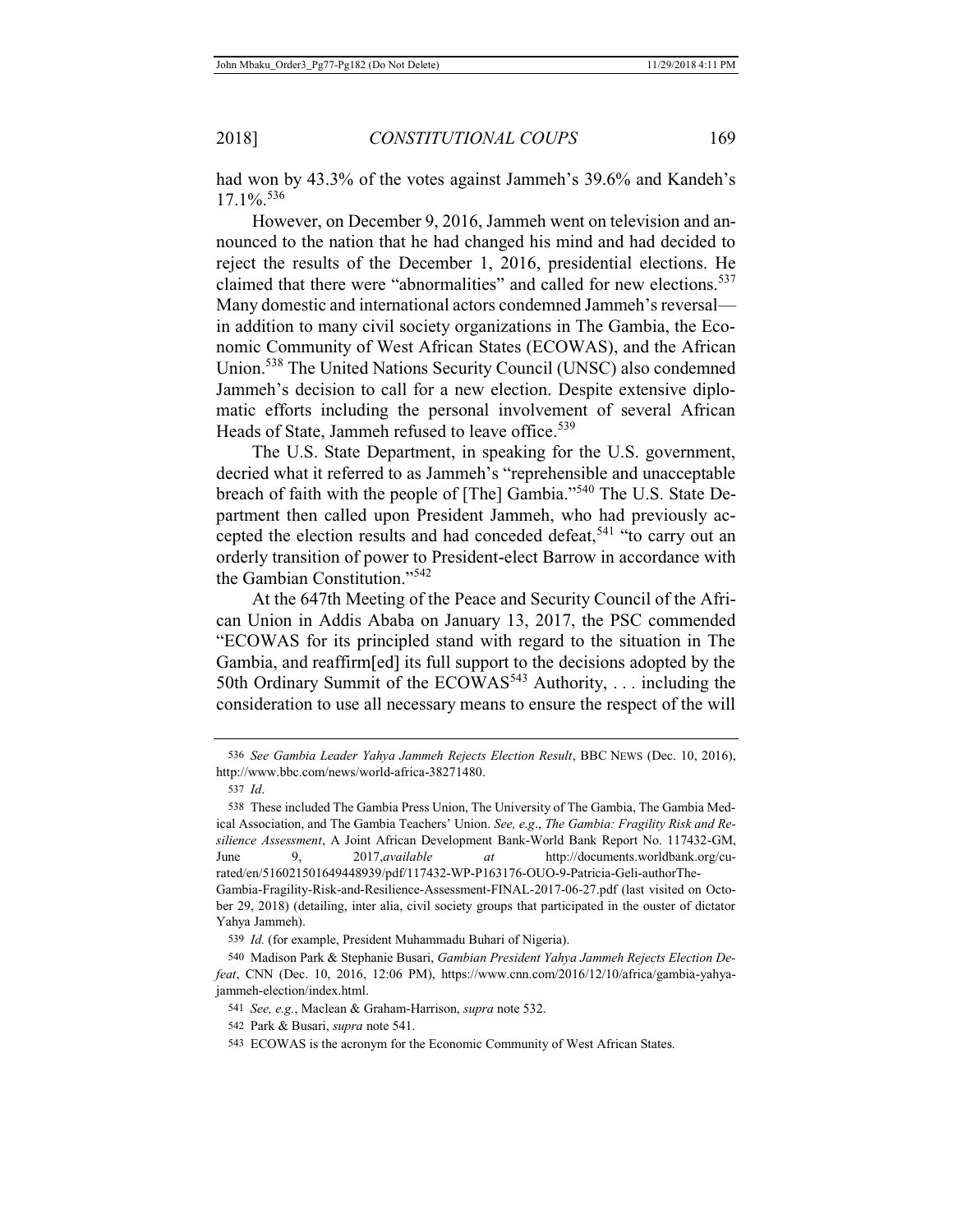had won by 43.3% of the votes against Jammeh's 39.6% and Kandeh's 17.1%.[536]

However, on December 9, 2016, Jammeh went on television and announced to the nation that he had changed his mind and had decided to reject the results of the December 1, 2016, presidential elections. He claimed that there were "abnormalities" and called for new elections.[537] Many domestic and international actors condemned Jammeh's reversal—in addition to many civil society organizations in The Gambia, the Economic Community of West African States (ECOWAS), and the African Union.[538] The United Nations Security Council (UNSC) also condemned Jammeh's decision to call for a new election. Despite extensive diplomatic efforts including the personal involvement of several African Heads of State, Jammeh refused to leave office.[539]

The U.S. State Department, in speaking for the U.S. government, decried what it referred to as Jammeh's "reprehensible and unacceptable breach of faith with the people of [The] Gambia."[540] The U.S. State Department then called upon President Jammeh, who had previously accepted the election results and had conceded defeat,[541] "to carry out an orderly transition of power to President-elect Barrow in accordance with the Gambian Constitution."[542]

At the 647th Meeting of the Peace and Security Council of the African Union in Addis Ababa on January 13, 2017, the PSC commended "ECOWAS for its principled stand with regard to the situation in The Gambia, and reaffirm[ed] its full support to the decisions adopted by the 50th Ordinary Summit of the ECOWAS[543] Authority, . . . including the consideration to use all necessary means to ensure the respect of the will

---

536 *See Gambia Leader Yahya Jammeh Rejects Election Result*, BBC NEWS (Dec. 10, 2016), http://www.bbc.com/news/world-africa-38271480.

537 *Id*.

538 These included The Gambia Press Union, The University of The Gambia, The Gambia Medical Association, and The Gambia Teachers' Union. *See, e.g*., *The Gambia: Fragility Risk and Resilience Assessment*, A Joint African Development Bank-World Bank Report No. 117432-GM, June 9, 2017,*available at* http://documents.worldbank.org/curated/en/516021501649448939/pdf/117432-WP-P163176-OUO-9-Patricia-Geli-authorThe-Gambia-Fragility-Risk-and-Resilience-Assessment-FINAL-2017-06-27.pdf (last visited on October 29, 2018) (detailing, inter alia, civil society groups that participated in the ouster of dictator Yahya Jammeh).

539 *Id.* (for example, President Muhammadu Buhari of Nigeria).

540 Madison Park & Stephanie Busari, *Gambian President Yahya Jammeh Rejects Election Defeat*, CNN (Dec. 10, 2016, 12:06 PM), https://www.cnn.com/2016/12/10/africa/gambia-yahya-jammeh-election/index.html.

541 *See, e.g.*, Maclean & Graham-Harrison, *supra* note 532.

542 Park & Busari, *supra* note 541.

543 ECOWAS is the acronym for the Economic Community of West African States.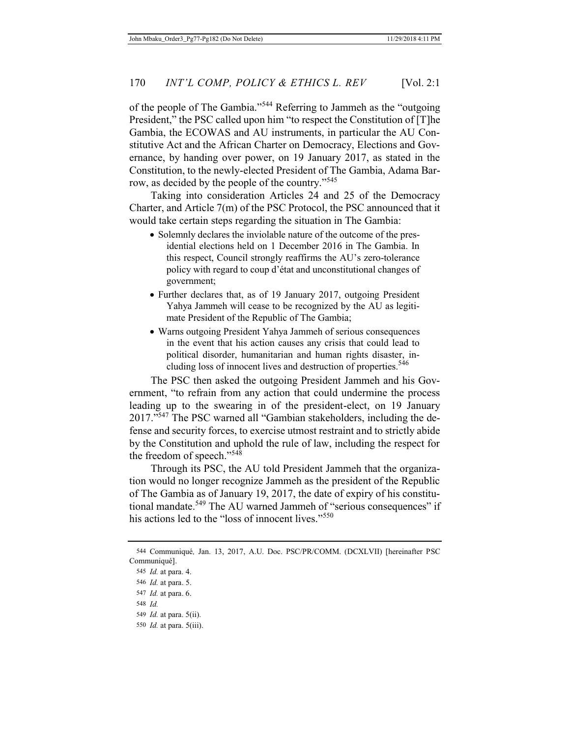of the people of The Gambia."[544] Referring to Jammeh as the "outgoing President," the PSC called upon him "to respect the Constitution of [T]he Gambia, the ECOWAS and AU instruments, in particular the AU Constitutive Act and the African Charter on Democracy, Elections and Governance, by handing over power, on 19 January 2017, as stated in the Constitution, to the newly-elected President of The Gambia, Adama Barrow, as decided by the people of the country."[545]

Taking into consideration Articles 24 and 25 of the Democracy Charter, and Article 7(m) of the PSC Protocol, the PSC announced that it would take certain steps regarding the situation in The Gambia:

- Solemnly declares the inviolable nature of the outcome of the presidential elections held on 1 December 2016 in The Gambia. In this respect, Council strongly reaffirms the AU's zero-tolerance policy with regard to coup d'état and unconstitutional changes of government;
- Further declares that, as of 19 January 2017, outgoing President Yahya Jammeh will cease to be recognized by the AU as legitimate President of the Republic of The Gambia;
- Warns outgoing President Yahya Jammeh of serious consequences in the event that his action causes any crisis that could lead to political disorder, humanitarian and human rights disaster, including loss of innocent lives and destruction of properties.[546]

The PSC then asked the outgoing President Jammeh and his Government, "to refrain from any action that could undermine the process leading up to the swearing in of the president-elect, on 19 January 2017."[547] The PSC warned all "Gambian stakeholders, including the defense and security forces, to exercise utmost restraint and to strictly abide by the Constitution and uphold the rule of law, including the respect for the freedom of speech."[548]

Through its PSC, the AU told President Jammeh that the organization would no longer recognize Jammeh as the president of the Republic of The Gambia as of January 19, 2017, the date of expiry of his constitutional mandate.[549] The AU warned Jammeh of "serious consequences" if his actions led to the "loss of innocent lives."[550]

---

544 Communiqué, Jan. 13, 2017, A.U. Doc. PSC/PR/COMM. (DCXLVII) [hereinafter PSC Communiqué].

545 *Id.* at para. 4.

546 *Id.* at para. 5.

547 *Id.* at para. 6.

548 *Id.*

549 *Id.* at para. 5(ii).

550 *Id.* at para. 5(iii).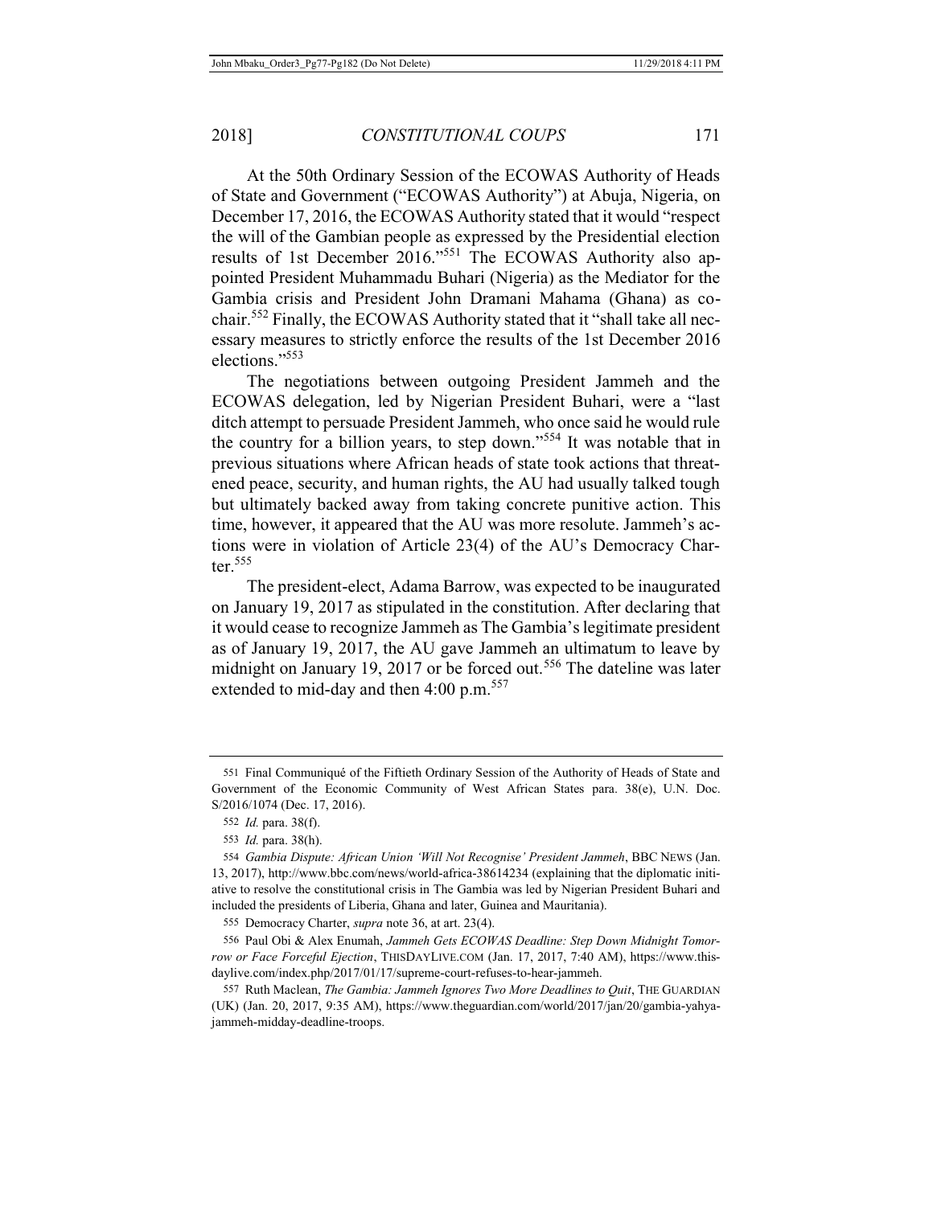At the 50th Ordinary Session of the ECOWAS Authority of Heads of State and Government ("ECOWAS Authority") at Abuja, Nigeria, on December 17, 2016, the ECOWAS Authority stated that it would "respect the will of the Gambian people as expressed by the Presidential election results of 1st December 2016."[551] The ECOWAS Authority also appointed President Muhammadu Buhari (Nigeria) as the Mediator for the Gambia crisis and President John Dramani Mahama (Ghana) as co-chair.[552] Finally, the ECOWAS Authority stated that it "shall take all necessary measures to strictly enforce the results of the 1st December 2016 elections."[553]

The negotiations between outgoing President Jammeh and the ECOWAS delegation, led by Nigerian President Buhari, were a "last ditch attempt to persuade President Jammeh, who once said he would rule the country for a billion years, to step down."[554] It was notable that in previous situations where African heads of state took actions that threatened peace, security, and human rights, the AU had usually talked tough but ultimately backed away from taking concrete punitive action. This time, however, it appeared that the AU was more resolute. Jammeh's actions were in violation of Article 23(4) of the AU's Democracy Charter.[555]

The president-elect, Adama Barrow, was expected to be inaugurated on January 19, 2017 as stipulated in the constitution. After declaring that it would cease to recognize Jammeh as The Gambia's legitimate president as of January 19, 2017, the AU gave Jammeh an ultimatum to leave by midnight on January 19, 2017 or be forced out.[556] The dateline was later extended to mid-day and then 4:00 p.m.[557]

---

551 Final Communiqué of the Fiftieth Ordinary Session of the Authority of Heads of State and Government of the Economic Community of West African States para. 38(e), U.N. Doc. S/2016/1074 (Dec. 17, 2016).

552 *Id.* para. 38(f).

553 *Id.* para. 38(h).

554 *Gambia Dispute: African Union 'Will Not Recognise' President Jammeh*, BBC NEWS (Jan. 13, 2017), http://www.bbc.com/news/world-africa-38614234 (explaining that the diplomatic initiative to resolve the constitutional crisis in The Gambia was led by Nigerian President Buhari and included the presidents of Liberia, Ghana and later, Guinea and Mauritania).

555 Democracy Charter, *supra* note 36, at art. 23(4).

556 Paul Obi & Alex Enumah, *Jammeh Gets ECOWAS Deadline: Step Down Midnight Tomorrow or Face Forceful Ejection*, THISDAYLIVE.COM (Jan. 17, 2017, 7:40 AM), https://www.thisdaylive.com/index.php/2017/01/17/supreme-court-refuses-to-hear-jammeh.

557 Ruth Maclean, *The Gambia: Jammeh Ignores Two More Deadlines to Quit*, THE GUARDIAN (UK) (Jan. 20, 2017, 9:35 AM), https://www.theguardian.com/world/2017/jan/20/gambia-yahya-jammeh-midday-deadline-troops.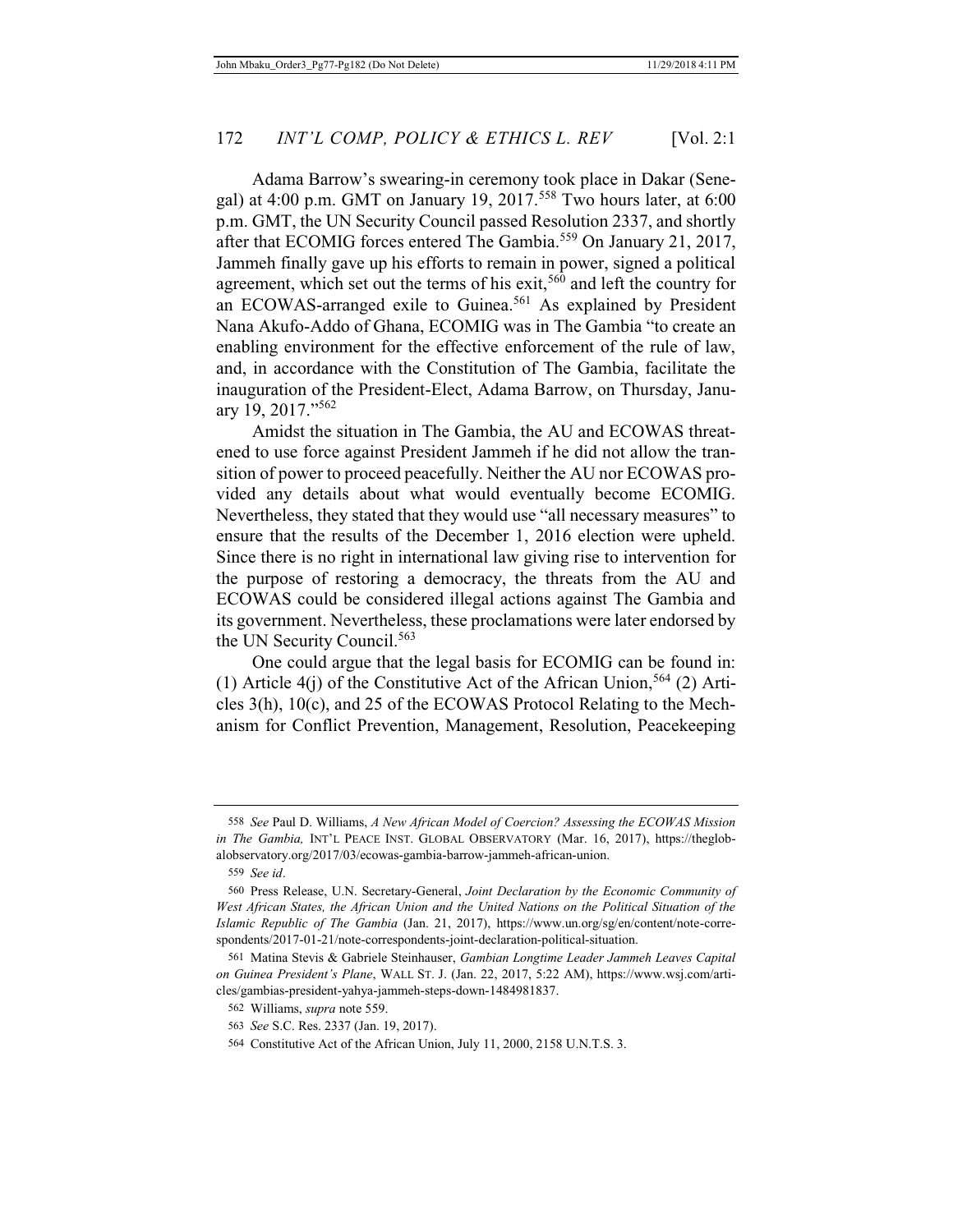Adama Barrow's swearing-in ceremony took place in Dakar (Senegal) at 4:00 p.m. GMT on January 19, 2017.[558] Two hours later, at 6:00 p.m. GMT, the UN Security Council passed Resolution 2337, and shortly after that ECOMIG forces entered The Gambia.[559] On January 21, 2017, Jammeh finally gave up his efforts to remain in power, signed a political agreement, which set out the terms of his exit,[560] and left the country for an ECOWAS-arranged exile to Guinea.[561] As explained by President Nana Akufo-Addo of Ghana, ECOMIG was in The Gambia "to create an enabling environment for the effective enforcement of the rule of law, and, in accordance with the Constitution of The Gambia, facilitate the inauguration of the President-Elect, Adama Barrow, on Thursday, January 19, 2017."[562]

Amidst the situation in The Gambia, the AU and ECOWAS threatened to use force against President Jammeh if he did not allow the transition of power to proceed peacefully. Neither the AU nor ECOWAS provided any details about what would eventually become ECOMIG. Nevertheless, they stated that they would use "all necessary measures" to ensure that the results of the December 1, 2016 election were upheld. Since there is no right in international law giving rise to intervention for the purpose of restoring a democracy, the threats from the AU and ECOWAS could be considered illegal actions against The Gambia and its government. Nevertheless, these proclamations were later endorsed by the UN Security Council.[563]

One could argue that the legal basis for ECOMIG can be found in: (1) Article 4(j) of the Constitutive Act of the African Union,[564] (2) Articles 3(h), 10(c), and 25 of the ECOWAS Protocol Relating to the Mechanism for Conflict Prevention, Management, Resolution, Peacekeeping

---

558 *See* Paul D. Williams, *A New African Model of Coercion? Assessing the ECOWAS Mission in The Gambia,* INT'L PEACE INST. GLOBAL OBSERVATORY (Mar. 16, 2017), https://theglobalobservatory.org/2017/03/ecowas-gambia-barrow-jammeh-african-union.

559 *See id*.

560 Press Release, U.N. Secretary-General, *Joint Declaration by the Economic Community of West African States, the African Union and the United Nations on the Political Situation of the Islamic Republic of The Gambia* (Jan. 21, 2017), https://www.un.org/sg/en/content/note-correspondents/2017-01-21/note-correspondents-joint-declaration-political-situation.

561 Matina Stevis & Gabriele Steinhauser, *Gambian Longtime Leader Jammeh Leaves Capital on Guinea President's Plane*, WALL ST. J. (Jan. 22, 2017, 5:22 AM), https://www.wsj.com/articles/gambias-president-yahya-jammeh-steps-down-1484981837.

562 Williams, *supra* note 559.

563 *See* S.C. Res. 2337 (Jan. 19, 2017).

564 Constitutive Act of the African Union, July 11, 2000, 2158 U.N.T.S. 3.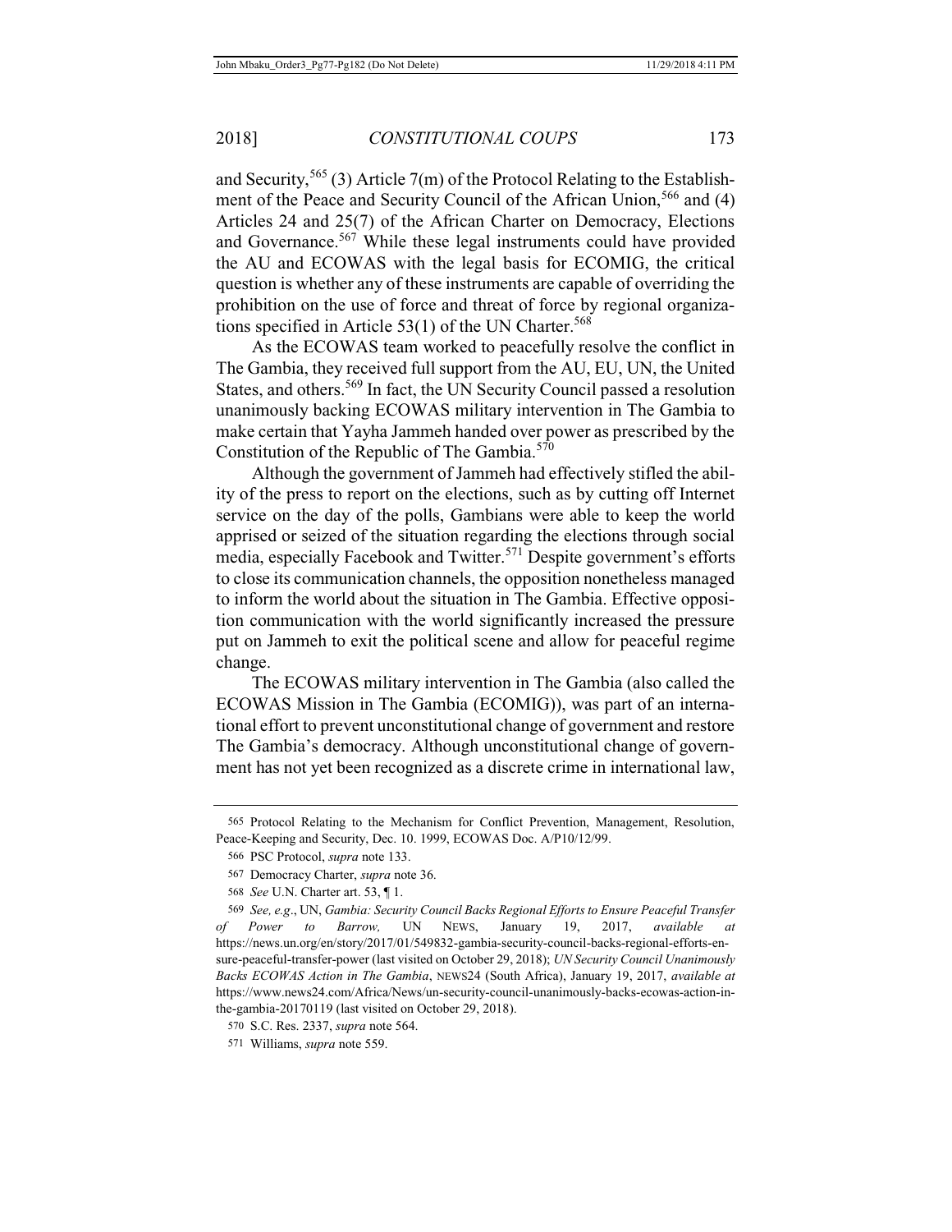and Security,[565] (3) Article 7(m) of the Protocol Relating to the Establishment of the Peace and Security Council of the African Union,[566] and (4) Articles 24 and 25(7) of the African Charter on Democracy, Elections and Governance.[567] While these legal instruments could have provided the AU and ECOWAS with the legal basis for ECOMIG, the critical question is whether any of these instruments are capable of overriding the prohibition on the use of force and threat of force by regional organizations specified in Article 53(1) of the UN Charter.[568]

As the ECOWAS team worked to peacefully resolve the conflict in The Gambia, they received full support from the AU, EU, UN, the United States, and others.[569] In fact, the UN Security Council passed a resolution unanimously backing ECOWAS military intervention in The Gambia to make certain that Yayha Jammeh handed over power as prescribed by the Constitution of the Republic of The Gambia.[570]

Although the government of Jammeh had effectively stifled the ability of the press to report on the elections, such as by cutting off Internet service on the day of the polls, Gambians were able to keep the world apprised or seized of the situation regarding the elections through social media, especially Facebook and Twitter.[571] Despite government's efforts to close its communication channels, the opposition nonetheless managed to inform the world about the situation in The Gambia. Effective opposition communication with the world significantly increased the pressure put on Jammeh to exit the political scene and allow for peaceful regime change.

The ECOWAS military intervention in The Gambia (also called the ECOWAS Mission in The Gambia (ECOMIG)), was part of an international effort to prevent unconstitutional change of government and restore The Gambia's democracy. Although unconstitutional change of government has not yet been recognized as a discrete crime in international law,

---

565 Protocol Relating to the Mechanism for Conflict Prevention, Management, Resolution, Peace-Keeping and Security, Dec. 10. 1999, ECOWAS Doc. A/P10/12/99.

566 PSC Protocol, *supra* note 133.

567 Democracy Charter, *supra* note 36.

568 *See* U.N. Charter art. 53, ¶ 1.

569 *See, e.g*., UN, *Gambia: Security Council Backs Regional Efforts to Ensure Peaceful Transfer of Power to Barrow,* UN NEWS, January 19, 2017, *available at* https://news.un.org/en/story/2017/01/549832-gambia-security-council-backs-regional-efforts-ensure-peaceful-transfer-power (last visited on October 29, 2018); *UN Security Council Unanimously Backs ECOWAS Action in The Gambia*, NEWS24 (South Africa), January 19, 2017, *available at* https://www.news24.com/Africa/News/un-security-council-unanimously-backs-ecowas-action-in-the-gambia-20170119 (last visited on October 29, 2018).

570 S.C. Res. 2337, *supra* note 564.

571 Williams, *supra* note 559.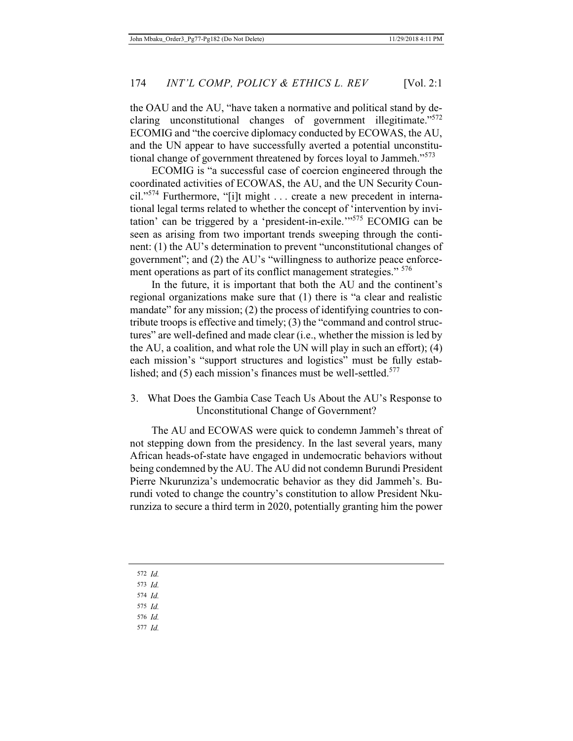the OAU and the AU, "have taken a normative and political stand by declaring unconstitutional changes of government illegitimate."[572] ECOMIG and "the coercive diplomacy conducted by ECOWAS, the AU, and the UN appear to have successfully averted a potential unconstitutional change of government threatened by forces loyal to Jammeh."[573]

ECOMIG is "a successful case of coercion engineered through the coordinated activities of ECOWAS, the AU, and the UN Security Council."[574] Furthermore, "[i]t might . . . create a new precedent in international legal terms related to whether the concept of 'intervention by invitation' can be triggered by a 'president-in-exile.'"[575] ECOMIG can be seen as arising from two important trends sweeping through the continent: (1) the AU's determination to prevent "unconstitutional changes of government"; and (2) the AU's "willingness to authorize peace enforcement operations as part of its conflict management strategies." [576]

In the future, it is important that both the AU and the continent's regional organizations make sure that (1) there is "a clear and realistic mandate" for any mission; (2) the process of identifying countries to contribute troops is effective and timely; (3) the "command and control structures" are well-defined and made clear (i.e., whether the mission is led by the AU, a coalition, and what role the UN will play in such an effort); (4) each mission's "support structures and logistics" must be fully established; and (5) each mission's finances must be well-settled.[577]

### 3. What Does the Gambia Case Teach Us About the AU's Response to Unconstitutional Change of Government?

The AU and ECOWAS were quick to condemn Jammeh's threat of not stepping down from the presidency. In the last several years, many African heads-of-state have engaged in undemocratic behaviors without being condemned by the AU. The AU did not condemn Burundi President Pierre Nkurunziza's undemocratic behavior as they did Jammeh's. Burundi voted to change the country's constitution to allow President Nkurunziza to secure a third term in 2020, potentially granting him the power

---

572 *Id.*

573 *Id.*

574 *Id.*

575 *Id.*

576 *Id.*

577 *Id.*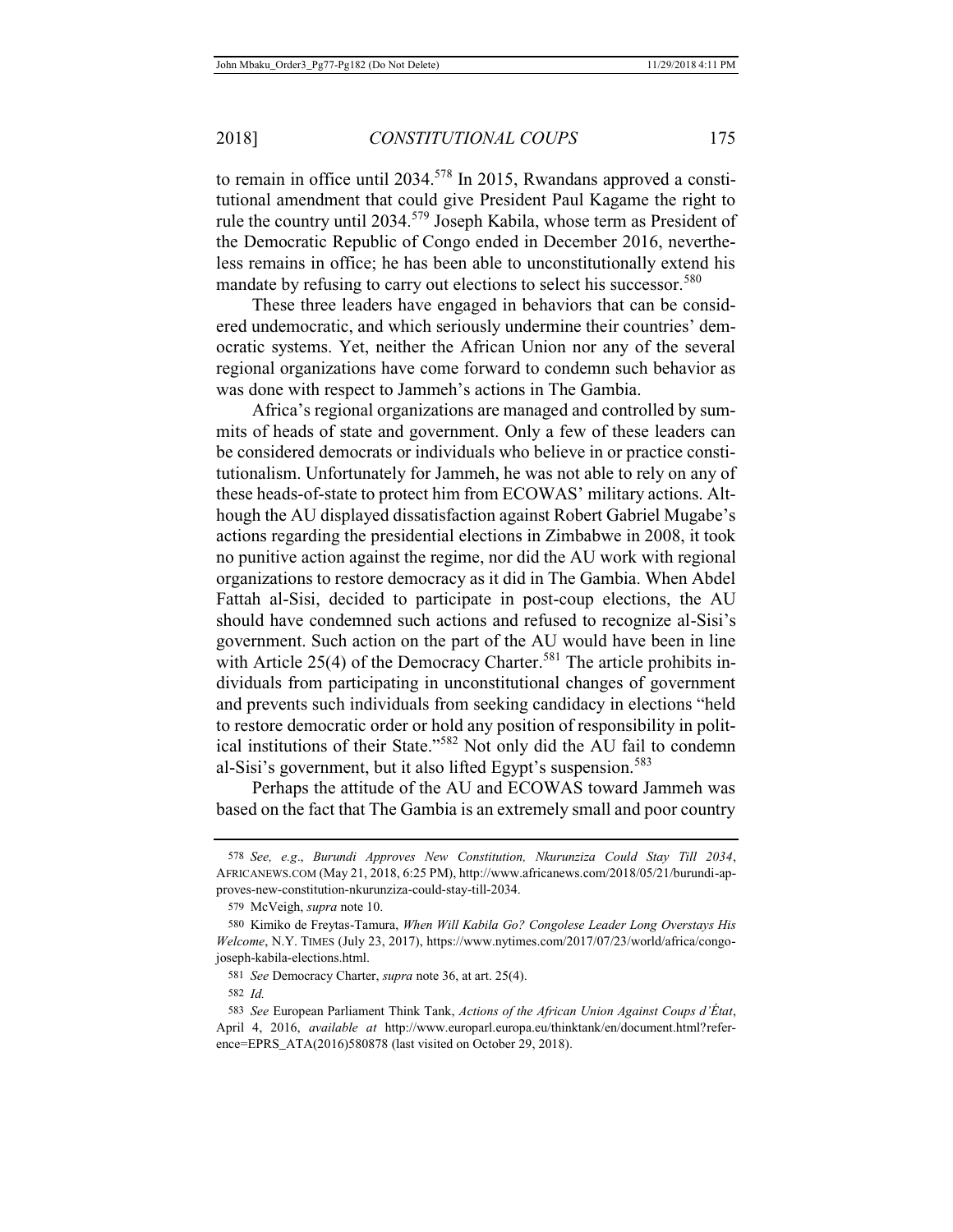to remain in office until 2034.[578] In 2015, Rwandans approved a constitutional amendment that could give President Paul Kagame the right to rule the country until 2034.[579] Joseph Kabila, whose term as President of the Democratic Republic of Congo ended in December 2016, nevertheless remains in office; he has been able to unconstitutionally extend his mandate by refusing to carry out elections to select his successor.[580]

These three leaders have engaged in behaviors that can be considered undemocratic, and which seriously undermine their countries' democratic systems. Yet, neither the African Union nor any of the several regional organizations have come forward to condemn such behavior as was done with respect to Jammeh's actions in The Gambia.

Africa's regional organizations are managed and controlled by summits of heads of state and government. Only a few of these leaders can be considered democrats or individuals who believe in or practice constitutionalism. Unfortunately for Jammeh, he was not able to rely on any of these heads-of-state to protect him from ECOWAS' military actions. Although the AU displayed dissatisfaction against Robert Gabriel Mugabe's actions regarding the presidential elections in Zimbabwe in 2008, it took no punitive action against the regime, nor did the AU work with regional organizations to restore democracy as it did in The Gambia. When Abdel Fattah al-Sisi, decided to participate in post-coup elections, the AU should have condemned such actions and refused to recognize al-Sisi's government. Such action on the part of the AU would have been in line with Article 25(4) of the Democracy Charter.[581] The article prohibits individuals from participating in unconstitutional changes of government and prevents such individuals from seeking candidacy in elections "held to restore democratic order or hold any position of responsibility in political institutions of their State."[582] Not only did the AU fail to condemn al-Sisi's government, but it also lifted Egypt's suspension.[583]

Perhaps the attitude of the AU and ECOWAS toward Jammeh was based on the fact that The Gambia is an extremely small and poor country

---

578 *See, e.g.*, *Burundi Approves New Constitution, Nkurunziza Could Stay Till 2034*, AFRICANEWS.COM (May 21, 2018, 6:25 PM), http://www.africanews.com/2018/05/21/burundi-approves-new-constitution-nkurunziza-could-stay-till-2034.

579 McVeigh, *supra* note 10.

580 Kimiko de Freytas-Tamura, *When Will Kabila Go? Congolese Leader Long Overstays His Welcome*, N.Y. TIMES (July 23, 2017), https://www.nytimes.com/2017/07/23/world/africa/congo-joseph-kabila-elections.html.

581 *See* Democracy Charter, *supra* note 36, at art. 25(4).

582 *Id.*

583 *See* European Parliament Think Tank, *Actions of the African Union Against Coups d'État*, April 4, 2016, *available at* http://www.europarl.europa.eu/thinktank/en/document.html?reference=EPRS_ATA(2016)580878 (last visited on October 29, 2018).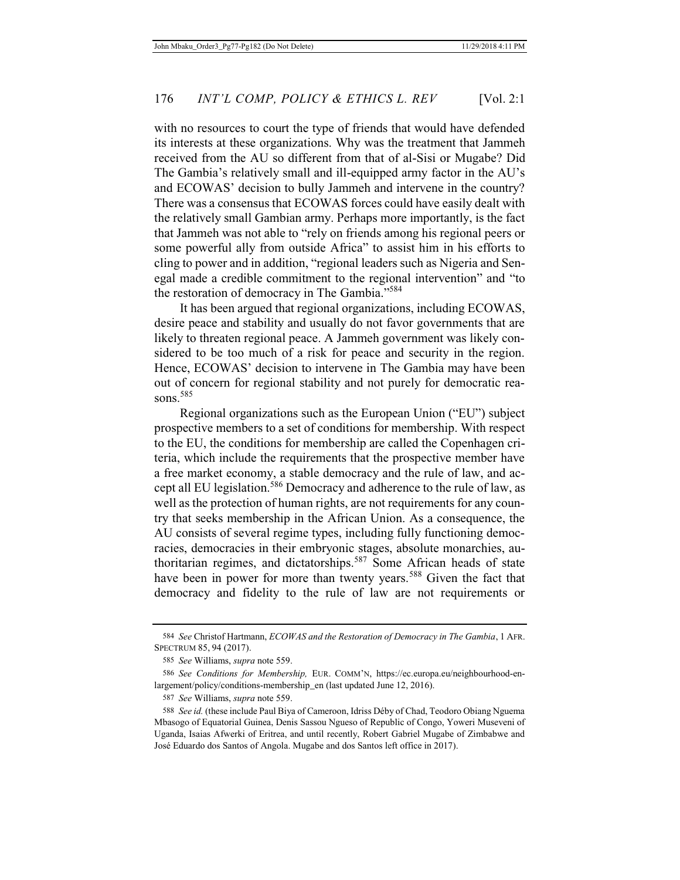with no resources to court the type of friends that would have defended its interests at these organizations. Why was the treatment that Jammeh received from the AU so different from that of al-Sisi or Mugabe? Did The Gambia's relatively small and ill-equipped army factor in the AU's and ECOWAS' decision to bully Jammeh and intervene in the country? There was a consensus that ECOWAS forces could have easily dealt with the relatively small Gambian army. Perhaps more importantly, is the fact that Jammeh was not able to "rely on friends among his regional peers or some powerful ally from outside Africa" to assist him in his efforts to cling to power and in addition, "regional leaders such as Nigeria and Senegal made a credible commitment to the regional intervention" and "to the restoration of democracy in The Gambia."[584]

It has been argued that regional organizations, including ECOWAS, desire peace and stability and usually do not favor governments that are likely to threaten regional peace. A Jammeh government was likely considered to be too much of a risk for peace and security in the region. Hence, ECOWAS' decision to intervene in The Gambia may have been out of concern for regional stability and not purely for democratic reasons.[585]

Regional organizations such as the European Union ("EU") subject prospective members to a set of conditions for membership. With respect to the EU, the conditions for membership are called the Copenhagen criteria, which include the requirements that the prospective member have a free market economy, a stable democracy and the rule of law, and accept all EU legislation.[586] Democracy and adherence to the rule of law, as well as the protection of human rights, are not requirements for any country that seeks membership in the African Union. As a consequence, the AU consists of several regime types, including fully functioning democracies, democracies in their embryonic stages, absolute monarchies, authoritarian regimes, and dictatorships.[587] Some African heads of state have been in power for more than twenty years.[588] Given the fact that democracy and fidelity to the rule of law are not requirements or

---

584 *See* Christof Hartmann, *ECOWAS and the Restoration of Democracy in The Gambia*, 1 AFR. SPECTRUM 85, 94 (2017).

585 *See* Williams, *supra* note 559.

586 *See Conditions for Membership,* EUR. COMM'N, https://ec.europa.eu/neighbourhood-enlargement/policy/conditions-membership_en (last updated June 12, 2016).

587 *See* Williams, *supra* note 559.

588 *See id.* (these include Paul Biya of Cameroon, Idriss Déby of Chad, Teodoro Obiang Nguema Mbasogo of Equatorial Guinea, Denis Sassou Ngueso of Republic of Congo, Yoweri Museveni of Uganda, Isaias Afwerki of Eritrea, and until recently, Robert Gabriel Mugabe of Zimbabwe and José Eduardo dos Santos of Angola. Mugabe and dos Santos left office in 2017).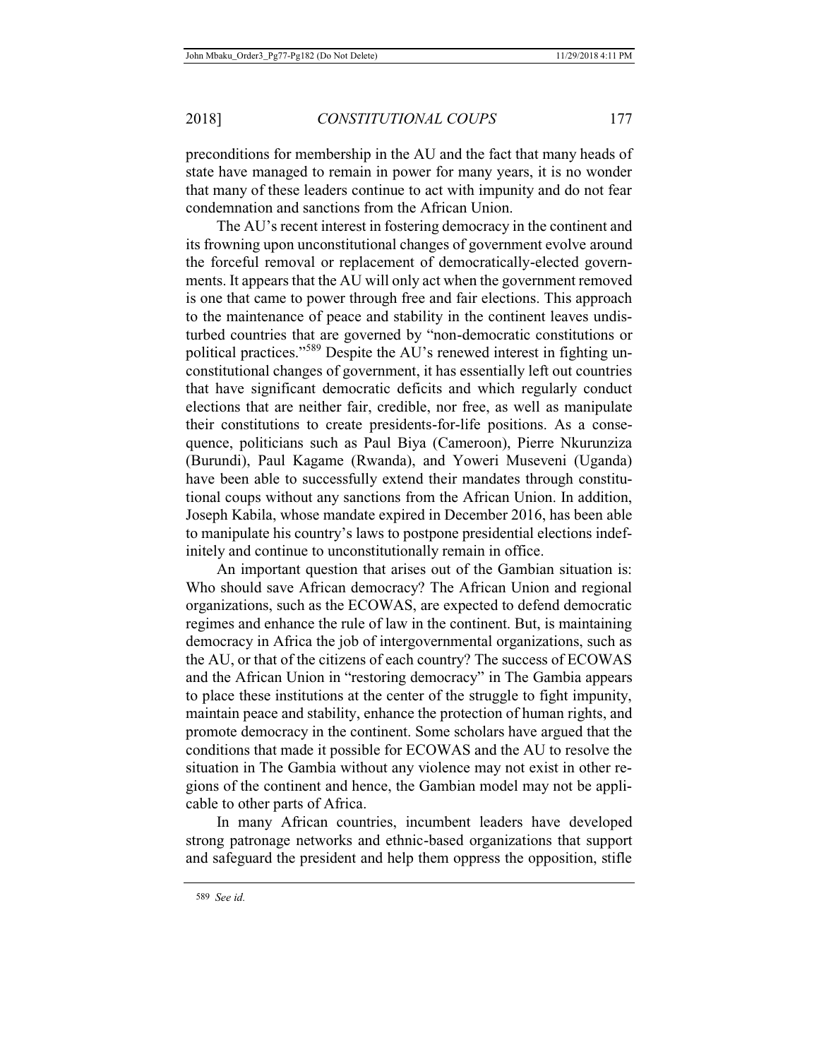preconditions for membership in the AU and the fact that many heads of state have managed to remain in power for many years, it is no wonder that many of these leaders continue to act with impunity and do not fear condemnation and sanctions from the African Union.

The AU's recent interest in fostering democracy in the continent and its frowning upon unconstitutional changes of government evolve around the forceful removal or replacement of democratically-elected governments. It appears that the AU will only act when the government removed is one that came to power through free and fair elections. This approach to the maintenance of peace and stability in the continent leaves undisturbed countries that are governed by "non-democratic constitutions or political practices."[589] Despite the AU's renewed interest in fighting unconstitutional changes of government, it has essentially left out countries that have significant democratic deficits and which regularly conduct elections that are neither fair, credible, nor free, as well as manipulate their constitutions to create presidents-for-life positions. As a consequence, politicians such as Paul Biya (Cameroon), Pierre Nkurunziza (Burundi), Paul Kagame (Rwanda), and Yoweri Museveni (Uganda) have been able to successfully extend their mandates through constitutional coups without any sanctions from the African Union. In addition, Joseph Kabila, whose mandate expired in December 2016, has been able to manipulate his country's laws to postpone presidential elections indefinitely and continue to unconstitutionally remain in office.

An important question that arises out of the Gambian situation is: Who should save African democracy? The African Union and regional organizations, such as the ECOWAS, are expected to defend democratic regimes and enhance the rule of law in the continent. But, is maintaining democracy in Africa the job of intergovernmental organizations, such as the AU, or that of the citizens of each country? The success of ECOWAS and the African Union in "restoring democracy" in The Gambia appears to place these institutions at the center of the struggle to fight impunity, maintain peace and stability, enhance the protection of human rights, and promote democracy in the continent. Some scholars have argued that the conditions that made it possible for ECOWAS and the AU to resolve the situation in The Gambia without any violence may not exist in other regions of the continent and hence, the Gambian model may not be applicable to other parts of Africa.

In many African countries, incumbent leaders have developed strong patronage networks and ethnic-based organizations that support and safeguard the president and help them oppress the opposition, stifle

---

[589] *See id.*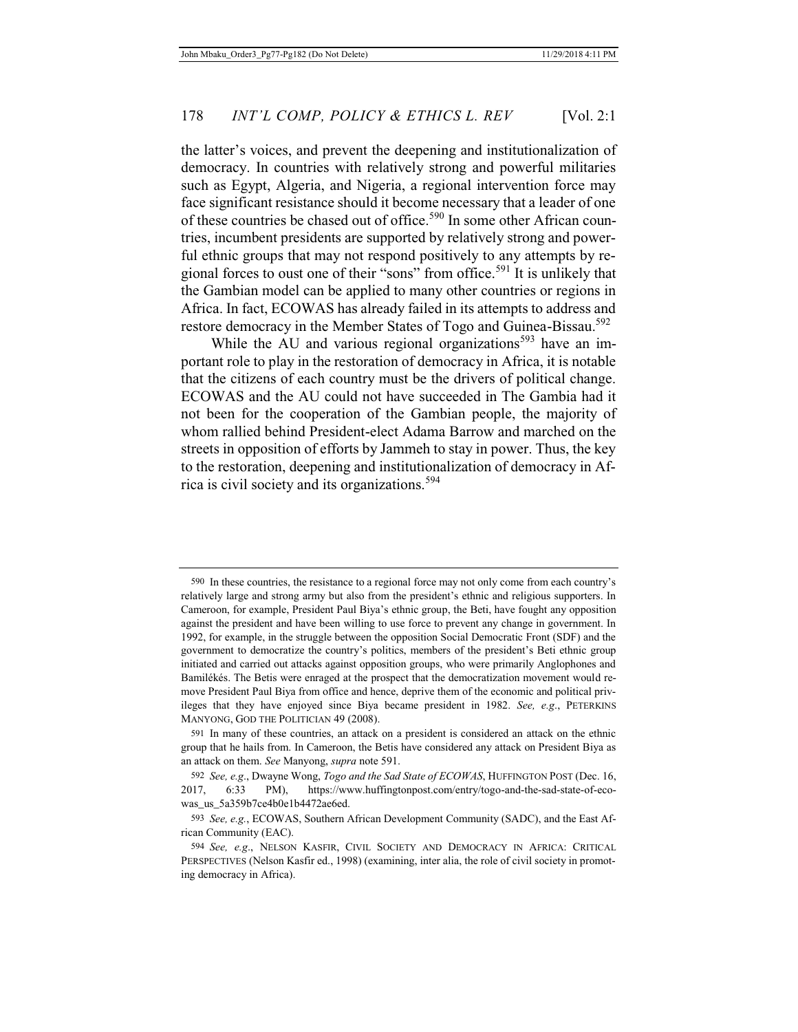the latter's voices, and prevent the deepening and institutionalization of democracy. In countries with relatively strong and powerful militaries such as Egypt, Algeria, and Nigeria, a regional intervention force may face significant resistance should it become necessary that a leader of one of these countries be chased out of office.[590] In some other African countries, incumbent presidents are supported by relatively strong and powerful ethnic groups that may not respond positively to any attempts by regional forces to oust one of their "sons" from office.[591] It is unlikely that the Gambian model can be applied to many other countries or regions in Africa. In fact, ECOWAS has already failed in its attempts to address and restore democracy in the Member States of Togo and Guinea-Bissau.[592]

While the AU and various regional organizations[593] have an important role to play in the restoration of democracy in Africa, it is notable that the citizens of each country must be the drivers of political change. ECOWAS and the AU could not have succeeded in The Gambia had it not been for the cooperation of the Gambian people, the majority of whom rallied behind President-elect Adama Barrow and marched on the streets in opposition of efforts by Jammeh to stay in power. Thus, the key to the restoration, deepening and institutionalization of democracy in Africa is civil society and its organizations.[594]

---

590 In these countries, the resistance to a regional force may not only come from each country's relatively large and strong army but also from the president's ethnic and religious supporters. In Cameroon, for example, President Paul Biya's ethnic group, the Beti, have fought any opposition against the president and have been willing to use force to prevent any change in government. In 1992, for example, in the struggle between the opposition Social Democratic Front (SDF) and the government to democratize the country's politics, members of the president's Beti ethnic group initiated and carried out attacks against opposition groups, who were primarily Anglophones and Bamilékés. The Betis were enraged at the prospect that the democratization movement would remove President Paul Biya from office and hence, deprive them of the economic and political privileges that they have enjoyed since Biya became president in 1982. *See, e.g*., PETERKINS MANYONG, GOD THE POLITICIAN 49 (2008).

591 In many of these countries, an attack on a president is considered an attack on the ethnic group that he hails from. In Cameroon, the Betis have considered any attack on President Biya as an attack on them. *See* Manyong, *supra* note 591.

592 *See, e.g*., Dwayne Wong, *Togo and the Sad State of ECOWAS*, HUFFINGTON POST (Dec. 16, 2017, 6:33 PM), https://www.huffingtonpost.com/entry/togo-and-the-sad-state-of-ecowas_us_5a359b7ce4b0e1b4472ae6ed.

593 *See, e.g.*, ECOWAS, Southern African Development Community (SADC), and the East African Community (EAC).

594 *See, e.g*., NELSON KASFIR, CIVIL SOCIETY AND DEMOCRACY IN AFRICA: CRITICAL PERSPECTIVES (Nelson Kasfir ed., 1998) (examining, inter alia, the role of civil society in promoting democracy in Africa).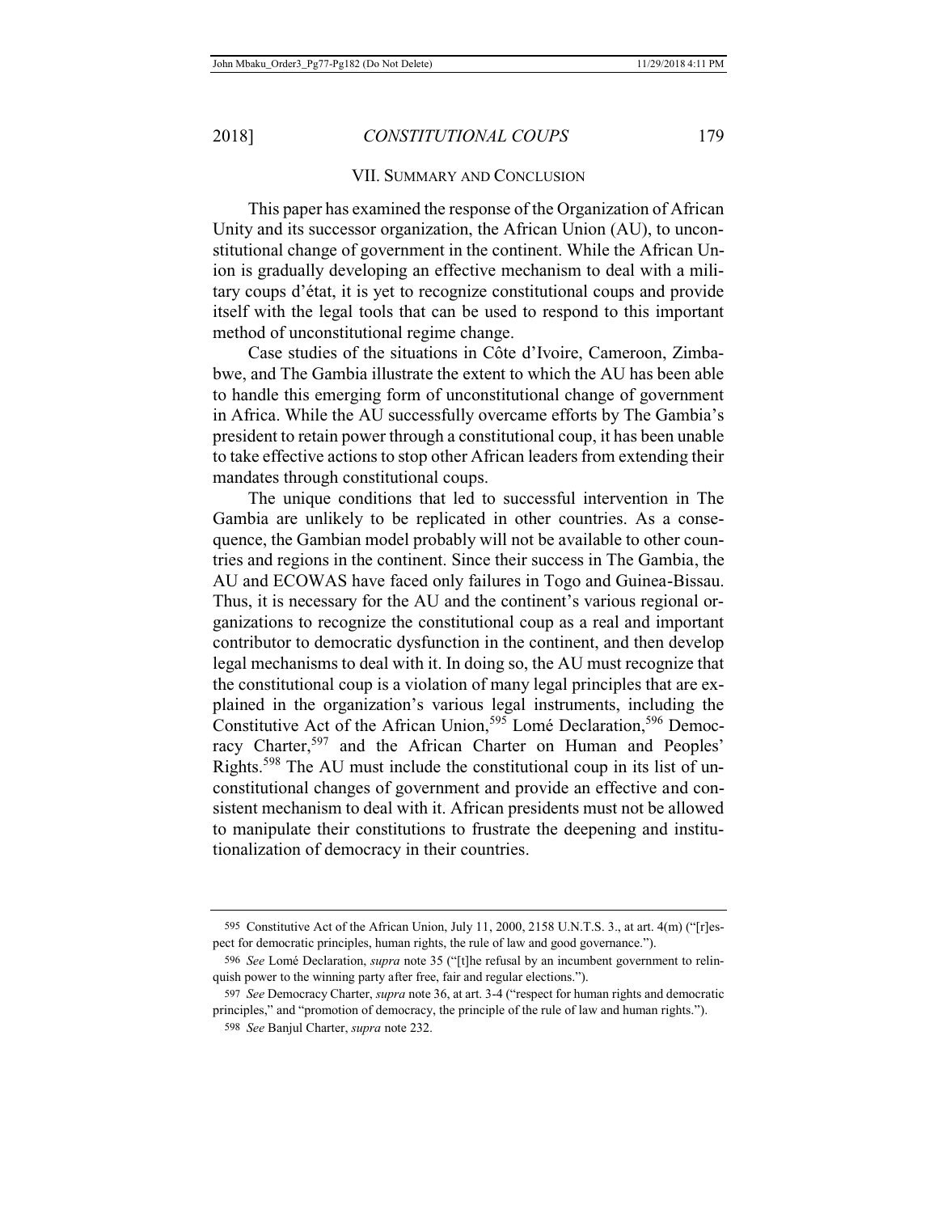## VII. Summary and Conclusion

This paper has examined the response of the Organization of African Unity and its successor organization, the African Union (AU), to unconstitutional change of government in the continent. While the African Union is gradually developing an effective mechanism to deal with a military coups d'état, it is yet to recognize constitutional coups and provide itself with the legal tools that can be used to respond to this important method of unconstitutional regime change.

Case studies of the situations in Côte d'Ivoire, Cameroon, Zimbabwe, and The Gambia illustrate the extent to which the AU has been able to handle this emerging form of unconstitutional change of government in Africa. While the AU successfully overcame efforts by The Gambia's president to retain power through a constitutional coup, it has been unable to take effective actions to stop other African leaders from extending their mandates through constitutional coups.

The unique conditions that led to successful intervention in The Gambia are unlikely to be replicated in other countries. As a consequence, the Gambian model probably will not be available to other countries and regions in the continent. Since their success in The Gambia, the AU and ECOWAS have faced only failures in Togo and Guinea-Bissau. Thus, it is necessary for the AU and the continent's various regional organizations to recognize the constitutional coup as a real and important contributor to democratic dysfunction in the continent, and then develop legal mechanisms to deal with it. In doing so, the AU must recognize that the constitutional coup is a violation of many legal principles that are explained in the organization's various legal instruments, including the Constitutive Act of the African Union,[595] Lomé Declaration,[596] Democracy Charter,[597] and the African Charter on Human and Peoples' Rights.[598] The AU must include the constitutional coup in its list of unconstitutional changes of government and provide an effective and consistent mechanism to deal with it. African presidents must not be allowed to manipulate their constitutions to frustrate the deepening and institutionalization of democracy in their countries.

---

595 Constitutive Act of the African Union, July 11, 2000, 2158 U.N.T.S. 3., at art. 4(m) ("[r]espect for democratic principles, human rights, the rule of law and good governance.").

596 *See* Lomé Declaration, *supra* note 35 ("[t]he refusal by an incumbent government to relinquish power to the winning party after free, fair and regular elections.").

597 *See* Democracy Charter, *supra* note 36, at art. 3-4 ("respect for human rights and democratic principles," and "promotion of democracy, the principle of the rule of law and human rights.").

598 *See* Banjul Charter, *supra* note 232.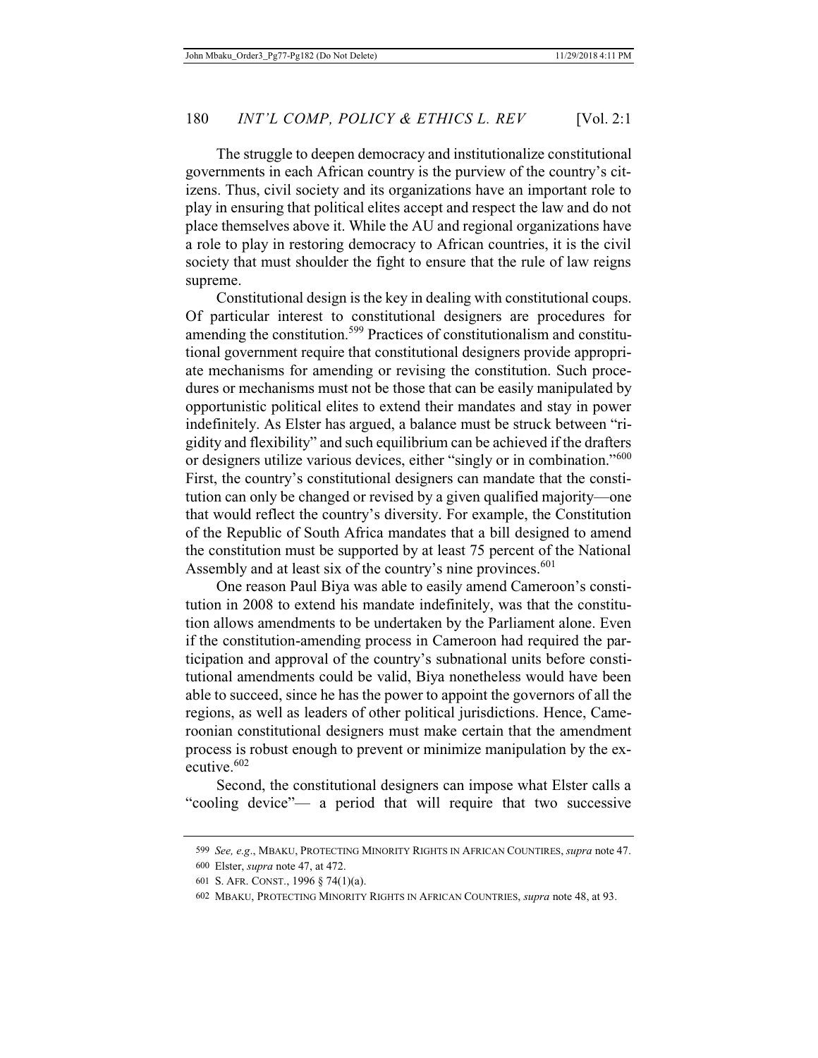The struggle to deepen democracy and institutionalize constitutional governments in each African country is the purview of the country's citizens. Thus, civil society and its organizations have an important role to play in ensuring that political elites accept and respect the law and do not place themselves above it. While the AU and regional organizations have a role to play in restoring democracy to African countries, it is the civil society that must shoulder the fight to ensure that the rule of law reigns supreme.

Constitutional design is the key in dealing with constitutional coups. Of particular interest to constitutional designers are procedures for amending the constitution.[599] Practices of constitutionalism and constitutional government require that constitutional designers provide appropriate mechanisms for amending or revising the constitution. Such procedures or mechanisms must not be those that can be easily manipulated by opportunistic political elites to extend their mandates and stay in power indefinitely. As Elster has argued, a balance must be struck between "rigidity and flexibility" and such equilibrium can be achieved if the drafters or designers utilize various devices, either "singly or in combination."[600] First, the country's constitutional designers can mandate that the constitution can only be changed or revised by a given qualified majority—one that would reflect the country's diversity. For example, the Constitution of the Republic of South Africa mandates that a bill designed to amend the constitution must be supported by at least 75 percent of the National Assembly and at least six of the country's nine provinces.[601]

One reason Paul Biya was able to easily amend Cameroon's constitution in 2008 to extend his mandate indefinitely, was that the constitution allows amendments to be undertaken by the Parliament alone. Even if the constitution-amending process in Cameroon had required the participation and approval of the country's subnational units before constitutional amendments could be valid, Biya nonetheless would have been able to succeed, since he has the power to appoint the governors of all the regions, as well as leaders of other political jurisdictions. Hence, Cameroonian constitutional designers must make certain that the amendment process is robust enough to prevent or minimize manipulation by the executive.[602]

Second, the constitutional designers can impose what Elster calls a "cooling device"— a period that will require that two successive

---

599 *See, e.g.*, MBAKU, PROTECTING MINORITY RIGHTS IN AFRICAN COUNTIRES, *supra* note 47.

600 Elster, *supra* note 47, at 472.

601 S. AFR. CONST., 1996 § 74(1)(a).

602 MBAKU, PROTECTING MINORITY RIGHTS IN AFRICAN COUNTRIES, *supra* note 48, at 93.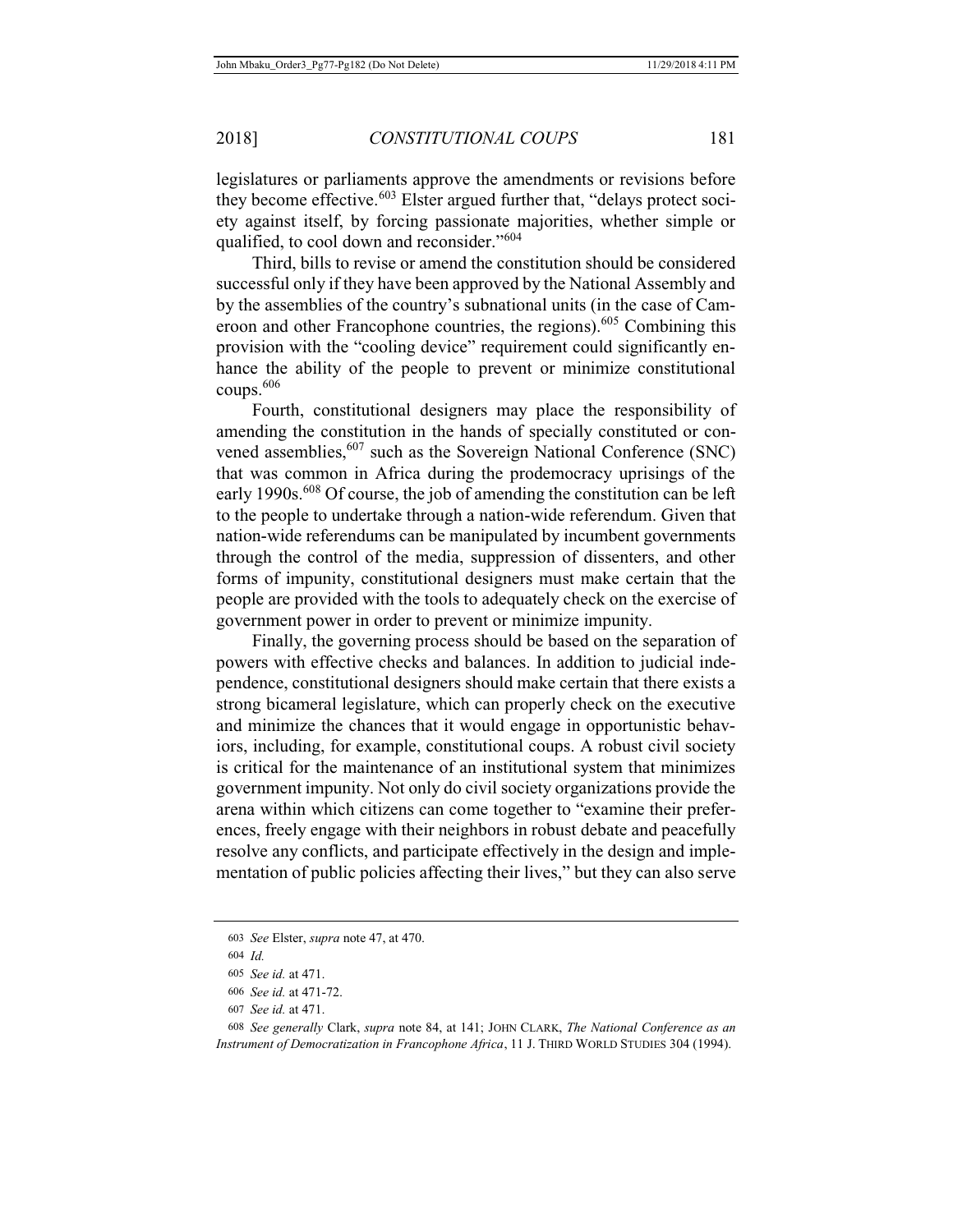legislatures or parliaments approve the amendments or revisions before they become effective.[603] Elster argued further that, "delays protect society against itself, by forcing passionate majorities, whether simple or qualified, to cool down and reconsider."[604]

Third, bills to revise or amend the constitution should be considered successful only if they have been approved by the National Assembly and by the assemblies of the country's subnational units (in the case of Cameroon and other Francophone countries, the regions).[605] Combining this provision with the "cooling device" requirement could significantly enhance the ability of the people to prevent or minimize constitutional coups.[606]

Fourth, constitutional designers may place the responsibility of amending the constitution in the hands of specially constituted or convened assemblies,[607] such as the Sovereign National Conference (SNC) that was common in Africa during the prodemocracy uprisings of the early 1990s.[608] Of course, the job of amending the constitution can be left to the people to undertake through a nation-wide referendum. Given that nation-wide referendums can be manipulated by incumbent governments through the control of the media, suppression of dissenters, and other forms of impunity, constitutional designers must make certain that the people are provided with the tools to adequately check on the exercise of government power in order to prevent or minimize impunity.

Finally, the governing process should be based on the separation of powers with effective checks and balances. In addition to judicial independence, constitutional designers should make certain that there exists a strong bicameral legislature, which can properly check on the executive and minimize the chances that it would engage in opportunistic behaviors, including, for example, constitutional coups. A robust civil society is critical for the maintenance of an institutional system that minimizes government impunity. Not only do civil society organizations provide the arena within which citizens can come together to "examine their preferences, freely engage with their neighbors in robust debate and peacefully resolve any conflicts, and participate effectively in the design and implementation of public policies affecting their lives," but they can also serve

---

603 *See* Elster, *supra* note 47, at 470.

604 *Id.*

605 *See id.* at 471.

606 *See id.* at 471-72.

607 *See id.* at 471.

608 *See generally* Clark, *supra* note 84, at 141; JOHN CLARK, *The National Conference as an Instrument of Democratization in Francophone Africa*, 11 J. THIRD WORLD STUDIES 304 (1994).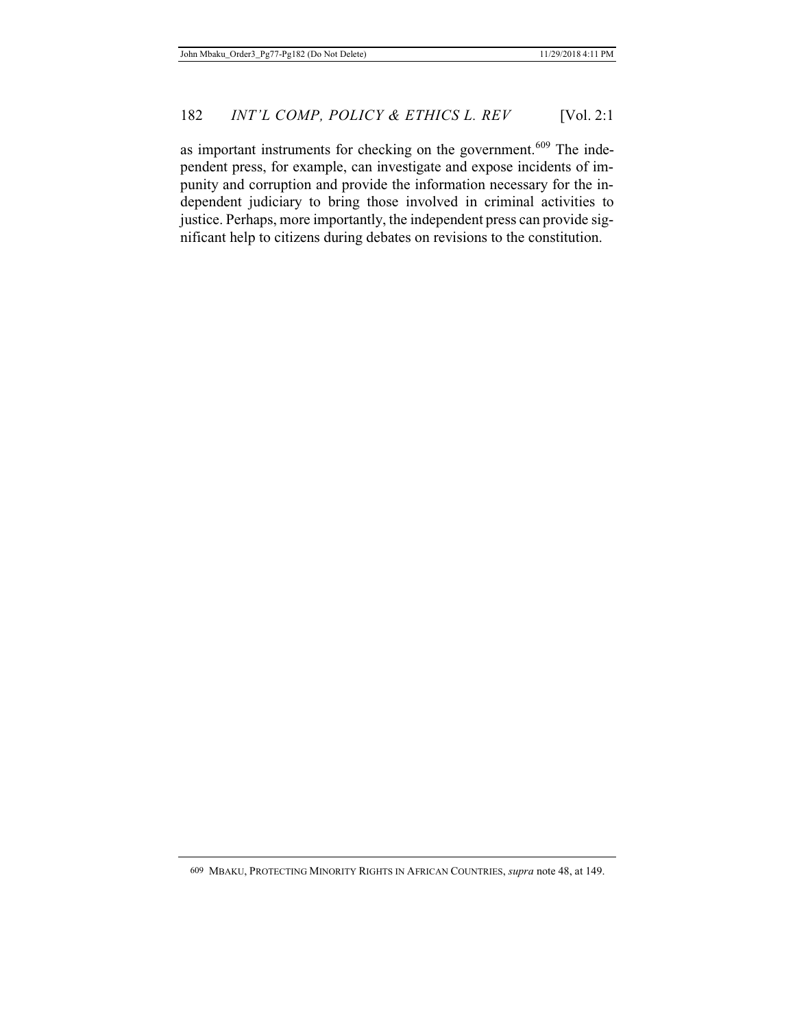as important instruments for checking on the government.[609] The independent press, for example, can investigate and expose incidents of impunity and corruption and provide the information necessary for the independent judiciary to bring those involved in criminal activities to justice. Perhaps, more importantly, the independent press can provide significant help to citizens during debates on revisions to the constitution.

609 MBAKU, PROTECTING MINORITY RIGHTS IN AFRICAN COUNTRIES, *supra* note 48, at 149.